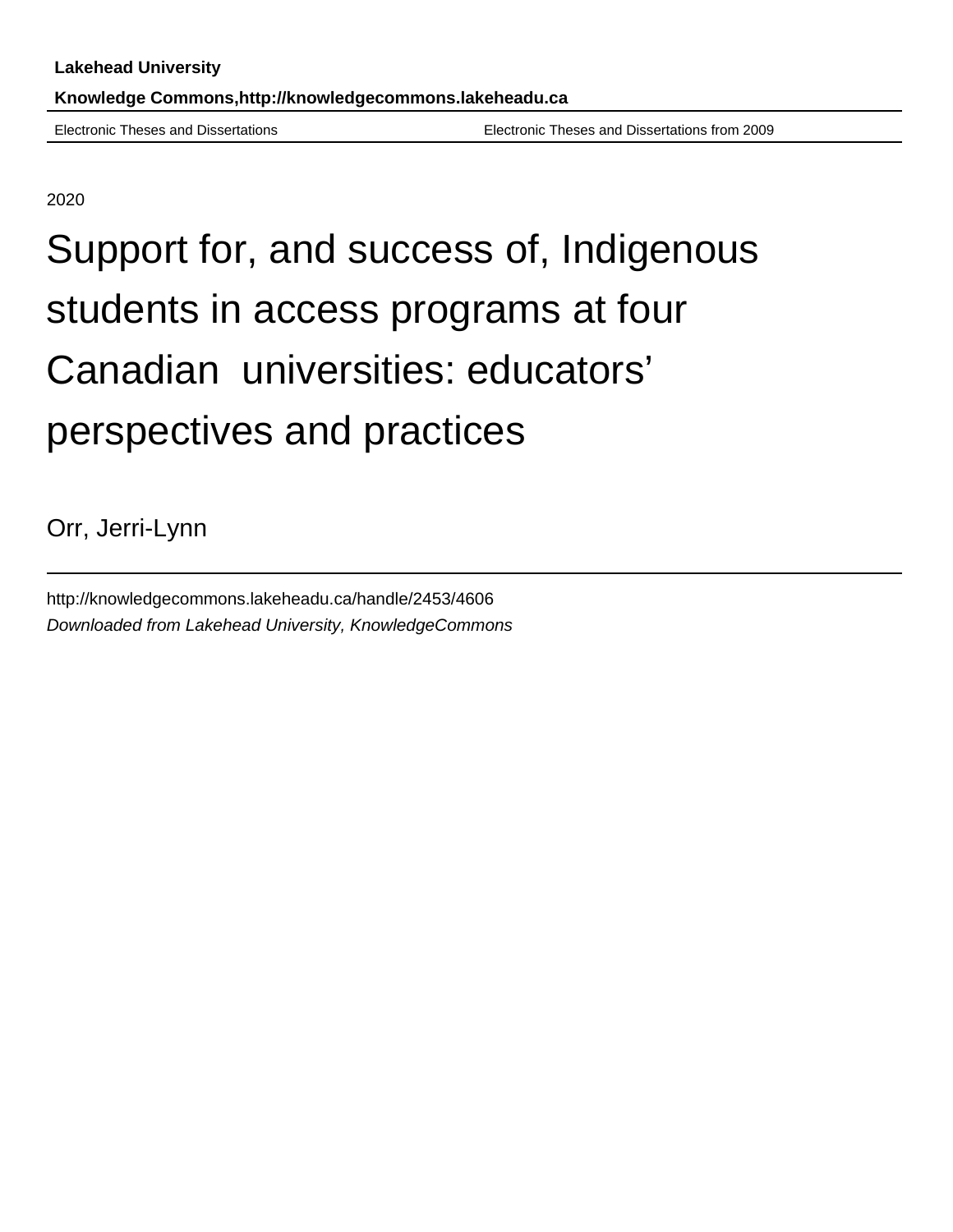**Lakehead University**

**Knowledge Commons,http://knowledgecommons.lakeheadu.ca**

Electronic Theses and Dissertations | Electronic Theses and Dissertations from 2009

2020

# Support for, and success of, Indigenous students in access programs at four Canadian universities: educators' perspectives and practices

Orr, Jerri-Lynn

http://knowledgecommons.lakeheadu.ca/handle/2453/4606

*Downloaded from Lakehead University, KnowledgeCommons*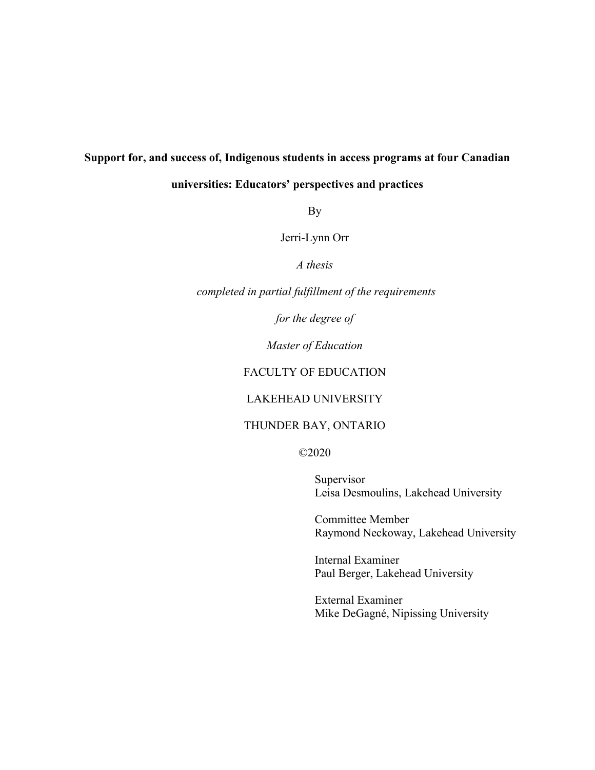**Support for, and success of, Indigenous students in access programs at four Canadian universities: Educators' perspectives and practices**

By

Jerri-Lynn Orr

*A thesis*

*completed in partial fulfillment of the requirements*

*for the degree of*

*Master of Education*

FACULTY OF EDUCATION

LAKEHEAD UNIVERSITY

THUNDER BAY, ONTARIO

©2020

Supervisor
Leisa Desmoulins, Lakehead University

Committee Member
Raymond Neckoway, Lakehead University

Internal Examiner
Paul Berger, Lakehead University

External Examiner
Mike DeGagné, Nipissing University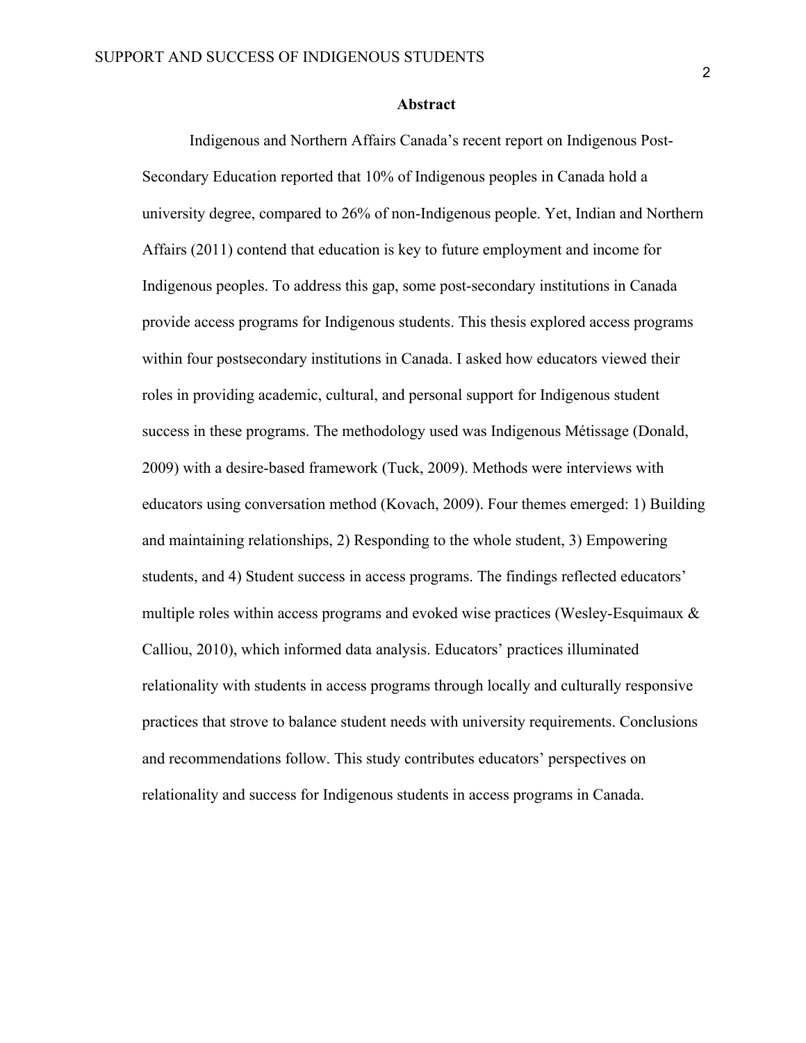**Abstract**

Indigenous and Northern Affairs Canada's recent report on Indigenous Post-Secondary Education reported that 10% of Indigenous peoples in Canada hold a university degree, compared to 26% of non-Indigenous people. Yet, Indian and Northern Affairs (2011) contend that education is key to future employment and income for Indigenous peoples. To address this gap, some post-secondary institutions in Canada provide access programs for Indigenous students. This thesis explored access programs within four postsecondary institutions in Canada. I asked how educators viewed their roles in providing academic, cultural, and personal support for Indigenous student success in these programs. The methodology used was Indigenous Métissage (Donald, 2009) with a desire-based framework (Tuck, 2009). Methods were interviews with educators using conversation method (Kovach, 2009). Four themes emerged: 1) Building and maintaining relationships, 2) Responding to the whole student, 3) Empowering students, and 4) Student success in access programs. The findings reflected educators' multiple roles within access programs and evoked wise practices (Wesley-Esquimaux & Calliou, 2010), which informed data analysis. Educators' practices illuminated relationality with students in access programs through locally and culturally responsive practices that strove to balance student needs with university requirements. Conclusions and recommendations follow. This study contributes educators' perspectives on relationality and success for Indigenous students in access programs in Canada.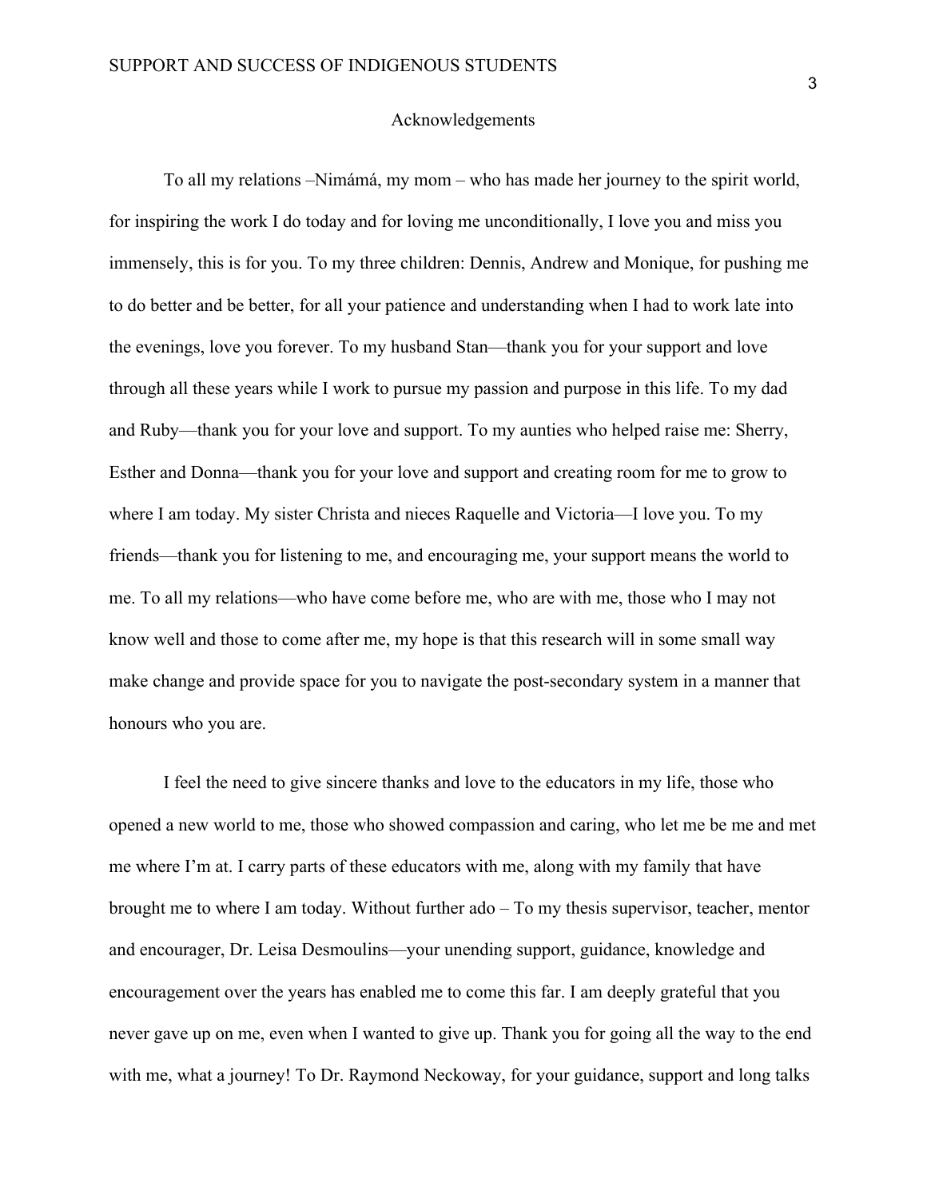# Acknowledgements

To all my relations –Nimámá, my mom – who has made her journey to the spirit world, for inspiring the work I do today and for loving me unconditionally, I love you and miss you immensely, this is for you. To my three children: Dennis, Andrew and Monique, for pushing me to do better and be better, for all your patience and understanding when I had to work late into the evenings, love you forever. To my husband Stan—thank you for your support and love through all these years while I work to pursue my passion and purpose in this life. To my dad and Ruby—thank you for your love and support. To my aunties who helped raise me: Sherry, Esther and Donna—thank you for your love and support and creating room for me to grow to where I am today. My sister Christa and nieces Raquelle and Victoria—I love you. To my friends—thank you for listening to me, and encouraging me, your support means the world to me. To all my relations—who have come before me, who are with me, those who I may not know well and those to come after me, my hope is that this research will in some small way make change and provide space for you to navigate the post-secondary system in a manner that honours who you are.

I feel the need to give sincere thanks and love to the educators in my life, those who opened a new world to me, those who showed compassion and caring, who let me be me and met me where I'm at. I carry parts of these educators with me, along with my family that have brought me to where I am today. Without further ado – To my thesis supervisor, teacher, mentor and encourager, Dr. Leisa Desmoulins—your unending support, guidance, knowledge and encouragement over the years has enabled me to come this far. I am deeply grateful that you never gave up on me, even when I wanted to give up. Thank you for going all the way to the end with me, what a journey! To Dr. Raymond Neckoway, for your guidance, support and long talks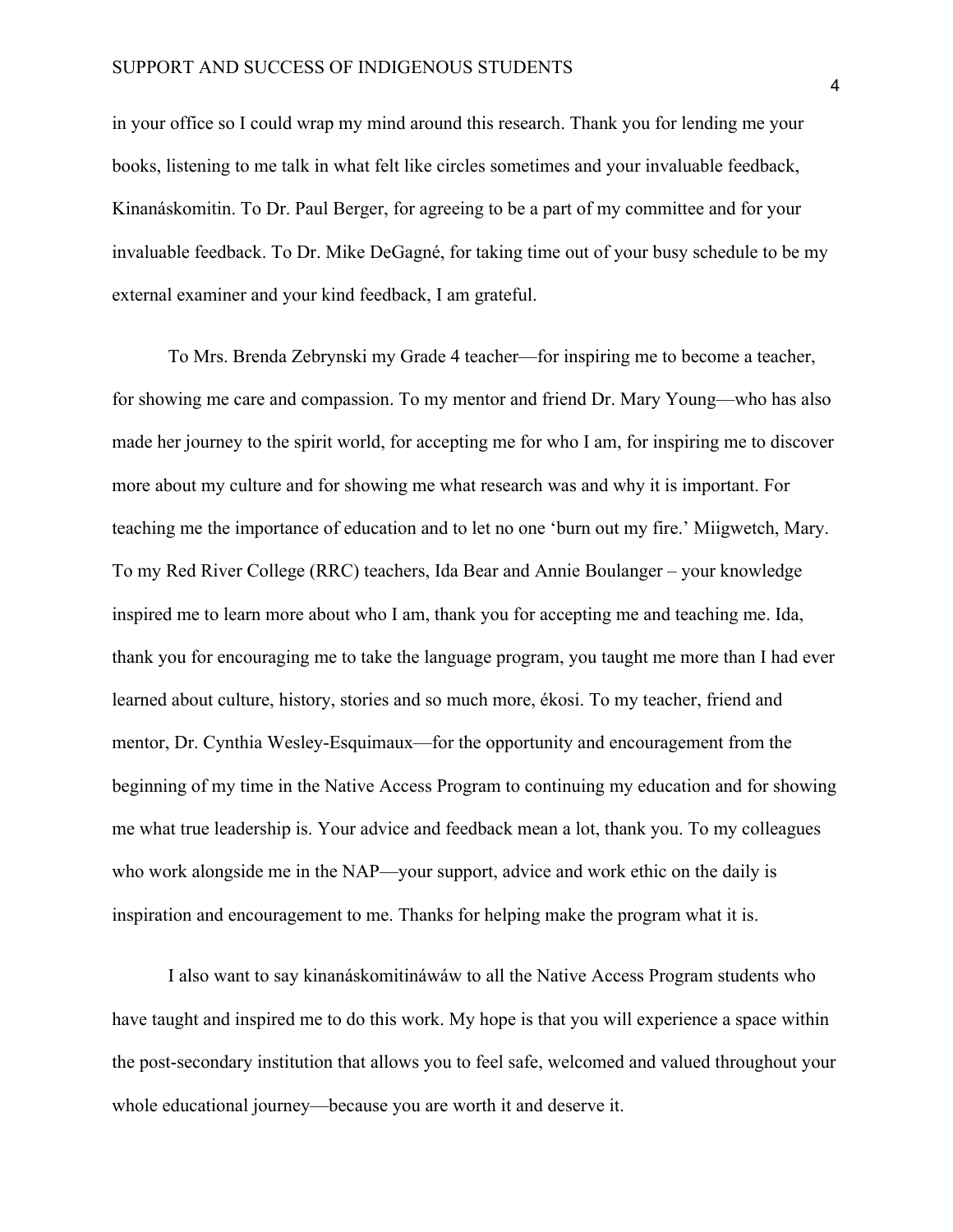in your office so I could wrap my mind around this research. Thank you for lending me your books, listening to me talk in what felt like circles sometimes and your invaluable feedback, Kinanáskomitin. To Dr. Paul Berger, for agreeing to be a part of my committee and for your invaluable feedback. To Dr. Mike DeGagné, for taking time out of your busy schedule to be my external examiner and your kind feedback, I am grateful.

To Mrs. Brenda Zebrynski my Grade 4 teacher—for inspiring me to become a teacher, for showing me care and compassion. To my mentor and friend Dr. Mary Young—who has also made her journey to the spirit world, for accepting me for who I am, for inspiring me to discover more about my culture and for showing me what research was and why it is important. For teaching me the importance of education and to let no one 'burn out my fire.' Miigwetch, Mary. To my Red River College (RRC) teachers, Ida Bear and Annie Boulanger – your knowledge inspired me to learn more about who I am, thank you for accepting me and teaching me. Ida, thank you for encouraging me to take the language program, you taught me more than I had ever learned about culture, history, stories and so much more, ékosi. To my teacher, friend and mentor, Dr. Cynthia Wesley-Esquimaux—for the opportunity and encouragement from the beginning of my time in the Native Access Program to continuing my education and for showing me what true leadership is. Your advice and feedback mean a lot, thank you. To my colleagues who work alongside me in the NAP—your support, advice and work ethic on the daily is inspiration and encouragement to me. Thanks for helping make the program what it is.

I also want to say kinanáskomitináwáw to all the Native Access Program students who have taught and inspired me to do this work. My hope is that you will experience a space within the post-secondary institution that allows you to feel safe, welcomed and valued throughout your whole educational journey—because you are worth it and deserve it.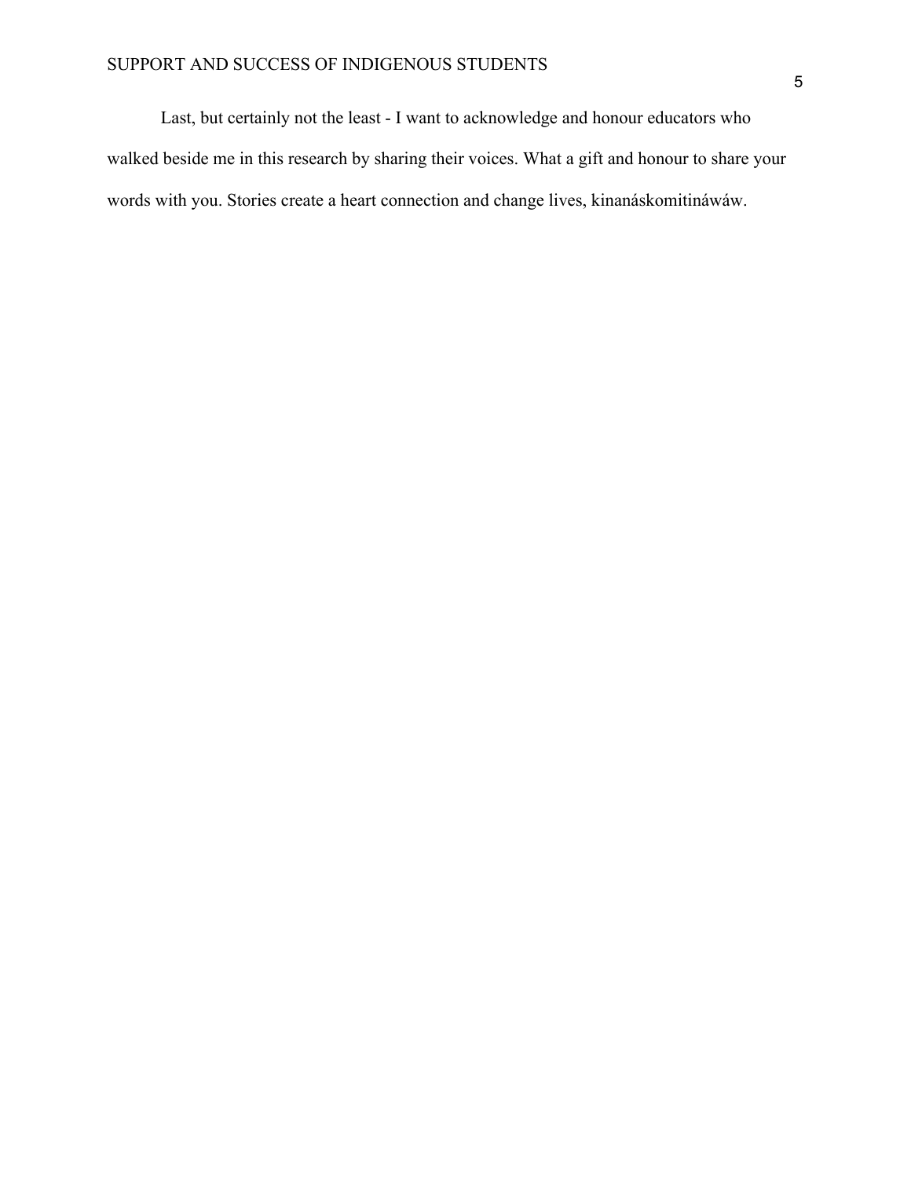Last, but certainly not the least - I want to acknowledge and honour educators who walked beside me in this research by sharing their voices. What a gift and honour to share your words with you. Stories create a heart connection and change lives, kinanáskomitináwáw.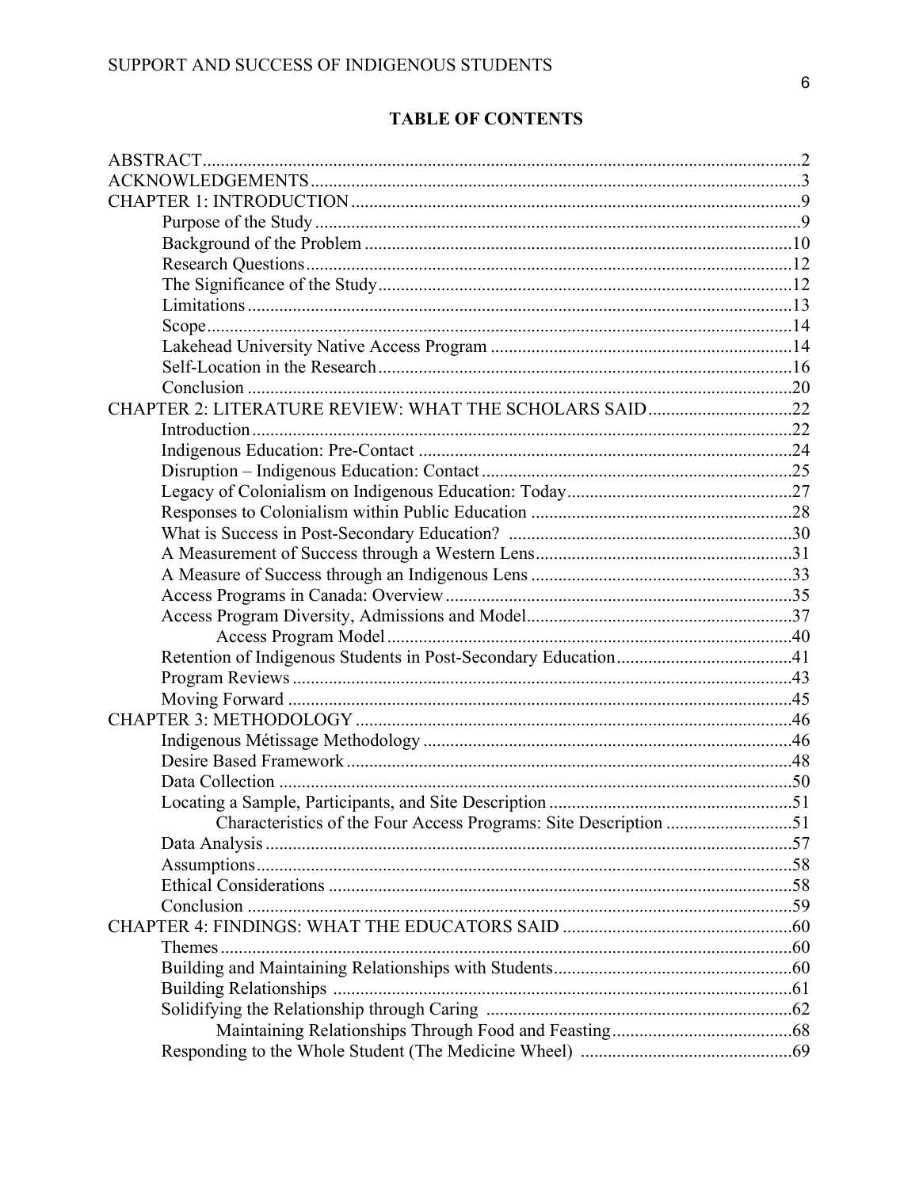# TABLE OF CONTENTS

ABSTRACT....................................................................................................................2
ACKNOWLEDGEMENTS...........................................................................................3
CHAPTER 1: INTRODUCTION...................................................................................9
- Purpose of the Study..........................................................................................9
- Background of the Problem.............................................................................10
- Research Questions...........................................................................................12
- The Significance of the Study...........................................................................12
- Limitations........................................................................................................13
- Scope.................................................................................................................14
- Lakehead University Native Access Program..................................................14
- Self-Location in the Research...........................................................................16
- Conclusion........................................................................................................20

CHAPTER 2: LITERATURE REVIEW: WHAT THE SCHOLARS SAID................................22
- Introduction.......................................................................................................22
- Indigenous Education: Pre-Contact..................................................................24
- Disruption – Indigenous Education: Contact....................................................25
- Legacy of Colonialism on Indigenous Education: Today.................................27
- Responses to Colonialism within Public Education..........................................28
- What is Success in Post-Secondary Education?...............................................30
- A Measurement of Success through a Western Lens.........................................31
- A Measure of Success through an Indigenous Lens..........................................33
- Access Programs in Canada: Overview.............................................................35
- Access Program Diversity, Admissions and Model...........................................37
  - Access Program Model.................................................................................40
- Retention of Indigenous Students in Post-Secondary Education.......................41
- Program Reviews..............................................................................................43
- Moving Forward...............................................................................................45

CHAPTER 3: METHODOLOGY................................................................................46
- Indigenous Métissage Methodology.................................................................46
- Desire Based Framework..................................................................................48
- Data Collection.................................................................................................50
- Locating a Sample, Participants, and Site Description......................................51
  - Characteristics of the Four Access Programs: Site Description....................51
- Data Analysis....................................................................................................57
- Assumptions......................................................................................................58
- Ethical Considerations......................................................................................58
- Conclusion........................................................................................................59

CHAPTER 4: FINDINGS: WHAT THE EDUCATORS SAID..................................................60
- Themes..............................................................................................................60
- Building and Maintaining Relationships with Students....................................60
- Building Relationships.....................................................................................61
- Solidifying the Relationship through Caring...................................................62
  - Maintaining Relationships Through Food and Feasting................................68
- Responding to the Whole Student (The Medicine Wheel)...............................69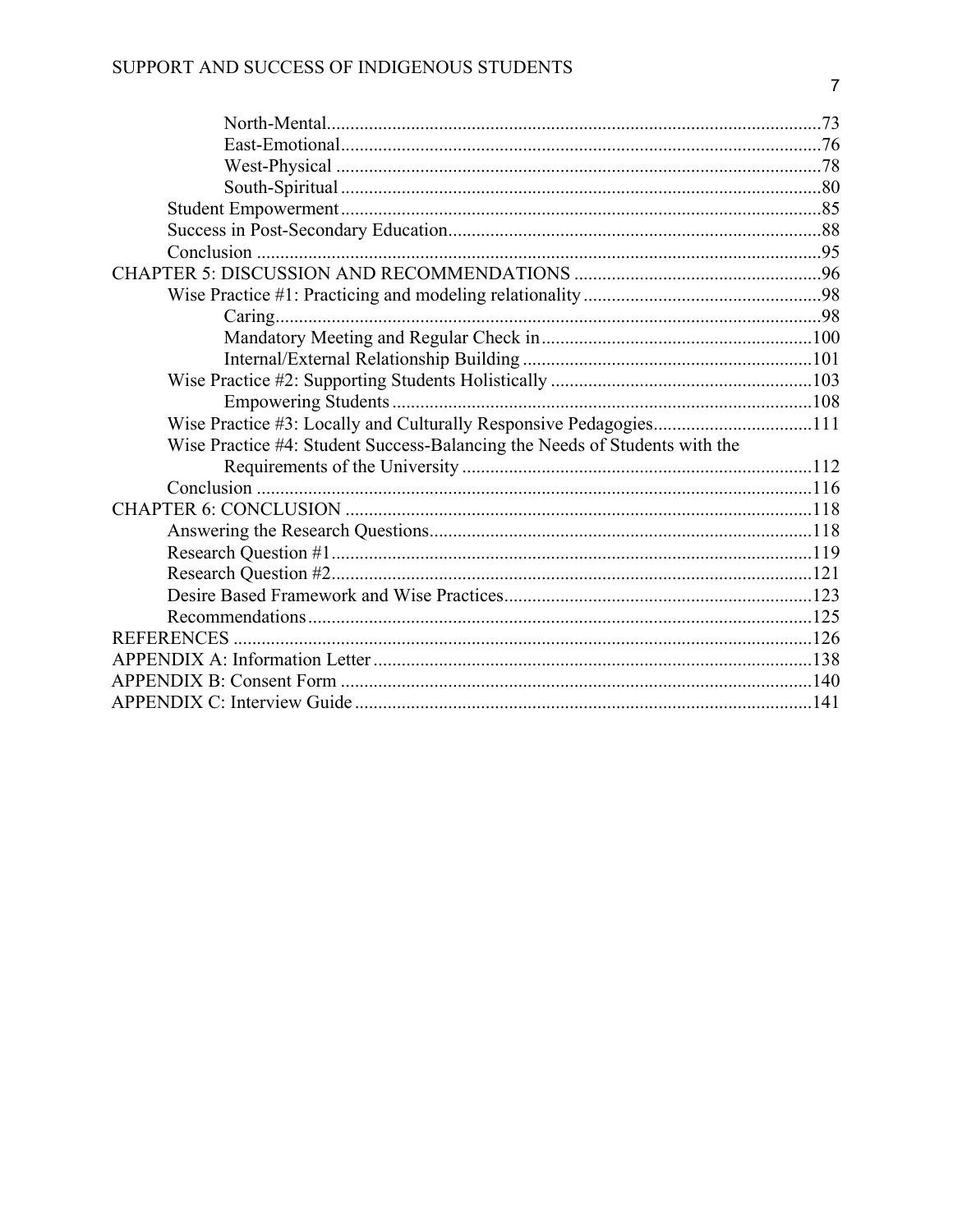North-Mental......................................................................................................73
East-Emotional....................................................................................................76
West-Physical .....................................................................................................78
South-Spiritual ....................................................................................................80
Student Empowerment ............................................................................................85
Success in Post-Secondary Education.......................................................................88
Conclusion ................................................................................................................95
CHAPTER 5: DISCUSSION AND RECOMMENDATIONS ............................................96
Wise Practice #1: Practicing and modeling relationality ............................................98
Caring...................................................................................................................98
Mandatory Meeting and Regular Check in ..........................................................100
Internal/External Relationship Building .............................................................101
Wise Practice #2: Supporting Students Holistically .................................................103
Empowering Students ........................................................................................108
Wise Practice #3: Locally and Culturally Responsive Pedagogies...........................111
Wise Practice #4: Student Success-Balancing the Needs of Students with the Requirements of the University .............................................................................112
Conclusion ..............................................................................................................116
CHAPTER 6: CONCLUSION ........................................................................................118
Answering the Research Questions.........................................................................118
Research Question #1.............................................................................................119
Research Question #2.............................................................................................121
Desire Based Framework and Wise Practices.........................................................123
Recommendations...................................................................................................125
REFERENCES ................................................................................................................126
APPENDIX A: Information Letter .................................................................................138
APPENDIX B: Consent Form ........................................................................................140
APPENDIX C: Interview Guide .....................................................................................141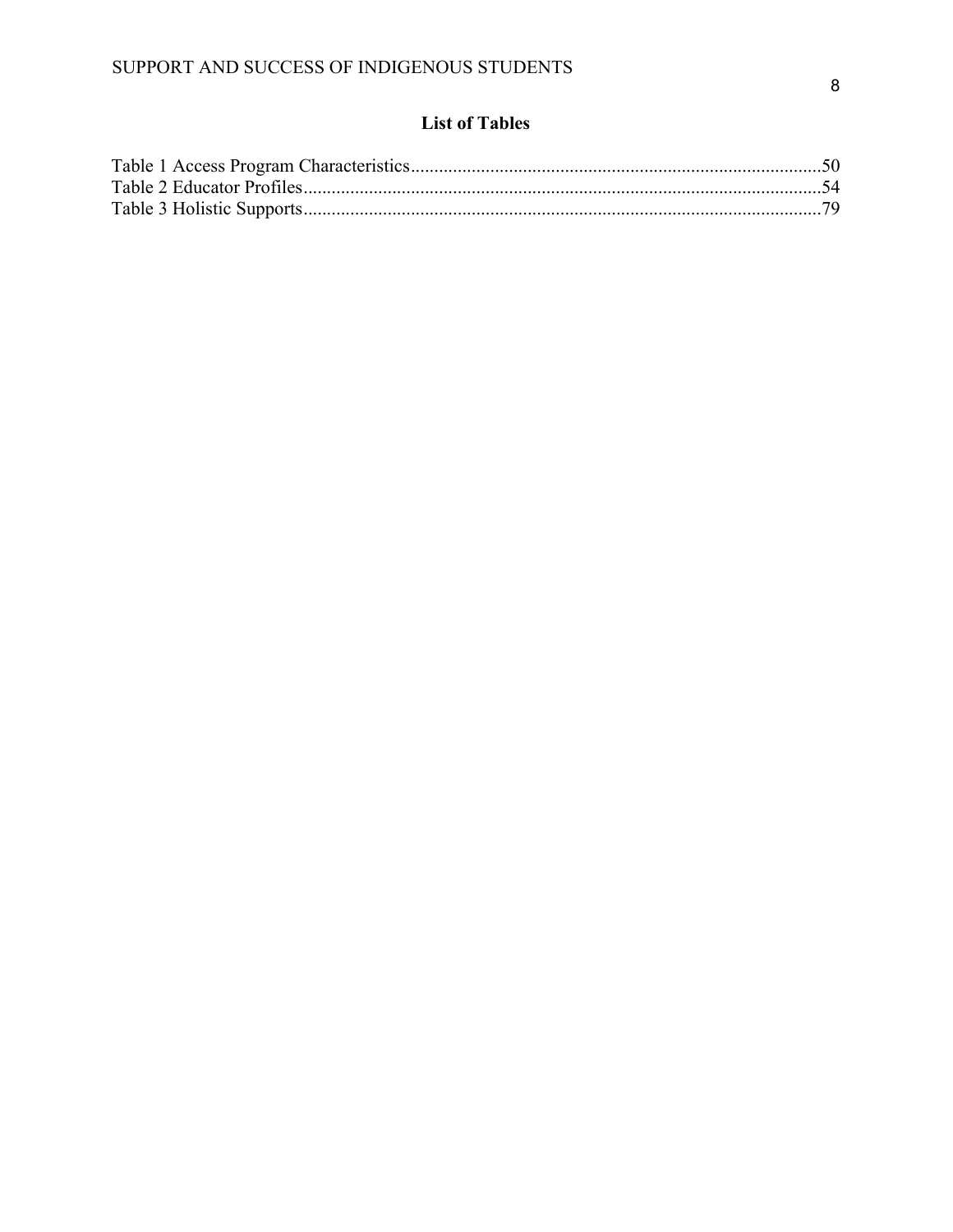# List of Tables

Table 1 Access Program Characteristics.......................................................................................50
Table 2 Educator Profiles...............................................................................................................54
Table 3 Holistic Supports...............................................................................................................79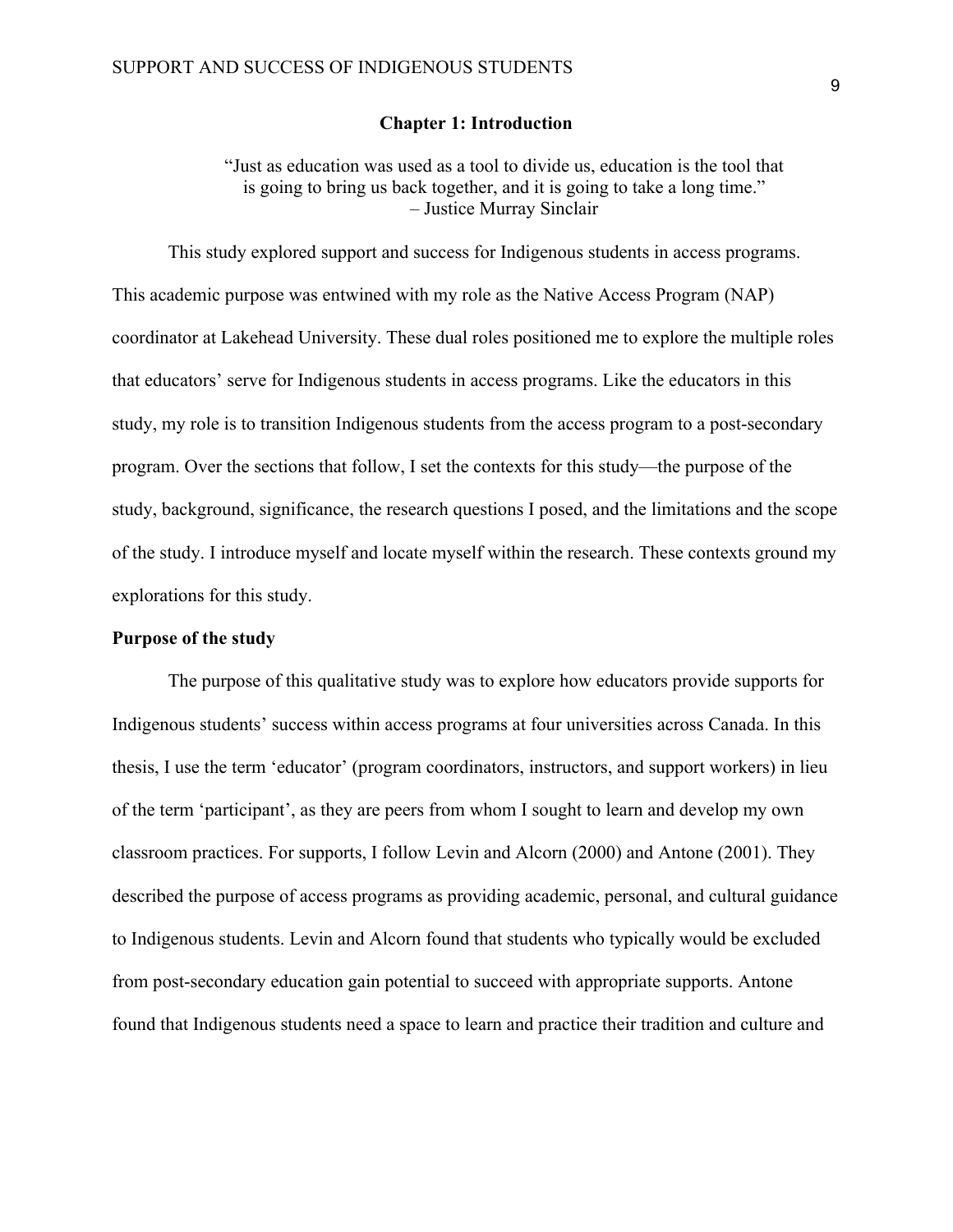# Chapter 1: Introduction

> "Just as education was used as a tool to divide us, education is the tool that is going to bring us back together, and it is going to take a long time."
> – Justice Murray Sinclair

This study explored support and success for Indigenous students in access programs. This academic purpose was entwined with my role as the Native Access Program (NAP) coordinator at Lakehead University. These dual roles positioned me to explore the multiple roles that educators' serve for Indigenous students in access programs. Like the educators in this study, my role is to transition Indigenous students from the access program to a post-secondary program. Over the sections that follow, I set the contexts for this study—the purpose of the study, background, significance, the research questions I posed, and the limitations and the scope of the study. I introduce myself and locate myself within the research. These contexts ground my explorations for this study.

## Purpose of the study

The purpose of this qualitative study was to explore how educators provide supports for Indigenous students' success within access programs at four universities across Canada. In this thesis, I use the term 'educator' (program coordinators, instructors, and support workers) in lieu of the term 'participant', as they are peers from whom I sought to learn and develop my own classroom practices. For supports, I follow Levin and Alcorn (2000) and Antone (2001). They described the purpose of access programs as providing academic, personal, and cultural guidance to Indigenous students. Levin and Alcorn found that students who typically would be excluded from post-secondary education gain potential to succeed with appropriate supports. Antone found that Indigenous students need a space to learn and practice their tradition and culture and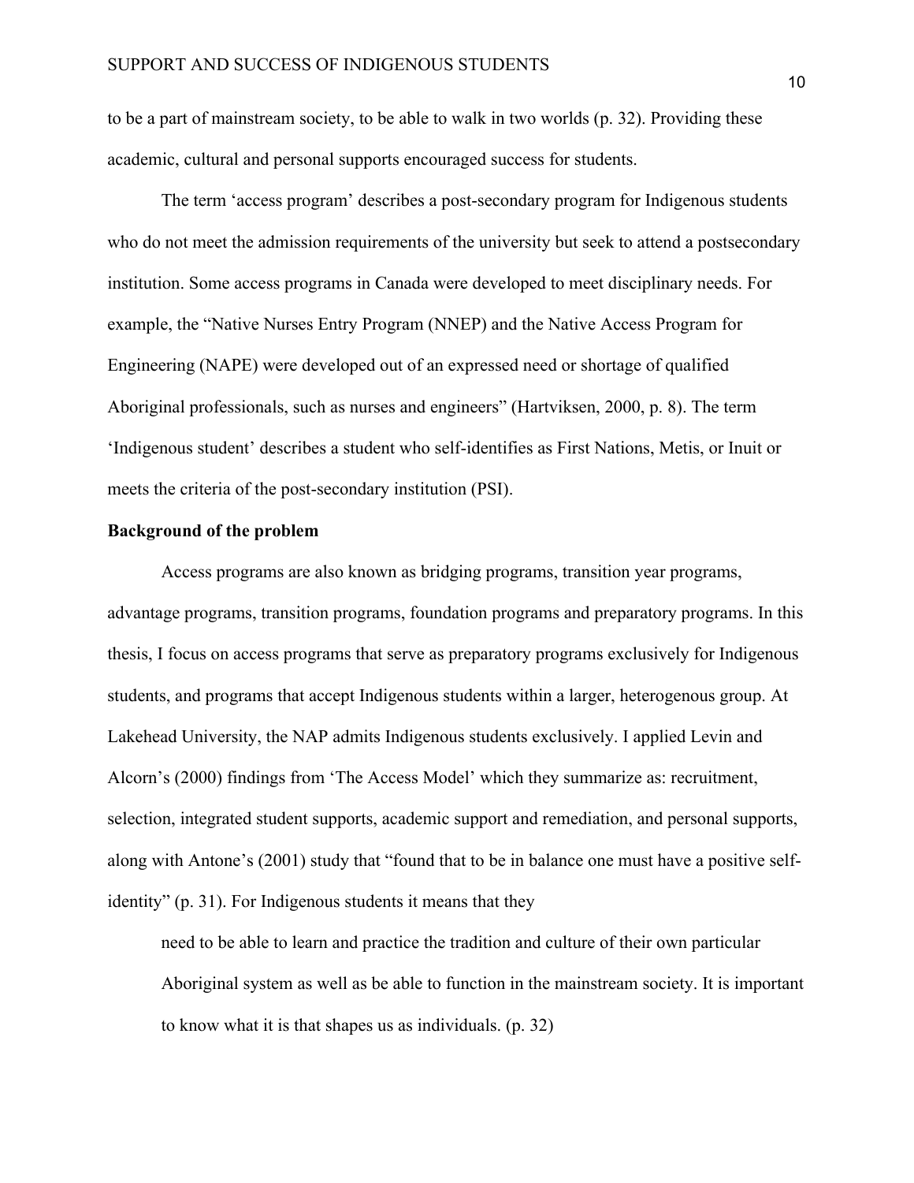to be a part of mainstream society, to be able to walk in two worlds (p. 32). Providing these academic, cultural and personal supports encouraged success for students.

The term 'access program' describes a post-secondary program for Indigenous students who do not meet the admission requirements of the university but seek to attend a postsecondary institution. Some access programs in Canada were developed to meet disciplinary needs. For example, the "Native Nurses Entry Program (NNEP) and the Native Access Program for Engineering (NAPE) were developed out of an expressed need or shortage of qualified Aboriginal professionals, such as nurses and engineers" (Hartviksen, 2000, p. 8). The term 'Indigenous student' describes a student who self-identifies as First Nations, Metis, or Inuit or meets the criteria of the post-secondary institution (PSI).

**Background of the problem**

Access programs are also known as bridging programs, transition year programs, advantage programs, transition programs, foundation programs and preparatory programs. In this thesis, I focus on access programs that serve as preparatory programs exclusively for Indigenous students, and programs that accept Indigenous students within a larger, heterogenous group. At Lakehead University, the NAP admits Indigenous students exclusively. I applied Levin and Alcorn's (2000) findings from 'The Access Model' which they summarize as: recruitment, selection, integrated student supports, academic support and remediation, and personal supports, along with Antone's (2001) study that "found that to be in balance one must have a positive self-identity" (p. 31). For Indigenous students it means that they

> need to be able to learn and practice the tradition and culture of their own particular Aboriginal system as well as be able to function in the mainstream society. It is important to know what it is that shapes us as individuals. (p. 32)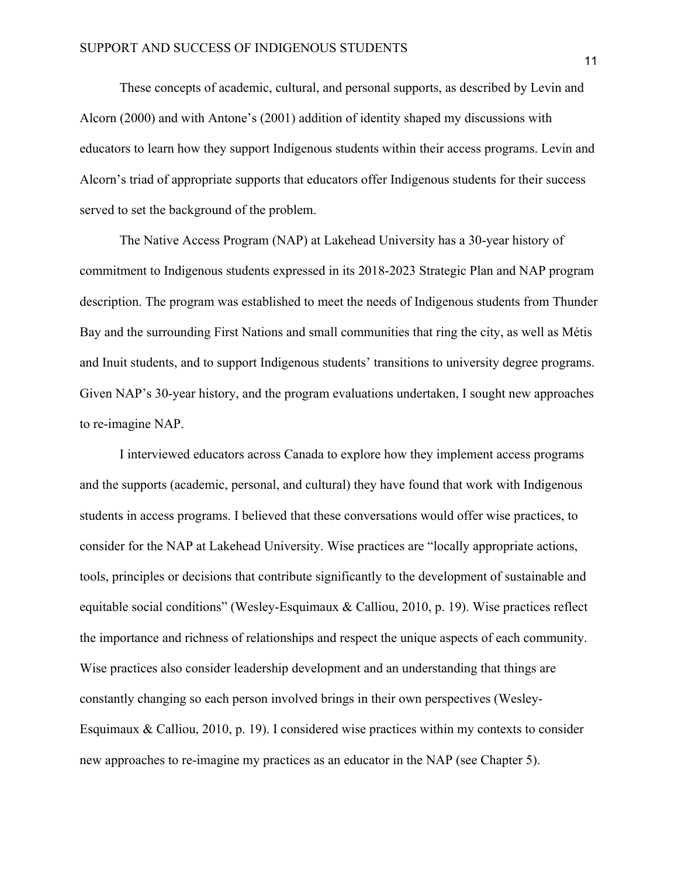These concepts of academic, cultural, and personal supports, as described by Levin and Alcorn (2000) and with Antone's (2001) addition of identity shaped my discussions with educators to learn how they support Indigenous students within their access programs. Levin and Alcorn's triad of appropriate supports that educators offer Indigenous students for their success served to set the background of the problem.

The Native Access Program (NAP) at Lakehead University has a 30-year history of commitment to Indigenous students expressed in its 2018-2023 Strategic Plan and NAP program description. The program was established to meet the needs of Indigenous students from Thunder Bay and the surrounding First Nations and small communities that ring the city, as well as Métis and Inuit students, and to support Indigenous students' transitions to university degree programs. Given NAP's 30-year history, and the program evaluations undertaken, I sought new approaches to re-imagine NAP.

I interviewed educators across Canada to explore how they implement access programs and the supports (academic, personal, and cultural) they have found that work with Indigenous students in access programs. I believed that these conversations would offer wise practices, to consider for the NAP at Lakehead University. Wise practices are "locally appropriate actions, tools, principles or decisions that contribute significantly to the development of sustainable and equitable social conditions" (Wesley-Esquimaux & Calliou, 2010, p. 19). Wise practices reflect the importance and richness of relationships and respect the unique aspects of each community. Wise practices also consider leadership development and an understanding that things are constantly changing so each person involved brings in their own perspectives (Wesley-Esquimaux & Calliou, 2010, p. 19). I considered wise practices within my contexts to consider new approaches to re-imagine my practices as an educator in the NAP (see Chapter 5).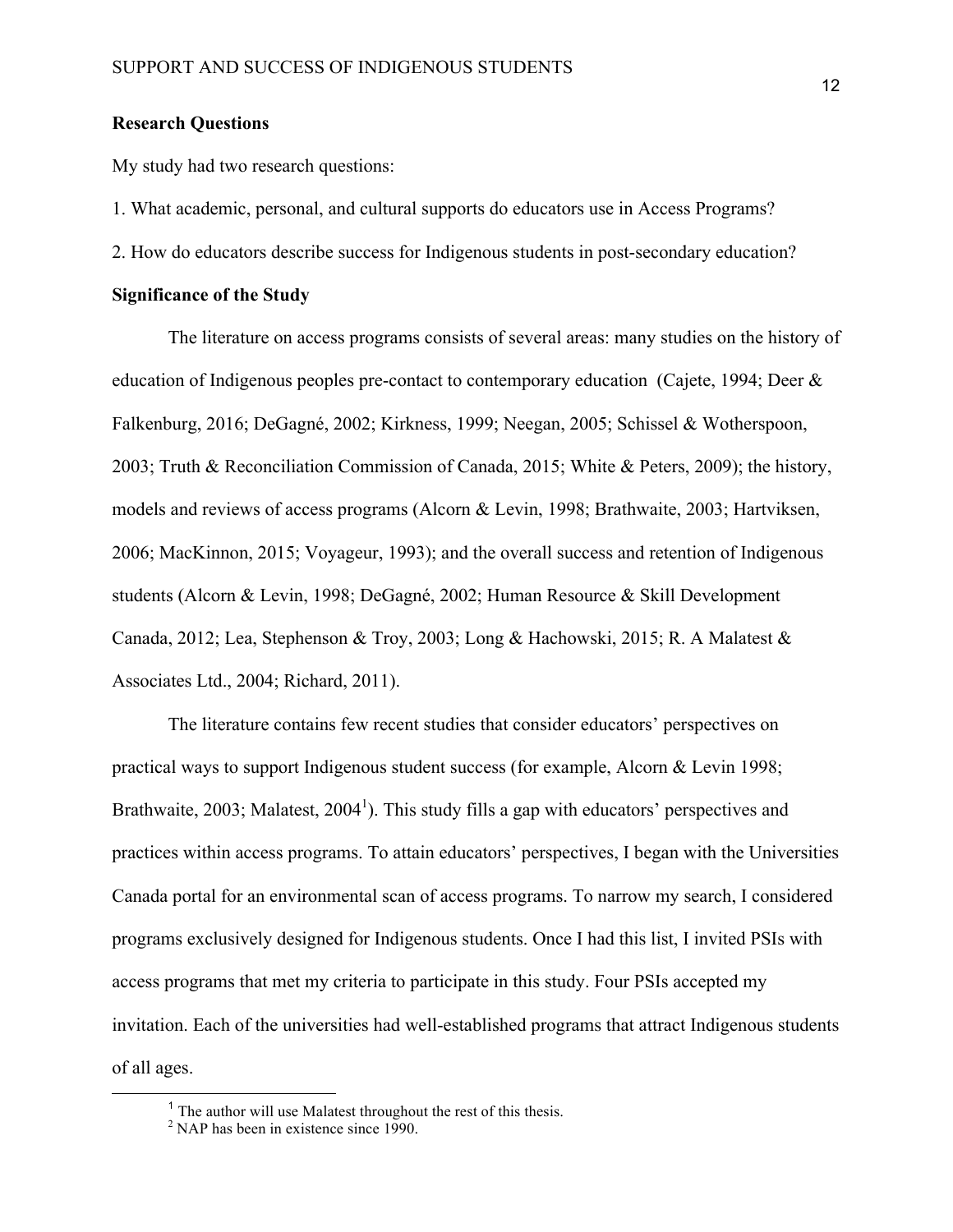**Research Questions**

My study had two research questions:

1. What academic, personal, and cultural supports do educators use in Access Programs?

2. How do educators describe success for Indigenous students in post-secondary education?

**Significance of the Study**

The literature on access programs consists of several areas: many studies on the history of education of Indigenous peoples pre-contact to contemporary education (Cajete, 1994; Deer & Falkenburg, 2016; DeGagné, 2002; Kirkness, 1999; Neegan, 2005; Schissel & Wotherspoon, 2003; Truth & Reconciliation Commission of Canada, 2015; White & Peters, 2009); the history, models and reviews of access programs (Alcorn & Levin, 1998; Brathwaite, 2003; Hartviksen, 2006; MacKinnon, 2015; Voyageur, 1993); and the overall success and retention of Indigenous students (Alcorn & Levin, 1998; DeGagné, 2002; Human Resource & Skill Development Canada, 2012; Lea, Stephenson & Troy, 2003; Long & Hachowski, 2015; R. A Malatest & Associates Ltd., 2004; Richard, 2011).

The literature contains few recent studies that consider educators' perspectives on practical ways to support Indigenous student success (for example, Alcorn & Levin 1998; Brathwaite, 2003; Malatest, 2004[1]). This study fills a gap with educators' perspectives and practices within access programs. To attain educators' perspectives, I began with the Universities Canada portal for an environmental scan of access programs. To narrow my search, I considered programs exclusively designed for Indigenous students. Once I had this list, I invited PSIs with access programs that met my criteria to participate in this study. Four PSIs accepted my invitation. Each of the universities had well-established programs that attract Indigenous students of all ages.

[1] The author will use Malatest throughout the rest of this thesis.

[2] NAP has been in existence since 1990.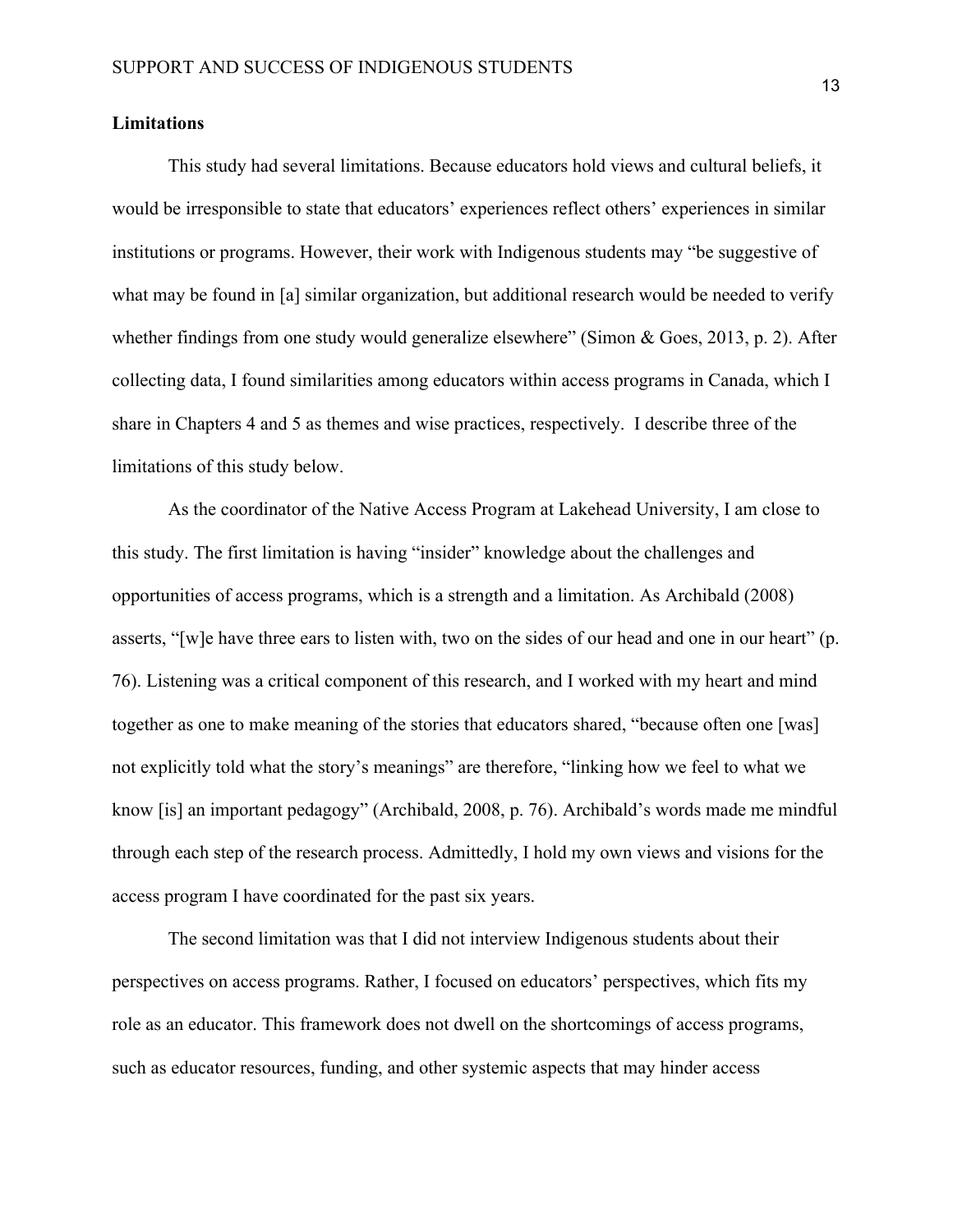**Limitations**

This study had several limitations. Because educators hold views and cultural beliefs, it would be irresponsible to state that educators' experiences reflect others' experiences in similar institutions or programs. However, their work with Indigenous students may "be suggestive of what may be found in [a] similar organization, but additional research would be needed to verify whether findings from one study would generalize elsewhere" (Simon & Goes, 2013, p. 2). After collecting data, I found similarities among educators within access programs in Canada, which I share in Chapters 4 and 5 as themes and wise practices, respectively. I describe three of the limitations of this study below.

As the coordinator of the Native Access Program at Lakehead University, I am close to this study. The first limitation is having "insider" knowledge about the challenges and opportunities of access programs, which is a strength and a limitation. As Archibald (2008) asserts, "[w]e have three ears to listen with, two on the sides of our head and one in our heart" (p. 76). Listening was a critical component of this research, and I worked with my heart and mind together as one to make meaning of the stories that educators shared, "because often one [was] not explicitly told what the story's meanings" are therefore, "linking how we feel to what we know [is] an important pedagogy" (Archibald, 2008, p. 76). Archibald's words made me mindful through each step of the research process. Admittedly, I hold my own views and visions for the access program I have coordinated for the past six years.

The second limitation was that I did not interview Indigenous students about their perspectives on access programs. Rather, I focused on educators' perspectives, which fits my role as an educator. This framework does not dwell on the shortcomings of access programs, such as educator resources, funding, and other systemic aspects that may hinder access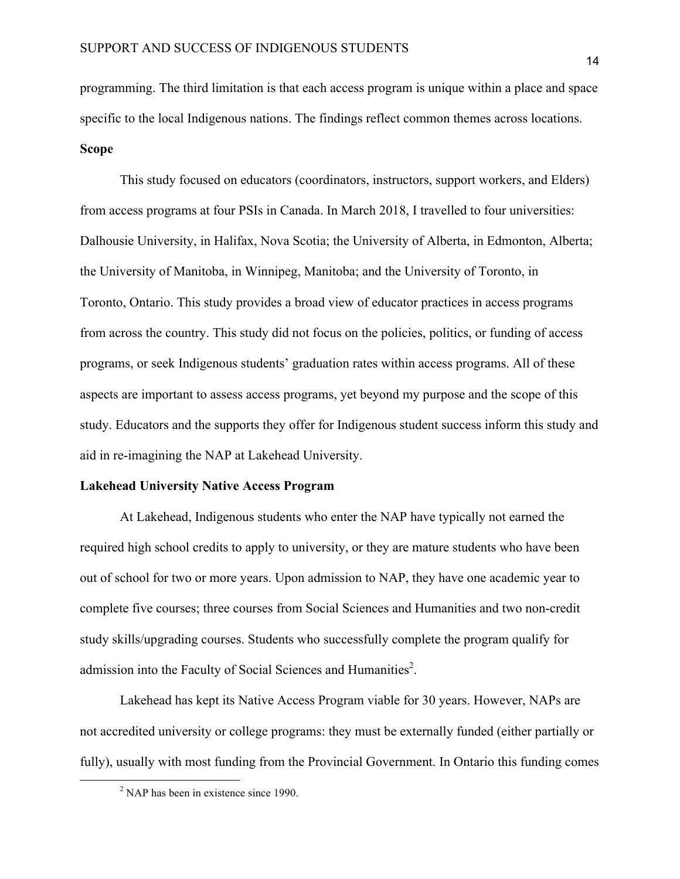programming. The third limitation is that each access program is unique within a place and space specific to the local Indigenous nations. The findings reflect common themes across locations.

**Scope**

This study focused on educators (coordinators, instructors, support workers, and Elders) from access programs at four PSIs in Canada. In March 2018, I travelled to four universities: Dalhousie University, in Halifax, Nova Scotia; the University of Alberta, in Edmonton, Alberta; the University of Manitoba, in Winnipeg, Manitoba; and the University of Toronto, in Toronto, Ontario. This study provides a broad view of educator practices in access programs from across the country. This study did not focus on the policies, politics, or funding of access programs, or seek Indigenous students' graduation rates within access programs. All of these aspects are important to assess access programs, yet beyond my purpose and the scope of this study. Educators and the supports they offer for Indigenous student success inform this study and aid in re-imagining the NAP at Lakehead University.

**Lakehead University Native Access Program**

At Lakehead, Indigenous students who enter the NAP have typically not earned the required high school credits to apply to university, or they are mature students who have been out of school for two or more years. Upon admission to NAP, they have one academic year to complete five courses; three courses from Social Sciences and Humanities and two non-credit study skills/upgrading courses. Students who successfully complete the program qualify for admission into the Faculty of Social Sciences and Humanities[2].

Lakehead has kept its Native Access Program viable for 30 years. However, NAPs are not accredited university or college programs: they must be externally funded (either partially or fully), usually with most funding from the Provincial Government. In Ontario this funding comes

[2] NAP has been in existence since 1990.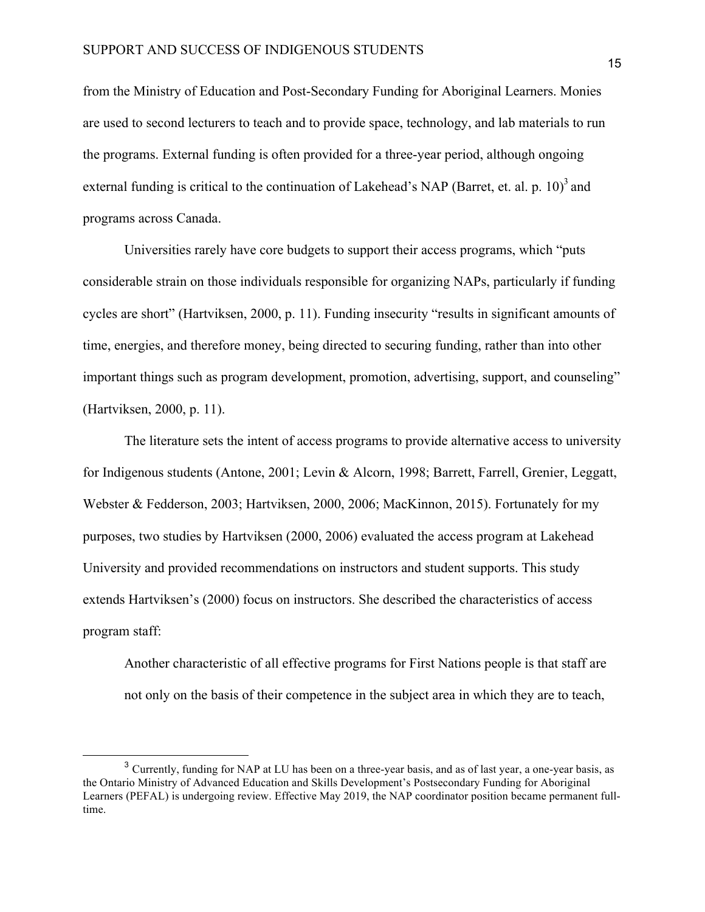from the Ministry of Education and Post-Secondary Funding for Aboriginal Learners. Monies are used to second lecturers to teach and to provide space, technology, and lab materials to run the programs. External funding is often provided for a three-year period, although ongoing external funding is critical to the continuation of Lakehead's NAP (Barret, et. al. p. 10)[3] and programs across Canada.

Universities rarely have core budgets to support their access programs, which "puts considerable strain on those individuals responsible for organizing NAPs, particularly if funding cycles are short" (Hartviksen, 2000, p. 11). Funding insecurity "results in significant amounts of time, energies, and therefore money, being directed to securing funding, rather than into other important things such as program development, promotion, advertising, support, and counseling" (Hartviksen, 2000, p. 11).

The literature sets the intent of access programs to provide alternative access to university for Indigenous students (Antone, 2001; Levin & Alcorn, 1998; Barrett, Farrell, Grenier, Leggatt, Webster & Fedderson, 2003; Hartviksen, 2000, 2006; MacKinnon, 2015). Fortunately for my purposes, two studies by Hartviksen (2000, 2006) evaluated the access program at Lakehead University and provided recommendations on instructors and student supports. This study extends Hartviksen's (2000) focus on instructors. She described the characteristics of access program staff:

> Another characteristic of all effective programs for First Nations people is that staff are not only on the basis of their competence in the subject area in which they are to teach,

[3] Currently, funding for NAP at LU has been on a three-year basis, and as of last year, a one-year basis, as the Ontario Ministry of Advanced Education and Skills Development's Postsecondary Funding for Aboriginal Learners (PEFAL) is undergoing review. Effective May 2019, the NAP coordinator position became permanent full-time.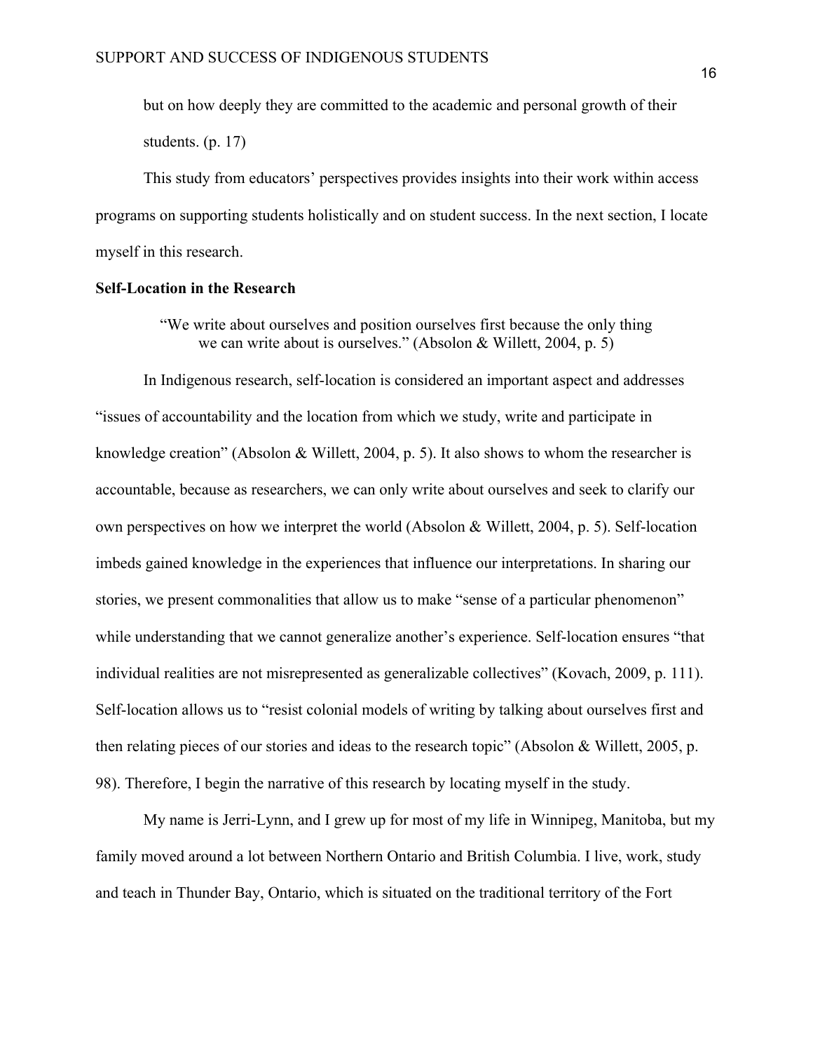but on how deeply they are committed to the academic and personal growth of their students. (p. 17)

This study from educators' perspectives provides insights into their work within access programs on supporting students holistically and on student success. In the next section, I locate myself in this research.

**Self-Location in the Research**

> "We write about ourselves and position ourselves first because the only thing we can write about is ourselves." (Absolon & Willett, 2004, p. 5)

In Indigenous research, self-location is considered an important aspect and addresses "issues of accountability and the location from which we study, write and participate in knowledge creation" (Absolon & Willett, 2004, p. 5). It also shows to whom the researcher is accountable, because as researchers, we can only write about ourselves and seek to clarify our own perspectives on how we interpret the world (Absolon & Willett, 2004, p. 5). Self-location imbeds gained knowledge in the experiences that influence our interpretations. In sharing our stories, we present commonalities that allow us to make "sense of a particular phenomenon" while understanding that we cannot generalize another's experience. Self-location ensures "that individual realities are not misrepresented as generalizable collectives" (Kovach, 2009, p. 111). Self-location allows us to "resist colonial models of writing by talking about ourselves first and then relating pieces of our stories and ideas to the research topic" (Absolon & Willett, 2005, p. 98). Therefore, I begin the narrative of this research by locating myself in the study.

My name is Jerri-Lynn, and I grew up for most of my life in Winnipeg, Manitoba, but my family moved around a lot between Northern Ontario and British Columbia. I live, work, study and teach in Thunder Bay, Ontario, which is situated on the traditional territory of the Fort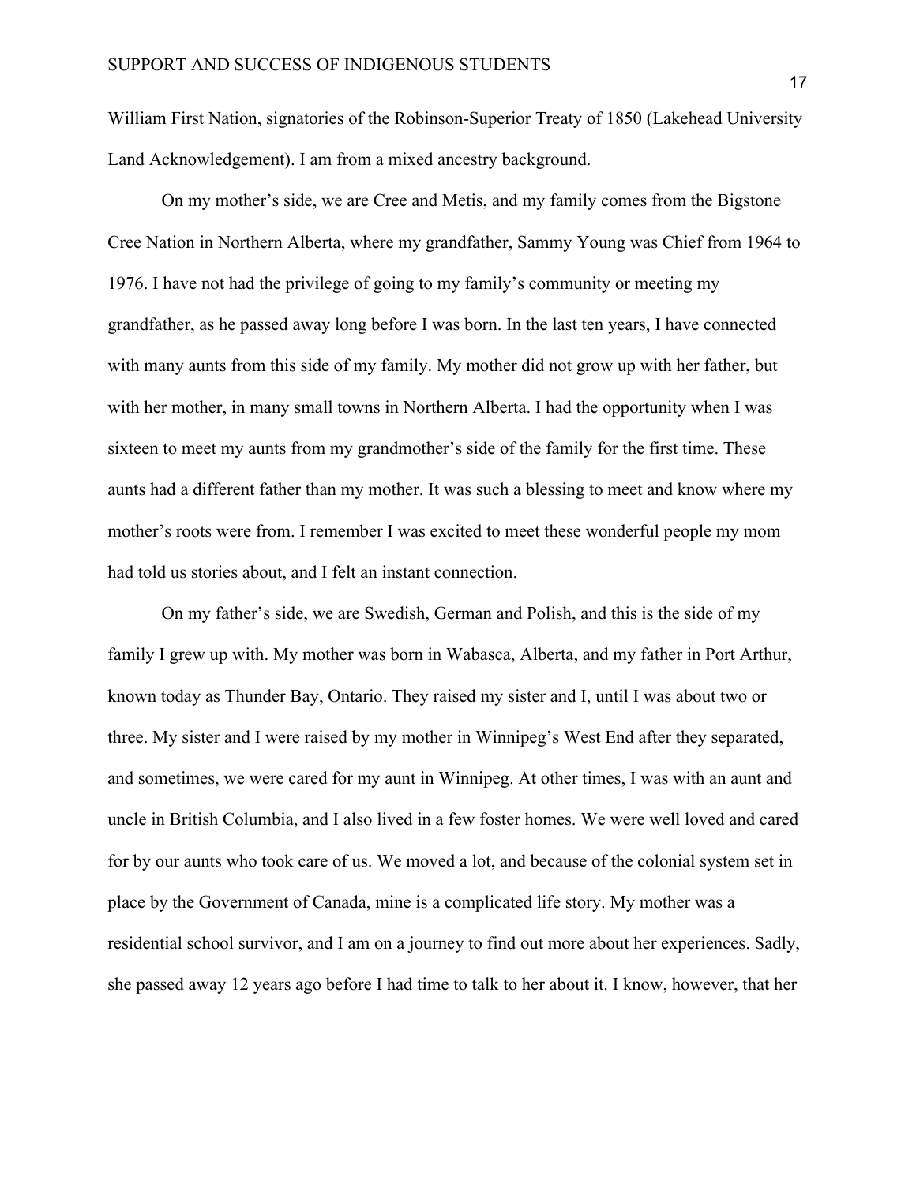William First Nation, signatories of the Robinson-Superior Treaty of 1850 (Lakehead University Land Acknowledgement). I am from a mixed ancestry background.

On my mother's side, we are Cree and Metis, and my family comes from the Bigstone Cree Nation in Northern Alberta, where my grandfather, Sammy Young was Chief from 1964 to 1976. I have not had the privilege of going to my family's community or meeting my grandfather, as he passed away long before I was born. In the last ten years, I have connected with many aunts from this side of my family. My mother did not grow up with her father, but with her mother, in many small towns in Northern Alberta. I had the opportunity when I was sixteen to meet my aunts from my grandmother's side of the family for the first time. These aunts had a different father than my mother. It was such a blessing to meet and know where my mother's roots were from. I remember I was excited to meet these wonderful people my mom had told us stories about, and I felt an instant connection.

On my father's side, we are Swedish, German and Polish, and this is the side of my family I grew up with. My mother was born in Wabasca, Alberta, and my father in Port Arthur, known today as Thunder Bay, Ontario. They raised my sister and I, until I was about two or three. My sister and I were raised by my mother in Winnipeg's West End after they separated, and sometimes, we were cared for my aunt in Winnipeg. At other times, I was with an aunt and uncle in British Columbia, and I also lived in a few foster homes. We were well loved and cared for by our aunts who took care of us. We moved a lot, and because of the colonial system set in place by the Government of Canada, mine is a complicated life story. My mother was a residential school survivor, and I am on a journey to find out more about her experiences. Sadly, she passed away 12 years ago before I had time to talk to her about it. I know, however, that her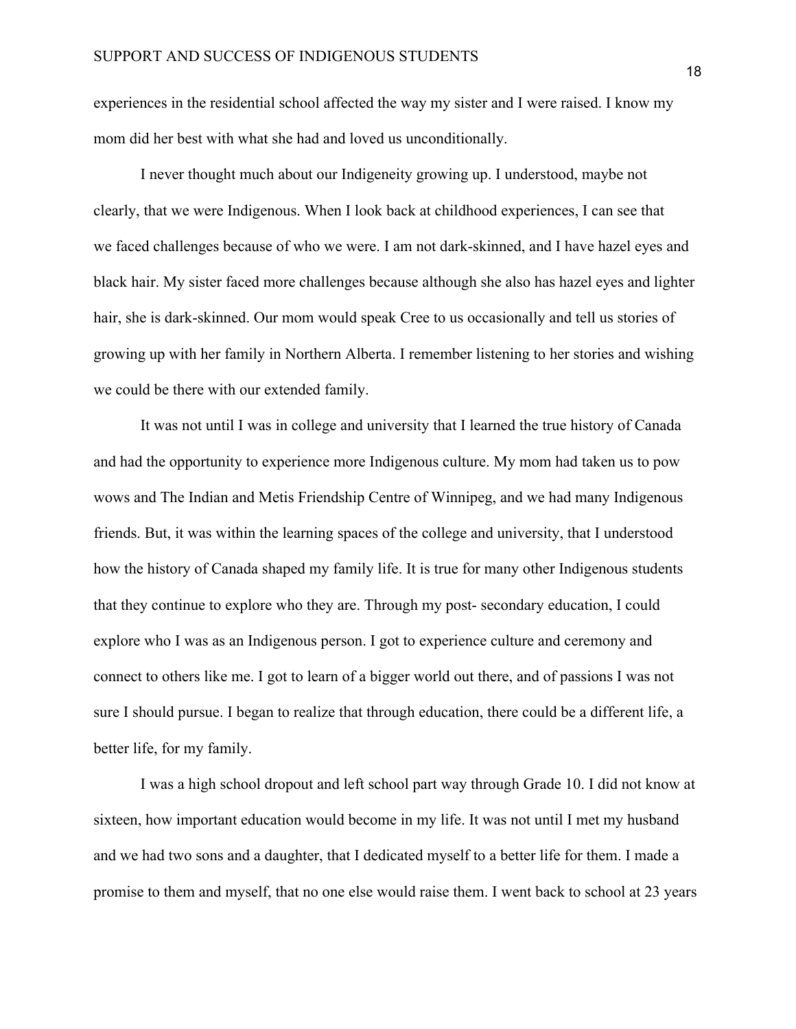experiences in the residential school affected the way my sister and I were raised. I know my mom did her best with what she had and loved us unconditionally.

I never thought much about our Indigeneity growing up. I understood, maybe not clearly, that we were Indigenous. When I look back at childhood experiences, I can see that we faced challenges because of who we were. I am not dark-skinned, and I have hazel eyes and black hair. My sister faced more challenges because although she also has hazel eyes and lighter hair, she is dark-skinned. Our mom would speak Cree to us occasionally and tell us stories of growing up with her family in Northern Alberta. I remember listening to her stories and wishing we could be there with our extended family.

It was not until I was in college and university that I learned the true history of Canada and had the opportunity to experience more Indigenous culture. My mom had taken us to pow wows and The Indian and Metis Friendship Centre of Winnipeg, and we had many Indigenous friends. But, it was within the learning spaces of the college and university, that I understood how the history of Canada shaped my family life. It is true for many other Indigenous students that they continue to explore who they are. Through my post- secondary education, I could explore who I was as an Indigenous person. I got to experience culture and ceremony and connect to others like me. I got to learn of a bigger world out there, and of passions I was not sure I should pursue. I began to realize that through education, there could be a different life, a better life, for my family.

I was a high school dropout and left school part way through Grade 10. I did not know at sixteen, how important education would become in my life. It was not until I met my husband and we had two sons and a daughter, that I dedicated myself to a better life for them. I made a promise to them and myself, that no one else would raise them. I went back to school at 23 years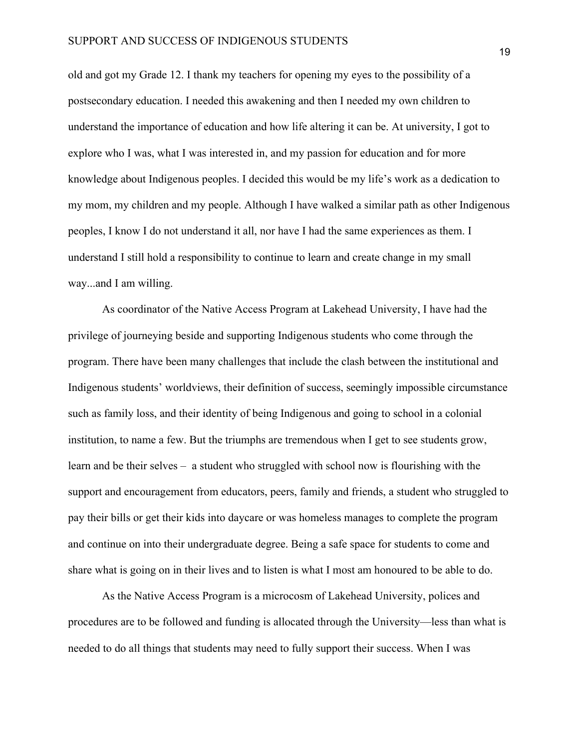old and got my Grade 12. I thank my teachers for opening my eyes to the possibility of a postsecondary education. I needed this awakening and then I needed my own children to understand the importance of education and how life altering it can be. At university, I got to explore who I was, what I was interested in, and my passion for education and for more knowledge about Indigenous peoples. I decided this would be my life's work as a dedication to my mom, my children and my people. Although I have walked a similar path as other Indigenous peoples, I know I do not understand it all, nor have I had the same experiences as them. I understand I still hold a responsibility to continue to learn and create change in my small way...and I am willing.

As coordinator of the Native Access Program at Lakehead University, I have had the privilege of journeying beside and supporting Indigenous students who come through the program. There have been many challenges that include the clash between the institutional and Indigenous students' worldviews, their definition of success, seemingly impossible circumstance such as family loss, and their identity of being Indigenous and going to school in a colonial institution, to name a few. But the triumphs are tremendous when I get to see students grow, learn and be their selves – a student who struggled with school now is flourishing with the support and encouragement from educators, peers, family and friends, a student who struggled to pay their bills or get their kids into daycare or was homeless manages to complete the program and continue on into their undergraduate degree. Being a safe space for students to come and share what is going on in their lives and to listen is what I most am honoured to be able to do.

As the Native Access Program is a microcosm of Lakehead University, polices and procedures are to be followed and funding is allocated through the University—less than what is needed to do all things that students may need to fully support their success. When I was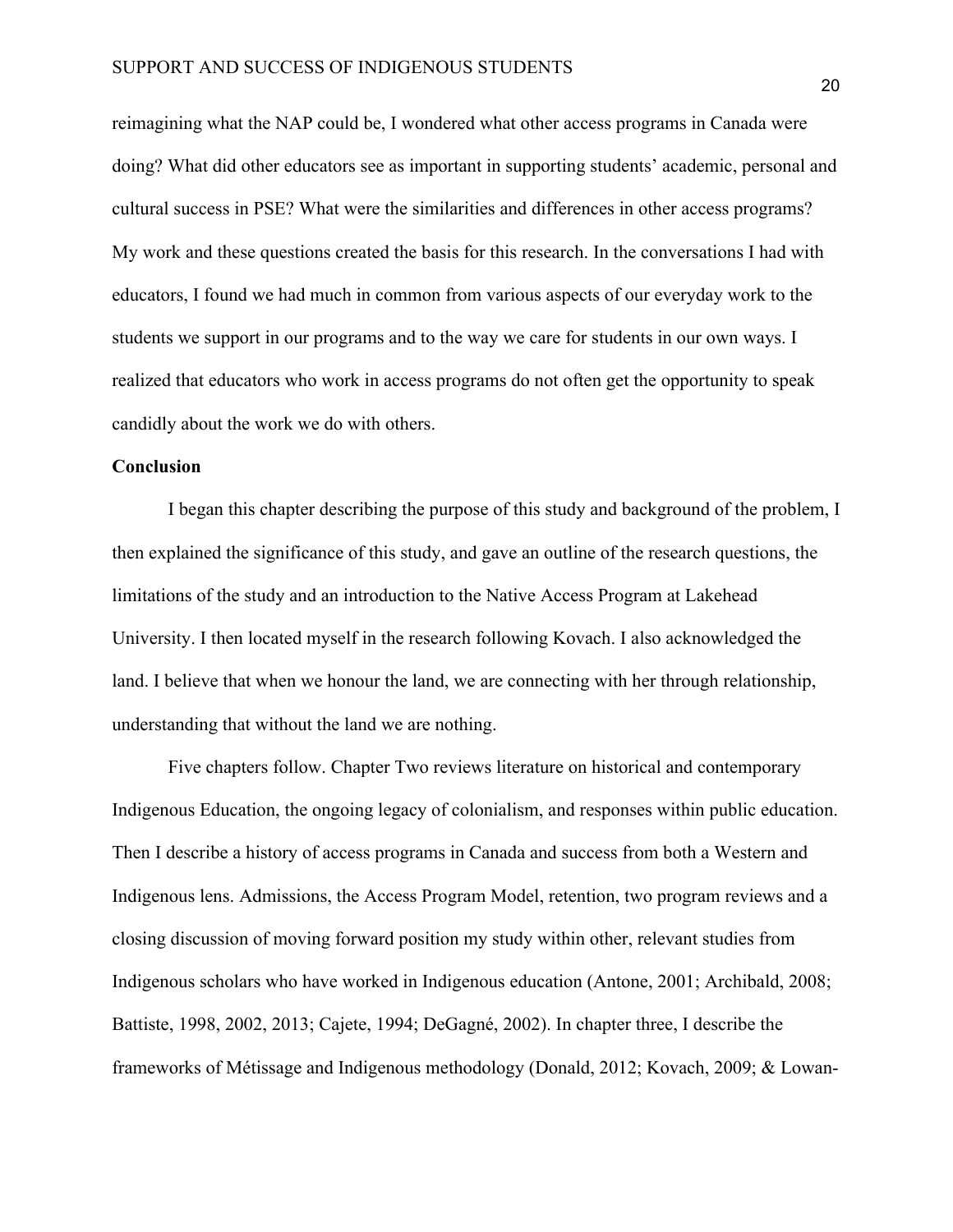reimagining what the NAP could be, I wondered what other access programs in Canada were doing? What did other educators see as important in supporting students' academic, personal and cultural success in PSE? What were the similarities and differences in other access programs? My work and these questions created the basis for this research. In the conversations I had with educators, I found we had much in common from various aspects of our everyday work to the students we support in our programs and to the way we care for students in our own ways. I realized that educators who work in access programs do not often get the opportunity to speak candidly about the work we do with others.

**Conclusion**

I began this chapter describing the purpose of this study and background of the problem, I then explained the significance of this study, and gave an outline of the research questions, the limitations of the study and an introduction to the Native Access Program at Lakehead University. I then located myself in the research following Kovach. I also acknowledged the land. I believe that when we honour the land, we are connecting with her through relationship, understanding that without the land we are nothing.

Five chapters follow. Chapter Two reviews literature on historical and contemporary Indigenous Education, the ongoing legacy of colonialism, and responses within public education. Then I describe a history of access programs in Canada and success from both a Western and Indigenous lens. Admissions, the Access Program Model, retention, two program reviews and a closing discussion of moving forward position my study within other, relevant studies from Indigenous scholars who have worked in Indigenous education (Antone, 2001; Archibald, 2008; Battiste, 1998, 2002, 2013; Cajete, 1994; DeGagné, 2002). In chapter three, I describe the frameworks of Métissage and Indigenous methodology (Donald, 2012; Kovach, 2009; & Lowan-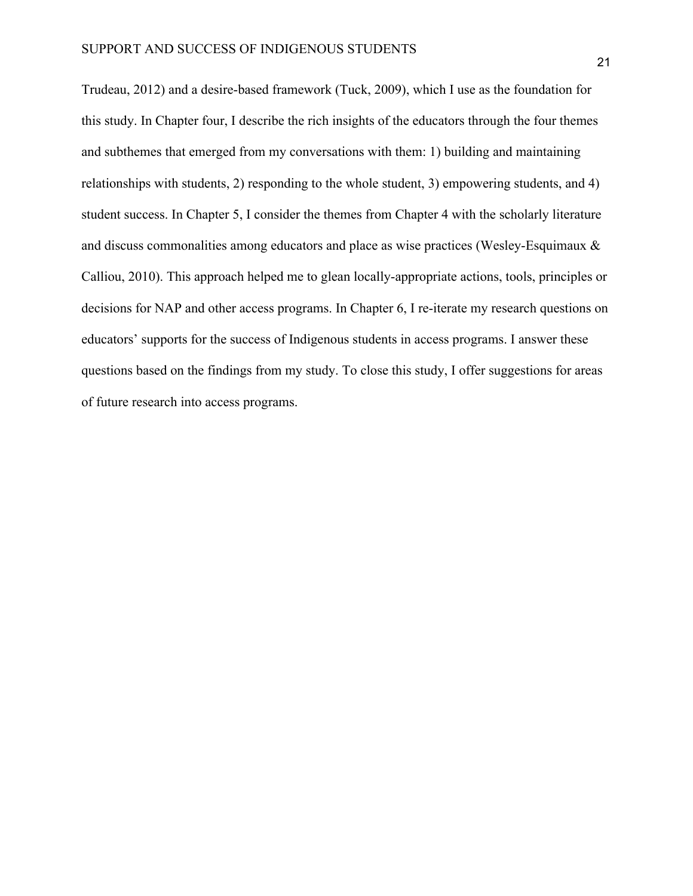Trudeau, 2012) and a desire-based framework (Tuck, 2009), which I use as the foundation for this study. In Chapter four, I describe the rich insights of the educators through the four themes and subthemes that emerged from my conversations with them: 1) building and maintaining relationships with students, 2) responding to the whole student, 3) empowering students, and 4) student success. In Chapter 5, I consider the themes from Chapter 4 with the scholarly literature and discuss commonalities among educators and place as wise practices (Wesley-Esquimaux & Calliou, 2010). This approach helped me to glean locally-appropriate actions, tools, principles or decisions for NAP and other access programs. In Chapter 6, I re-iterate my research questions on educators' supports for the success of Indigenous students in access programs. I answer these questions based on the findings from my study. To close this study, I offer suggestions for areas of future research into access programs.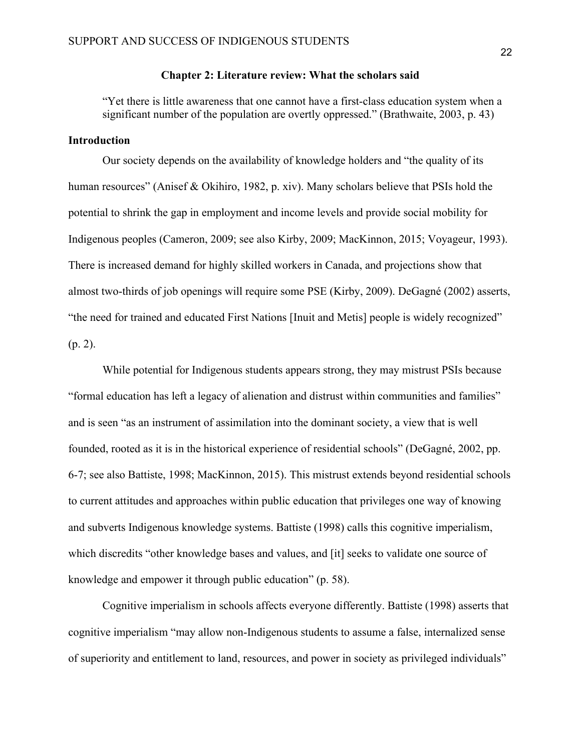## Chapter 2: Literature review: What the scholars said

> "Yet there is little awareness that one cannot have a first-class education system when a significant number of the population are overtly oppressed." (Brathwaite, 2003, p. 43)

### Introduction

Our society depends on the availability of knowledge holders and "the quality of its human resources" (Anisef & Okihiro, 1982, p. xiv). Many scholars believe that PSIs hold the potential to shrink the gap in employment and income levels and provide social mobility for Indigenous peoples (Cameron, 2009; see also Kirby, 2009; MacKinnon, 2015; Voyageur, 1993). There is increased demand for highly skilled workers in Canada, and projections show that almost two-thirds of job openings will require some PSE (Kirby, 2009). DeGagné (2002) asserts, "the need for trained and educated First Nations [Inuit and Metis] people is widely recognized" (p. 2).

While potential for Indigenous students appears strong, they may mistrust PSIs because "formal education has left a legacy of alienation and distrust within communities and families" and is seen "as an instrument of assimilation into the dominant society, a view that is well founded, rooted as it is in the historical experience of residential schools" (DeGagné, 2002, pp. 6-7; see also Battiste, 1998; MacKinnon, 2015). This mistrust extends beyond residential schools to current attitudes and approaches within public education that privileges one way of knowing and subverts Indigenous knowledge systems. Battiste (1998) calls this cognitive imperialism, which discredits "other knowledge bases and values, and [it] seeks to validate one source of knowledge and empower it through public education" (p. 58).

Cognitive imperialism in schools affects everyone differently. Battiste (1998) asserts that cognitive imperialism "may allow non-Indigenous students to assume a false, internalized sense of superiority and entitlement to land, resources, and power in society as privileged individuals"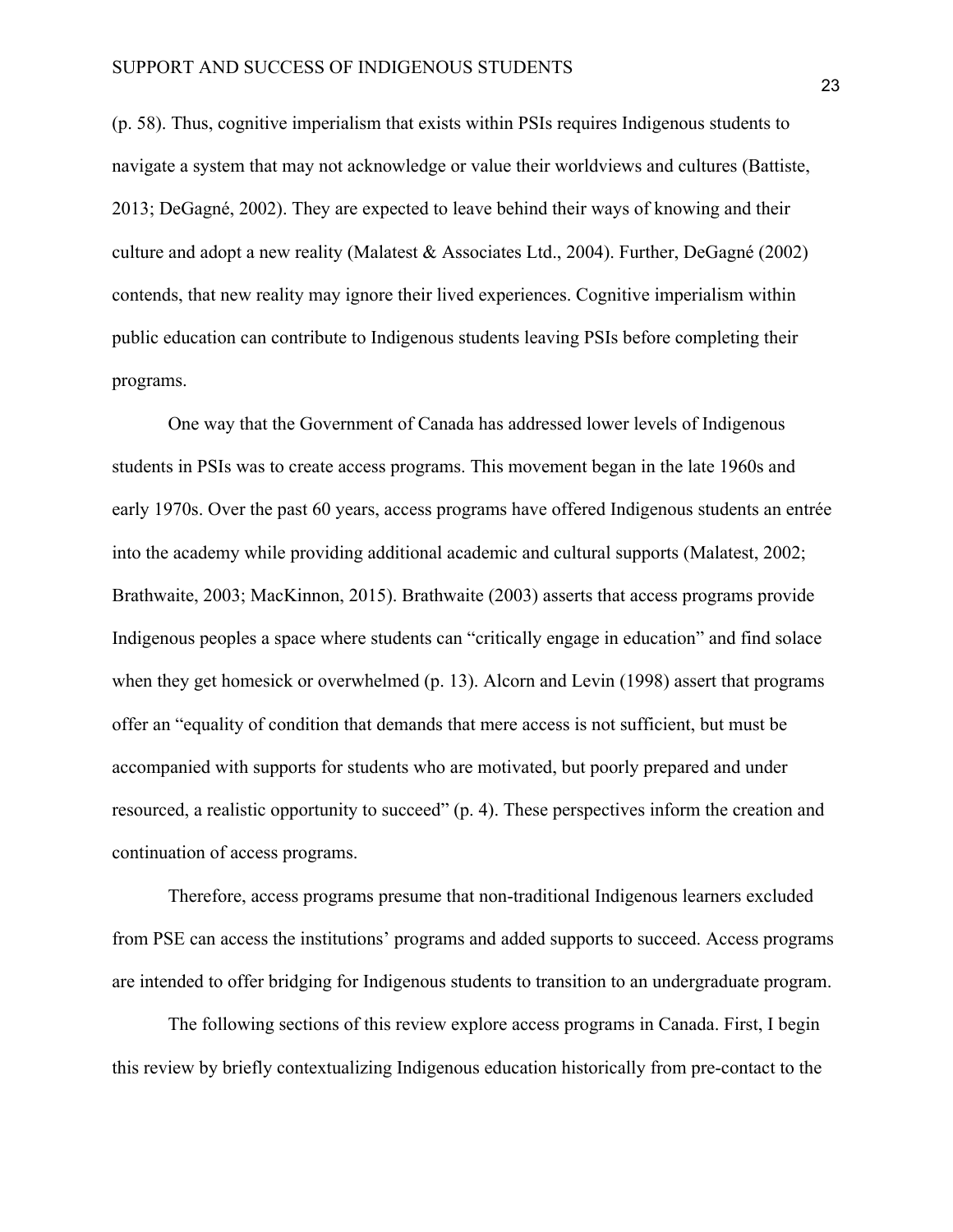(p. 58). Thus, cognitive imperialism that exists within PSIs requires Indigenous students to navigate a system that may not acknowledge or value their worldviews and cultures (Battiste, 2013; DeGagné, 2002). They are expected to leave behind their ways of knowing and their culture and adopt a new reality (Malatest & Associates Ltd., 2004). Further, DeGagné (2002) contends, that new reality may ignore their lived experiences. Cognitive imperialism within public education can contribute to Indigenous students leaving PSIs before completing their programs.

One way that the Government of Canada has addressed lower levels of Indigenous students in PSIs was to create access programs. This movement began in the late 1960s and early 1970s. Over the past 60 years, access programs have offered Indigenous students an entrée into the academy while providing additional academic and cultural supports (Malatest, 2002; Brathwaite, 2003; MacKinnon, 2015). Brathwaite (2003) asserts that access programs provide Indigenous peoples a space where students can "critically engage in education" and find solace when they get homesick or overwhelmed (p. 13). Alcorn and Levin (1998) assert that programs offer an "equality of condition that demands that mere access is not sufficient, but must be accompanied with supports for students who are motivated, but poorly prepared and under resourced, a realistic opportunity to succeed" (p. 4). These perspectives inform the creation and continuation of access programs.

Therefore, access programs presume that non-traditional Indigenous learners excluded from PSE can access the institutions' programs and added supports to succeed. Access programs are intended to offer bridging for Indigenous students to transition to an undergraduate program.

The following sections of this review explore access programs in Canada. First, I begin this review by briefly contextualizing Indigenous education historically from pre-contact to the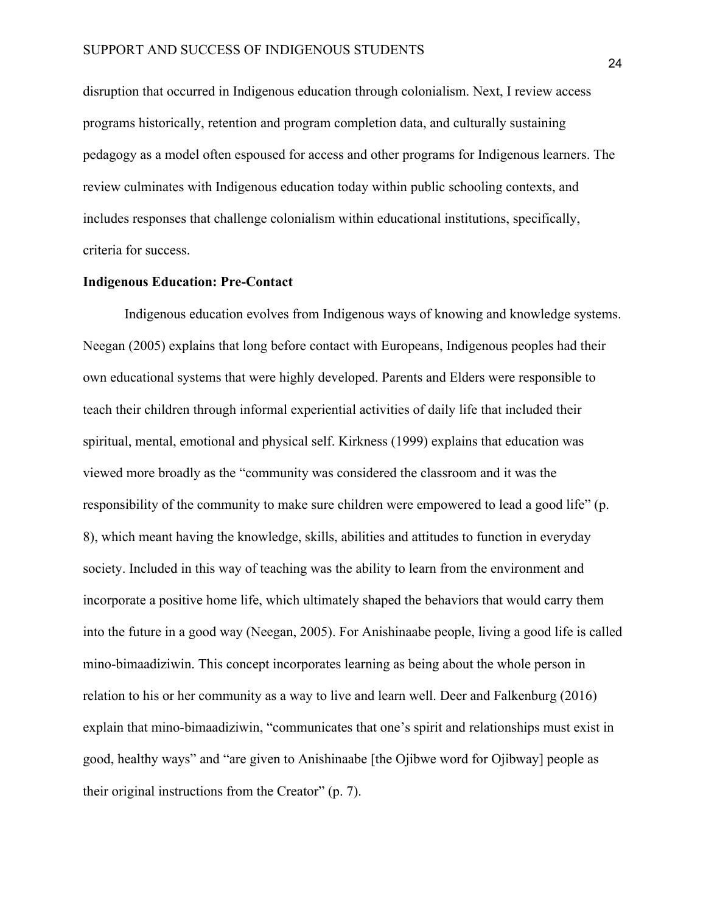disruption that occurred in Indigenous education through colonialism. Next, I review access programs historically, retention and program completion data, and culturally sustaining pedagogy as a model often espoused for access and other programs for Indigenous learners. The review culminates with Indigenous education today within public schooling contexts, and includes responses that challenge colonialism within educational institutions, specifically, criteria for success.

**Indigenous Education: Pre-Contact**

Indigenous education evolves from Indigenous ways of knowing and knowledge systems. Neegan (2005) explains that long before contact with Europeans, Indigenous peoples had their own educational systems that were highly developed. Parents and Elders were responsible to teach their children through informal experiential activities of daily life that included their spiritual, mental, emotional and physical self. Kirkness (1999) explains that education was viewed more broadly as the "community was considered the classroom and it was the responsibility of the community to make sure children were empowered to lead a good life" (p. 8), which meant having the knowledge, skills, abilities and attitudes to function in everyday society. Included in this way of teaching was the ability to learn from the environment and incorporate a positive home life, which ultimately shaped the behaviors that would carry them into the future in a good way (Neegan, 2005). For Anishinaabe people, living a good life is called mino-bimaadiziwin. This concept incorporates learning as being about the whole person in relation to his or her community as a way to live and learn well. Deer and Falkenburg (2016) explain that mino-bimaadiziwin, "communicates that one's spirit and relationships must exist in good, healthy ways" and "are given to Anishinaabe [the Ojibwe word for Ojibway] people as their original instructions from the Creator" (p. 7).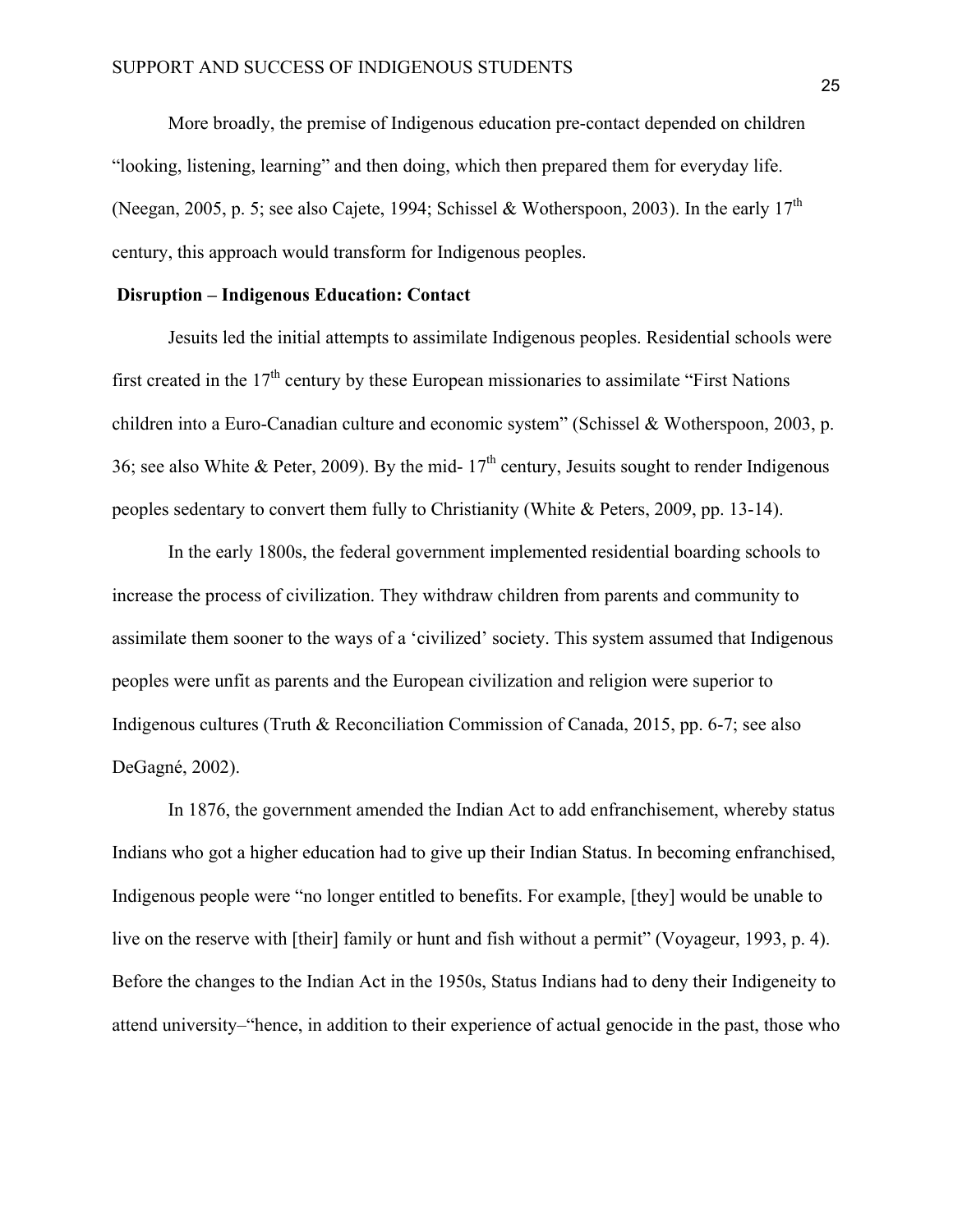More broadly, the premise of Indigenous education pre-contact depended on children "looking, listening, learning" and then doing, which then prepared them for everyday life. (Neegan, 2005, p. 5; see also Cajete, 1994; Schissel & Wotherspoon, 2003). In the early 17th century, this approach would transform for Indigenous peoples.

**Disruption – Indigenous Education: Contact**

Jesuits led the initial attempts to assimilate Indigenous peoples. Residential schools were first created in the 17th century by these European missionaries to assimilate "First Nations children into a Euro-Canadian culture and economic system" (Schissel & Wotherspoon, 2003, p. 36; see also White & Peter, 2009). By the mid- 17th century, Jesuits sought to render Indigenous peoples sedentary to convert them fully to Christianity (White & Peters, 2009, pp. 13-14).

In the early 1800s, the federal government implemented residential boarding schools to increase the process of civilization. They withdraw children from parents and community to assimilate them sooner to the ways of a 'civilized' society. This system assumed that Indigenous peoples were unfit as parents and the European civilization and religion were superior to Indigenous cultures (Truth & Reconciliation Commission of Canada, 2015, pp. 6-7; see also DeGagné, 2002).

In 1876, the government amended the Indian Act to add enfranchisement, whereby status Indians who got a higher education had to give up their Indian Status. In becoming enfranchised, Indigenous people were "no longer entitled to benefits. For example, [they] would be unable to live on the reserve with [their] family or hunt and fish without a permit" (Voyageur, 1993, p. 4). Before the changes to the Indian Act in the 1950s, Status Indians had to deny their Indigeneity to attend university–"hence, in addition to their experience of actual genocide in the past, those who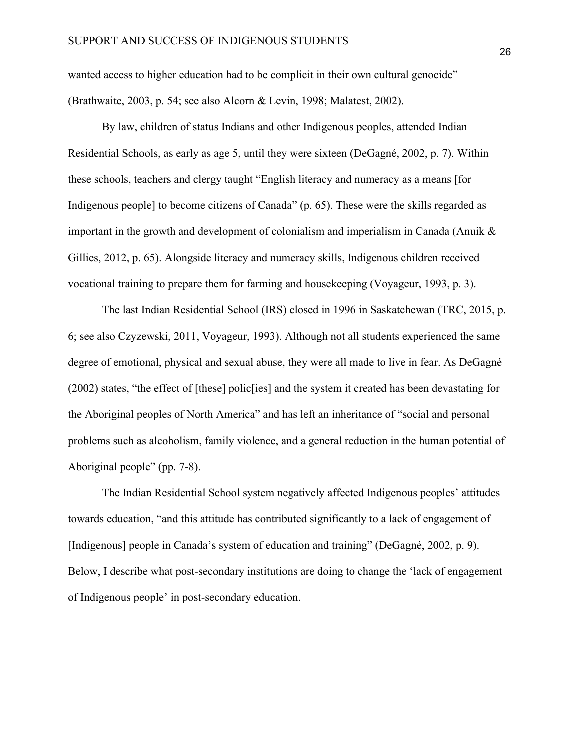wanted access to higher education had to be complicit in their own cultural genocide" (Brathwaite, 2003, p. 54; see also Alcorn & Levin, 1998; Malatest, 2002).

By law, children of status Indians and other Indigenous peoples, attended Indian Residential Schools, as early as age 5, until they were sixteen (DeGagné, 2002, p. 7). Within these schools, teachers and clergy taught "English literacy and numeracy as a means [for Indigenous people] to become citizens of Canada" (p. 65). These were the skills regarded as important in the growth and development of colonialism and imperialism in Canada (Anuik & Gillies, 2012, p. 65). Alongside literacy and numeracy skills, Indigenous children received vocational training to prepare them for farming and housekeeping (Voyageur, 1993, p. 3).

The last Indian Residential School (IRS) closed in 1996 in Saskatchewan (TRC, 2015, p. 6; see also Czyzewski, 2011, Voyageur, 1993). Although not all students experienced the same degree of emotional, physical and sexual abuse, they were all made to live in fear. As DeGagné (2002) states, "the effect of [these] polic[ies] and the system it created has been devastating for the Aboriginal peoples of North America" and has left an inheritance of "social and personal problems such as alcoholism, family violence, and a general reduction in the human potential of Aboriginal people" (pp. 7-8).

The Indian Residential School system negatively affected Indigenous peoples' attitudes towards education, "and this attitude has contributed significantly to a lack of engagement of [Indigenous] people in Canada's system of education and training" (DeGagné, 2002, p. 9). Below, I describe what post-secondary institutions are doing to change the 'lack of engagement of Indigenous people' in post-secondary education.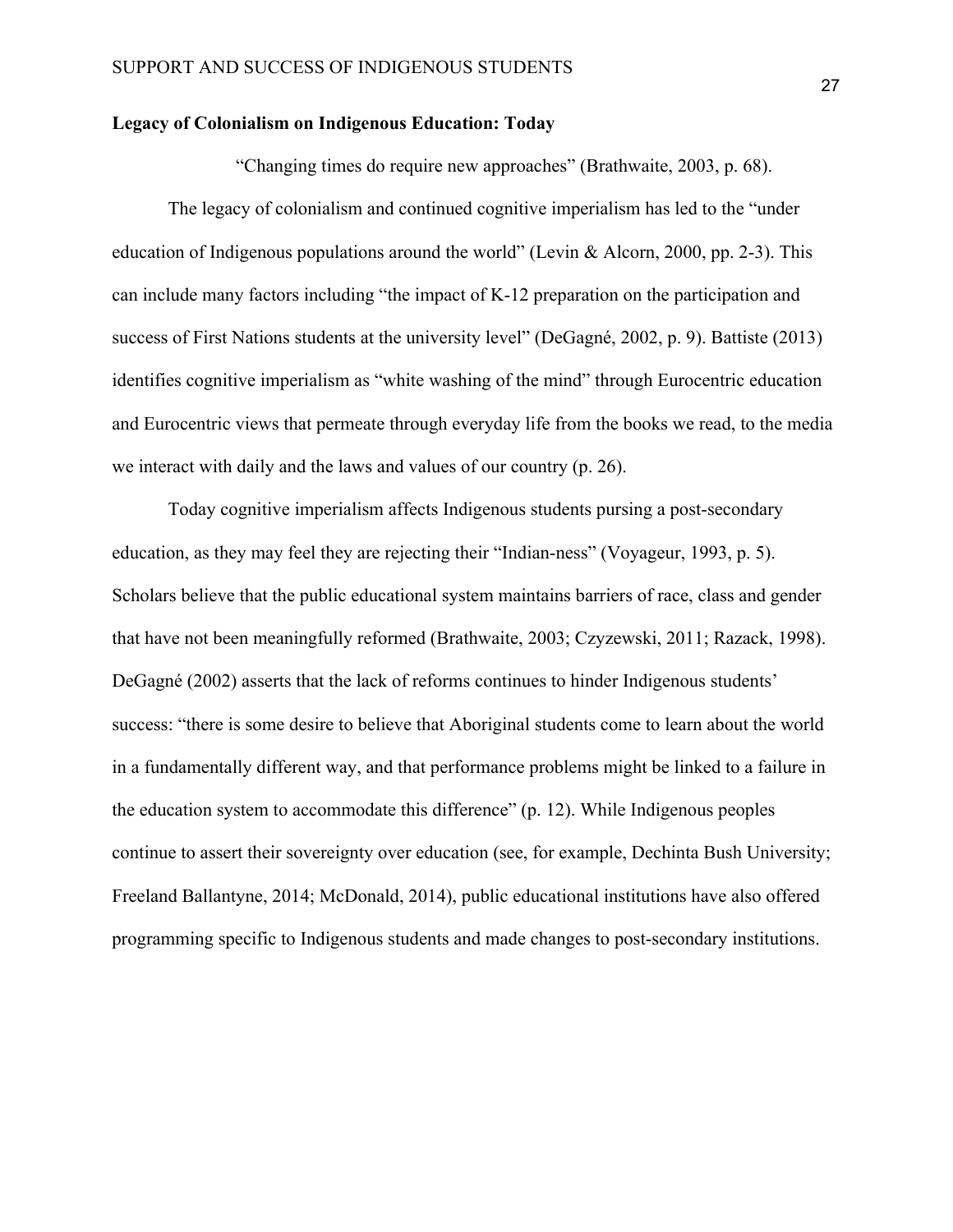**Legacy of Colonialism on Indigenous Education: Today**

"Changing times do require new approaches" (Brathwaite, 2003, p. 68).

The legacy of colonialism and continued cognitive imperialism has led to the "under education of Indigenous populations around the world" (Levin & Alcorn, 2000, pp. 2-3). This can include many factors including "the impact of K-12 preparation on the participation and success of First Nations students at the university level" (DeGagné, 2002, p. 9). Battiste (2013) identifies cognitive imperialism as "white washing of the mind" through Eurocentric education and Eurocentric views that permeate through everyday life from the books we read, to the media we interact with daily and the laws and values of our country (p. 26).

Today cognitive imperialism affects Indigenous students pursing a post-secondary education, as they may feel they are rejecting their "Indian-ness" (Voyageur, 1993, p. 5). Scholars believe that the public educational system maintains barriers of race, class and gender that have not been meaningfully reformed (Brathwaite, 2003; Czyzewski, 2011; Razack, 1998). DeGagné (2002) asserts that the lack of reforms continues to hinder Indigenous students' success: "there is some desire to believe that Aboriginal students come to learn about the world in a fundamentally different way, and that performance problems might be linked to a failure in the education system to accommodate this difference" (p. 12). While Indigenous peoples continue to assert their sovereignty over education (see, for example, Dechinta Bush University; Freeland Ballantyne, 2014; McDonald, 2014), public educational institutions have also offered programming specific to Indigenous students and made changes to post-secondary institutions.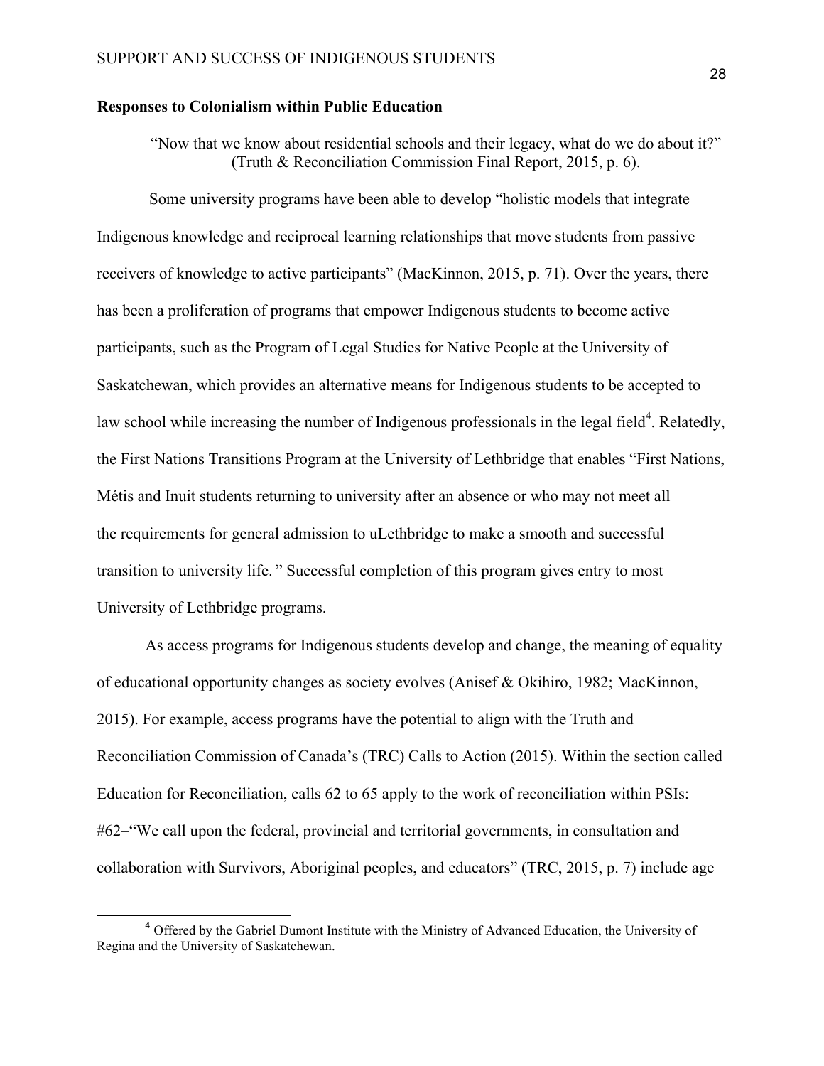**Responses to Colonialism within Public Education**

> "Now that we know about residential schools and their legacy, what do we do about it?" (Truth & Reconciliation Commission Final Report, 2015, p. 6).

Some university programs have been able to develop "holistic models that integrate Indigenous knowledge and reciprocal learning relationships that move students from passive receivers of knowledge to active participants" (MacKinnon, 2015, p. 71). Over the years, there has been a proliferation of programs that empower Indigenous students to become active participants, such as the Program of Legal Studies for Native People at the University of Saskatchewan, which provides an alternative means for Indigenous students to be accepted to law school while increasing the number of Indigenous professionals in the legal field[4]. Relatedly, the First Nations Transitions Program at the University of Lethbridge that enables "First Nations, Métis and Inuit students returning to university after an absence or who may not meet all the requirements for general admission to uLethbridge to make a smooth and successful transition to university life. " Successful completion of this program gives entry to most University of Lethbridge programs.

As access programs for Indigenous students develop and change, the meaning of equality of educational opportunity changes as society evolves (Anisef & Okihiro, 1982; MacKinnon, 2015). For example, access programs have the potential to align with the Truth and Reconciliation Commission of Canada's (TRC) Calls to Action (2015). Within the section called Education for Reconciliation, calls 62 to 65 apply to the work of reconciliation within PSIs: #62–"We call upon the federal, provincial and territorial governments, in consultation and collaboration with Survivors, Aboriginal peoples, and educators" (TRC, 2015, p. 7) include age

[4] Offered by the Gabriel Dumont Institute with the Ministry of Advanced Education, the University of Regina and the University of Saskatchewan.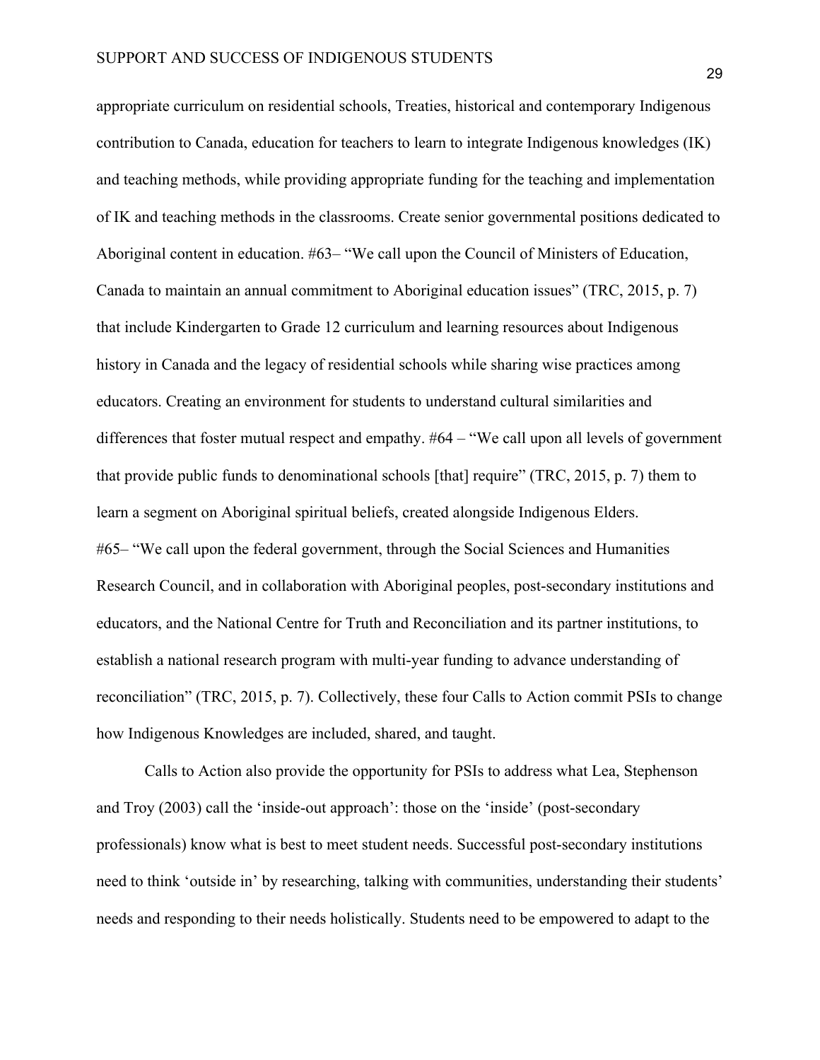appropriate curriculum on residential schools, Treaties, historical and contemporary Indigenous contribution to Canada, education for teachers to learn to integrate Indigenous knowledges (IK) and teaching methods, while providing appropriate funding for the teaching and implementation of IK and teaching methods in the classrooms. Create senior governmental positions dedicated to Aboriginal content in education. #63– "We call upon the Council of Ministers of Education, Canada to maintain an annual commitment to Aboriginal education issues" (TRC, 2015, p. 7) that include Kindergarten to Grade 12 curriculum and learning resources about Indigenous history in Canada and the legacy of residential schools while sharing wise practices among educators. Creating an environment for students to understand cultural similarities and differences that foster mutual respect and empathy. #64 – "We call upon all levels of government that provide public funds to denominational schools [that] require" (TRC, 2015, p. 7) them to learn a segment on Aboriginal spiritual beliefs, created alongside Indigenous Elders. #65– "We call upon the federal government, through the Social Sciences and Humanities Research Council, and in collaboration with Aboriginal peoples, post-secondary institutions and educators, and the National Centre for Truth and Reconciliation and its partner institutions, to establish a national research program with multi-year funding to advance understanding of reconciliation" (TRC, 2015, p. 7). Collectively, these four Calls to Action commit PSIs to change how Indigenous Knowledges are included, shared, and taught.

Calls to Action also provide the opportunity for PSIs to address what Lea, Stephenson and Troy (2003) call the 'inside-out approach': those on the 'inside' (post-secondary professionals) know what is best to meet student needs. Successful post-secondary institutions need to think 'outside in' by researching, talking with communities, understanding their students' needs and responding to their needs holistically. Students need to be empowered to adapt to the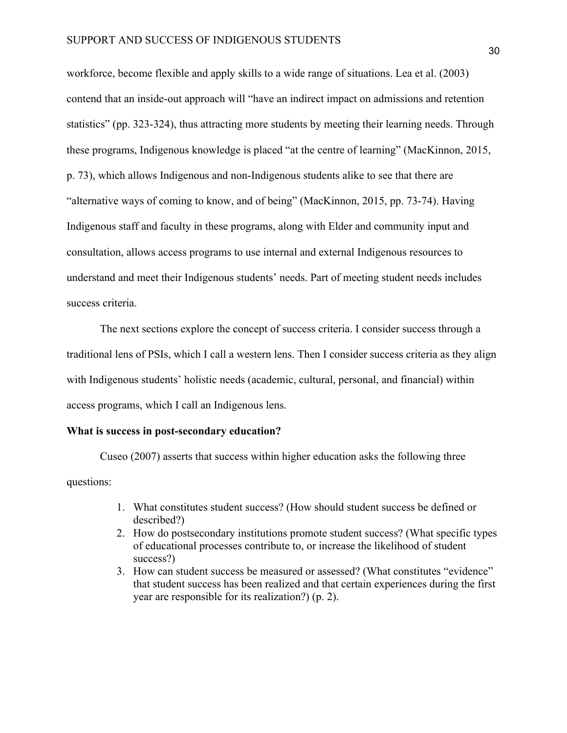workforce, become flexible and apply skills to a wide range of situations. Lea et al. (2003) contend that an inside-out approach will "have an indirect impact on admissions and retention statistics" (pp. 323-324), thus attracting more students by meeting their learning needs. Through these programs, Indigenous knowledge is placed "at the centre of learning" (MacKinnon, 2015, p. 73), which allows Indigenous and non-Indigenous students alike to see that there are "alternative ways of coming to know, and of being" (MacKinnon, 2015, pp. 73-74). Having Indigenous staff and faculty in these programs, along with Elder and community input and consultation, allows access programs to use internal and external Indigenous resources to understand and meet their Indigenous students' needs. Part of meeting student needs includes success criteria.

The next sections explore the concept of success criteria. I consider success through a traditional lens of PSIs, which I call a western lens. Then I consider success criteria as they align with Indigenous students' holistic needs (academic, cultural, personal, and financial) within access programs, which I call an Indigenous lens.

**What is success in post-secondary education?**

Cuseo (2007) asserts that success within higher education asks the following three questions:

> 1. What constitutes student success? (How should student success be defined or described?)
> 2. How do postsecondary institutions promote student success? (What specific types of educational processes contribute to, or increase the likelihood of student success?)
> 3. How can student success be measured or assessed? (What constitutes "evidence" that student success has been realized and that certain experiences during the first year are responsible for its realization?) (p. 2).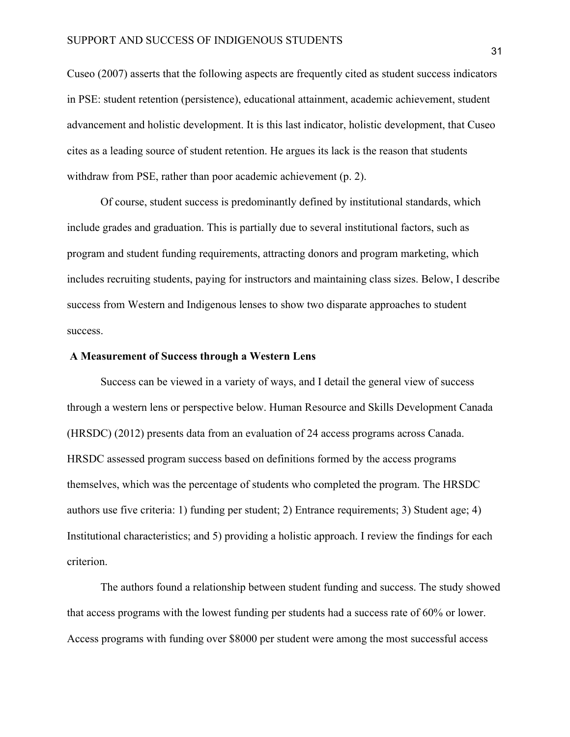Cuseo (2007) asserts that the following aspects are frequently cited as student success indicators in PSE: student retention (persistence), educational attainment, academic achievement, student advancement and holistic development. It is this last indicator, holistic development, that Cuseo cites as a leading source of student retention. He argues its lack is the reason that students withdraw from PSE, rather than poor academic achievement (p. 2).

Of course, student success is predominantly defined by institutional standards, which include grades and graduation. This is partially due to several institutional factors, such as program and student funding requirements, attracting donors and program marketing, which includes recruiting students, paying for instructors and maintaining class sizes. Below, I describe success from Western and Indigenous lenses to show two disparate approaches to student success.

### A Measurement of Success through a Western Lens

Success can be viewed in a variety of ways, and I detail the general view of success through a western lens or perspective below. Human Resource and Skills Development Canada (HRSDC) (2012) presents data from an evaluation of 24 access programs across Canada. HRSDC assessed program success based on definitions formed by the access programs themselves, which was the percentage of students who completed the program. The HRSDC authors use five criteria: 1) funding per student; 2) Entrance requirements; 3) Student age; 4) Institutional characteristics; and 5) providing a holistic approach. I review the findings for each criterion.

The authors found a relationship between student funding and success. The study showed that access programs with the lowest funding per students had a success rate of 60% or lower. Access programs with funding over $8000 per student were among the most successful access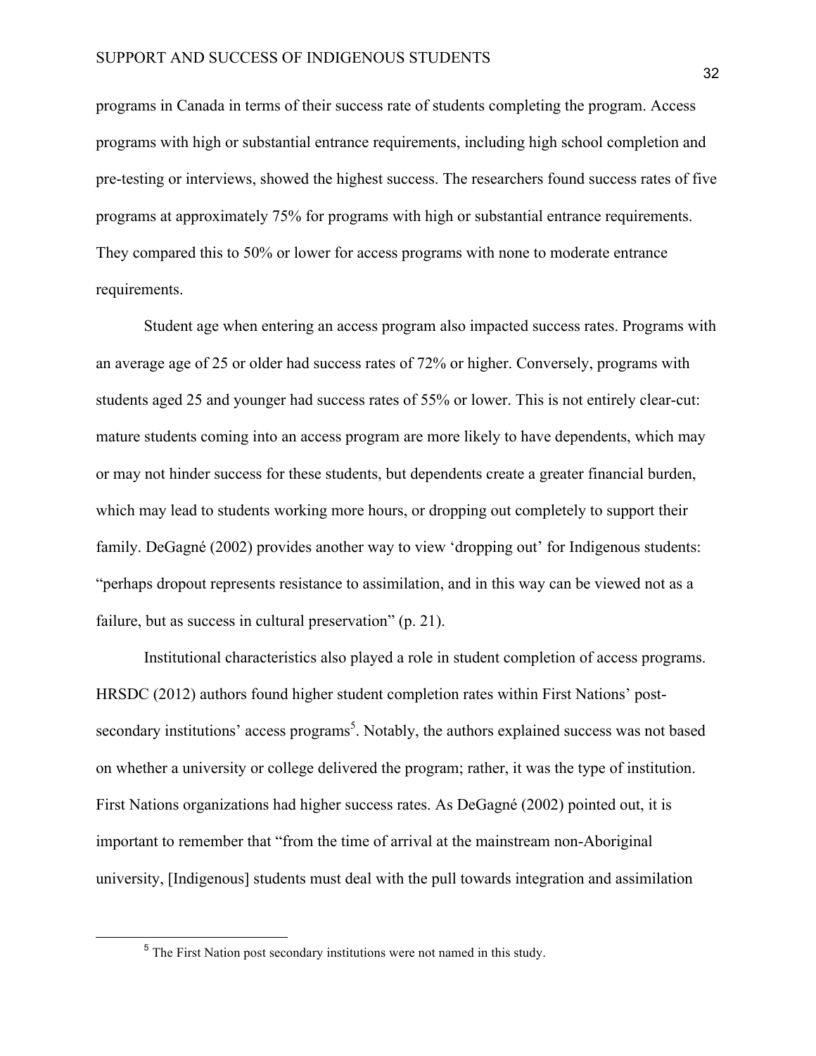programs in Canada in terms of their success rate of students completing the program. Access programs with high or substantial entrance requirements, including high school completion and pre-testing or interviews, showed the highest success. The researchers found success rates of five programs at approximately 75% for programs with high or substantial entrance requirements. They compared this to 50% or lower for access programs with none to moderate entrance requirements.

Student age when entering an access program also impacted success rates. Programs with an average age of 25 or older had success rates of 72% or higher. Conversely, programs with students aged 25 and younger had success rates of 55% or lower. This is not entirely clear-cut: mature students coming into an access program are more likely to have dependents, which may or may not hinder success for these students, but dependents create a greater financial burden, which may lead to students working more hours, or dropping out completely to support their family. DeGagné (2002) provides another way to view 'dropping out' for Indigenous students: "perhaps dropout represents resistance to assimilation, and in this way can be viewed not as a failure, but as success in cultural preservation" (p. 21).

Institutional characteristics also played a role in student completion of access programs. HRSDC (2012) authors found higher student completion rates within First Nations' post-secondary institutions' access programs[5]. Notably, the authors explained success was not based on whether a university or college delivered the program; rather, it was the type of institution. First Nations organizations had higher success rates. As DeGagné (2002) pointed out, it is important to remember that "from the time of arrival at the mainstream non-Aboriginal university, [Indigenous] students must deal with the pull towards integration and assimilation

---

[5] The First Nation post secondary institutions were not named in this study.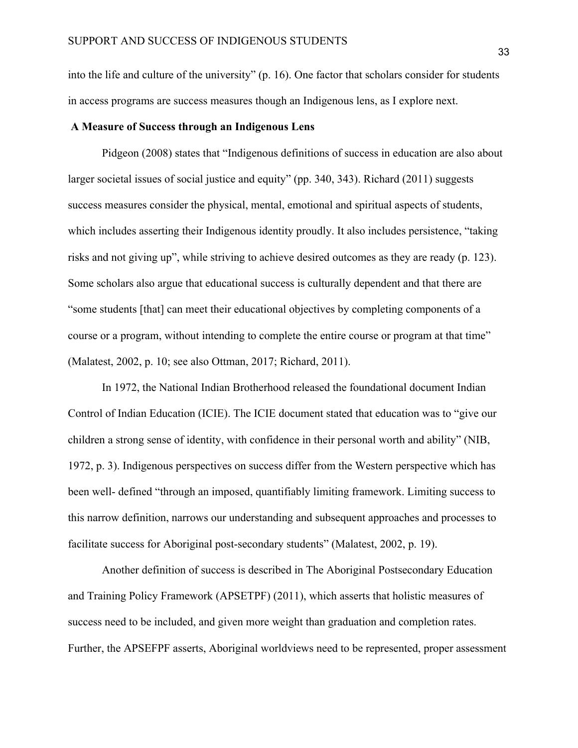into the life and culture of the university" (p. 16). One factor that scholars consider for students in access programs are success measures though an Indigenous lens, as I explore next.

## A Measure of Success through an Indigenous Lens

Pidgeon (2008) states that "Indigenous definitions of success in education are also about larger societal issues of social justice and equity" (pp. 340, 343). Richard (2011) suggests success measures consider the physical, mental, emotional and spiritual aspects of students, which includes asserting their Indigenous identity proudly. It also includes persistence, "taking risks and not giving up", while striving to achieve desired outcomes as they are ready (p. 123). Some scholars also argue that educational success is culturally dependent and that there are "some students [that] can meet their educational objectives by completing components of a course or a program, without intending to complete the entire course or program at that time" (Malatest, 2002, p. 10; see also Ottman, 2017; Richard, 2011).

In 1972, the National Indian Brotherhood released the foundational document Indian Control of Indian Education (ICIE). The ICIE document stated that education was to "give our children a strong sense of identity, with confidence in their personal worth and ability" (NIB, 1972, p. 3). Indigenous perspectives on success differ from the Western perspective which has been well- defined "through an imposed, quantifiably limiting framework. Limiting success to this narrow definition, narrows our understanding and subsequent approaches and processes to facilitate success for Aboriginal post-secondary students" (Malatest, 2002, p. 19).

Another definition of success is described in The Aboriginal Postsecondary Education and Training Policy Framework (APSETPF) (2011), which asserts that holistic measures of success need to be included, and given more weight than graduation and completion rates. Further, the APSEFPF asserts, Aboriginal worldviews need to be represented, proper assessment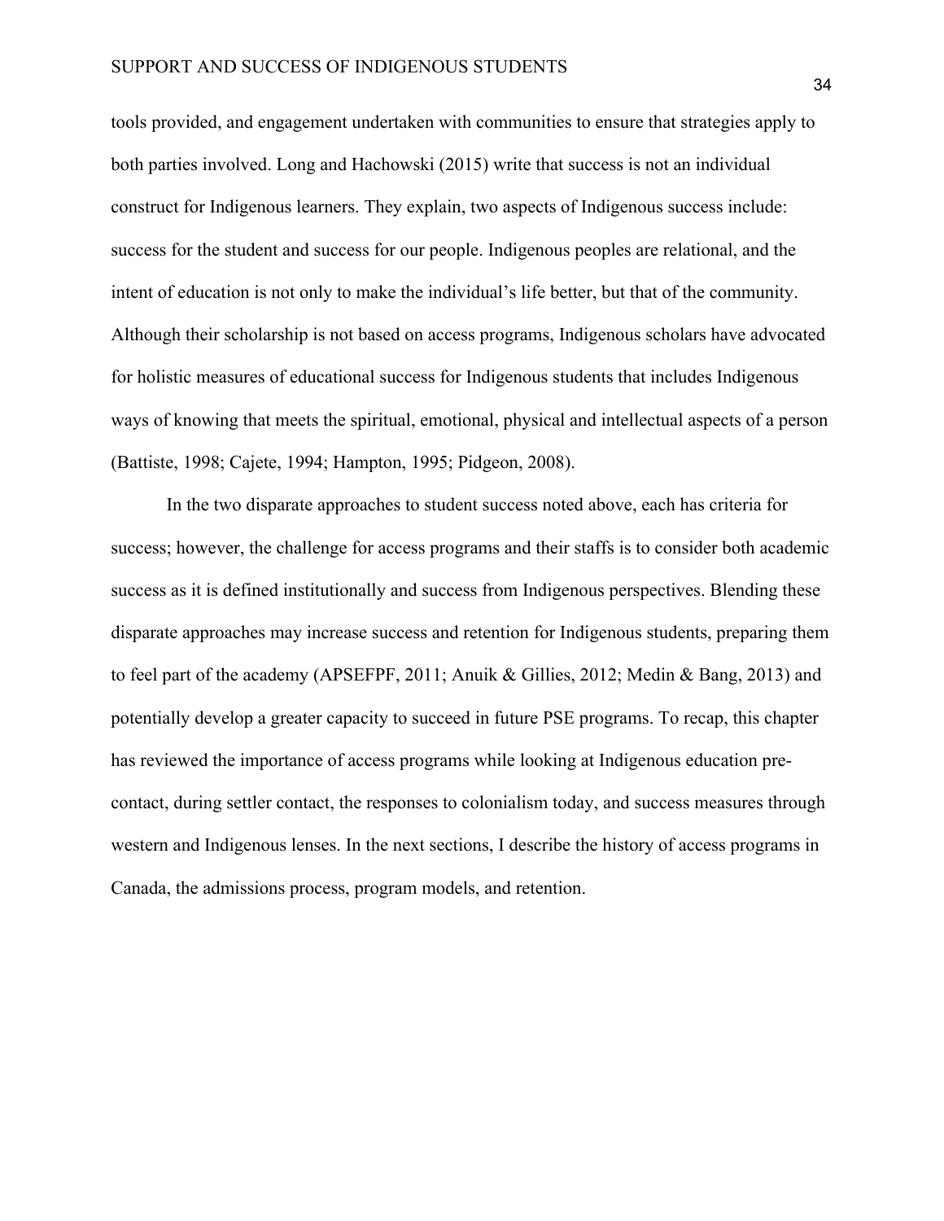tools provided, and engagement undertaken with communities to ensure that strategies apply to both parties involved. Long and Hachowski (2015) write that success is not an individual construct for Indigenous learners. They explain, two aspects of Indigenous success include: success for the student and success for our people. Indigenous peoples are relational, and the intent of education is not only to make the individual's life better, but that of the community. Although their scholarship is not based on access programs, Indigenous scholars have advocated for holistic measures of educational success for Indigenous students that includes Indigenous ways of knowing that meets the spiritual, emotional, physical and intellectual aspects of a person (Battiste, 1998; Cajete, 1994; Hampton, 1995; Pidgeon, 2008).

In the two disparate approaches to student success noted above, each has criteria for success; however, the challenge for access programs and their staffs is to consider both academic success as it is defined institutionally and success from Indigenous perspectives. Blending these disparate approaches may increase success and retention for Indigenous students, preparing them to feel part of the academy (APSEFPF, 2011; Anuik & Gillies, 2012; Medin & Bang, 2013) and potentially develop a greater capacity to succeed in future PSE programs. To recap, this chapter has reviewed the importance of access programs while looking at Indigenous education pre-contact, during settler contact, the responses to colonialism today, and success measures through western and Indigenous lenses. In the next sections, I describe the history of access programs in Canada, the admissions process, program models, and retention.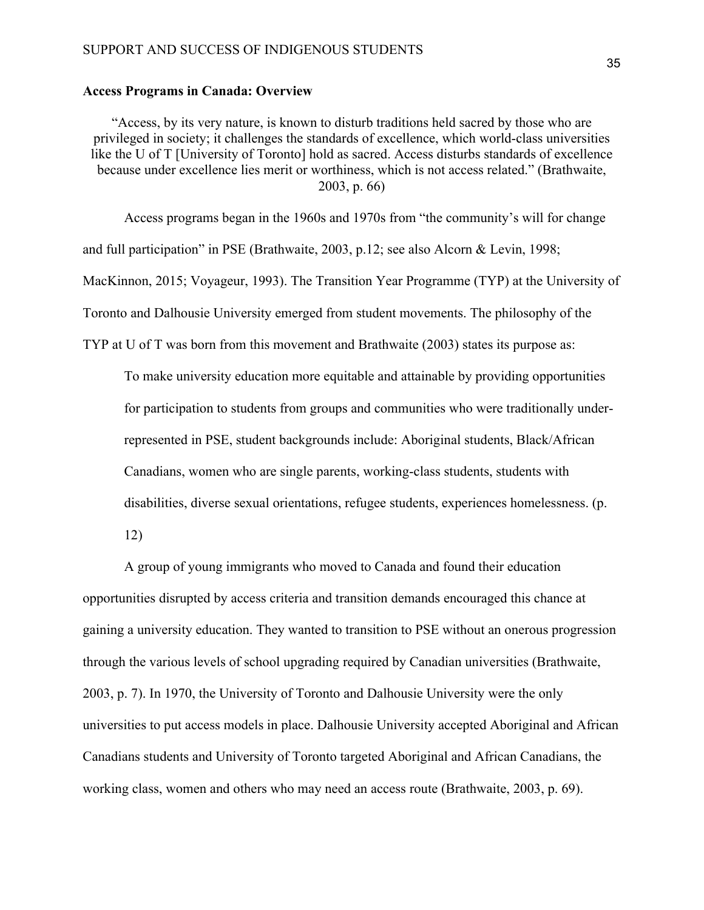**Access Programs in Canada: Overview**

> "Access, by its very nature, is known to disturb traditions held sacred by those who are privileged in society; it challenges the standards of excellence, which world-class universities like the U of T [University of Toronto] hold as sacred. Access disturbs standards of excellence because under excellence lies merit or worthiness, which is not access related." (Brathwaite, 2003, p. 66)

Access programs began in the 1960s and 1970s from "the community's will for change and full participation" in PSE (Brathwaite, 2003, p.12; see also Alcorn & Levin, 1998; MacKinnon, 2015; Voyageur, 1993). The Transition Year Programme (TYP) at the University of Toronto and Dalhousie University emerged from student movements. The philosophy of the TYP at U of T was born from this movement and Brathwaite (2003) states its purpose as:

> To make university education more equitable and attainable by providing opportunities for participation to students from groups and communities who were traditionally under-represented in PSE, student backgrounds include: Aboriginal students, Black/African Canadians, women who are single parents, working-class students, students with disabilities, diverse sexual orientations, refugee students, experiences homelessness. (p. 12)

A group of young immigrants who moved to Canada and found their education opportunities disrupted by access criteria and transition demands encouraged this chance at gaining a university education. They wanted to transition to PSE without an onerous progression through the various levels of school upgrading required by Canadian universities (Brathwaite, 2003, p. 7). In 1970, the University of Toronto and Dalhousie University were the only universities to put access models in place. Dalhousie University accepted Aboriginal and African Canadians students and University of Toronto targeted Aboriginal and African Canadians, the working class, women and others who may need an access route (Brathwaite, 2003, p. 69).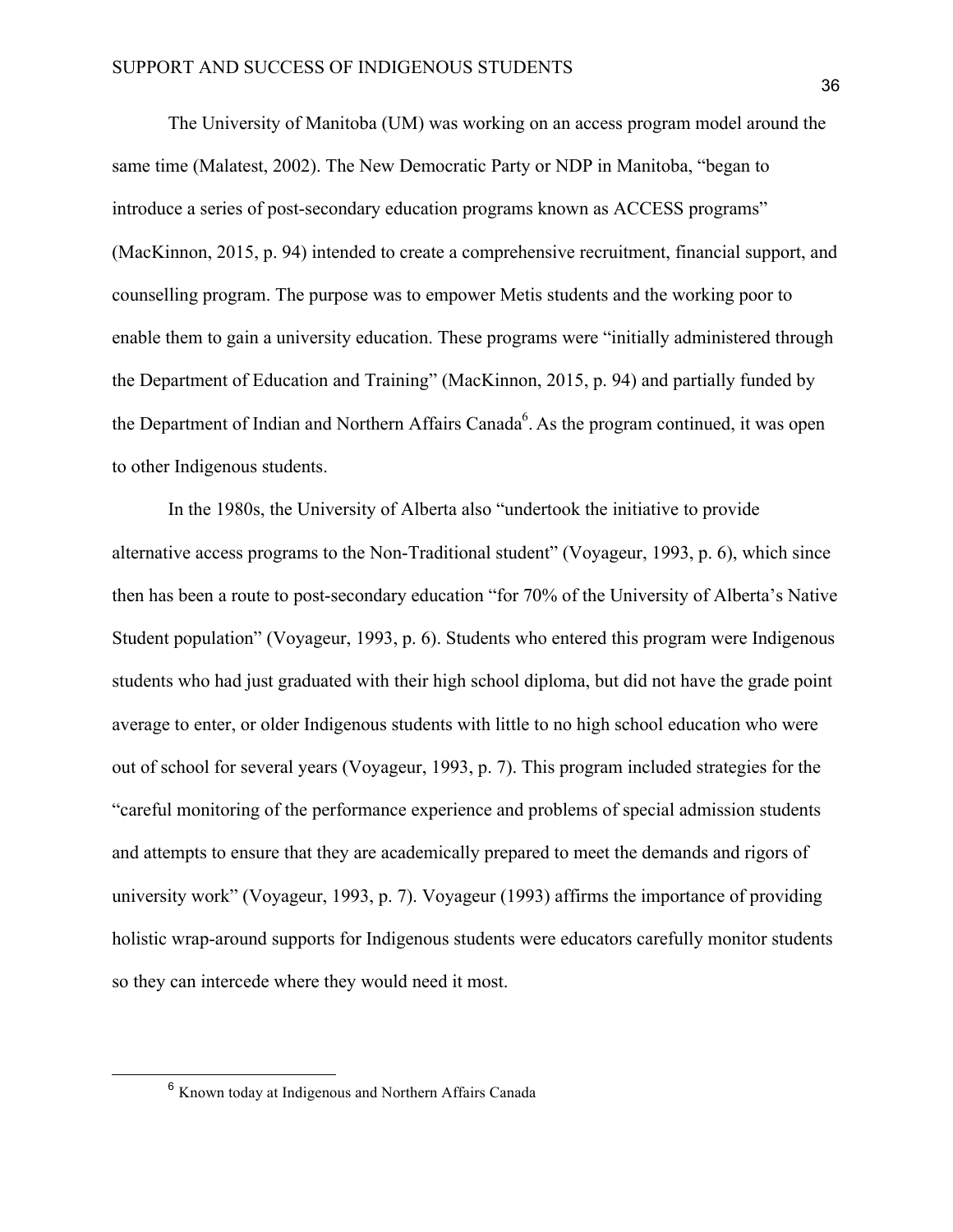The University of Manitoba (UM) was working on an access program model around the same time (Malatest, 2002). The New Democratic Party or NDP in Manitoba, "began to introduce a series of post-secondary education programs known as ACCESS programs" (MacKinnon, 2015, p. 94) intended to create a comprehensive recruitment, financial support, and counselling program. The purpose was to empower Metis students and the working poor to enable them to gain a university education. These programs were "initially administered through the Department of Education and Training" (MacKinnon, 2015, p. 94) and partially funded by the Department of Indian and Northern Affairs Canada[6]. As the program continued, it was open to other Indigenous students.

In the 1980s, the University of Alberta also "undertook the initiative to provide alternative access programs to the Non-Traditional student" (Voyageur, 1993, p. 6), which since then has been a route to post-secondary education "for 70% of the University of Alberta's Native Student population" (Voyageur, 1993, p. 6). Students who entered this program were Indigenous students who had just graduated with their high school diploma, but did not have the grade point average to enter, or older Indigenous students with little to no high school education who were out of school for several years (Voyageur, 1993, p. 7). This program included strategies for the "careful monitoring of the performance experience and problems of special admission students and attempts to ensure that they are academically prepared to meet the demands and rigors of university work" (Voyageur, 1993, p. 7). Voyageur (1993) affirms the importance of providing holistic wrap-around supports for Indigenous students were educators carefully monitor students so they can intercede where they would need it most.

[6] Known today at Indigenous and Northern Affairs Canada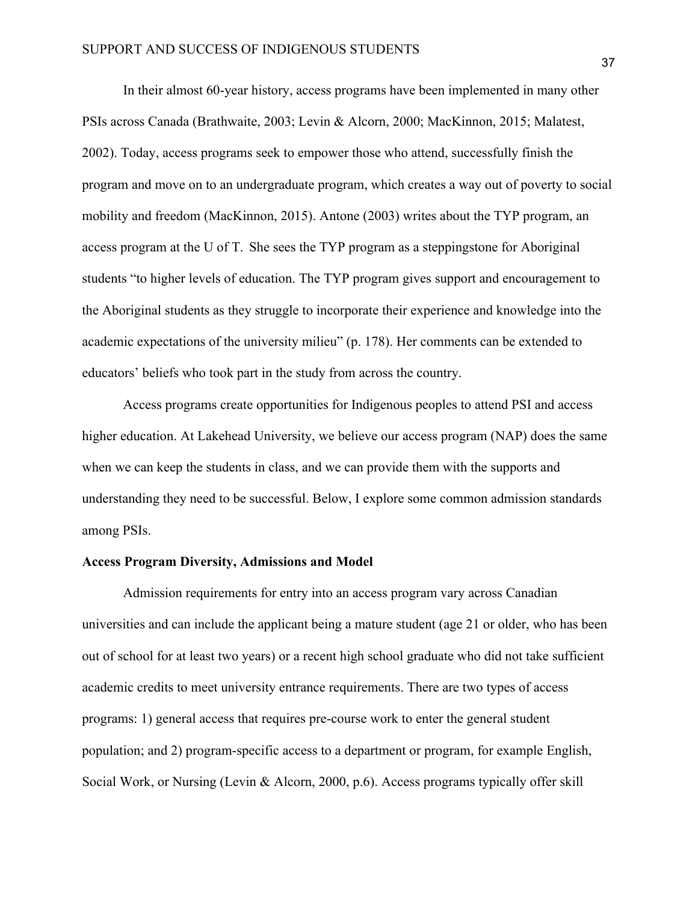In their almost 60-year history, access programs have been implemented in many other PSIs across Canada (Brathwaite, 2003; Levin & Alcorn, 2000; MacKinnon, 2015; Malatest, 2002). Today, access programs seek to empower those who attend, successfully finish the program and move on to an undergraduate program, which creates a way out of poverty to social mobility and freedom (MacKinnon, 2015). Antone (2003) writes about the TYP program, an access program at the U of T. She sees the TYP program as a steppingstone for Aboriginal students "to higher levels of education. The TYP program gives support and encouragement to the Aboriginal students as they struggle to incorporate their experience and knowledge into the academic expectations of the university milieu" (p. 178). Her comments can be extended to educators' beliefs who took part in the study from across the country.

Access programs create opportunities for Indigenous peoples to attend PSI and access higher education. At Lakehead University, we believe our access program (NAP) does the same when we can keep the students in class, and we can provide them with the supports and understanding they need to be successful. Below, I explore some common admission standards among PSIs.

**Access Program Diversity, Admissions and Model**

Admission requirements for entry into an access program vary across Canadian universities and can include the applicant being a mature student (age 21 or older, who has been out of school for at least two years) or a recent high school graduate who did not take sufficient academic credits to meet university entrance requirements. There are two types of access programs: 1) general access that requires pre-course work to enter the general student population; and 2) program-specific access to a department or program, for example English, Social Work, or Nursing (Levin & Alcorn, 2000, p.6). Access programs typically offer skill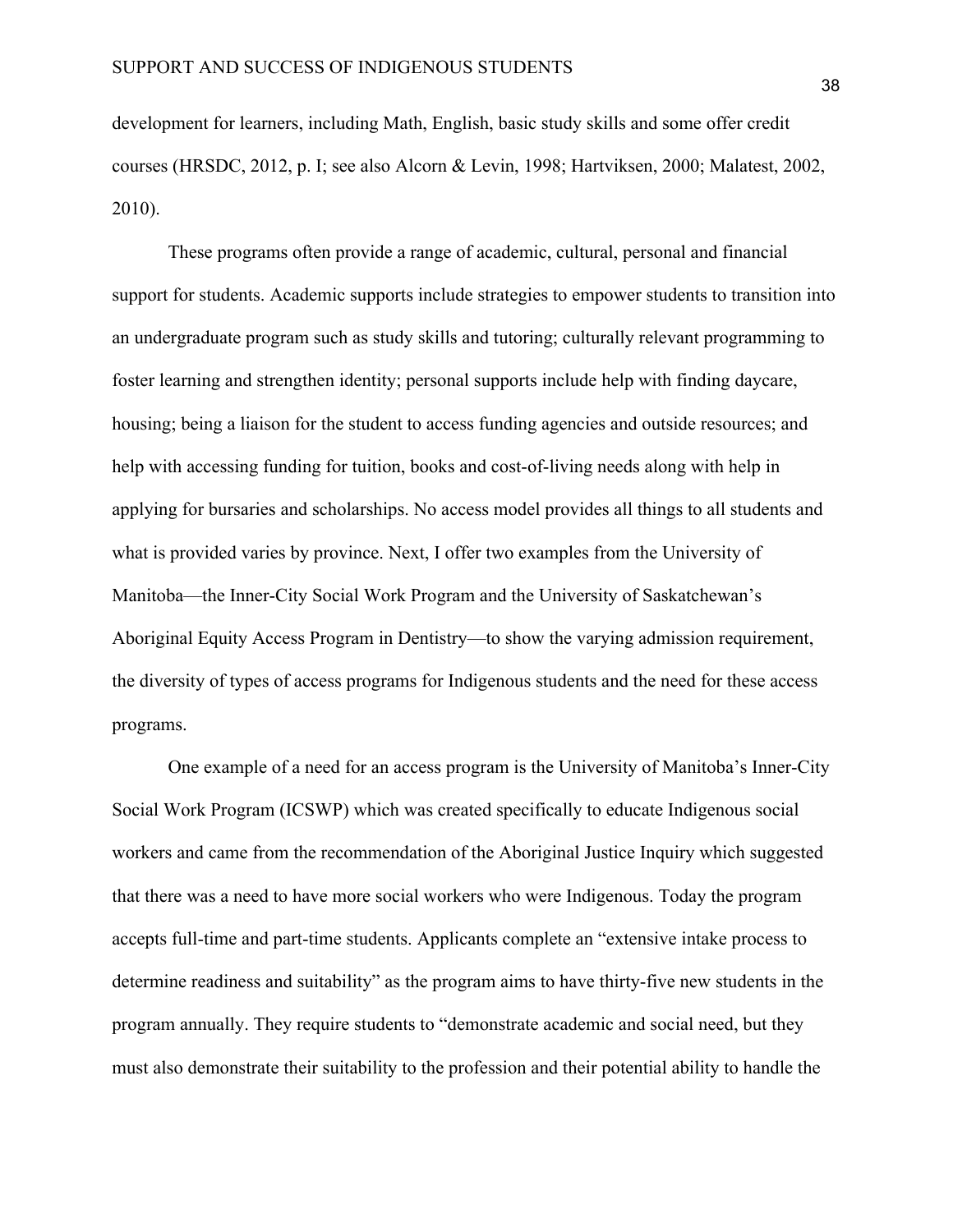development for learners, including Math, English, basic study skills and some offer credit courses (HRSDC, 2012, p. I; see also Alcorn & Levin, 1998; Hartviksen, 2000; Malatest, 2002, 2010).

These programs often provide a range of academic, cultural, personal and financial support for students. Academic supports include strategies to empower students to transition into an undergraduate program such as study skills and tutoring; culturally relevant programming to foster learning and strengthen identity; personal supports include help with finding daycare, housing; being a liaison for the student to access funding agencies and outside resources; and help with accessing funding for tuition, books and cost-of-living needs along with help in applying for bursaries and scholarships. No access model provides all things to all students and what is provided varies by province. Next, I offer two examples from the University of Manitoba—the Inner-City Social Work Program and the University of Saskatchewan's Aboriginal Equity Access Program in Dentistry—to show the varying admission requirement, the diversity of types of access programs for Indigenous students and the need for these access programs.

One example of a need for an access program is the University of Manitoba's Inner-City Social Work Program (ICSWP) which was created specifically to educate Indigenous social workers and came from the recommendation of the Aboriginal Justice Inquiry which suggested that there was a need to have more social workers who were Indigenous. Today the program accepts full-time and part-time students. Applicants complete an "extensive intake process to determine readiness and suitability" as the program aims to have thirty-five new students in the program annually. They require students to "demonstrate academic and social need, but they must also demonstrate their suitability to the profession and their potential ability to handle the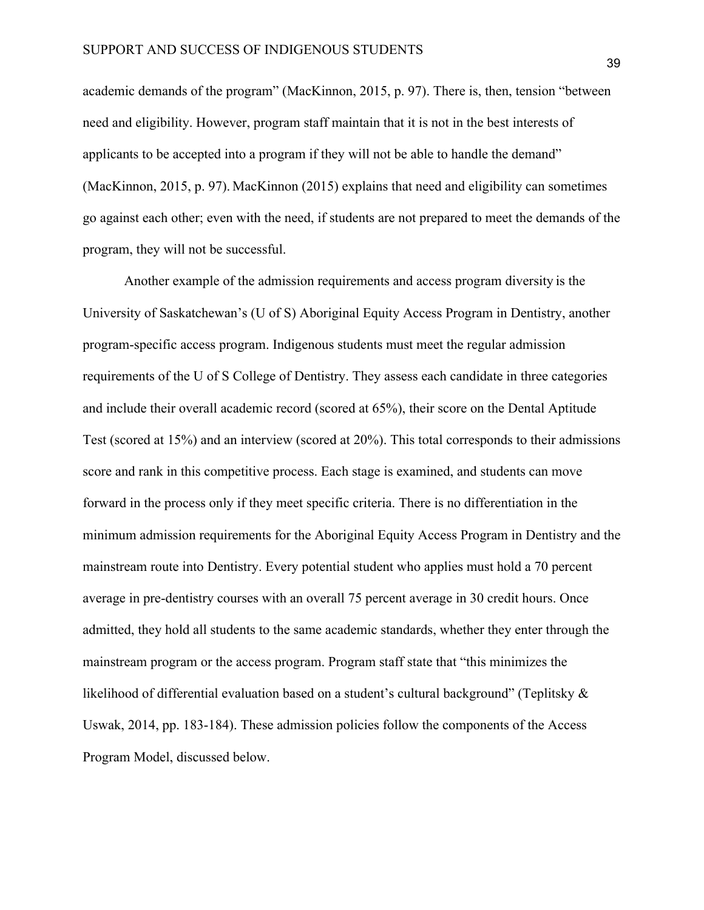academic demands of the program" (MacKinnon, 2015, p. 97). There is, then, tension "between need and eligibility. However, program staff maintain that it is not in the best interests of applicants to be accepted into a program if they will not be able to handle the demand" (MacKinnon, 2015, p. 97). MacKinnon (2015) explains that need and eligibility can sometimes go against each other; even with the need, if students are not prepared to meet the demands of the program, they will not be successful.

Another example of the admission requirements and access program diversity is the University of Saskatchewan's (U of S) Aboriginal Equity Access Program in Dentistry, another program-specific access program. Indigenous students must meet the regular admission requirements of the U of S College of Dentistry. They assess each candidate in three categories and include their overall academic record (scored at 65%), their score on the Dental Aptitude Test (scored at 15%) and an interview (scored at 20%). This total corresponds to their admissions score and rank in this competitive process. Each stage is examined, and students can move forward in the process only if they meet specific criteria. There is no differentiation in the minimum admission requirements for the Aboriginal Equity Access Program in Dentistry and the mainstream route into Dentistry. Every potential student who applies must hold a 70 percent average in pre-dentistry courses with an overall 75 percent average in 30 credit hours. Once admitted, they hold all students to the same academic standards, whether they enter through the mainstream program or the access program. Program staff state that "this minimizes the likelihood of differential evaluation based on a student's cultural background" (Teplitsky & Uswak, 2014, pp. 183-184). These admission policies follow the components of the Access Program Model, discussed below.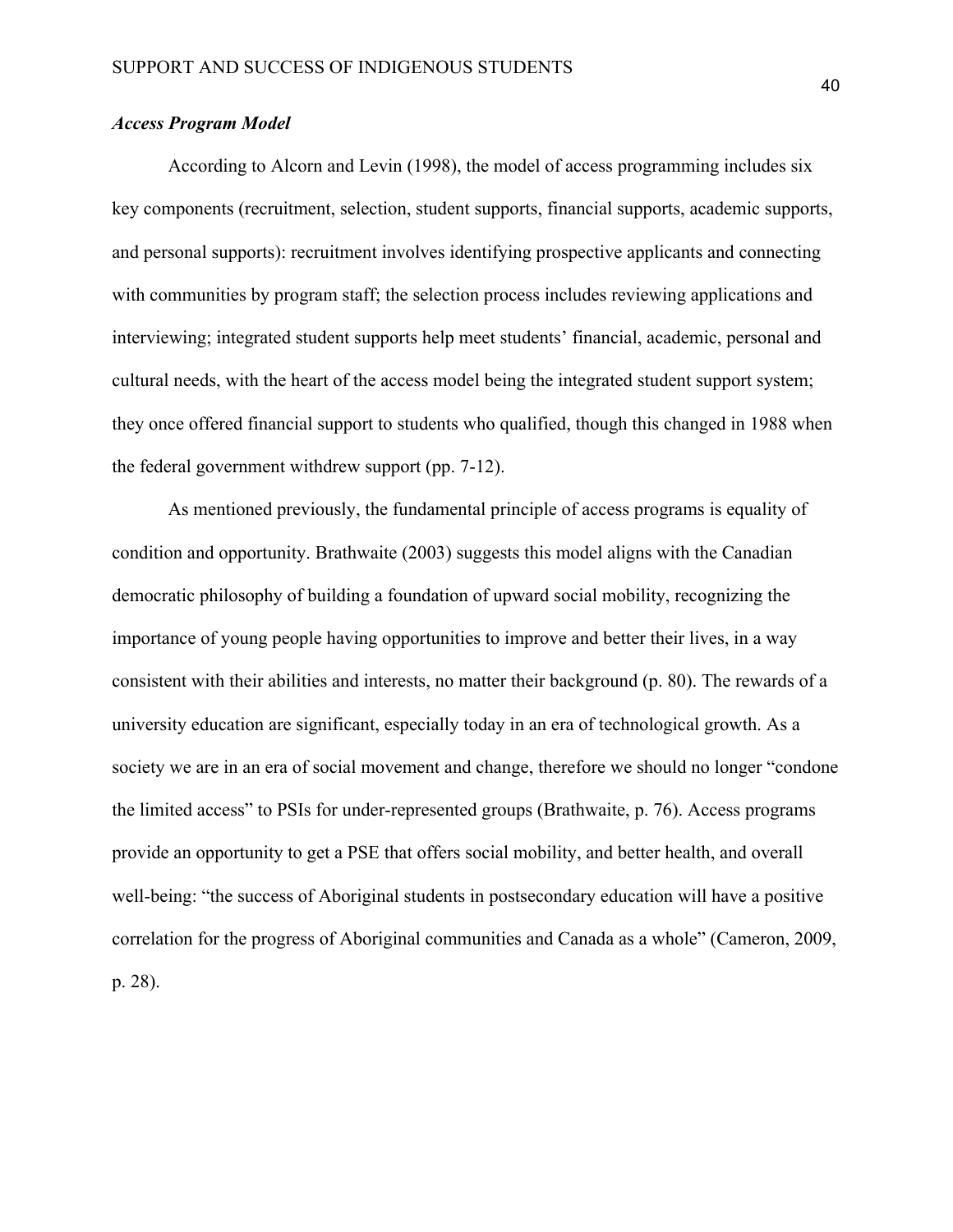### *Access Program Model*

According to Alcorn and Levin (1998), the model of access programming includes six key components (recruitment, selection, student supports, financial supports, academic supports, and personal supports): recruitment involves identifying prospective applicants and connecting with communities by program staff; the selection process includes reviewing applications and interviewing; integrated student supports help meet students' financial, academic, personal and cultural needs, with the heart of the access model being the integrated student support system; they once offered financial support to students who qualified, though this changed in 1988 when the federal government withdrew support (pp. 7-12).

As mentioned previously, the fundamental principle of access programs is equality of condition and opportunity. Brathwaite (2003) suggests this model aligns with the Canadian democratic philosophy of building a foundation of upward social mobility, recognizing the importance of young people having opportunities to improve and better their lives, in a way consistent with their abilities and interests, no matter their background (p. 80). The rewards of a university education are significant, especially today in an era of technological growth. As a society we are in an era of social movement and change, therefore we should no longer "condone the limited access" to PSIs for under-represented groups (Brathwaite, p. 76). Access programs provide an opportunity to get a PSE that offers social mobility, and better health, and overall well-being: "the success of Aboriginal students in postsecondary education will have a positive correlation for the progress of Aboriginal communities and Canada as a whole" (Cameron, 2009, p. 28).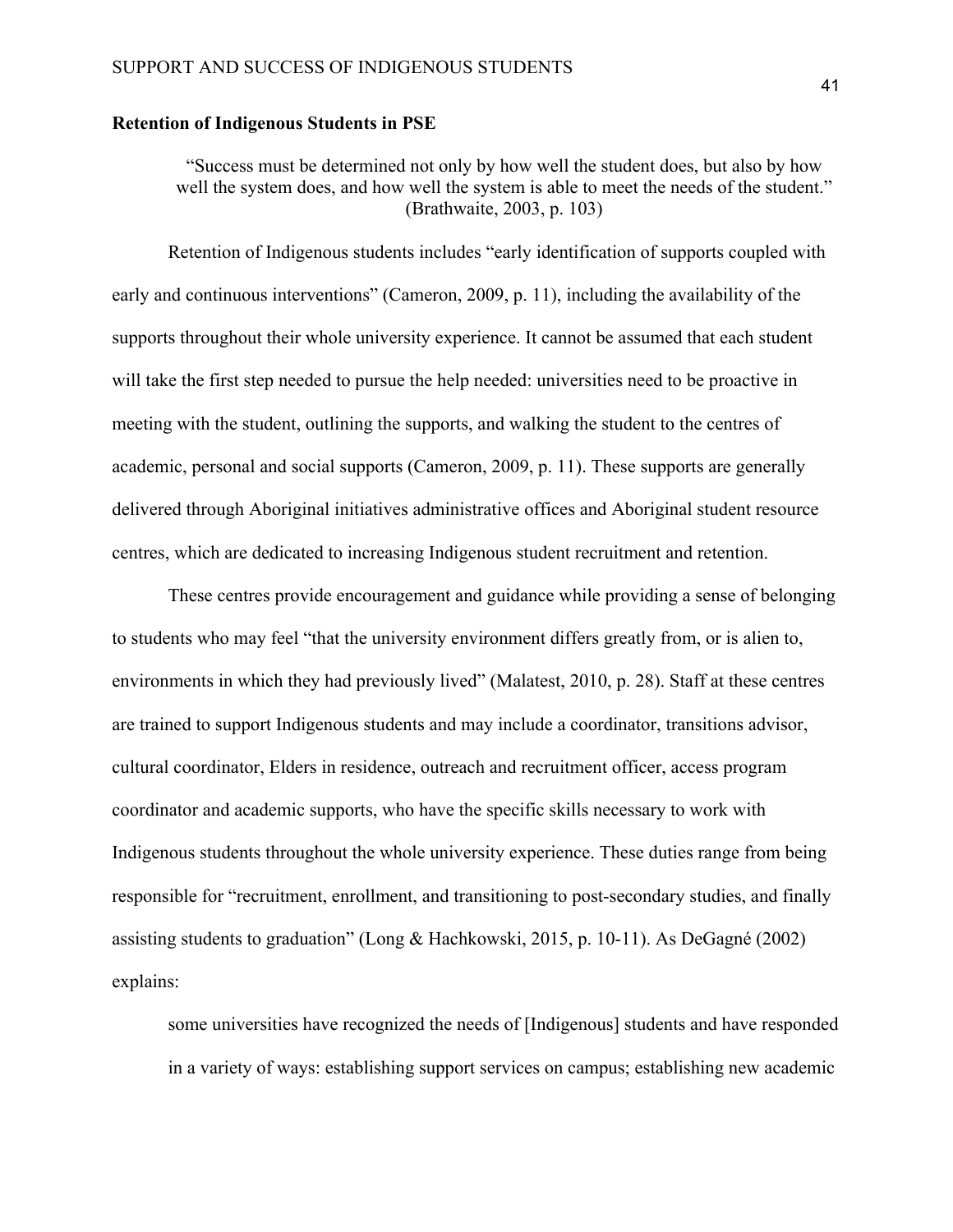**Retention of Indigenous Students in PSE**

> "Success must be determined not only by how well the student does, but also by how well the system does, and how well the system is able to meet the needs of the student." (Brathwaite, 2003, p. 103)

Retention of Indigenous students includes "early identification of supports coupled with early and continuous interventions" (Cameron, 2009, p. 11), including the availability of the supports throughout their whole university experience. It cannot be assumed that each student will take the first step needed to pursue the help needed: universities need to be proactive in meeting with the student, outlining the supports, and walking the student to the centres of academic, personal and social supports (Cameron, 2009, p. 11). These supports are generally delivered through Aboriginal initiatives administrative offices and Aboriginal student resource centres, which are dedicated to increasing Indigenous student recruitment and retention.

These centres provide encouragement and guidance while providing a sense of belonging to students who may feel "that the university environment differs greatly from, or is alien to, environments in which they had previously lived" (Malatest, 2010, p. 28). Staff at these centres are trained to support Indigenous students and may include a coordinator, transitions advisor, cultural coordinator, Elders in residence, outreach and recruitment officer, access program coordinator and academic supports, who have the specific skills necessary to work with Indigenous students throughout the whole university experience. These duties range from being responsible for "recruitment, enrollment, and transitioning to post-secondary studies, and finally assisting students to graduation" (Long & Hachkowski, 2015, p. 10-11). As DeGagné (2002) explains:

> some universities have recognized the needs of [Indigenous] students and have responded in a variety of ways: establishing support services on campus; establishing new academic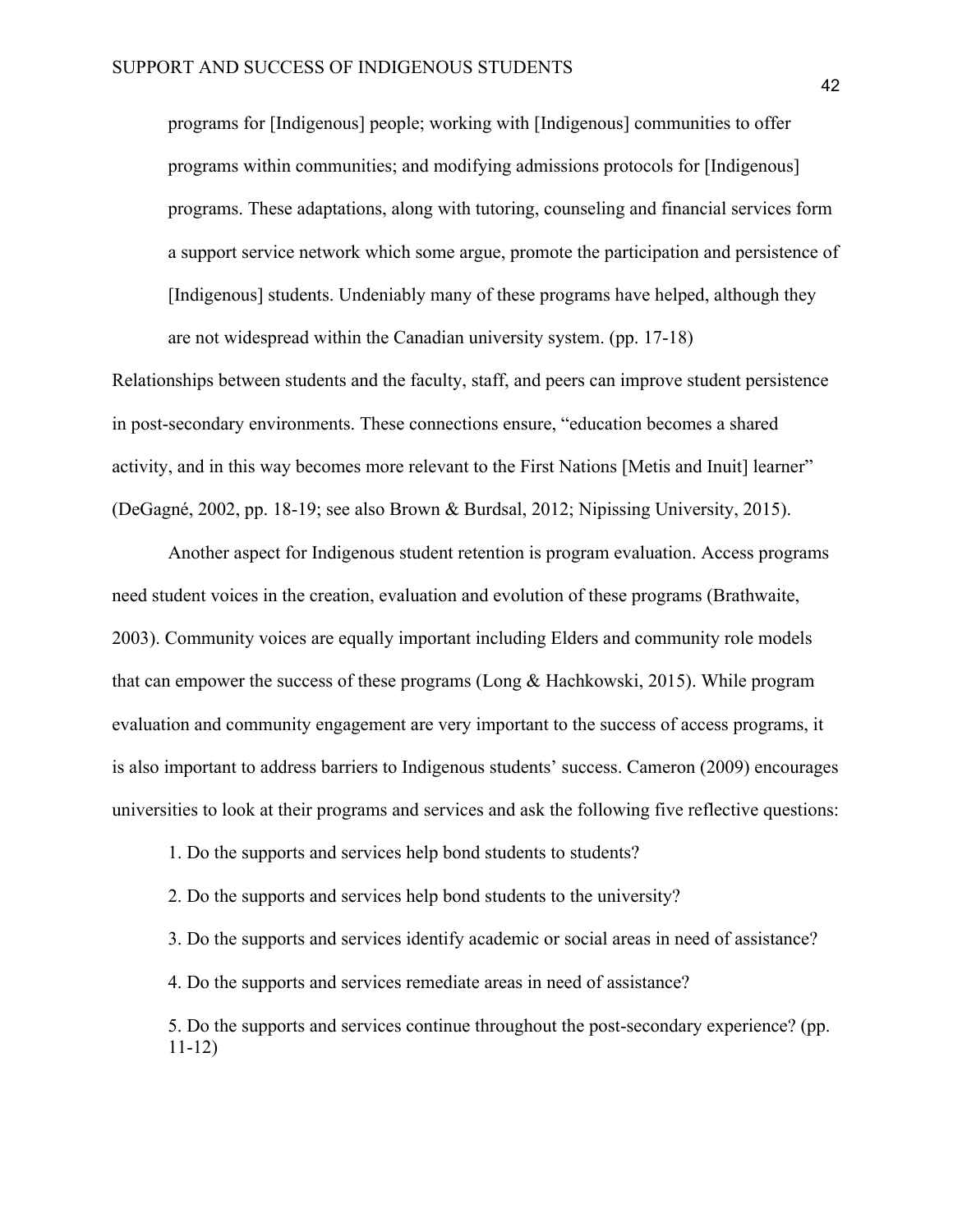> programs for [Indigenous] people; working with [Indigenous] communities to offer programs within communities; and modifying admissions protocols for [Indigenous] programs. These adaptations, along with tutoring, counseling and financial services form a support service network which some argue, promote the participation and persistence of [Indigenous] students. Undeniably many of these programs have helped, although they are not widespread within the Canadian university system. (pp. 17-18)

Relationships between students and the faculty, staff, and peers can improve student persistence in post-secondary environments. These connections ensure, "education becomes a shared activity, and in this way becomes more relevant to the First Nations [Metis and Inuit] learner" (DeGagné, 2002, pp. 18-19; see also Brown & Burdsal, 2012; Nipissing University, 2015).

Another aspect for Indigenous student retention is program evaluation. Access programs need student voices in the creation, evaluation and evolution of these programs (Brathwaite, 2003). Community voices are equally important including Elders and community role models that can empower the success of these programs (Long & Hachkowski, 2015). While program evaluation and community engagement are very important to the success of access programs, it is also important to address barriers to Indigenous students' success. Cameron (2009) encourages universities to look at their programs and services and ask the following five reflective questions:

> 1. Do the supports and services help bond students to students?
>
> 2. Do the supports and services help bond students to the university?
>
> 3. Do the supports and services identify academic or social areas in need of assistance?
>
> 4. Do the supports and services remediate areas in need of assistance?
>
> 5. Do the supports and services continue throughout the post-secondary experience? (pp. 11-12)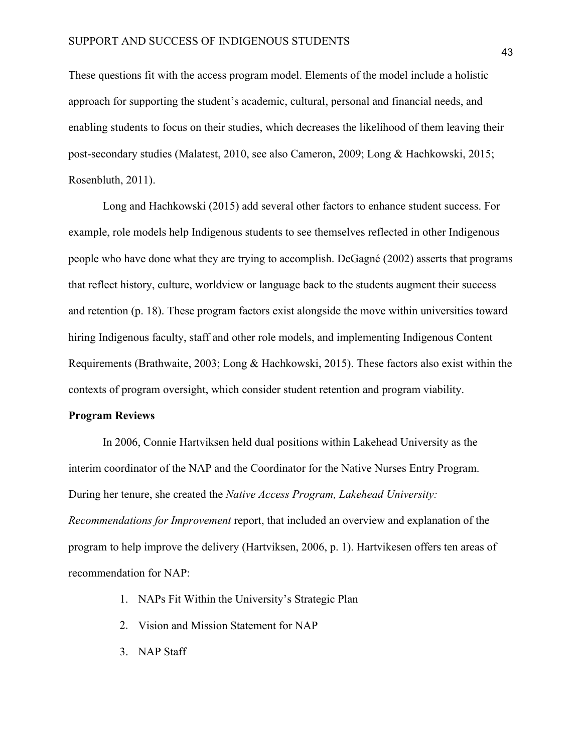These questions fit with the access program model. Elements of the model include a holistic approach for supporting the student's academic, cultural, personal and financial needs, and enabling students to focus on their studies, which decreases the likelihood of them leaving their post-secondary studies (Malatest, 2010, see also Cameron, 2009; Long & Hachkowski, 2015; Rosenbluth, 2011).

Long and Hachkowski (2015) add several other factors to enhance student success. For example, role models help Indigenous students to see themselves reflected in other Indigenous people who have done what they are trying to accomplish. DeGagné (2002) asserts that programs that reflect history, culture, worldview or language back to the students augment their success and retention (p. 18). These program factors exist alongside the move within universities toward hiring Indigenous faculty, staff and other role models, and implementing Indigenous Content Requirements (Brathwaite, 2003; Long & Hachkowski, 2015). These factors also exist within the contexts of program oversight, which consider student retention and program viability.

**Program Reviews**

In 2006, Connie Hartviksen held dual positions within Lakehead University as the interim coordinator of the NAP and the Coordinator for the Native Nurses Entry Program. During her tenure, she created the *Native Access Program, Lakehead University: Recommendations for Improvement* report, that included an overview and explanation of the program to help improve the delivery (Hartviksen, 2006, p. 1). Hartvikesen offers ten areas of recommendation for NAP:

1. NAPs Fit Within the University's Strategic Plan
2. Vision and Mission Statement for NAP
3. NAP Staff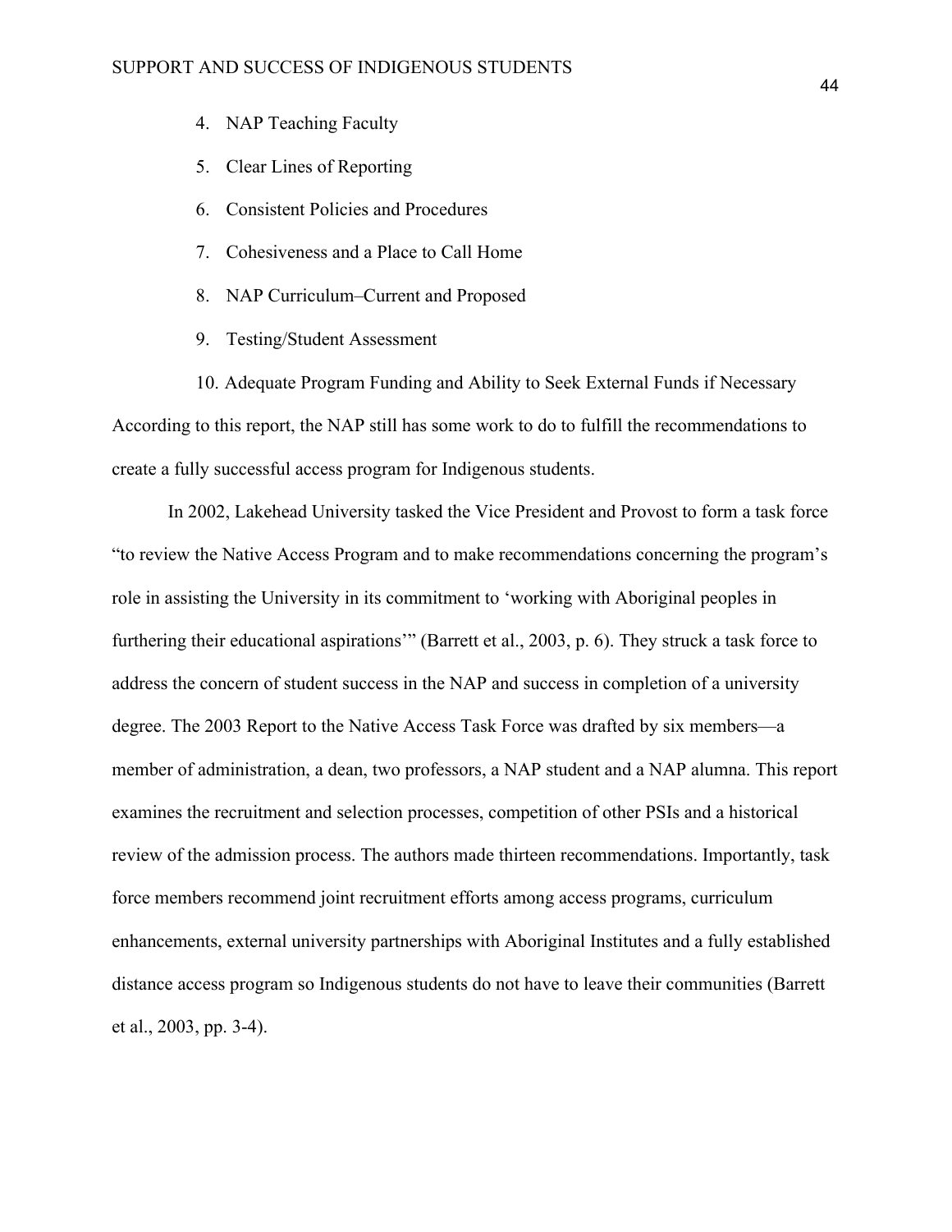4. NAP Teaching Faculty
5. Clear Lines of Reporting
6. Consistent Policies and Procedures
7. Cohesiveness and a Place to Call Home
8. NAP Curriculum–Current and Proposed
9. Testing/Student Assessment
10. Adequate Program Funding and Ability to Seek External Funds if Necessary

According to this report, the NAP still has some work to do to fulfill the recommendations to create a fully successful access program for Indigenous students.

In 2002, Lakehead University tasked the Vice President and Provost to form a task force "to review the Native Access Program and to make recommendations concerning the program's role in assisting the University in its commitment to 'working with Aboriginal peoples in furthering their educational aspirations'" (Barrett et al., 2003, p. 6). They struck a task force to address the concern of student success in the NAP and success in completion of a university degree. The 2003 Report to the Native Access Task Force was drafted by six members—a member of administration, a dean, two professors, a NAP student and a NAP alumna. This report examines the recruitment and selection processes, competition of other PSIs and a historical review of the admission process. The authors made thirteen recommendations. Importantly, task force members recommend joint recruitment efforts among access programs, curriculum enhancements, external university partnerships with Aboriginal Institutes and a fully established distance access program so Indigenous students do not have to leave their communities (Barrett et al., 2003, pp. 3-4).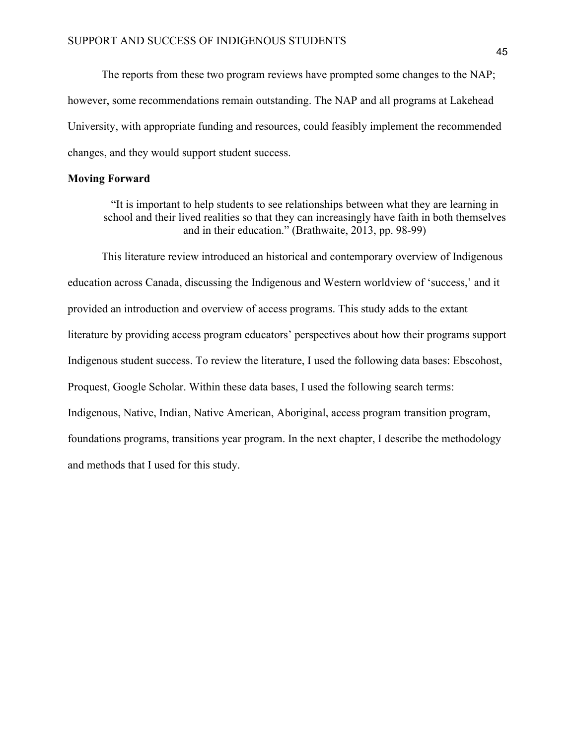The reports from these two program reviews have prompted some changes to the NAP; however, some recommendations remain outstanding. The NAP and all programs at Lakehead University, with appropriate funding and resources, could feasibly implement the recommended changes, and they would support student success.

**Moving Forward**

> "It is important to help students to see relationships between what they are learning in school and their lived realities so that they can increasingly have faith in both themselves and in their education." (Brathwaite, 2013, pp. 98-99)

This literature review introduced an historical and contemporary overview of Indigenous education across Canada, discussing the Indigenous and Western worldview of 'success,' and it provided an introduction and overview of access programs. This study adds to the extant literature by providing access program educators' perspectives about how their programs support Indigenous student success. To review the literature, I used the following data bases: Ebscohost, Proquest, Google Scholar. Within these data bases, I used the following search terms: Indigenous, Native, Indian, Native American, Aboriginal, access program transition program, foundations programs, transitions year program. In the next chapter, I describe the methodology and methods that I used for this study.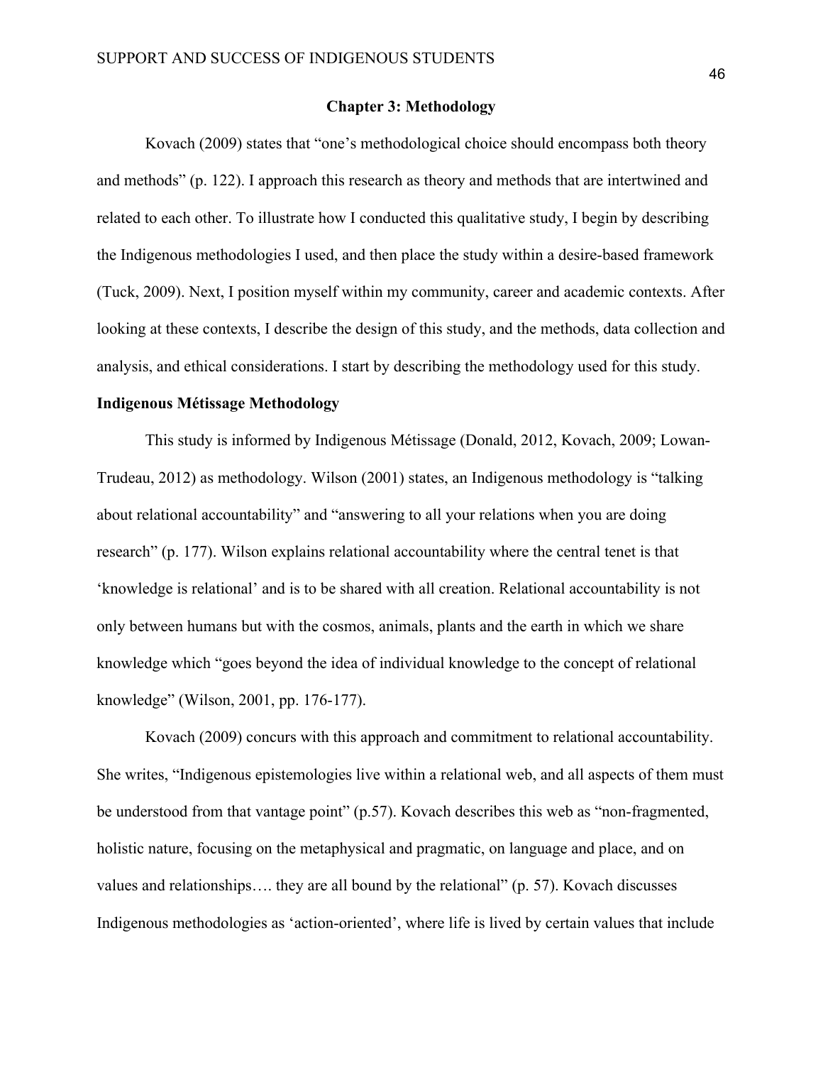# Chapter 3: Methodology

Kovach (2009) states that "one's methodological choice should encompass both theory and methods" (p. 122). I approach this research as theory and methods that are intertwined and related to each other. To illustrate how I conducted this qualitative study, I begin by describing the Indigenous methodologies I used, and then place the study within a desire-based framework (Tuck, 2009). Next, I position myself within my community, career and academic contexts. After looking at these contexts, I describe the design of this study, and the methods, data collection and analysis, and ethical considerations. I start by describing the methodology used for this study.

## Indigenous Métissage Methodology

This study is informed by Indigenous Métissage (Donald, 2012, Kovach, 2009; Lowan-Trudeau, 2012) as methodology. Wilson (2001) states, an Indigenous methodology is "talking about relational accountability" and "answering to all your relations when you are doing research" (p. 177). Wilson explains relational accountability where the central tenet is that 'knowledge is relational' and is to be shared with all creation. Relational accountability is not only between humans but with the cosmos, animals, plants and the earth in which we share knowledge which "goes beyond the idea of individual knowledge to the concept of relational knowledge" (Wilson, 2001, pp. 176-177).

Kovach (2009) concurs with this approach and commitment to relational accountability. She writes, "Indigenous epistemologies live within a relational web, and all aspects of them must be understood from that vantage point" (p.57). Kovach describes this web as "non-fragmented, holistic nature, focusing on the metaphysical and pragmatic, on language and place, and on values and relationships…. they are all bound by the relational" (p. 57). Kovach discusses Indigenous methodologies as 'action-oriented', where life is lived by certain values that include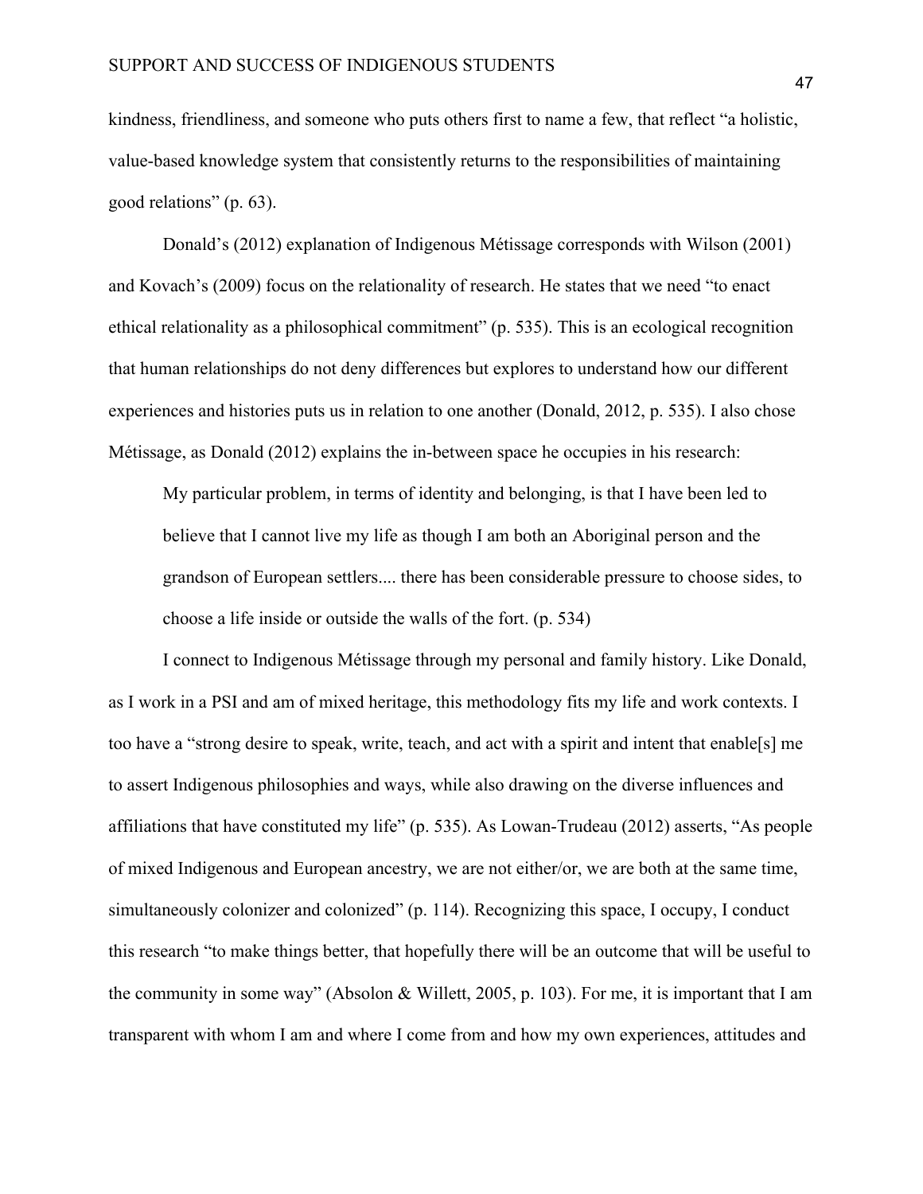kindness, friendliness, and someone who puts others first to name a few, that reflect "a holistic, value-based knowledge system that consistently returns to the responsibilities of maintaining good relations" (p. 63).

Donald's (2012) explanation of Indigenous Métissage corresponds with Wilson (2001) and Kovach's (2009) focus on the relationality of research. He states that we need "to enact ethical relationality as a philosophical commitment" (p. 535). This is an ecological recognition that human relationships do not deny differences but explores to understand how our different experiences and histories puts us in relation to one another (Donald, 2012, p. 535). I also chose Métissage, as Donald (2012) explains the in-between space he occupies in his research:

> My particular problem, in terms of identity and belonging, is that I have been led to believe that I cannot live my life as though I am both an Aboriginal person and the grandson of European settlers.... there has been considerable pressure to choose sides, to choose a life inside or outside the walls of the fort. (p. 534)

I connect to Indigenous Métissage through my personal and family history. Like Donald, as I work in a PSI and am of mixed heritage, this methodology fits my life and work contexts. I too have a "strong desire to speak, write, teach, and act with a spirit and intent that enable[s] me to assert Indigenous philosophies and ways, while also drawing on the diverse influences and affiliations that have constituted my life" (p. 535). As Lowan-Trudeau (2012) asserts, "As people of mixed Indigenous and European ancestry, we are not either/or, we are both at the same time, simultaneously colonizer and colonized" (p. 114). Recognizing this space, I occupy, I conduct this research "to make things better, that hopefully there will be an outcome that will be useful to the community in some way" (Absolon & Willett, 2005, p. 103). For me, it is important that I am transparent with whom I am and where I come from and how my own experiences, attitudes and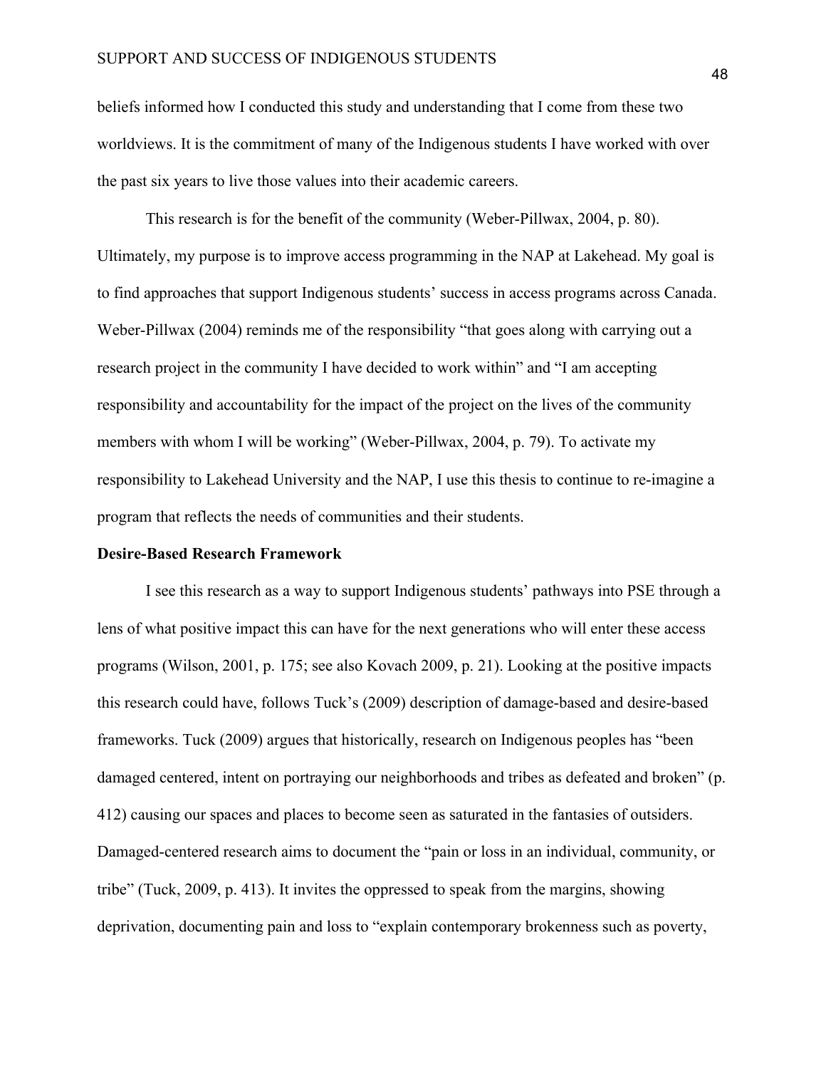beliefs informed how I conducted this study and understanding that I come from these two worldviews. It is the commitment of many of the Indigenous students I have worked with over the past six years to live those values into their academic careers.

This research is for the benefit of the community (Weber-Pillwax, 2004, p. 80). Ultimately, my purpose is to improve access programming in the NAP at Lakehead. My goal is to find approaches that support Indigenous students' success in access programs across Canada. Weber-Pillwax (2004) reminds me of the responsibility "that goes along with carrying out a research project in the community I have decided to work within" and "I am accepting responsibility and accountability for the impact of the project on the lives of the community members with whom I will be working" (Weber-Pillwax, 2004, p. 79). To activate my responsibility to Lakehead University and the NAP, I use this thesis to continue to re-imagine a program that reflects the needs of communities and their students.

**Desire-Based Research Framework**

I see this research as a way to support Indigenous students' pathways into PSE through a lens of what positive impact this can have for the next generations who will enter these access programs (Wilson, 2001, p. 175; see also Kovach 2009, p. 21). Looking at the positive impacts this research could have, follows Tuck's (2009) description of damage-based and desire-based frameworks. Tuck (2009) argues that historically, research on Indigenous peoples has "been damaged centered, intent on portraying our neighborhoods and tribes as defeated and broken" (p. 412) causing our spaces and places to become seen as saturated in the fantasies of outsiders. Damaged-centered research aims to document the "pain or loss in an individual, community, or tribe" (Tuck, 2009, p. 413). It invites the oppressed to speak from the margins, showing deprivation, documenting pain and loss to "explain contemporary brokenness such as poverty,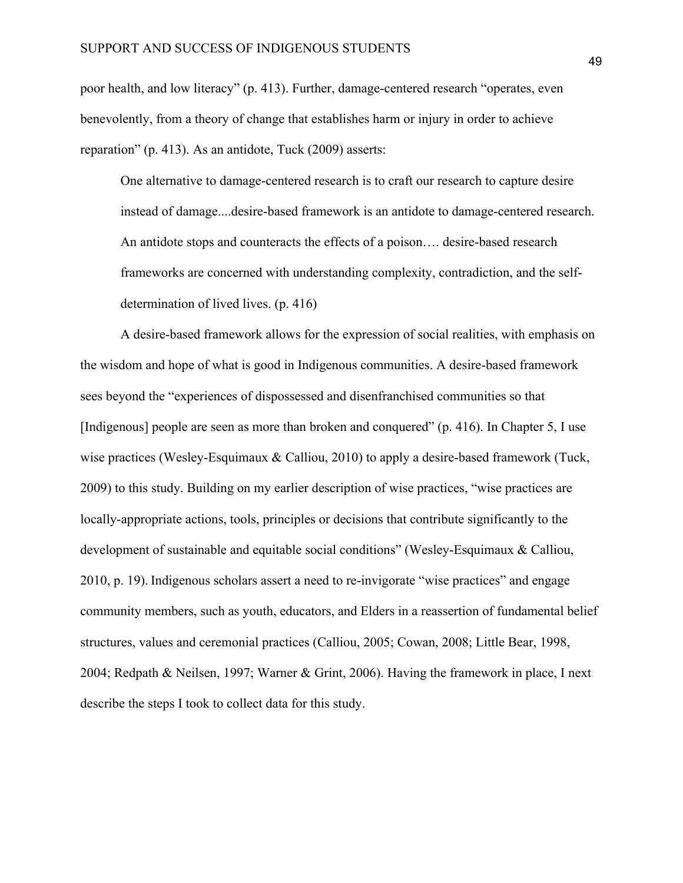poor health, and low literacy" (p. 413). Further, damage-centered research "operates, even benevolently, from a theory of change that establishes harm or injury in order to achieve reparation" (p. 413). As an antidote, Tuck (2009) asserts:

> One alternative to damage-centered research is to craft our research to capture desire instead of damage....desire-based framework is an antidote to damage-centered research. An antidote stops and counteracts the effects of a poison…. desire-based research frameworks are concerned with understanding complexity, contradiction, and the self-determination of lived lives. (p. 416)

A desire-based framework allows for the expression of social realities, with emphasis on the wisdom and hope of what is good in Indigenous communities. A desire-based framework sees beyond the "experiences of dispossessed and disenfranchised communities so that [Indigenous] people are seen as more than broken and conquered" (p. 416). In Chapter 5, I use wise practices (Wesley-Esquimaux & Calliou, 2010) to apply a desire-based framework (Tuck, 2009) to this study. Building on my earlier description of wise practices, "wise practices are locally-appropriate actions, tools, principles or decisions that contribute significantly to the development of sustainable and equitable social conditions" (Wesley-Esquimaux & Calliou, 2010, p. 19). Indigenous scholars assert a need to re-invigorate "wise practices" and engage community members, such as youth, educators, and Elders in a reassertion of fundamental belief structures, values and ceremonial practices (Calliou, 2005; Cowan, 2008; Little Bear, 1998, 2004; Redpath & Neilsen, 1997; Warner & Grint, 2006). Having the framework in place, I next describe the steps I took to collect data for this study.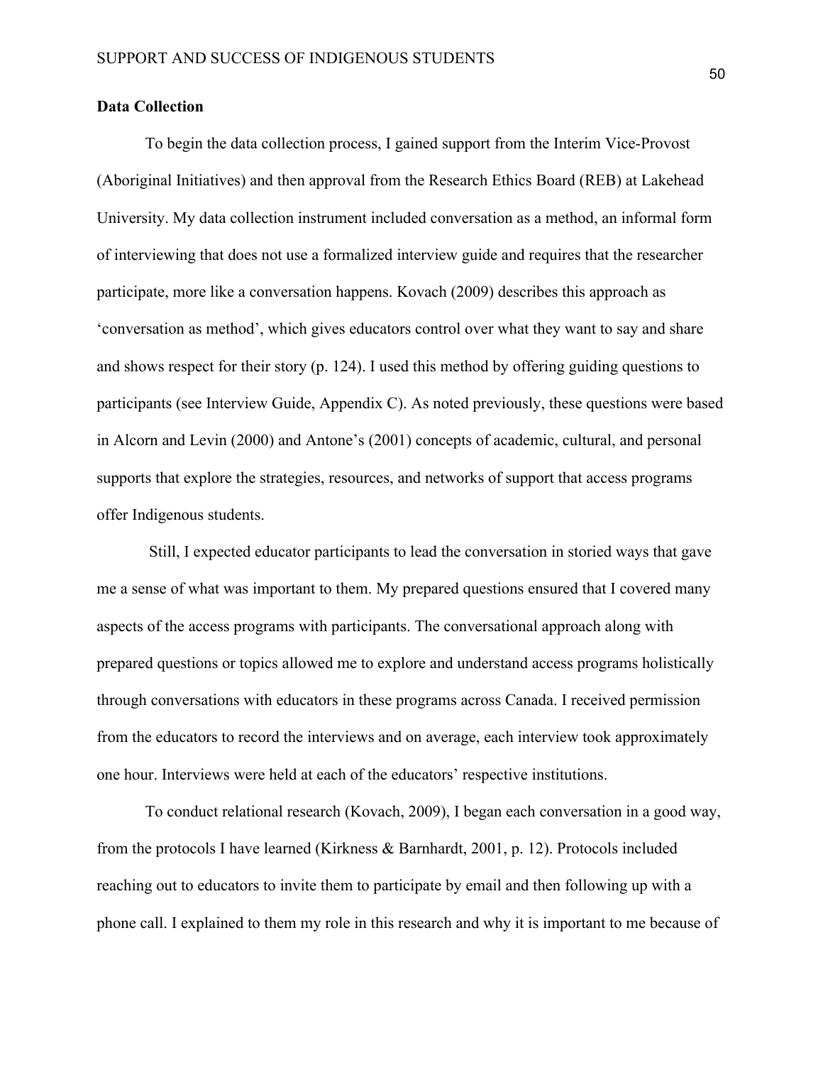**Data Collection**

To begin the data collection process, I gained support from the Interim Vice-Provost (Aboriginal Initiatives) and then approval from the Research Ethics Board (REB) at Lakehead University. My data collection instrument included conversation as a method, an informal form of interviewing that does not use a formalized interview guide and requires that the researcher participate, more like a conversation happens. Kovach (2009) describes this approach as 'conversation as method', which gives educators control over what they want to say and share and shows respect for their story (p. 124). I used this method by offering guiding questions to participants (see Interview Guide, Appendix C). As noted previously, these questions were based in Alcorn and Levin (2000) and Antone's (2001) concepts of academic, cultural, and personal supports that explore the strategies, resources, and networks of support that access programs offer Indigenous students.

Still, I expected educator participants to lead the conversation in storied ways that gave me a sense of what was important to them. My prepared questions ensured that I covered many aspects of the access programs with participants. The conversational approach along with prepared questions or topics allowed me to explore and understand access programs holistically through conversations with educators in these programs across Canada. I received permission from the educators to record the interviews and on average, each interview took approximately one hour. Interviews were held at each of the educators' respective institutions.

To conduct relational research (Kovach, 2009), I began each conversation in a good way, from the protocols I have learned (Kirkness & Barnhardt, 2001, p. 12). Protocols included reaching out to educators to invite them to participate by email and then following up with a phone call. I explained to them my role in this research and why it is important to me because of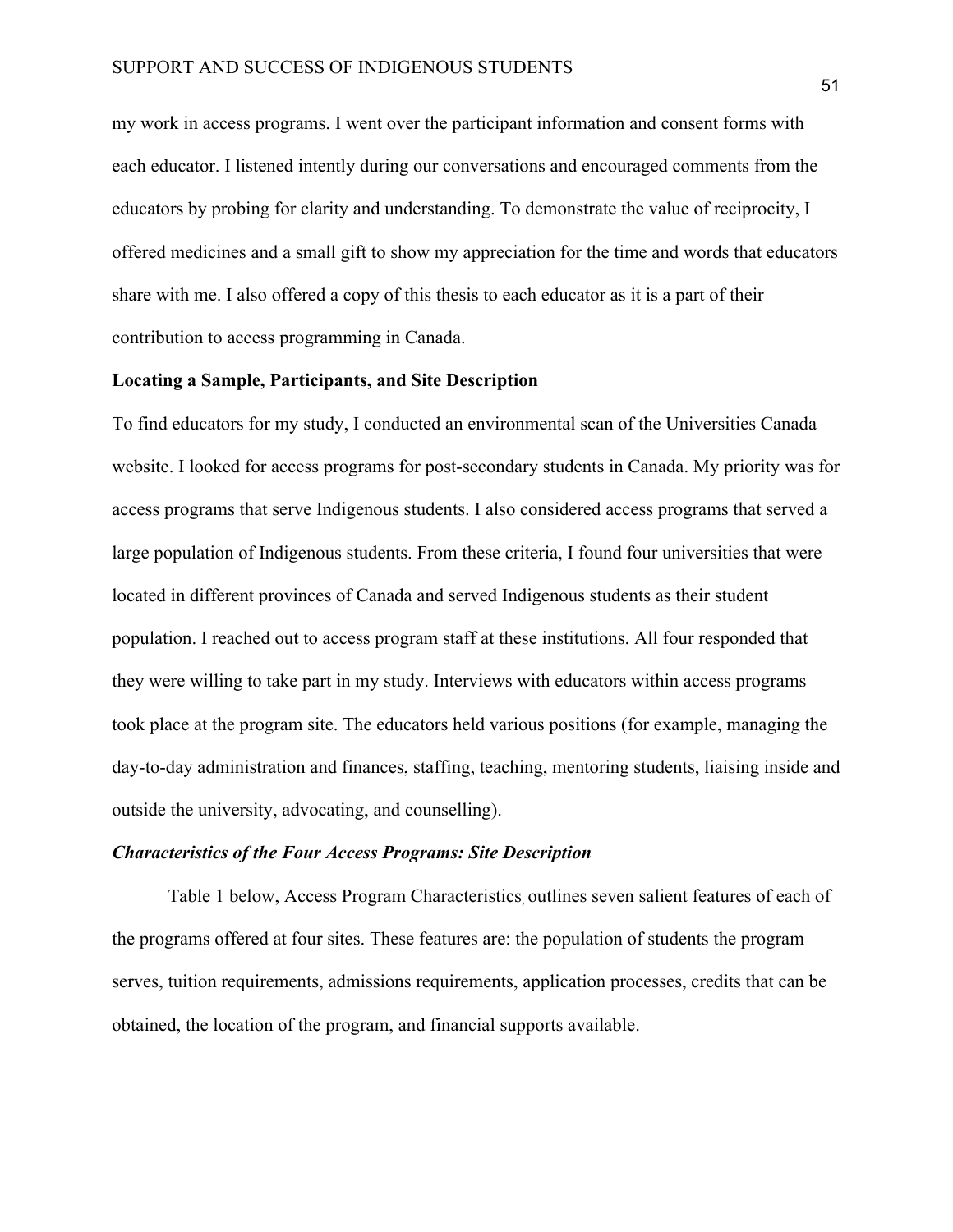my work in access programs. I went over the participant information and consent forms with each educator. I listened intently during our conversations and encouraged comments from the educators by probing for clarity and understanding. To demonstrate the value of reciprocity, I offered medicines and a small gift to show my appreciation for the time and words that educators share with me. I also offered a copy of this thesis to each educator as it is a part of their contribution to access programming in Canada.

## Locating a Sample, Participants, and Site Description

To find educators for my study, I conducted an environmental scan of the Universities Canada website. I looked for access programs for post-secondary students in Canada. My priority was for access programs that serve Indigenous students. I also considered access programs that served a large population of Indigenous students. From these criteria, I found four universities that were located in different provinces of Canada and served Indigenous students as their student population. I reached out to access program staff at these institutions. All four responded that they were willing to take part in my study. Interviews with educators within access programs took place at the program site. The educators held various positions (for example, managing the day-to-day administration and finances, staffing, teaching, mentoring students, liaising inside and outside the university, advocating, and counselling).

### *Characteristics of the Four Access Programs: Site Description*

Table 1 below, Access Program Characteristics, outlines seven salient features of each of the programs offered at four sites. These features are: the population of students the program serves, tuition requirements, admissions requirements, application processes, credits that can be obtained, the location of the program, and financial supports available.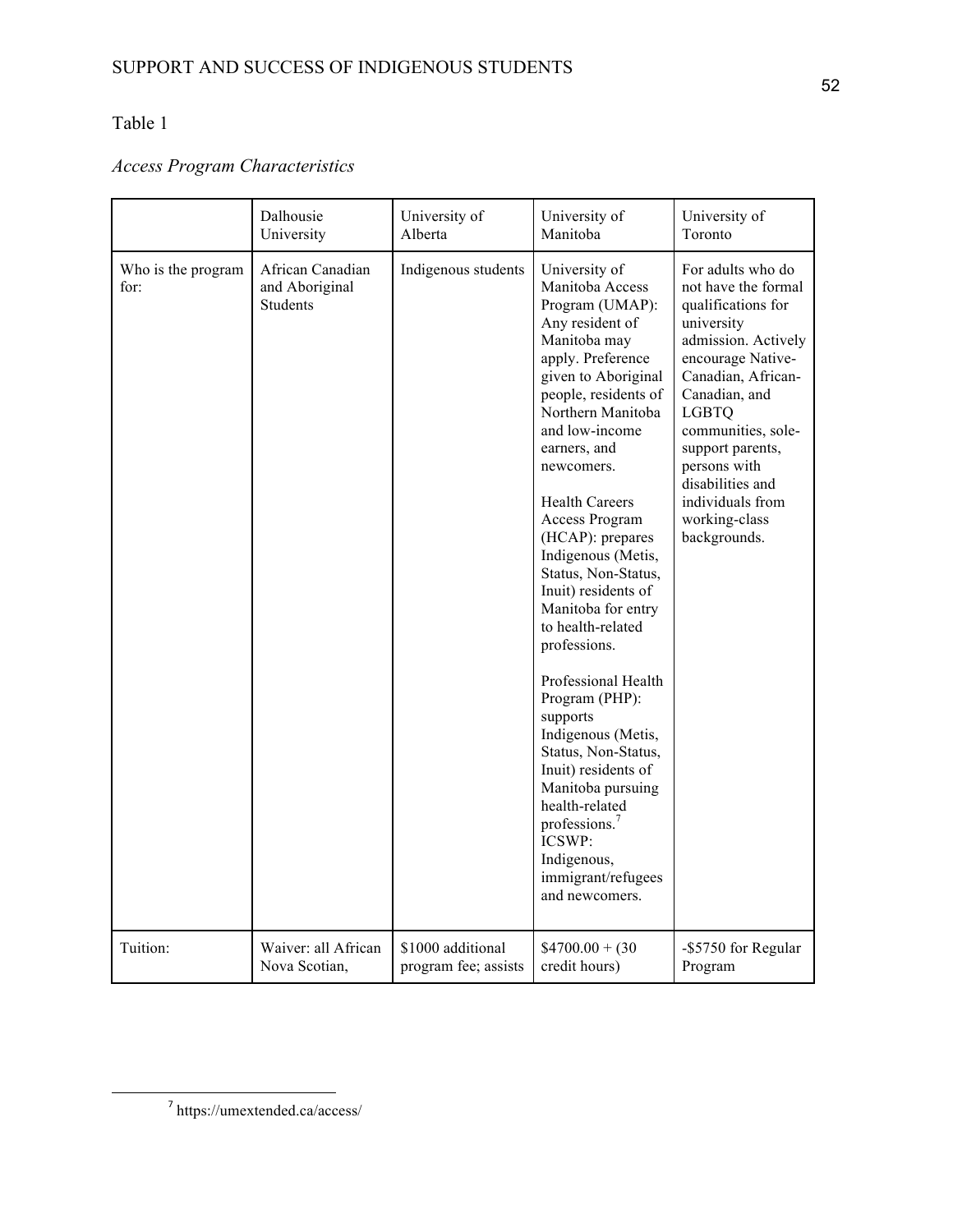Table 1

*Access Program Characteristics*

| | Dalhousie University | University of Alberta | University of Manitoba | University of Toronto |
|---|---|---|---|---|
| Who is the program for: | African Canadian and Aboriginal Students | Indigenous students | University of Manitoba Access Program (UMAP): Any resident of Manitoba may apply. Preference given to Aboriginal people, residents of Northern Manitoba and low-income earners, and newcomers.<br><br>Health Careers Access Program (HCAP): prepares Indigenous (Metis, Status, Non-Status, Inuit) residents of Manitoba for entry to health-related professions.<br><br>Professional Health Program (PHP): supports Indigenous (Metis, Status, Non-Status, Inuit) residents of Manitoba pursuing health-related professions.[7]<br>ICSWP: Indigenous, immigrant/refugees and newcomers. | For adults who do not have the formal qualifications for university admission. Actively encourage Native-Canadian, African-Canadian, and LGBTQ communities, sole-support parents, persons with disabilities and individuals from working-class backgrounds. |
| Tuition: | Waiver: all African Nova Scotian, | $1000 additional program fee; assists | $4700.00 + (30 credit hours) | -$5750 for Regular Program |

[7] https://umextended.ca/access/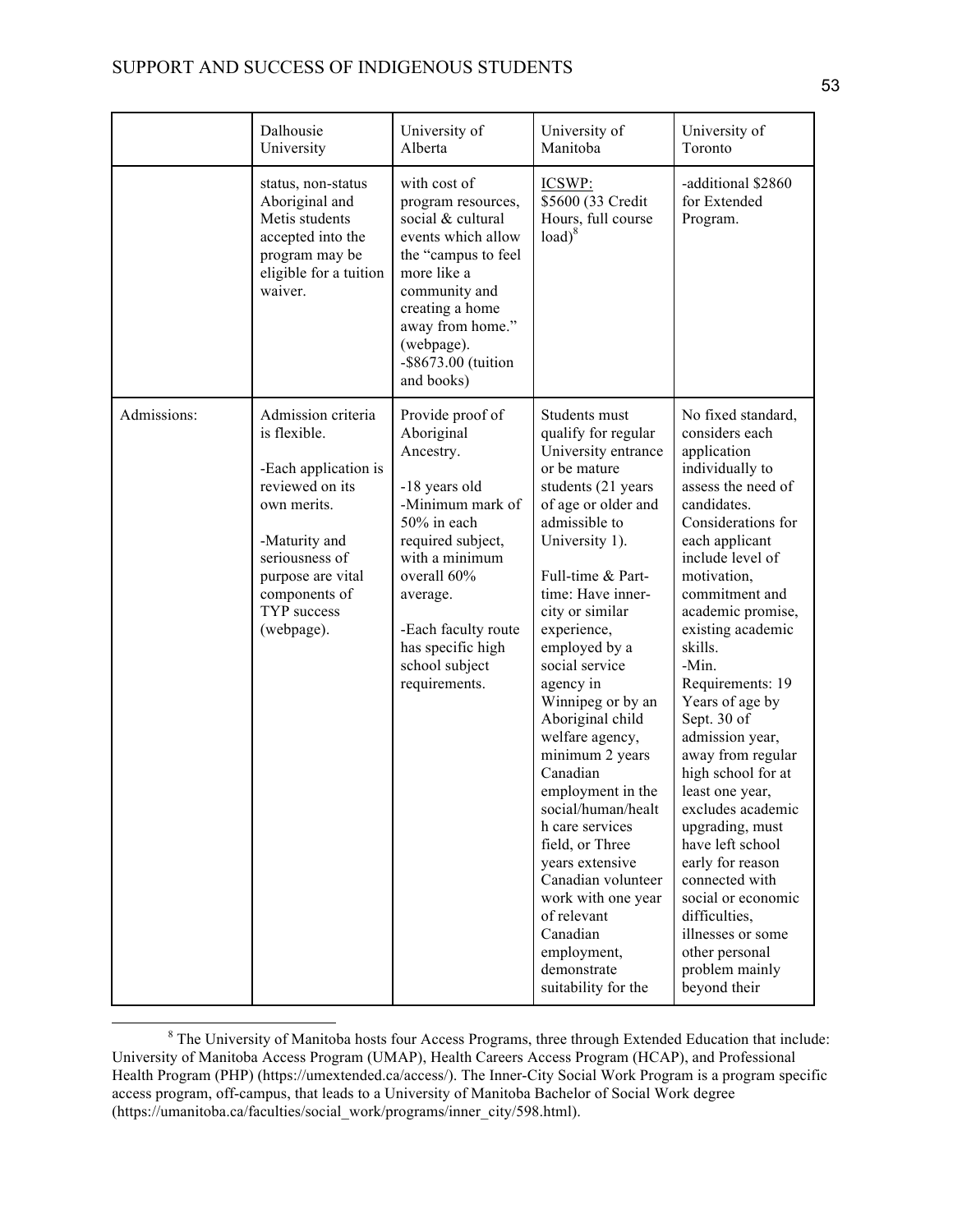| | Dalhousie University | University of Alberta | University of Manitoba | University of Toronto |
|---|---|---|---|---|
| | status, non-status Aboriginal and Metis students accepted into the program may be eligible for a tuition waiver. | with cost of program resources, social & cultural events which allow the "campus to feel more like a community and creating a home away from home." (webpage).<br>-$8673.00 (tuition and books) | ICSWP:<br>$5600 (33 Credit Hours, full course load)[8] | -additional $2860 for Extended Program. |
| Admissions: | Admission criteria is flexible.<br><br>-Each application is reviewed on its own merits.<br><br>-Maturity and seriousness of purpose are vital components of TYP success (webpage). | Provide proof of Aboriginal Ancestry.<br><br>-18 years old<br>-Minimum mark of 50% in each required subject, with a minimum overall 60% average.<br><br>-Each faculty route has specific high school subject requirements. | Students must qualify for regular University entrance or be mature students (21 years of age or older and admissible to University 1).<br><br>Full-time & Part-time: Have inner-city or similar experience, employed by a social service agency in Winnipeg or by an Aboriginal child welfare agency, minimum 2 years Canadian employment in the social/human/health care services field, or Three years extensive Canadian volunteer work with one year of relevant Canadian employment, demonstrate suitability for the | No fixed standard, considers each application individually to assess the need of candidates. Considerations for each applicant include level of motivation, commitment and academic promise, existing academic skills.<br>-Min. Requirements: 19 Years of age by Sept. 30 of admission year, away from regular high school for at least one year, excludes academic upgrading, must have left school early for reason connected with social or economic difficulties, illnesses or some other personal problem mainly beyond their |

[8] The University of Manitoba hosts four Access Programs, three through Extended Education that include: University of Manitoba Access Program (UMAP), Health Careers Access Program (HCAP), and Professional Health Program (PHP) (https://umextended.ca/access/). The Inner-City Social Work Program is a program specific access program, off-campus, that leads to a University of Manitoba Bachelor of Social Work degree (https://umanitoba.ca/faculties/social_work/programs/inner_city/598.html).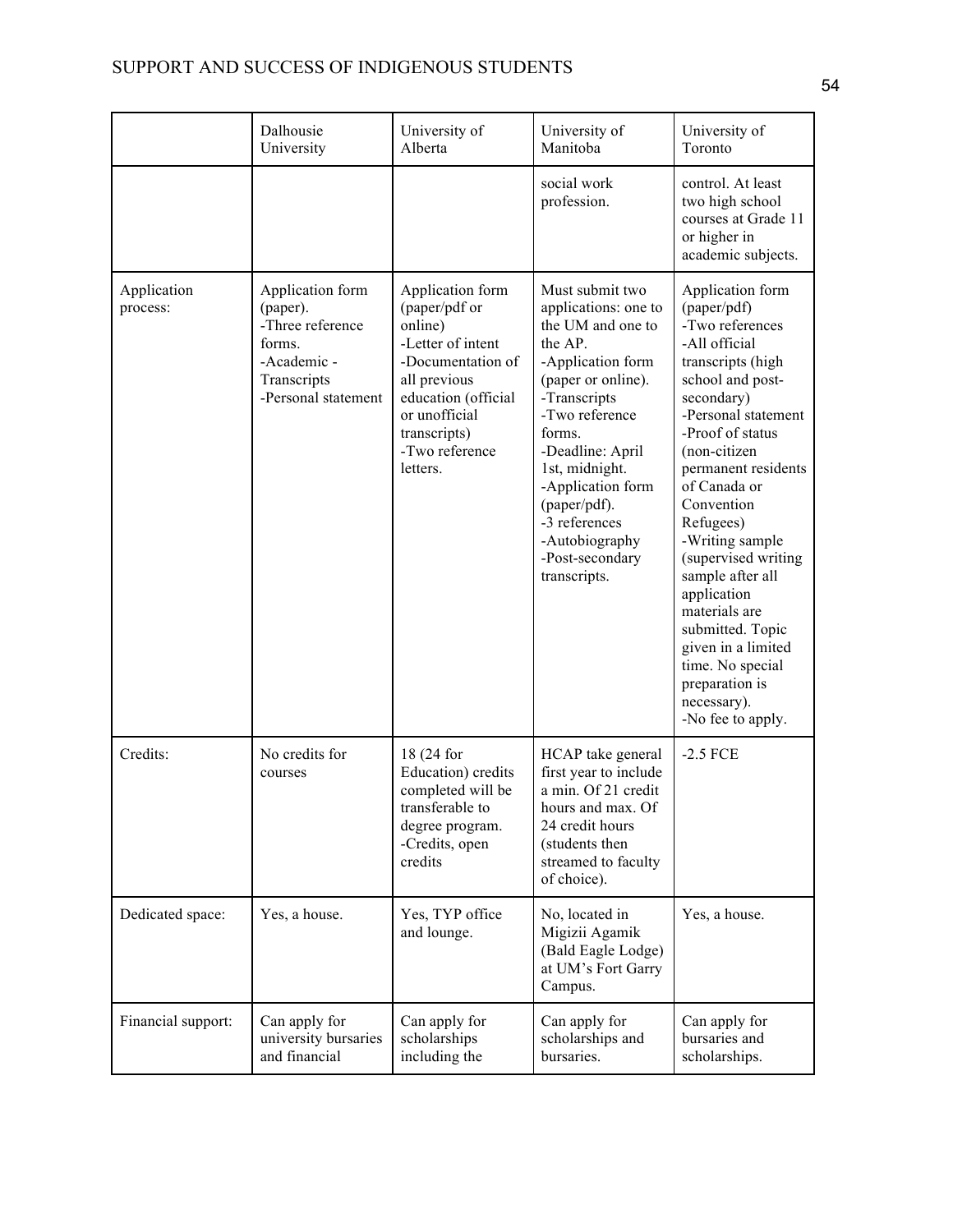| | Dalhousie University | University of Alberta | University of Manitoba | University of Toronto |
|---|---|---|---|---|
| | | | social work profession. | control. At least two high school courses at Grade 11 or higher in academic subjects. |
| Application process: | Application form (paper).<br>-Three reference forms.<br>-Academic - Transcripts<br>-Personal statement | Application form (paper/pdf or online)<br>-Letter of intent<br>-Documentation of all previous education (official or unofficial transcripts)<br>-Two reference letters. | Must submit two applications: one to the UM and one to the AP.<br>-Application form (paper or online).<br>-Transcripts<br>-Two reference forms.<br>-Deadline: April 1st, midnight.<br>-Application form (paper/pdf).<br>-3 references<br>-Autobiography<br>-Post-secondary transcripts. | Application form (paper/pdf)<br>-Two references<br>-All official transcripts (high school and post-secondary)<br>-Personal statement<br>-Proof of status (non-citizen permanent residents of Canada or Convention Refugees)<br>-Writing sample (supervised writing sample after all application materials are submitted. Topic given in a limited time. No special preparation is necessary).<br>-No fee to apply. |
| Credits: | No credits for courses | 18 (24 for Education) credits completed will be transferable to degree program.<br>-Credits, open credits | HCAP take general first year to include a min. Of 21 credit hours and max. Of 24 credit hours (students then streamed to faculty of choice). | -2.5 FCE |
| Dedicated space: | Yes, a house. | Yes, TYP office and lounge. | No, located in Migizii Agamik (Bald Eagle Lodge) at UM's Fort Garry Campus. | Yes, a house. |
| Financial support: | Can apply for university bursaries and financial | Can apply for scholarships including the | Can apply for scholarships and bursaries. | Can apply for bursaries and scholarships. |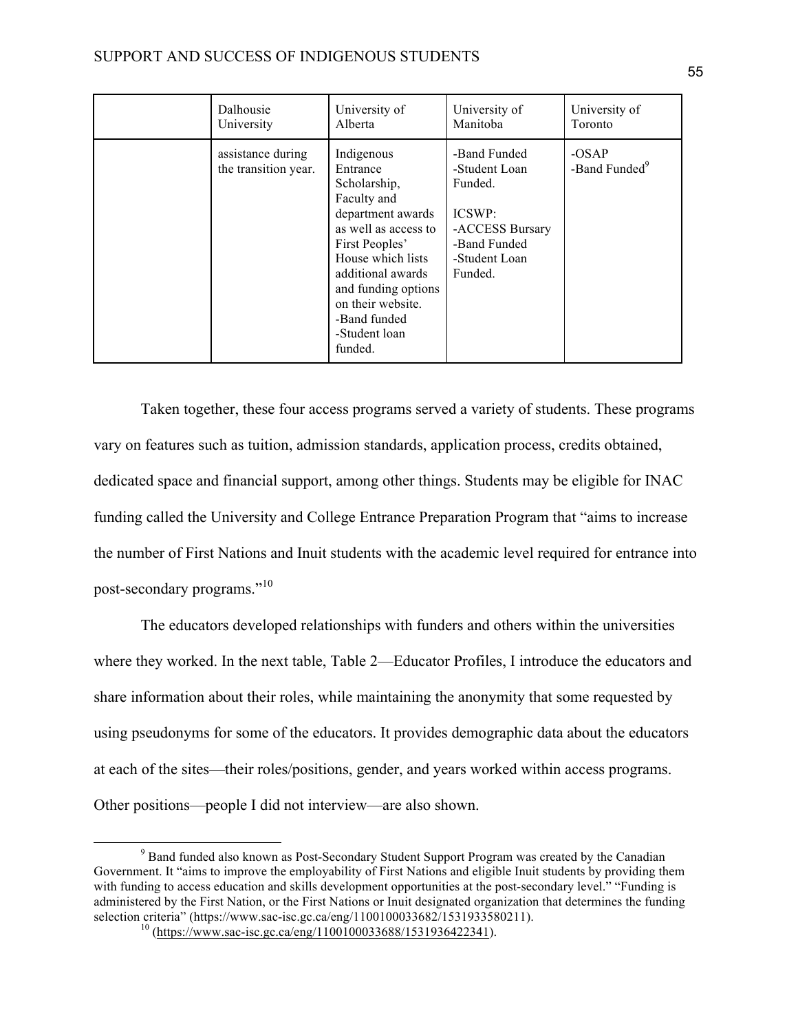| | Dalhousie University | University of Alberta | University of Manitoba | University of Toronto |
|---|---|---|---|---|
| | assistance during the transition year. | Indigenous Entrance Scholarship, Faculty and department awards as well as access to First Peoples' House which lists additional awards and funding options on their website.<br>-Band funded<br>-Student loan funded. | -Band Funded<br>-Student Loan Funded.<br><br>ICSWP:<br>-ACCESS Bursary<br>-Band Funded<br>-Student Loan Funded. | -OSAP<br>-Band Funded[9] |

Taken together, these four access programs served a variety of students. These programs vary on features such as tuition, admission standards, application process, credits obtained, dedicated space and financial support, among other things. Students may be eligible for INAC funding called the University and College Entrance Preparation Program that "aims to increase the number of First Nations and Inuit students with the academic level required for entrance into post-secondary programs."[10]

The educators developed relationships with funders and others within the universities where they worked. In the next table, Table 2—Educator Profiles, I introduce the educators and share information about their roles, while maintaining the anonymity that some requested by using pseudonyms for some of the educators. It provides demographic data about the educators at each of the sites—their roles/positions, gender, and years worked within access programs. Other positions—people I did not interview—are also shown.

[9] Band funded also known as Post-Secondary Student Support Program was created by the Canadian Government. It "aims to improve the employability of First Nations and eligible Inuit students by providing them with funding to access education and skills development opportunities at the post-secondary level." "Funding is administered by the First Nation, or the First Nations or Inuit designated organization that determines the funding selection criteria" (https://www.sac-isc.gc.ca/eng/1100100033682/1531933580211).

[10] (https://www.sac-isc.gc.ca/eng/1100100033688/1531936422341).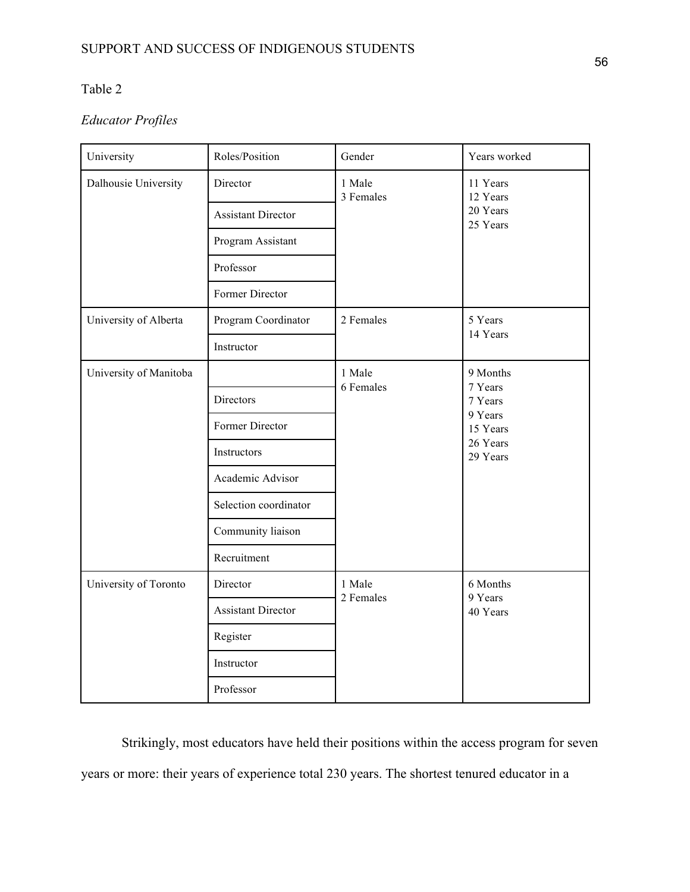Table 2

*Educator Profiles*

| University | Roles/Position | Gender | Years worked |
|---|---|---|---|
| Dalhousie University | Director | 1 Male<br>3 Females | 11 Years<br>12 Years<br>20 Years<br>25 Years |
| | Assistant Director | | |
| | Program Assistant | | |
| | Professor | | |
| | Former Director | | |
| University of Alberta | Program Coordinator | 2 Females | 5 Years<br>14 Years |
| | Instructor | | |
| University of Manitoba | | 1 Male<br>6 Females | 9 Months<br>7 Years<br>7 Years<br>9 Years<br>15 Years<br>26 Years<br>29 Years |
| | Directors | | |
| | Former Director | | |
| | Instructors | | |
| | Academic Advisor | | |
| | Selection coordinator | | |
| | Community liaison | | |
| | Recruitment | | |
| University of Toronto | Director | 1 Male<br>2 Females | 6 Months<br>9 Years<br>40 Years |
| | Assistant Director | | |
| | Register | | |
| | Instructor | | |
| | Professor | | |

Strikingly, most educators have held their positions within the access program for seven years or more: their years of experience total 230 years. The shortest tenured educator in a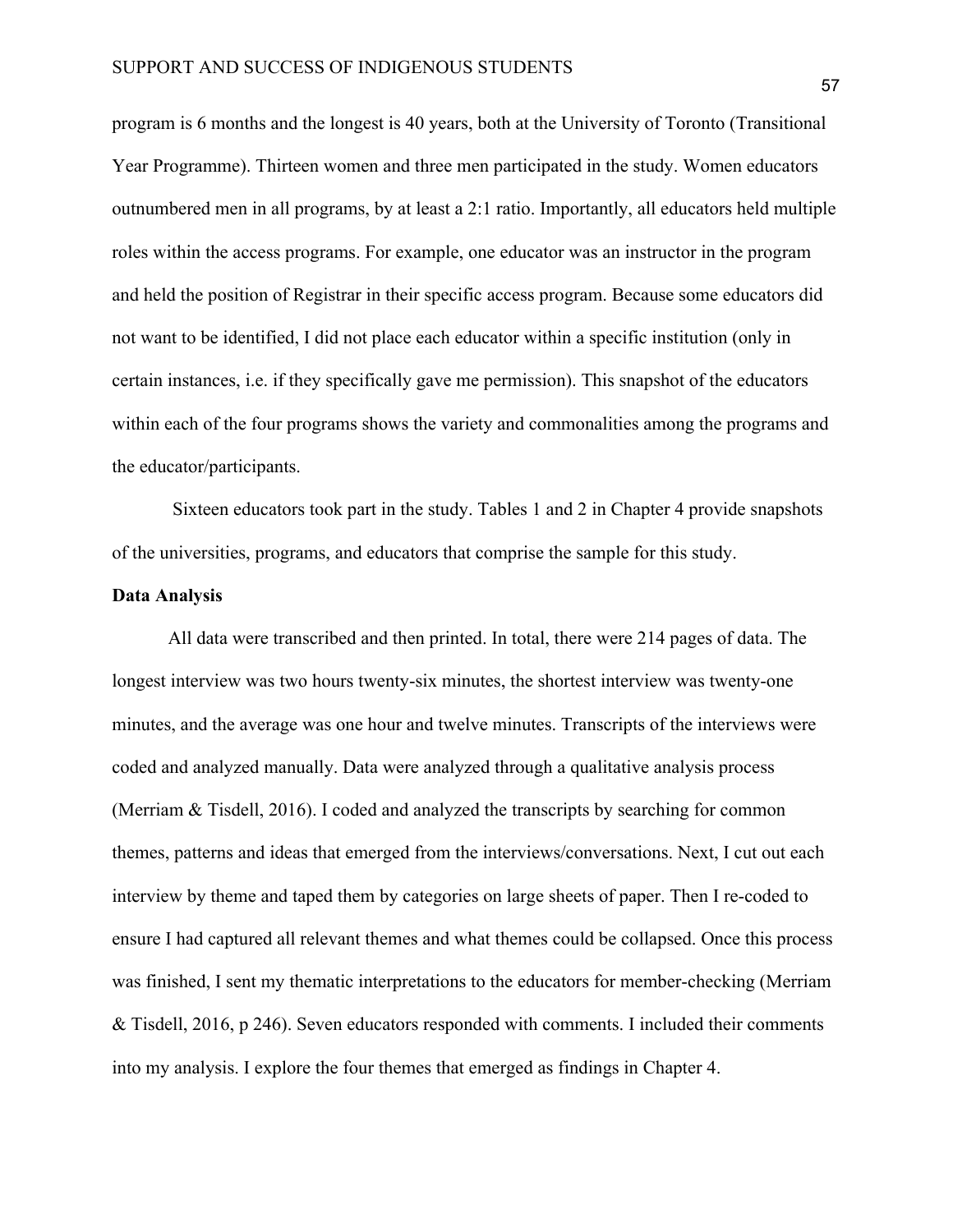program is 6 months and the longest is 40 years, both at the University of Toronto (Transitional Year Programme). Thirteen women and three men participated in the study. Women educators outnumbered men in all programs, by at least a 2:1 ratio. Importantly, all educators held multiple roles within the access programs. For example, one educator was an instructor in the program and held the position of Registrar in their specific access program. Because some educators did not want to be identified, I did not place each educator within a specific institution (only in certain instances, i.e. if they specifically gave me permission). This snapshot of the educators within each of the four programs shows the variety and commonalities among the programs and the educator/participants.

Sixteen educators took part in the study. Tables 1 and 2 in Chapter 4 provide snapshots of the universities, programs, and educators that comprise the sample for this study.

**Data Analysis**

All data were transcribed and then printed. In total, there were 214 pages of data. The longest interview was two hours twenty-six minutes, the shortest interview was twenty-one minutes, and the average was one hour and twelve minutes. Transcripts of the interviews were coded and analyzed manually. Data were analyzed through a qualitative analysis process (Merriam & Tisdell, 2016). I coded and analyzed the transcripts by searching for common themes, patterns and ideas that emerged from the interviews/conversations. Next, I cut out each interview by theme and taped them by categories on large sheets of paper. Then I re-coded to ensure I had captured all relevant themes and what themes could be collapsed. Once this process was finished, I sent my thematic interpretations to the educators for member-checking (Merriam & Tisdell, 2016, p 246). Seven educators responded with comments. I included their comments into my analysis. I explore the four themes that emerged as findings in Chapter 4.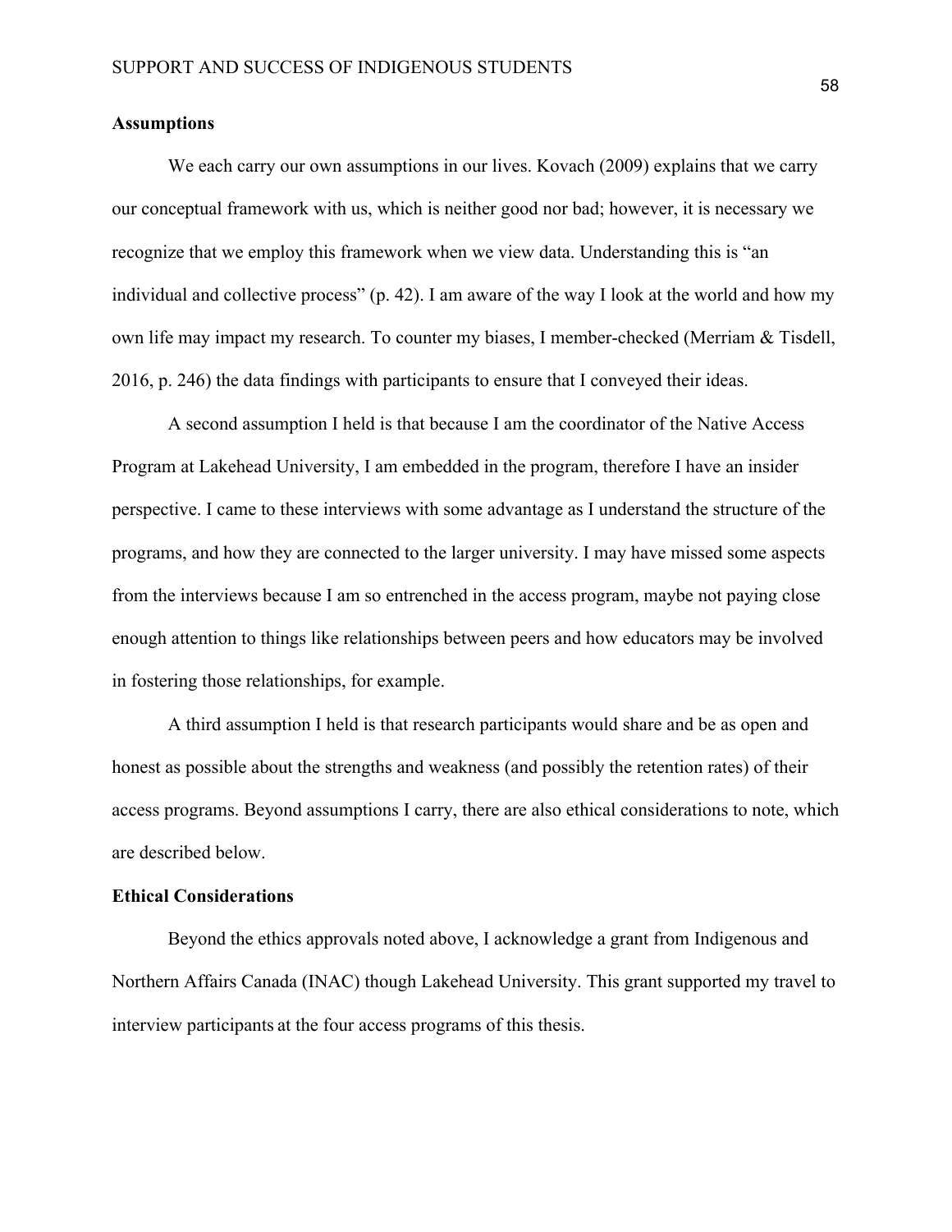## Assumptions

We each carry our own assumptions in our lives. Kovach (2009) explains that we carry our conceptual framework with us, which is neither good nor bad; however, it is necessary we recognize that we employ this framework when we view data. Understanding this is "an individual and collective process" (p. 42). I am aware of the way I look at the world and how my own life may impact my research. To counter my biases, I member-checked (Merriam & Tisdell, 2016, p. 246) the data findings with participants to ensure that I conveyed their ideas.

A second assumption I held is that because I am the coordinator of the Native Access Program at Lakehead University, I am embedded in the program, therefore I have an insider perspective. I came to these interviews with some advantage as I understand the structure of the programs, and how they are connected to the larger university. I may have missed some aspects from the interviews because I am so entrenched in the access program, maybe not paying close enough attention to things like relationships between peers and how educators may be involved in fostering those relationships, for example.

A third assumption I held is that research participants would share and be as open and honest as possible about the strengths and weakness (and possibly the retention rates) of their access programs. Beyond assumptions I carry, there are also ethical considerations to note, which are described below.

## Ethical Considerations

Beyond the ethics approvals noted above, I acknowledge a grant from Indigenous and Northern Affairs Canada (INAC) though Lakehead University. This grant supported my travel to interview participants at the four access programs of this thesis.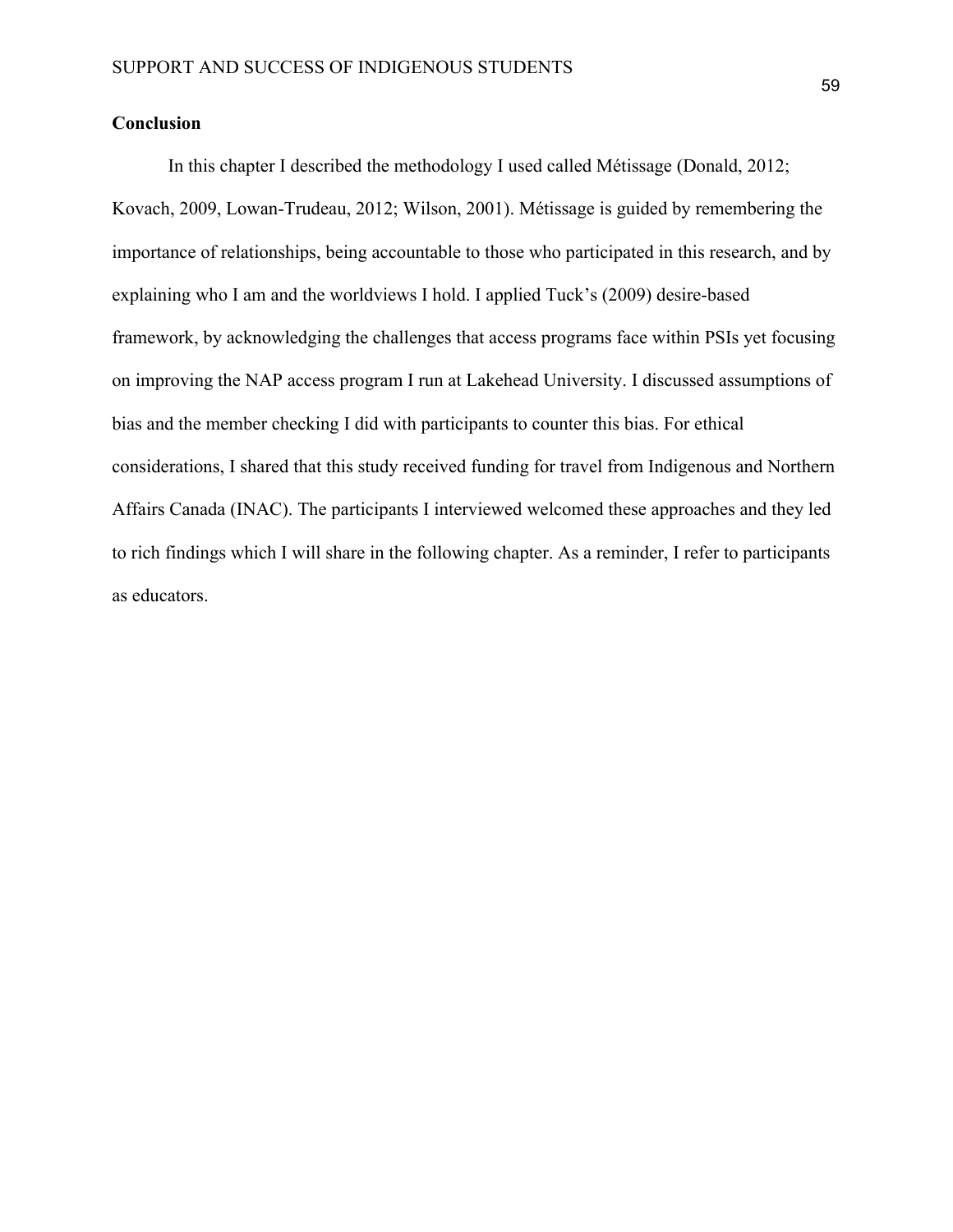## Conclusion

In this chapter I described the methodology I used called Métissage (Donald, 2012; Kovach, 2009, Lowan-Trudeau, 2012; Wilson, 2001). Métissage is guided by remembering the importance of relationships, being accountable to those who participated in this research, and by explaining who I am and the worldviews I hold. I applied Tuck's (2009) desire-based framework, by acknowledging the challenges that access programs face within PSIs yet focusing on improving the NAP access program I run at Lakehead University. I discussed assumptions of bias and the member checking I did with participants to counter this bias. For ethical considerations, I shared that this study received funding for travel from Indigenous and Northern Affairs Canada (INAC). The participants I interviewed welcomed these approaches and they led to rich findings which I will share in the following chapter. As a reminder, I refer to participants as educators.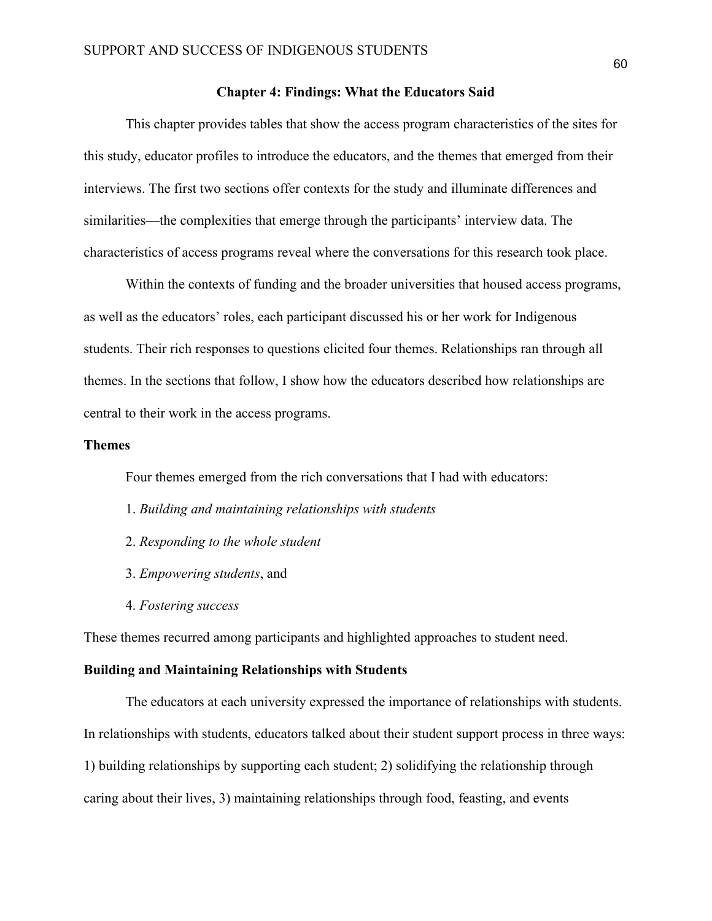# Chapter 4: Findings: What the Educators Said

This chapter provides tables that show the access program characteristics of the sites for this study, educator profiles to introduce the educators, and the themes that emerged from their interviews. The first two sections offer contexts for the study and illuminate differences and similarities—the complexities that emerge through the participants' interview data. The characteristics of access programs reveal where the conversations for this research took place.

Within the contexts of funding and the broader universities that housed access programs, as well as the educators' roles, each participant discussed his or her work for Indigenous students. Their rich responses to questions elicited four themes. Relationships ran through all themes. In the sections that follow, I show how the educators described how relationships are central to their work in the access programs.

## Themes

Four themes emerged from the rich conversations that I had with educators:

1. *Building and maintaining relationships with students*
2. *Responding to the whole student*
3. *Empowering students*, and
4. *Fostering success*

These themes recurred among participants and highlighted approaches to student need.

## Building and Maintaining Relationships with Students

The educators at each university expressed the importance of relationships with students. In relationships with students, educators talked about their student support process in three ways: 1) building relationships by supporting each student; 2) solidifying the relationship through caring about their lives, 3) maintaining relationships through food, feasting, and events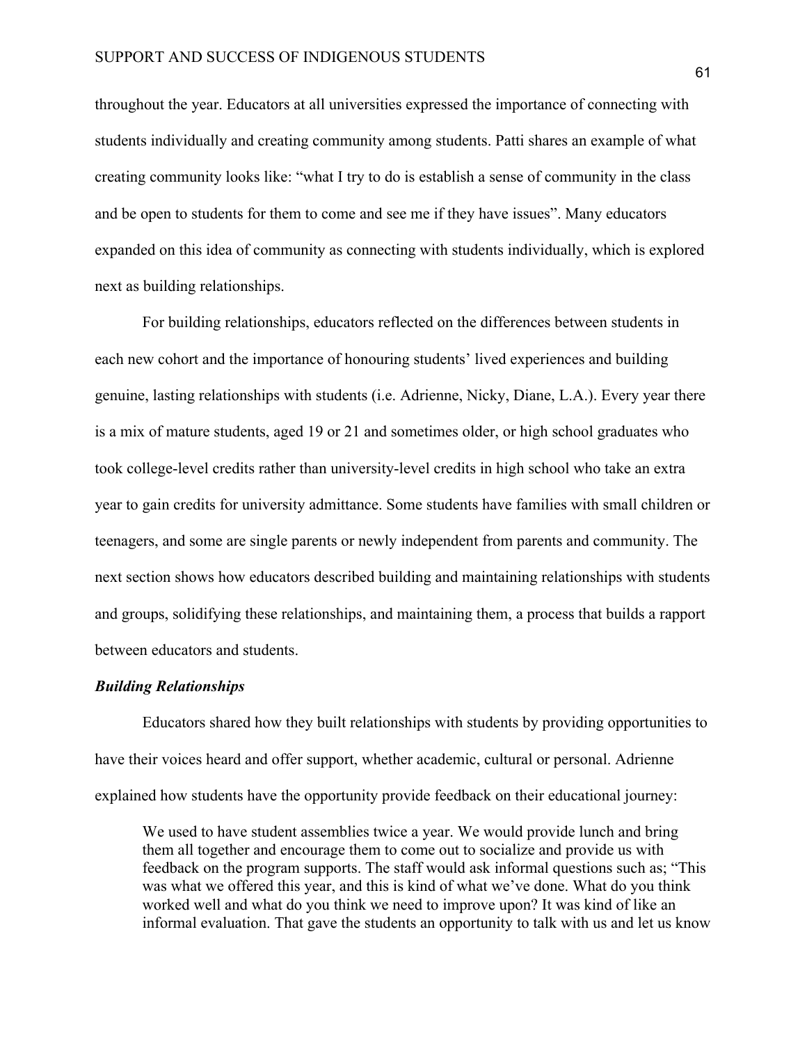throughout the year. Educators at all universities expressed the importance of connecting with students individually and creating community among students. Patti shares an example of what creating community looks like: "what I try to do is establish a sense of community in the class and be open to students for them to come and see me if they have issues". Many educators expanded on this idea of community as connecting with students individually, which is explored next as building relationships.

For building relationships, educators reflected on the differences between students in each new cohort and the importance of honouring students' lived experiences and building genuine, lasting relationships with students (i.e. Adrienne, Nicky, Diane, L.A.). Every year there is a mix of mature students, aged 19 or 21 and sometimes older, or high school graduates who took college-level credits rather than university-level credits in high school who take an extra year to gain credits for university admittance. Some students have families with small children or teenagers, and some are single parents or newly independent from parents and community. The next section shows how educators described building and maintaining relationships with students and groups, solidifying these relationships, and maintaining them, a process that builds a rapport between educators and students.

### *Building Relationships*

Educators shared how they built relationships with students by providing opportunities to have their voices heard and offer support, whether academic, cultural or personal. Adrienne explained how students have the opportunity provide feedback on their educational journey:

> We used to have student assemblies twice a year. We would provide lunch and bring them all together and encourage them to come out to socialize and provide us with feedback on the program supports. The staff would ask informal questions such as; "This was what we offered this year, and this is kind of what we've done. What do you think worked well and what do you think we need to improve upon? It was kind of like an informal evaluation. That gave the students an opportunity to talk with us and let us know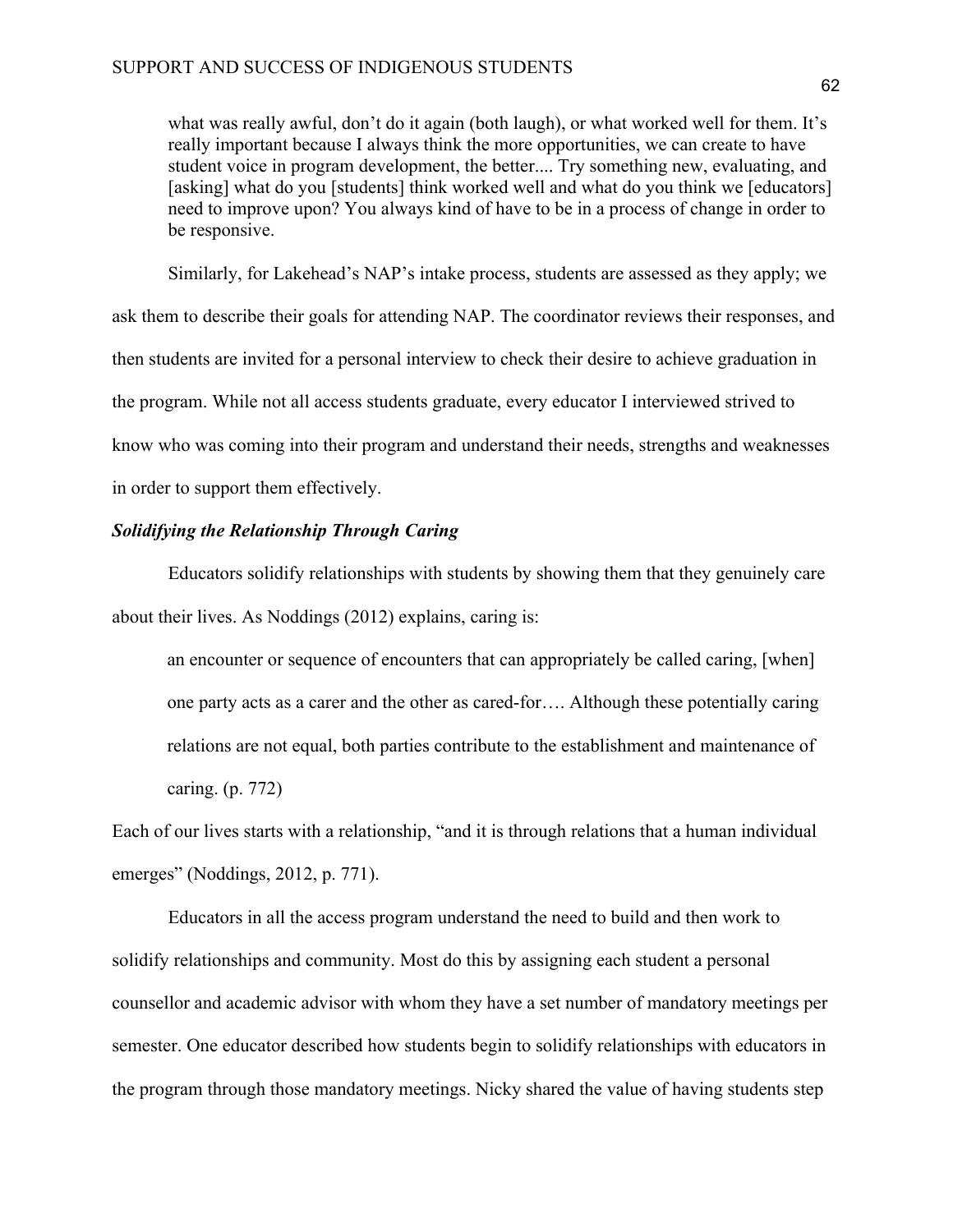> what was really awful, don't do it again (both laugh), or what worked well for them. It's really important because I always think the more opportunities, we can create to have student voice in program development, the better.... Try something new, evaluating, and [asking] what do you [students] think worked well and what do you think we [educators] need to improve upon? You always kind of have to be in a process of change in order to be responsive.

Similarly, for Lakehead's NAP's intake process, students are assessed as they apply; we ask them to describe their goals for attending NAP. The coordinator reviews their responses, and then students are invited for a personal interview to check their desire to achieve graduation in the program. While not all access students graduate, every educator I interviewed strived to know who was coming into their program and understand their needs, strengths and weaknesses in order to support them effectively.

***Solidifying the Relationship Through Caring***

Educators solidify relationships with students by showing them that they genuinely care about their lives. As Noddings (2012) explains, caring is:

> an encounter or sequence of encounters that can appropriately be called caring, [when] one party acts as a carer and the other as cared-for…. Although these potentially caring relations are not equal, both parties contribute to the establishment and maintenance of caring. (p. 772)

Each of our lives starts with a relationship, "and it is through relations that a human individual emerges" (Noddings, 2012, p. 771).

Educators in all the access program understand the need to build and then work to solidify relationships and community. Most do this by assigning each student a personal counsellor and academic advisor with whom they have a set number of mandatory meetings per semester. One educator described how students begin to solidify relationships with educators in the program through those mandatory meetings. Nicky shared the value of having students step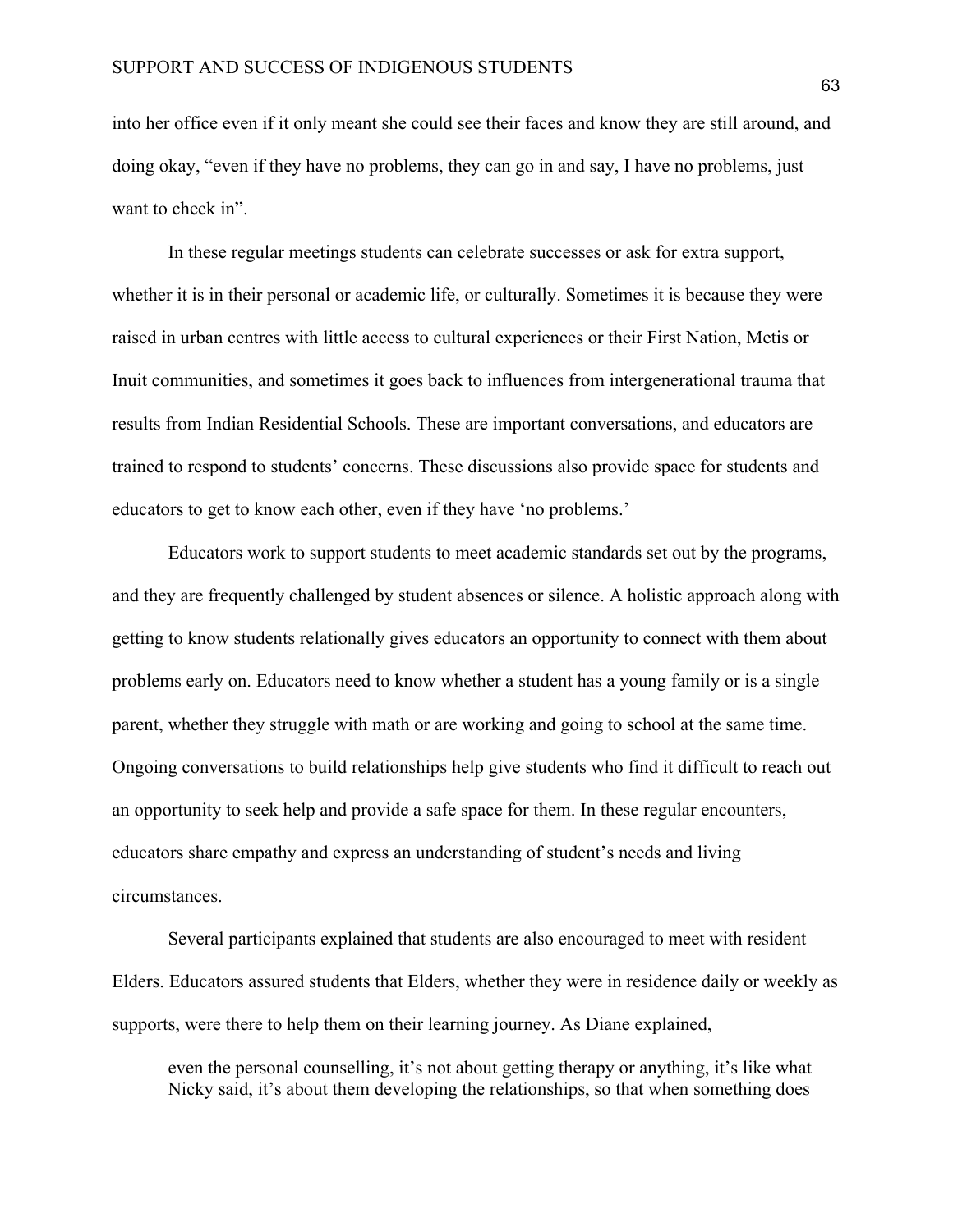into her office even if it only meant she could see their faces and know they are still around, and doing okay, “even if they have no problems, they can go in and say, I have no problems, just want to check in”.

In these regular meetings students can celebrate successes or ask for extra support, whether it is in their personal or academic life, or culturally. Sometimes it is because they were raised in urban centres with little access to cultural experiences or their First Nation, Metis or Inuit communities, and sometimes it goes back to influences from intergenerational trauma that results from Indian Residential Schools. These are important conversations, and educators are trained to respond to students’ concerns. These discussions also provide space for students and educators to get to know each other, even if they have ‘no problems.’

Educators work to support students to meet academic standards set out by the programs, and they are frequently challenged by student absences or silence. A holistic approach along with getting to know students relationally gives educators an opportunity to connect with them about problems early on. Educators need to know whether a student has a young family or is a single parent, whether they struggle with math or are working and going to school at the same time. Ongoing conversations to build relationships help give students who find it difficult to reach out an opportunity to seek help and provide a safe space for them. In these regular encounters, educators share empathy and express an understanding of student’s needs and living circumstances.

Several participants explained that students are also encouraged to meet with resident Elders. Educators assured students that Elders, whether they were in residence daily or weekly as supports, were there to help them on their learning journey. As Diane explained,

> even the personal counselling, it’s not about getting therapy or anything, it’s like what Nicky said, it’s about them developing the relationships, so that when something does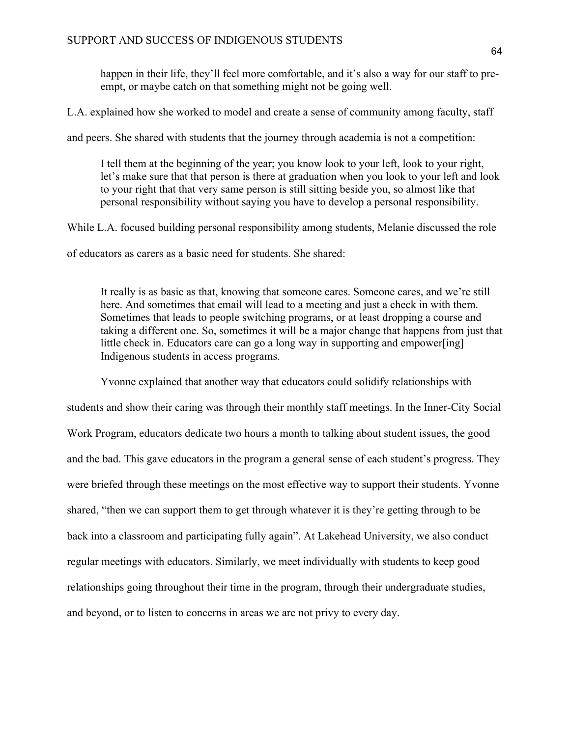> happen in their life, they'll feel more comfortable, and it's also a way for our staff to pre-empt, or maybe catch on that something might not be going well.

L.A. explained how she worked to model and create a sense of community among faculty, staff and peers. She shared with students that the journey through academia is not a competition:

> I tell them at the beginning of the year; you know look to your left, look to your right, let's make sure that that person is there at graduation when you look to your left and look to your right that that very same person is still sitting beside you, so almost like that personal responsibility without saying you have to develop a personal responsibility.

While L.A. focused building personal responsibility among students, Melanie discussed the role of educators as carers as a basic need for students. She shared:

> It really is as basic as that, knowing that someone cares. Someone cares, and we're still here. And sometimes that email will lead to a meeting and just a check in with them. Sometimes that leads to people switching programs, or at least dropping a course and taking a different one. So, sometimes it will be a major change that happens from just that little check in. Educators care can go a long way in supporting and empower[ing] Indigenous students in access programs.

Yvonne explained that another way that educators could solidify relationships with students and show their caring was through their monthly staff meetings. In the Inner-City Social Work Program, educators dedicate two hours a month to talking about student issues, the good and the bad. This gave educators in the program a general sense of each student's progress. They were briefed through these meetings on the most effective way to support their students. Yvonne shared, "then we can support them to get through whatever it is they're getting through to be back into a classroom and participating fully again". At Lakehead University, we also conduct regular meetings with educators. Similarly, we meet individually with students to keep good relationships going throughout their time in the program, through their undergraduate studies, and beyond, or to listen to concerns in areas we are not privy to every day.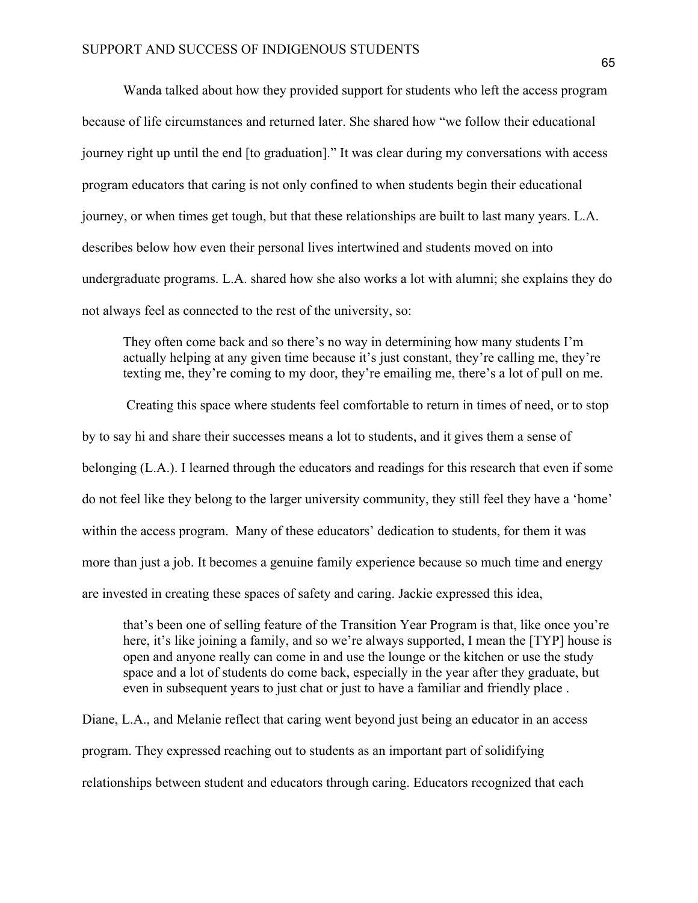Wanda talked about how they provided support for students who left the access program because of life circumstances and returned later. She shared how "we follow their educational journey right up until the end [to graduation]." It was clear during my conversations with access program educators that caring is not only confined to when students begin their educational journey, or when times get tough, but that these relationships are built to last many years. L.A. describes below how even their personal lives intertwined and students moved on into undergraduate programs. L.A. shared how she also works a lot with alumni; she explains they do not always feel as connected to the rest of the university, so:

> They often come back and so there's no way in determining how many students I'm actually helping at any given time because it's just constant, they're calling me, they're texting me, they're coming to my door, they're emailing me, there's a lot of pull on me.

Creating this space where students feel comfortable to return in times of need, or to stop by to say hi and share their successes means a lot to students, and it gives them a sense of belonging (L.A.). I learned through the educators and readings for this research that even if some do not feel like they belong to the larger university community, they still feel they have a 'home' within the access program. Many of these educators' dedication to students, for them it was more than just a job. It becomes a genuine family experience because so much time and energy are invested in creating these spaces of safety and caring. Jackie expressed this idea,

> that's been one of selling feature of the Transition Year Program is that, like once you're here, it's like joining a family, and so we're always supported, I mean the [TYP] house is open and anyone really can come in and use the lounge or the kitchen or use the study space and a lot of students do come back, especially in the year after they graduate, but even in subsequent years to just chat or just to have a familiar and friendly place .

Diane, L.A., and Melanie reflect that caring went beyond just being an educator in an access program. They expressed reaching out to students as an important part of solidifying relationships between student and educators through caring. Educators recognized that each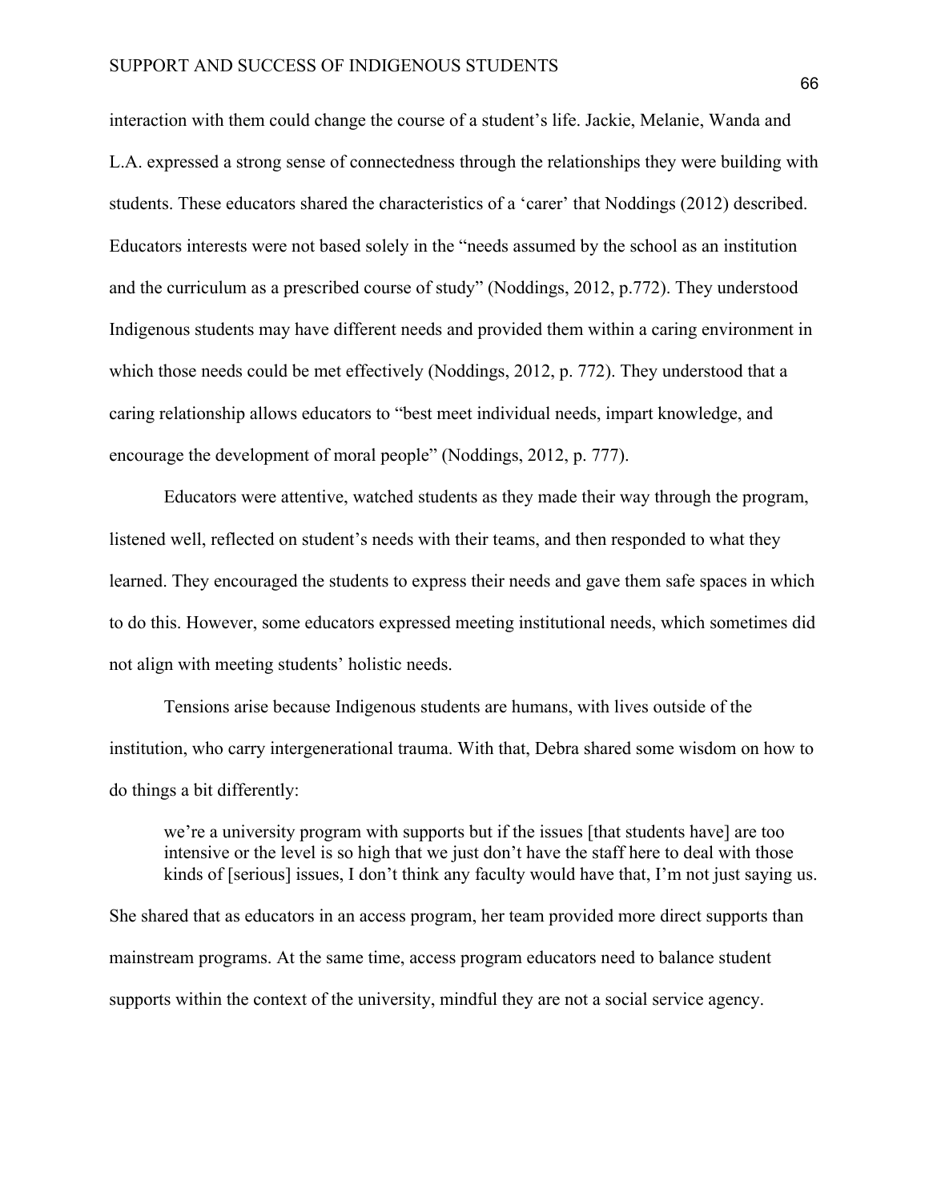interaction with them could change the course of a student's life. Jackie, Melanie, Wanda and L.A. expressed a strong sense of connectedness through the relationships they were building with students. These educators shared the characteristics of a 'carer' that Noddings (2012) described. Educators interests were not based solely in the "needs assumed by the school as an institution and the curriculum as a prescribed course of study" (Noddings, 2012, p.772). They understood Indigenous students may have different needs and provided them within a caring environment in which those needs could be met effectively (Noddings, 2012, p. 772). They understood that a caring relationship allows educators to "best meet individual needs, impart knowledge, and encourage the development of moral people" (Noddings, 2012, p. 777).

Educators were attentive, watched students as they made their way through the program, listened well, reflected on student's needs with their teams, and then responded to what they learned. They encouraged the students to express their needs and gave them safe spaces in which to do this. However, some educators expressed meeting institutional needs, which sometimes did not align with meeting students' holistic needs.

Tensions arise because Indigenous students are humans, with lives outside of the institution, who carry intergenerational trauma. With that, Debra shared some wisdom on how to do things a bit differently:

> we're a university program with supports but if the issues [that students have] are too intensive or the level is so high that we just don't have the staff here to deal with those kinds of [serious] issues, I don't think any faculty would have that, I'm not just saying us.

She shared that as educators in an access program, her team provided more direct supports than mainstream programs. At the same time, access program educators need to balance student supports within the context of the university, mindful they are not a social service agency.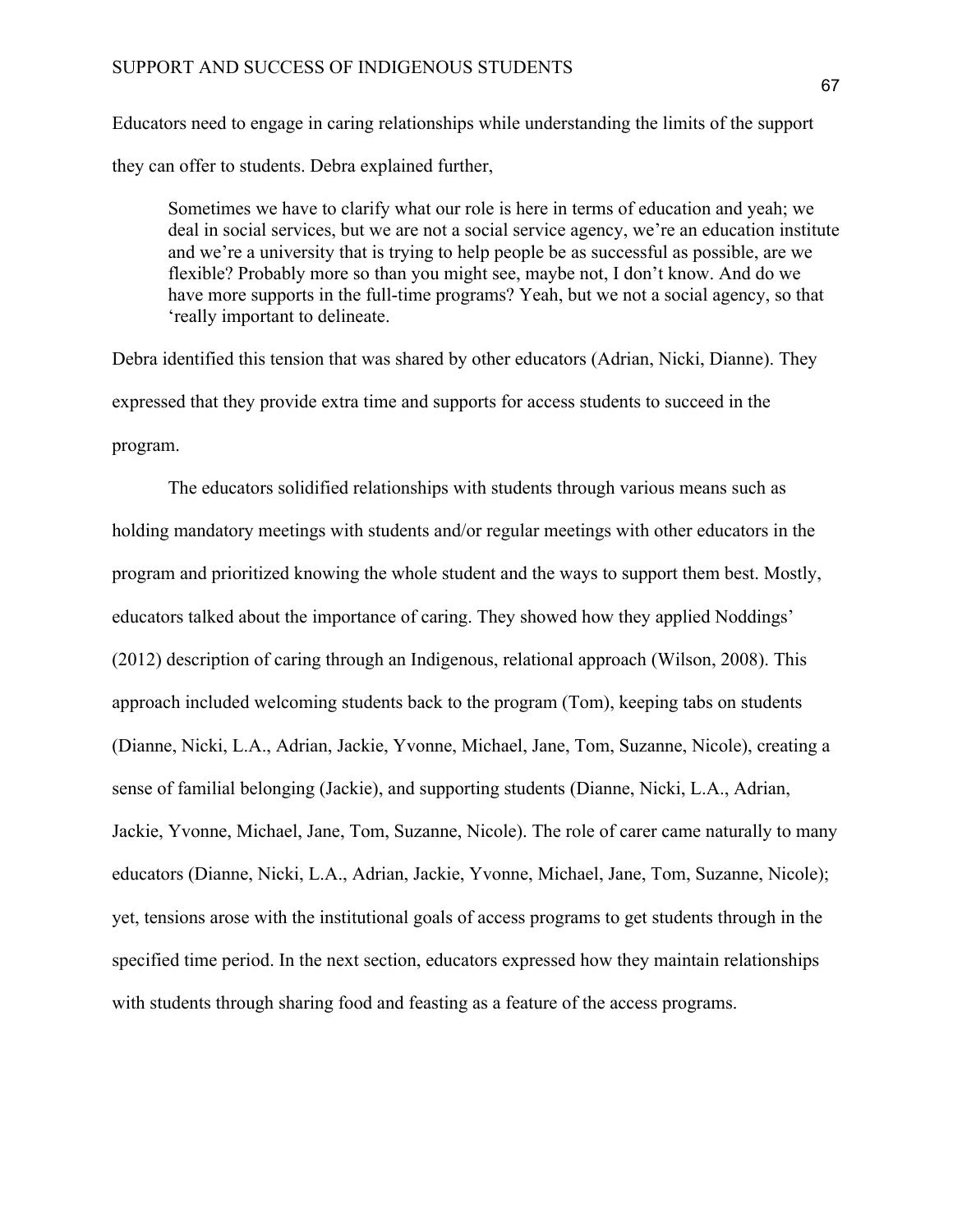Educators need to engage in caring relationships while understanding the limits of the support they can offer to students. Debra explained further,

> Sometimes we have to clarify what our role is here in terms of education and yeah; we deal in social services, but we are not a social service agency, we're an education institute and we're a university that is trying to help people be as successful as possible, are we flexible? Probably more so than you might see, maybe not, I don't know. And do we have more supports in the full-time programs? Yeah, but we not a social agency, so that 'really important to delineate.

Debra identified this tension that was shared by other educators (Adrian, Nicki, Dianne). They expressed that they provide extra time and supports for access students to succeed in the program.

The educators solidified relationships with students through various means such as holding mandatory meetings with students and/or regular meetings with other educators in the program and prioritized knowing the whole student and the ways to support them best. Mostly, educators talked about the importance of caring. They showed how they applied Noddings' (2012) description of caring through an Indigenous, relational approach (Wilson, 2008). This approach included welcoming students back to the program (Tom), keeping tabs on students (Dianne, Nicki, L.A., Adrian, Jackie, Yvonne, Michael, Jane, Tom, Suzanne, Nicole), creating a sense of familial belonging (Jackie), and supporting students (Dianne, Nicki, L.A., Adrian, Jackie, Yvonne, Michael, Jane, Tom, Suzanne, Nicole). The role of carer came naturally to many educators (Dianne, Nicki, L.A., Adrian, Jackie, Yvonne, Michael, Jane, Tom, Suzanne, Nicole); yet, tensions arose with the institutional goals of access programs to get students through in the specified time period. In the next section, educators expressed how they maintain relationships with students through sharing food and feasting as a feature of the access programs.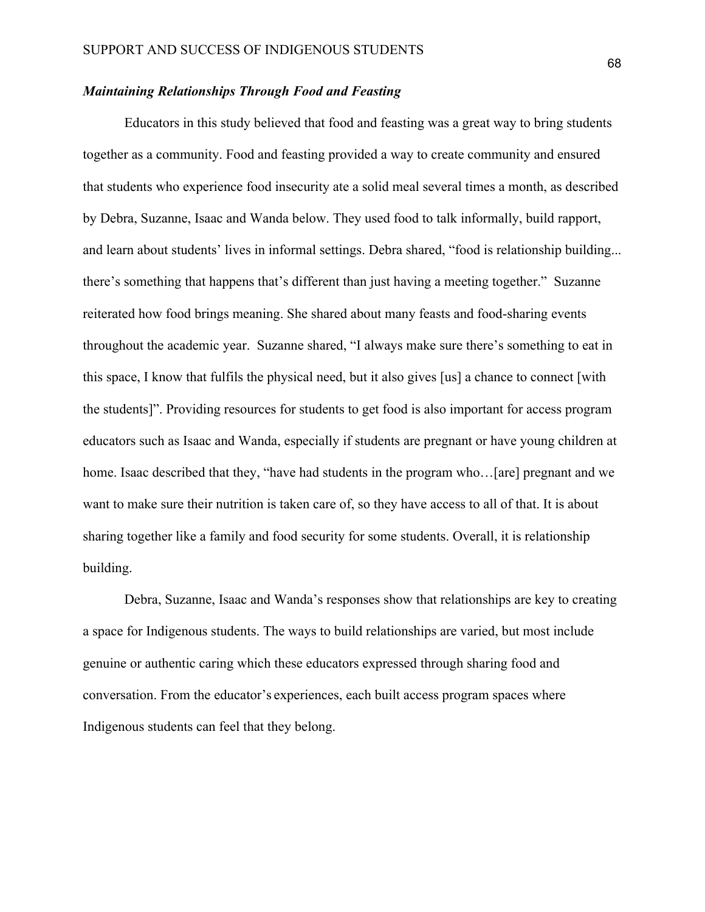### ***Maintaining Relationships Through Food and Feasting***

Educators in this study believed that food and feasting was a great way to bring students together as a community. Food and feasting provided a way to create community and ensured that students who experience food insecurity ate a solid meal several times a month, as described by Debra, Suzanne, Isaac and Wanda below. They used food to talk informally, build rapport, and learn about students' lives in informal settings. Debra shared, "food is relationship building... there's something that happens that's different than just having a meeting together." Suzanne reiterated how food brings meaning. She shared about many feasts and food-sharing events throughout the academic year. Suzanne shared, "I always make sure there's something to eat in this space, I know that fulfils the physical need, but it also gives [us] a chance to connect [with the students]". Providing resources for students to get food is also important for access program educators such as Isaac and Wanda, especially if students are pregnant or have young children at home. Isaac described that they, "have had students in the program who…[are] pregnant and we want to make sure their nutrition is taken care of, so they have access to all of that. It is about sharing together like a family and food security for some students. Overall, it is relationship building.

Debra, Suzanne, Isaac and Wanda's responses show that relationships are key to creating a space for Indigenous students. The ways to build relationships are varied, but most include genuine or authentic caring which these educators expressed through sharing food and conversation. From the educator's experiences, each built access program spaces where Indigenous students can feel that they belong.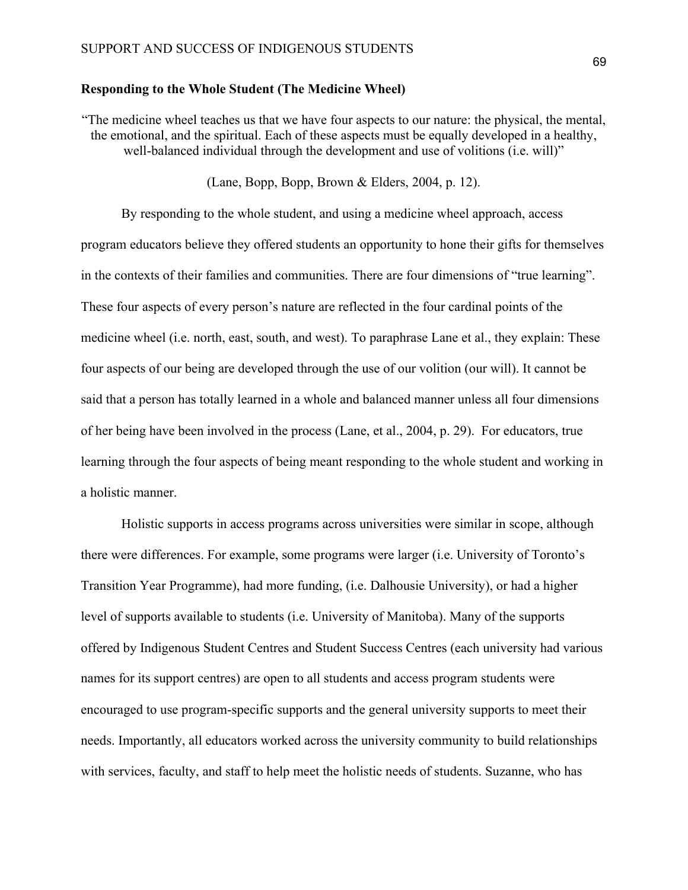**Responding to the Whole Student (The Medicine Wheel)**

"The medicine wheel teaches us that we have four aspects to our nature: the physical, the mental, the emotional, and the spiritual. Each of these aspects must be equally developed in a healthy, well-balanced individual through the development and use of volitions (i.e. will)"

(Lane, Bopp, Bopp, Brown & Elders, 2004, p. 12).

By responding to the whole student, and using a medicine wheel approach, access program educators believe they offered students an opportunity to hone their gifts for themselves in the contexts of their families and communities. There are four dimensions of "true learning". These four aspects of every person's nature are reflected in the four cardinal points of the medicine wheel (i.e. north, east, south, and west). To paraphrase Lane et al., they explain: These four aspects of our being are developed through the use of our volition (our will). It cannot be said that a person has totally learned in a whole and balanced manner unless all four dimensions of her being have been involved in the process (Lane, et al., 2004, p. 29). For educators, true learning through the four aspects of being meant responding to the whole student and working in a holistic manner.

Holistic supports in access programs across universities were similar in scope, although there were differences. For example, some programs were larger (i.e. University of Toronto's Transition Year Programme), had more funding, (i.e. Dalhousie University), or had a higher level of supports available to students (i.e. University of Manitoba). Many of the supports offered by Indigenous Student Centres and Student Success Centres (each university had various names for its support centres) are open to all students and access program students were encouraged to use program-specific supports and the general university supports to meet their needs. Importantly, all educators worked across the university community to build relationships with services, faculty, and staff to help meet the holistic needs of students. Suzanne, who has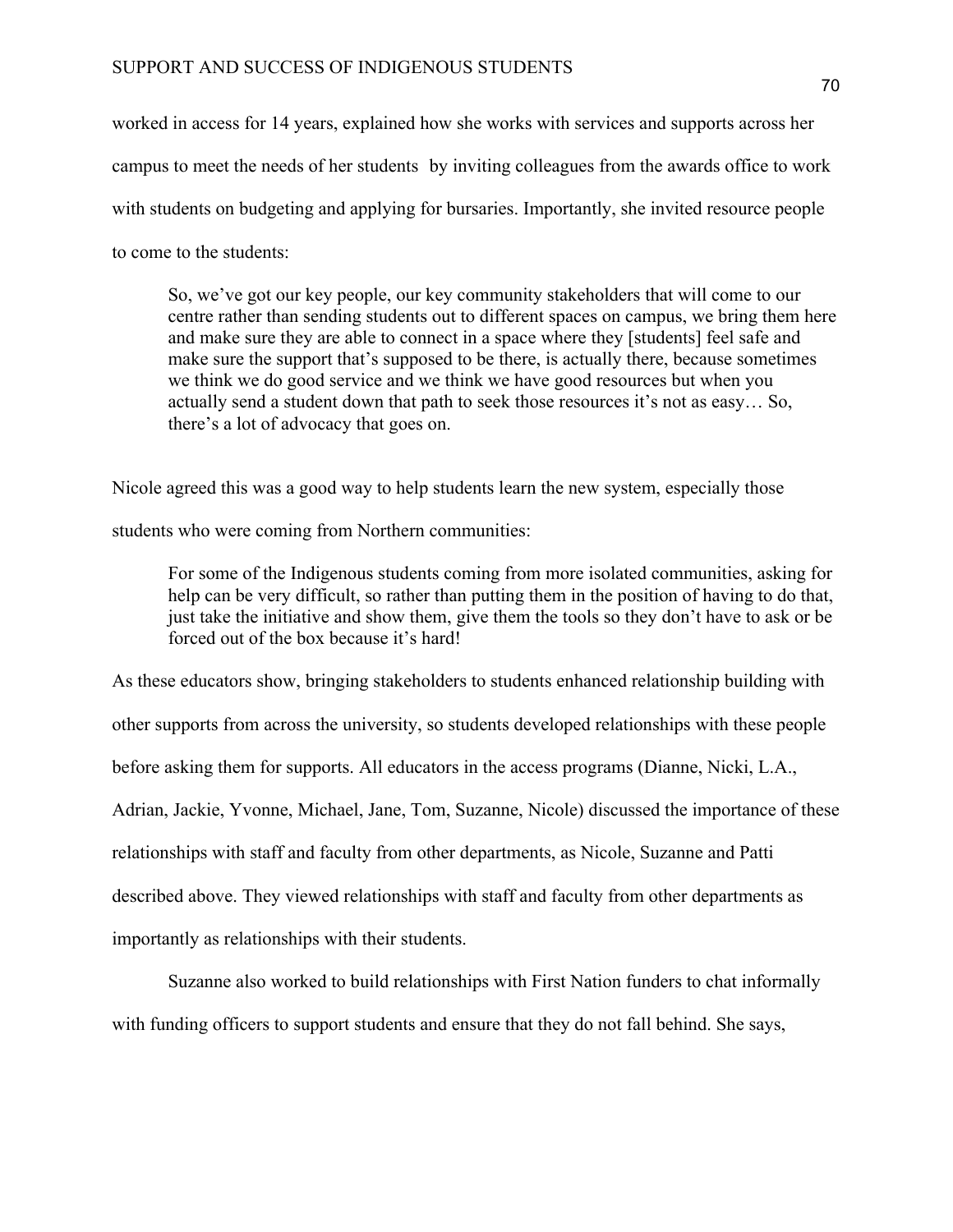worked in access for 14 years, explained how she works with services and supports across her campus to meet the needs of her students by inviting colleagues from the awards office to work with students on budgeting and applying for bursaries. Importantly, she invited resource people to come to the students:

> So, we've got our key people, our key community stakeholders that will come to our centre rather than sending students out to different spaces on campus, we bring them here and make sure they are able to connect in a space where they [students] feel safe and make sure the support that's supposed to be there, is actually there, because sometimes we think we do good service and we think we have good resources but when you actually send a student down that path to seek those resources it's not as easy… So, there's a lot of advocacy that goes on.

Nicole agreed this was a good way to help students learn the new system, especially those students who were coming from Northern communities:

> For some of the Indigenous students coming from more isolated communities, asking for help can be very difficult, so rather than putting them in the position of having to do that, just take the initiative and show them, give them the tools so they don't have to ask or be forced out of the box because it's hard!

As these educators show, bringing stakeholders to students enhanced relationship building with other supports from across the university, so students developed relationships with these people before asking them for supports. All educators in the access programs (Dianne, Nicki, L.A., Adrian, Jackie, Yvonne, Michael, Jane, Tom, Suzanne, Nicole) discussed the importance of these relationships with staff and faculty from other departments, as Nicole, Suzanne and Patti described above. They viewed relationships with staff and faculty from other departments as importantly as relationships with their students.

Suzanne also worked to build relationships with First Nation funders to chat informally with funding officers to support students and ensure that they do not fall behind. She says,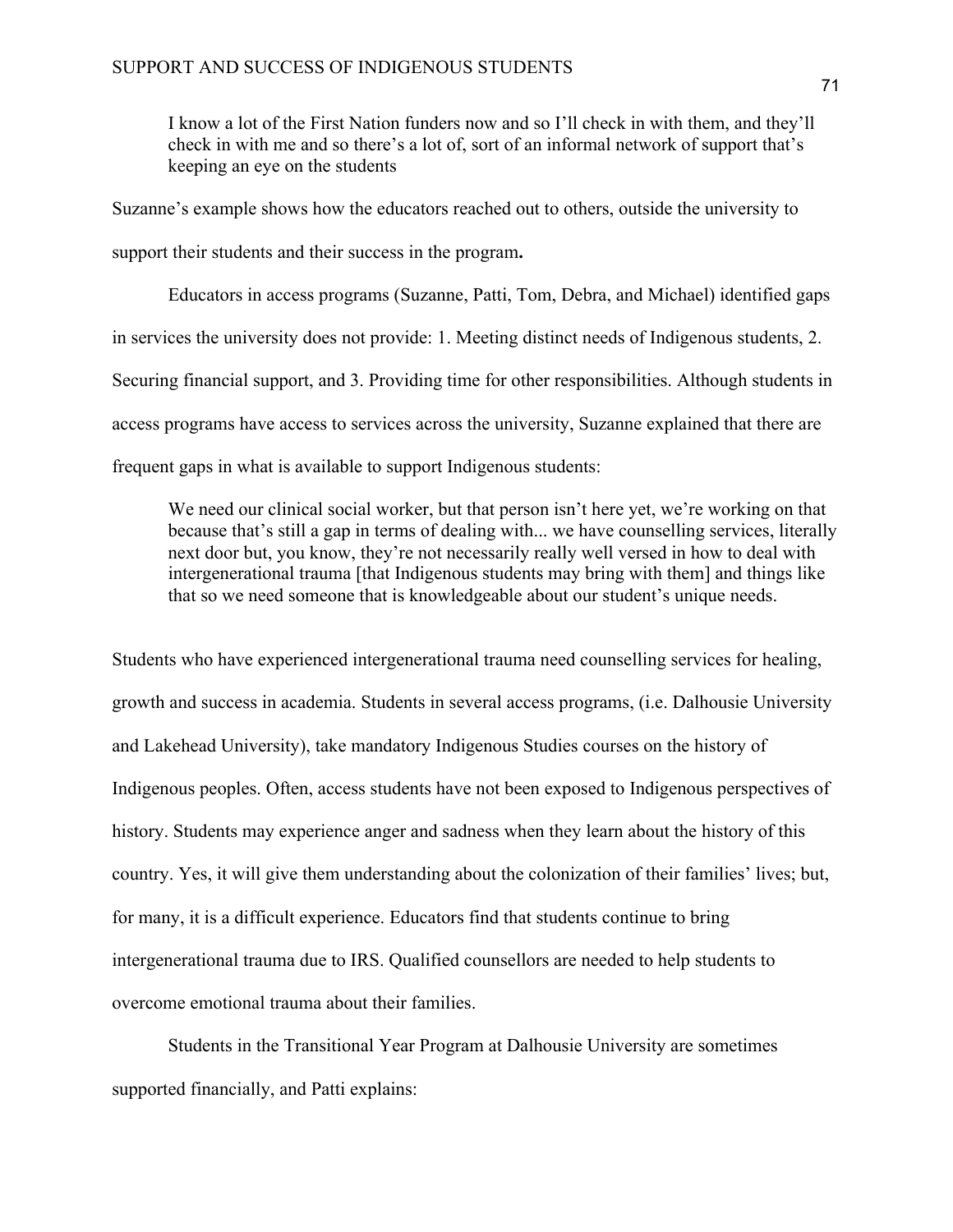> I know a lot of the First Nation funders now and so I'll check in with them, and they'll check in with me and so there's a lot of, sort of an informal network of support that's keeping an eye on the students

Suzanne's example shows how the educators reached out to others, outside the university to support their students and their success in the program**.**

Educators in access programs (Suzanne, Patti, Tom, Debra, and Michael) identified gaps in services the university does not provide: 1. Meeting distinct needs of Indigenous students, 2. Securing financial support, and 3. Providing time for other responsibilities. Although students in access programs have access to services across the university, Suzanne explained that there are frequent gaps in what is available to support Indigenous students:

> We need our clinical social worker, but that person isn't here yet, we're working on that because that's still a gap in terms of dealing with... we have counselling services, literally next door but, you know, they're not necessarily really well versed in how to deal with intergenerational trauma [that Indigenous students may bring with them] and things like that so we need someone that is knowledgeable about our student's unique needs.

Students who have experienced intergenerational trauma need counselling services for healing, growth and success in academia. Students in several access programs, (i.e. Dalhousie University and Lakehead University), take mandatory Indigenous Studies courses on the history of Indigenous peoples. Often, access students have not been exposed to Indigenous perspectives of history. Students may experience anger and sadness when they learn about the history of this country. Yes, it will give them understanding about the colonization of their families' lives; but, for many, it is a difficult experience. Educators find that students continue to bring intergenerational trauma due to IRS. Qualified counsellors are needed to help students to overcome emotional trauma about their families.

Students in the Transitional Year Program at Dalhousie University are sometimes supported financially, and Patti explains: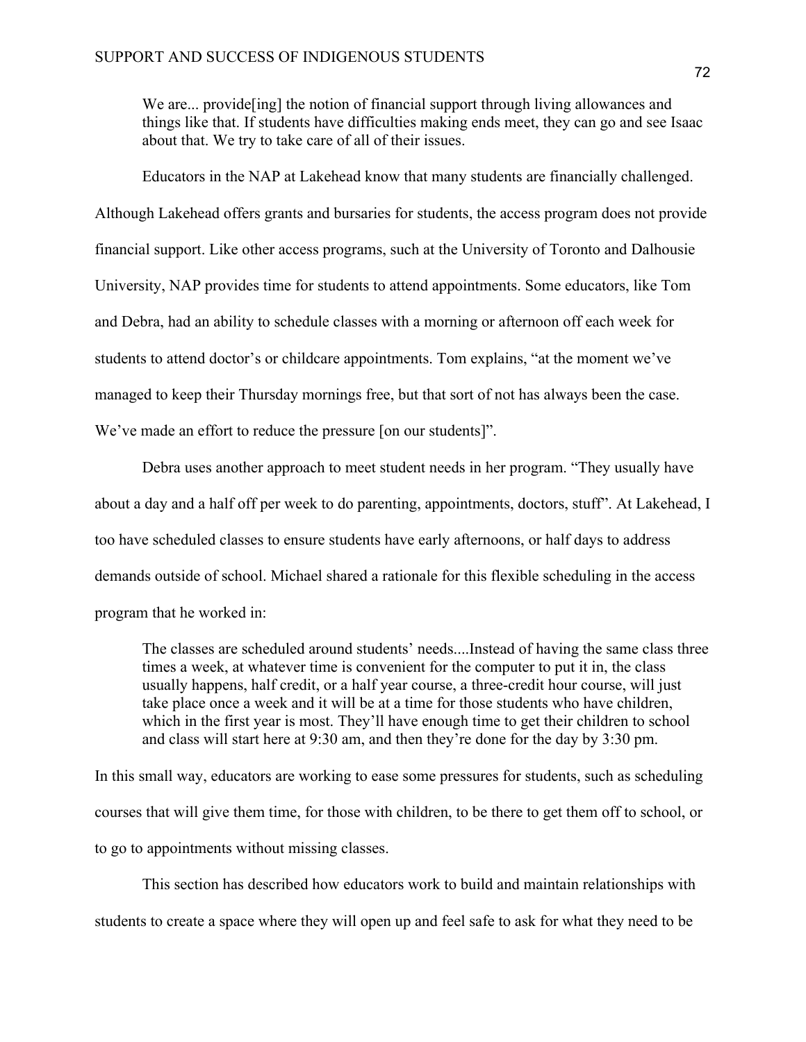> We are... provide[ing] the notion of financial support through living allowances and things like that. If students have difficulties making ends meet, they can go and see Isaac about that. We try to take care of all of their issues.

Educators in the NAP at Lakehead know that many students are financially challenged. Although Lakehead offers grants and bursaries for students, the access program does not provide financial support. Like other access programs, such at the University of Toronto and Dalhousie University, NAP provides time for students to attend appointments. Some educators, like Tom and Debra, had an ability to schedule classes with a morning or afternoon off each week for students to attend doctor's or childcare appointments. Tom explains, "at the moment we've managed to keep their Thursday mornings free, but that sort of not has always been the case. We've made an effort to reduce the pressure [on our students]".

Debra uses another approach to meet student needs in her program. "They usually have about a day and a half off per week to do parenting, appointments, doctors, stuff". At Lakehead, I too have scheduled classes to ensure students have early afternoons, or half days to address demands outside of school. Michael shared a rationale for this flexible scheduling in the access program that he worked in:

> The classes are scheduled around students' needs....Instead of having the same class three times a week, at whatever time is convenient for the computer to put it in, the class usually happens, half credit, or a half year course, a three-credit hour course, will just take place once a week and it will be at a time for those students who have children, which in the first year is most. They'll have enough time to get their children to school and class will start here at 9:30 am, and then they're done for the day by 3:30 pm.

In this small way, educators are working to ease some pressures for students, such as scheduling courses that will give them time, for those with children, to be there to get them off to school, or to go to appointments without missing classes.

This section has described how educators work to build and maintain relationships with students to create a space where they will open up and feel safe to ask for what they need to be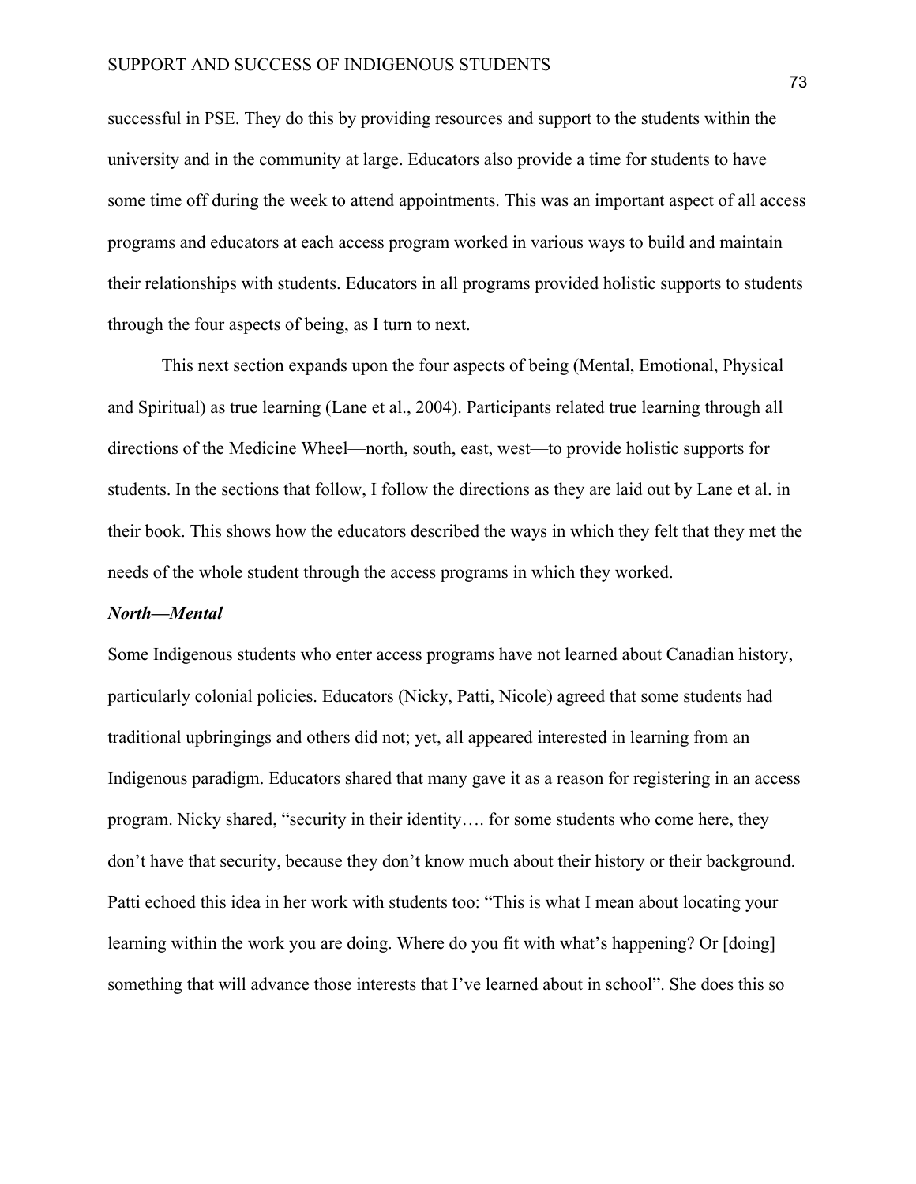successful in PSE. They do this by providing resources and support to the students within the university and in the community at large. Educators also provide a time for students to have some time off during the week to attend appointments. This was an important aspect of all access programs and educators at each access program worked in various ways to build and maintain their relationships with students. Educators in all programs provided holistic supports to students through the four aspects of being, as I turn to next.

This next section expands upon the four aspects of being (Mental, Emotional, Physical and Spiritual) as true learning (Lane et al., 2004). Participants related true learning through all directions of the Medicine Wheel—north, south, east, west—to provide holistic supports for students. In the sections that follow, I follow the directions as they are laid out by Lane et al. in their book. This shows how the educators described the ways in which they felt that they met the needs of the whole student through the access programs in which they worked.

### *North—Mental*

Some Indigenous students who enter access programs have not learned about Canadian history, particularly colonial policies. Educators (Nicky, Patti, Nicole) agreed that some students had traditional upbringings and others did not; yet, all appeared interested in learning from an Indigenous paradigm. Educators shared that many gave it as a reason for registering in an access program. Nicky shared, "security in their identity…. for some students who come here, they don't have that security, because they don't know much about their history or their background. Patti echoed this idea in her work with students too: "This is what I mean about locating your learning within the work you are doing. Where do you fit with what's happening? Or [doing] something that will advance those interests that I've learned about in school". She does this so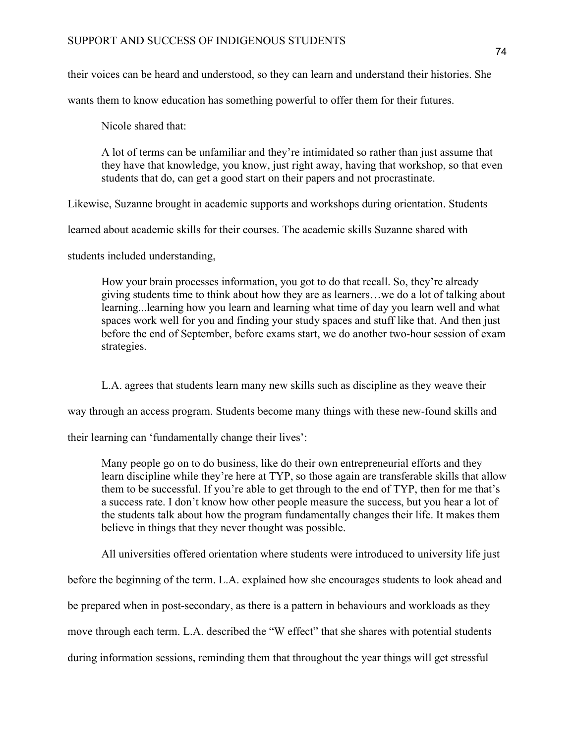their voices can be heard and understood, so they can learn and understand their histories. She wants them to know education has something powerful to offer them for their futures.

Nicole shared that:

> A lot of terms can be unfamiliar and they're intimidated so rather than just assume that they have that knowledge, you know, just right away, having that workshop, so that even students that do, can get a good start on their papers and not procrastinate.

Likewise, Suzanne brought in academic supports and workshops during orientation. Students learned about academic skills for their courses. The academic skills Suzanne shared with students included understanding,

> How your brain processes information, you got to do that recall. So, they're already giving students time to think about how they are as learners…we do a lot of talking about learning...learning how you learn and learning what time of day you learn well and what spaces work well for you and finding your study spaces and stuff like that. And then just before the end of September, before exams start, we do another two-hour session of exam strategies.

L.A. agrees that students learn many new skills such as discipline as they weave their way through an access program. Students become many things with these new-found skills and their learning can 'fundamentally change their lives':

> Many people go on to do business, like do their own entrepreneurial efforts and they learn discipline while they're here at TYP, so those again are transferable skills that allow them to be successful. If you're able to get through to the end of TYP, then for me that's a success rate. I don't know how other people measure the success, but you hear a lot of the students talk about how the program fundamentally changes their life. It makes them believe in things that they never thought was possible.

All universities offered orientation where students were introduced to university life just before the beginning of the term. L.A. explained how she encourages students to look ahead and be prepared when in post-secondary, as there is a pattern in behaviours and workloads as they move through each term. L.A. described the "W effect" that she shares with potential students during information sessions, reminding them that throughout the year things will get stressful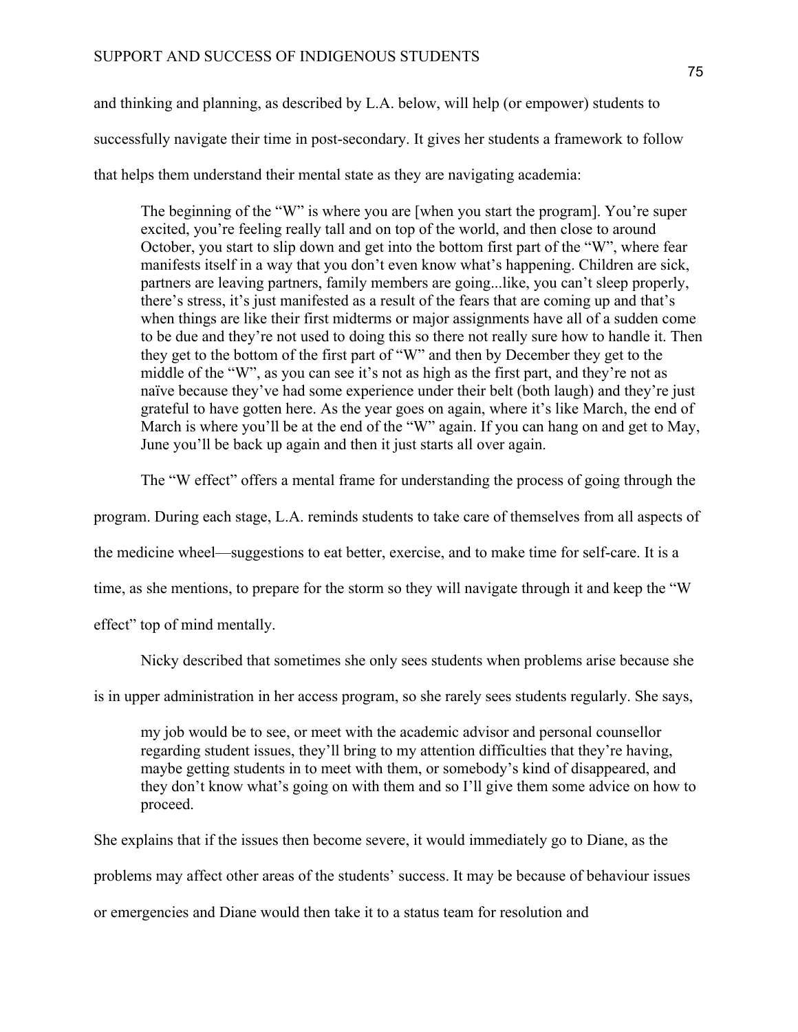and thinking and planning, as described by L.A. below, will help (or empower) students to successfully navigate their time in post-secondary. It gives her students a framework to follow that helps them understand their mental state as they are navigating academia:

> The beginning of the "W" is where you are [when you start the program]. You're super excited, you're feeling really tall and on top of the world, and then close to around October, you start to slip down and get into the bottom first part of the "W", where fear manifests itself in a way that you don't even know what's happening. Children are sick, partners are leaving partners, family members are going...like, you can't sleep properly, there's stress, it's just manifested as a result of the fears that are coming up and that's when things are like their first midterms or major assignments have all of a sudden come to be due and they're not used to doing this so there not really sure how to handle it. Then they get to the bottom of the first part of "W" and then by December they get to the middle of the "W", as you can see it's not as high as the first part, and they're not as naïve because they've had some experience under their belt (both laugh) and they're just grateful to have gotten here. As the year goes on again, where it's like March, the end of March is where you'll be at the end of the "W" again. If you can hang on and get to May, June you'll be back up again and then it just starts all over again.

The "W effect" offers a mental frame for understanding the process of going through the program. During each stage, L.A. reminds students to take care of themselves from all aspects of the medicine wheel—suggestions to eat better, exercise, and to make time for self-care. It is a time, as she mentions, to prepare for the storm so they will navigate through it and keep the "W effect" top of mind mentally.

Nicky described that sometimes she only sees students when problems arise because she is in upper administration in her access program, so she rarely sees students regularly. She says,

> my job would be to see, or meet with the academic advisor and personal counsellor regarding student issues, they'll bring to my attention difficulties that they're having, maybe getting students in to meet with them, or somebody's kind of disappeared, and they don't know what's going on with them and so I'll give them some advice on how to proceed.

She explains that if the issues then become severe, it would immediately go to Diane, as the problems may affect other areas of the students' success. It may be because of behaviour issues or emergencies and Diane would then take it to a status team for resolution and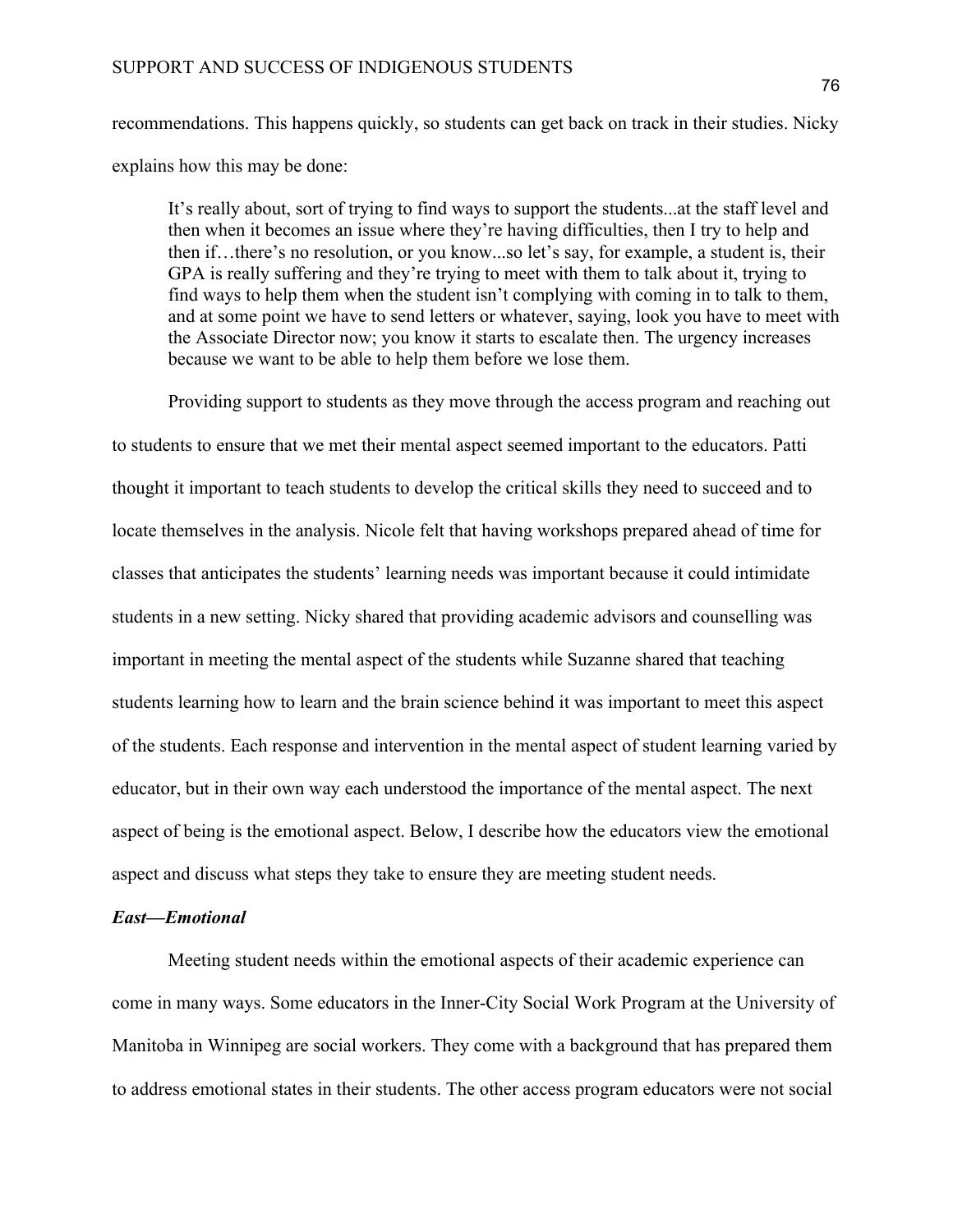recommendations. This happens quickly, so students can get back on track in their studies. Nicky explains how this may be done:

> It's really about, sort of trying to find ways to support the students...at the staff level and then when it becomes an issue where they're having difficulties, then I try to help and then if…there's no resolution, or you know...so let's say, for example, a student is, their GPA is really suffering and they're trying to meet with them to talk about it, trying to find ways to help them when the student isn't complying with coming in to talk to them, and at some point we have to send letters or whatever, saying, look you have to meet with the Associate Director now; you know it starts to escalate then. The urgency increases because we want to be able to help them before we lose them.

Providing support to students as they move through the access program and reaching out to students to ensure that we met their mental aspect seemed important to the educators. Patti thought it important to teach students to develop the critical skills they need to succeed and to locate themselves in the analysis. Nicole felt that having workshops prepared ahead of time for classes that anticipates the students' learning needs was important because it could intimidate students in a new setting. Nicky shared that providing academic advisors and counselling was important in meeting the mental aspect of the students while Suzanne shared that teaching students learning how to learn and the brain science behind it was important to meet this aspect of the students. Each response and intervention in the mental aspect of student learning varied by educator, but in their own way each understood the importance of the mental aspect. The next aspect of being is the emotional aspect. Below, I describe how the educators view the emotional aspect and discuss what steps they take to ensure they are meeting student needs.

***East—Emotional***

Meeting student needs within the emotional aspects of their academic experience can come in many ways. Some educators in the Inner-City Social Work Program at the University of Manitoba in Winnipeg are social workers. They come with a background that has prepared them to address emotional states in their students. The other access program educators were not social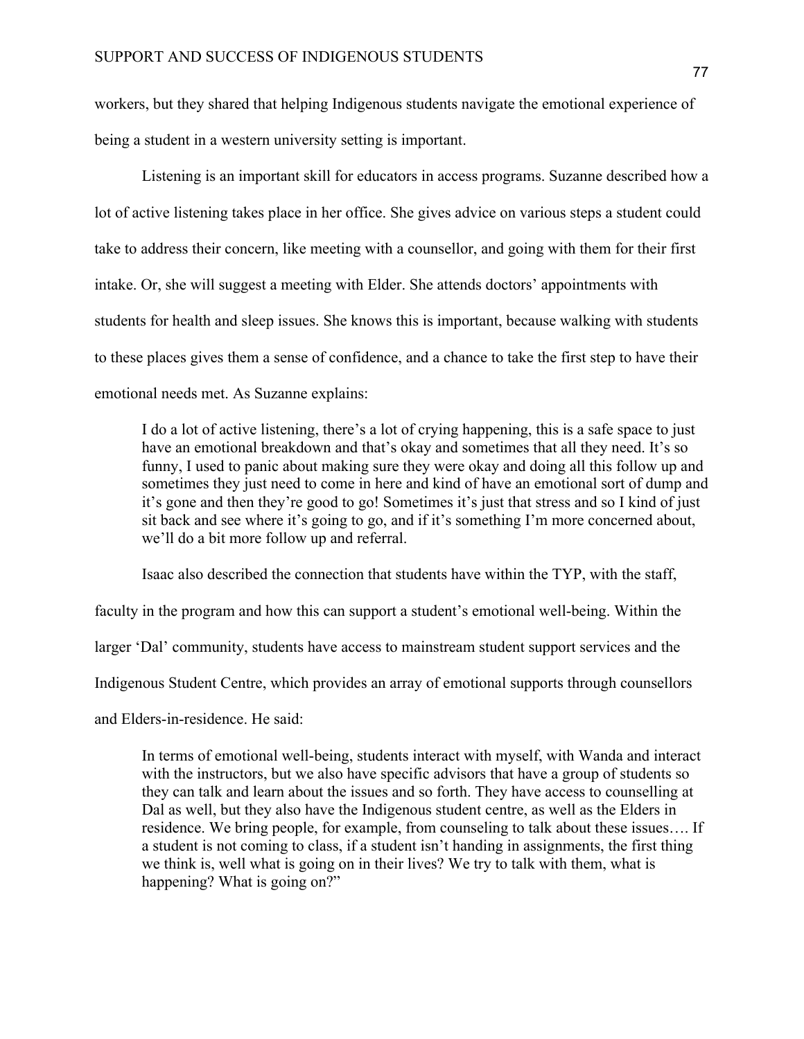workers, but they shared that helping Indigenous students navigate the emotional experience of being a student in a western university setting is important.

Listening is an important skill for educators in access programs. Suzanne described how a lot of active listening takes place in her office. She gives advice on various steps a student could take to address their concern, like meeting with a counsellor, and going with them for their first intake. Or, she will suggest a meeting with Elder. She attends doctors' appointments with students for health and sleep issues. She knows this is important, because walking with students to these places gives them a sense of confidence, and a chance to take the first step to have their emotional needs met. As Suzanne explains:

> I do a lot of active listening, there's a lot of crying happening, this is a safe space to just have an emotional breakdown and that's okay and sometimes that all they need. It's so funny, I used to panic about making sure they were okay and doing all this follow up and sometimes they just need to come in here and kind of have an emotional sort of dump and it's gone and then they're good to go! Sometimes it's just that stress and so I kind of just sit back and see where it's going to go, and if it's something I'm more concerned about, we'll do a bit more follow up and referral.

Isaac also described the connection that students have within the TYP, with the staff, faculty in the program and how this can support a student's emotional well-being. Within the larger 'Dal' community, students have access to mainstream student support services and the Indigenous Student Centre, which provides an array of emotional supports through counsellors and Elders-in-residence. He said:

> In terms of emotional well-being, students interact with myself, with Wanda and interact with the instructors, but we also have specific advisors that have a group of students so they can talk and learn about the issues and so forth. They have access to counselling at Dal as well, but they also have the Indigenous student centre, as well as the Elders in residence. We bring people, for example, from counseling to talk about these issues…. If a student is not coming to class, if a student isn't handing in assignments, the first thing we think is, well what is going on in their lives? We try to talk with them, what is happening? What is going on?"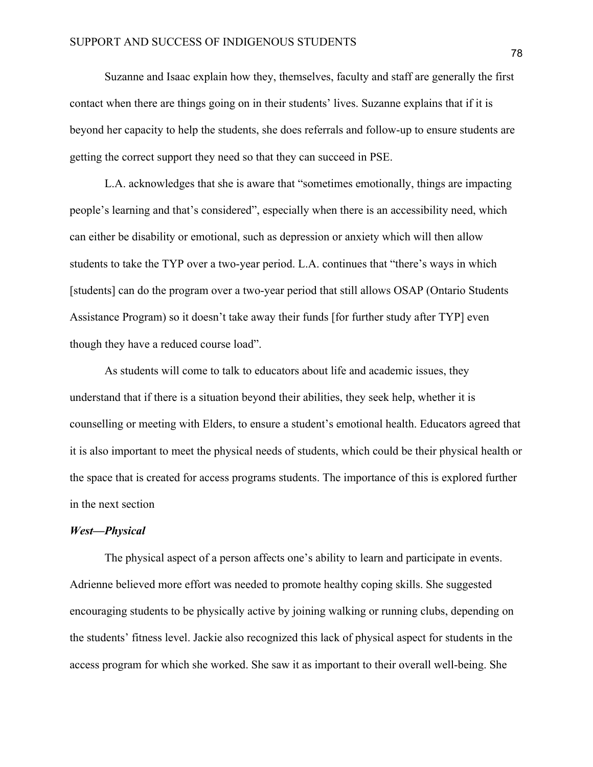Suzanne and Isaac explain how they, themselves, faculty and staff are generally the first contact when there are things going on in their students' lives. Suzanne explains that if it is beyond her capacity to help the students, she does referrals and follow-up to ensure students are getting the correct support they need so that they can succeed in PSE.

L.A. acknowledges that she is aware that "sometimes emotionally, things are impacting people's learning and that's considered", especially when there is an accessibility need, which can either be disability or emotional, such as depression or anxiety which will then allow students to take the TYP over a two-year period. L.A. continues that "there's ways in which [students] can do the program over a two-year period that still allows OSAP (Ontario Students Assistance Program) so it doesn't take away their funds [for further study after TYP] even though they have a reduced course load".

As students will come to talk to educators about life and academic issues, they understand that if there is a situation beyond their abilities, they seek help, whether it is counselling or meeting with Elders, to ensure a student's emotional health. Educators agreed that it is also important to meet the physical needs of students, which could be their physical health or the space that is created for access programs students. The importance of this is explored further in the next section

### *West—Physical*

The physical aspect of a person affects one's ability to learn and participate in events. Adrienne believed more effort was needed to promote healthy coping skills. She suggested encouraging students to be physically active by joining walking or running clubs, depending on the students' fitness level. Jackie also recognized this lack of physical aspect for students in the access program for which she worked. She saw it as important to their overall well-being. She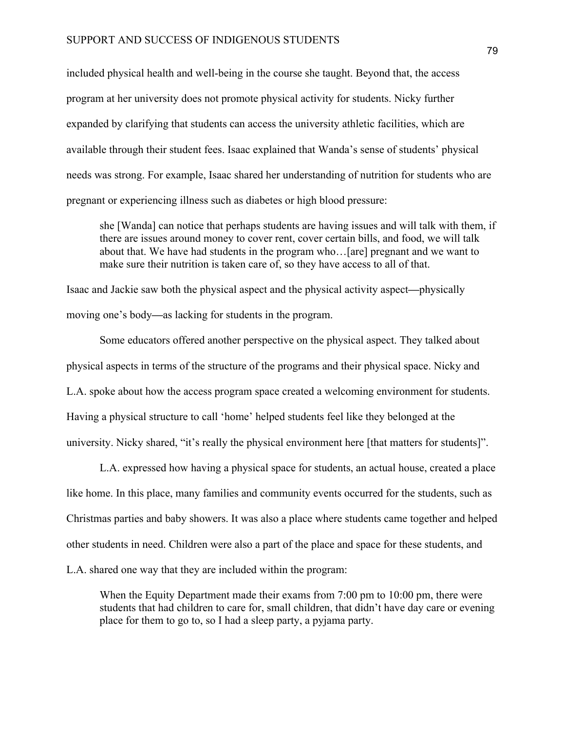included physical health and well-being in the course she taught. Beyond that, the access program at her university does not promote physical activity for students. Nicky further expanded by clarifying that students can access the university athletic facilities, which are available through their student fees. Isaac explained that Wanda's sense of students' physical needs was strong. For example, Isaac shared her understanding of nutrition for students who are pregnant or experiencing illness such as diabetes or high blood pressure:

> she [Wanda] can notice that perhaps students are having issues and will talk with them, if there are issues around money to cover rent, cover certain bills, and food, we will talk about that. We have had students in the program who…[are] pregnant and we want to make sure their nutrition is taken care of, so they have access to all of that.

Isaac and Jackie saw both the physical aspect and the physical activity aspect—physically moving one's body—as lacking for students in the program.

Some educators offered another perspective on the physical aspect. They talked about physical aspects in terms of the structure of the programs and their physical space. Nicky and L.A. spoke about how the access program space created a welcoming environment for students. Having a physical structure to call 'home' helped students feel like they belonged at the university. Nicky shared, "it's really the physical environment here [that matters for students]".

L.A. expressed how having a physical space for students, an actual house, created a place like home. In this place, many families and community events occurred for the students, such as Christmas parties and baby showers. It was also a place where students came together and helped other students in need. Children were also a part of the place and space for these students, and L.A. shared one way that they are included within the program:

> When the Equity Department made their exams from 7:00 pm to 10:00 pm, there were students that had children to care for, small children, that didn't have day care or evening place for them to go to, so I had a sleep party, a pyjama party.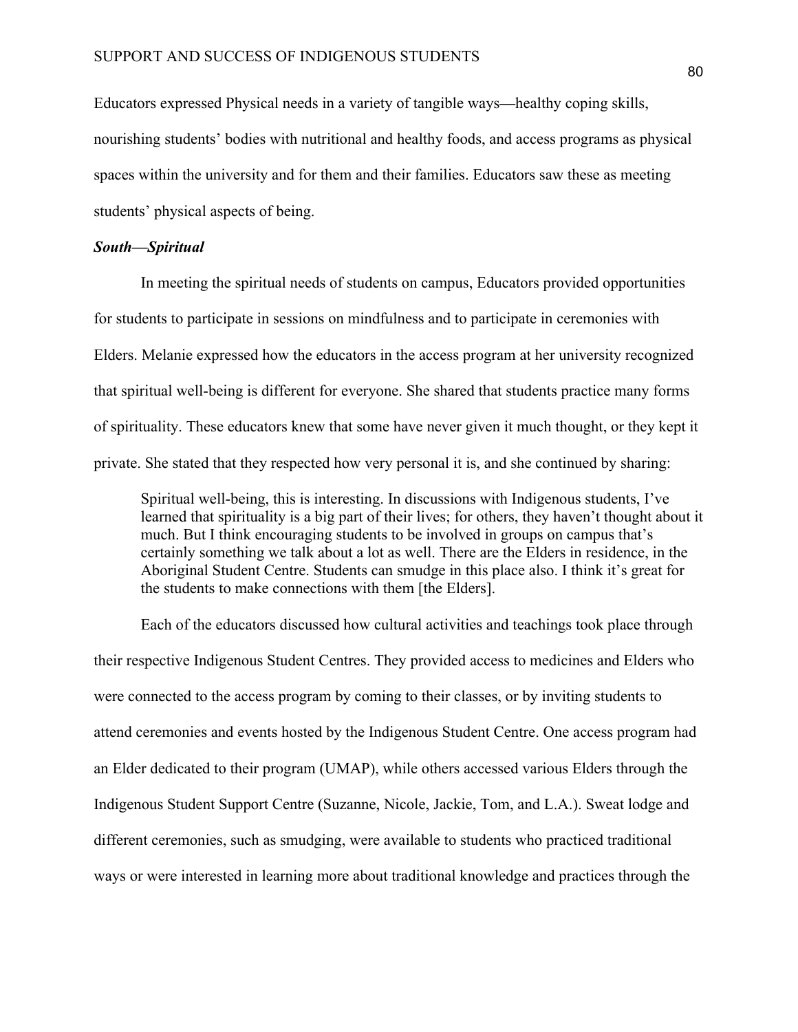Educators expressed Physical needs in a variety of tangible ways—healthy coping skills, nourishing students' bodies with nutritional and healthy foods, and access programs as physical spaces within the university and for them and their families. Educators saw these as meeting students' physical aspects of being.

### *South—Spiritual*

In meeting the spiritual needs of students on campus, Educators provided opportunities for students to participate in sessions on mindfulness and to participate in ceremonies with Elders. Melanie expressed how the educators in the access program at her university recognized that spiritual well-being is different for everyone. She shared that students practice many forms of spirituality. These educators knew that some have never given it much thought, or they kept it private. She stated that they respected how very personal it is, and she continued by sharing:

> Spiritual well-being, this is interesting. In discussions with Indigenous students, I've learned that spirituality is a big part of their lives; for others, they haven't thought about it much. But I think encouraging students to be involved in groups on campus that's certainly something we talk about a lot as well. There are the Elders in residence, in the Aboriginal Student Centre. Students can smudge in this place also. I think it's great for the students to make connections with them [the Elders].

Each of the educators discussed how cultural activities and teachings took place through their respective Indigenous Student Centres. They provided access to medicines and Elders who were connected to the access program by coming to their classes, or by inviting students to attend ceremonies and events hosted by the Indigenous Student Centre. One access program had an Elder dedicated to their program (UMAP), while others accessed various Elders through the Indigenous Student Support Centre (Suzanne, Nicole, Jackie, Tom, and L.A.). Sweat lodge and different ceremonies, such as smudging, were available to students who practiced traditional ways or were interested in learning more about traditional knowledge and practices through the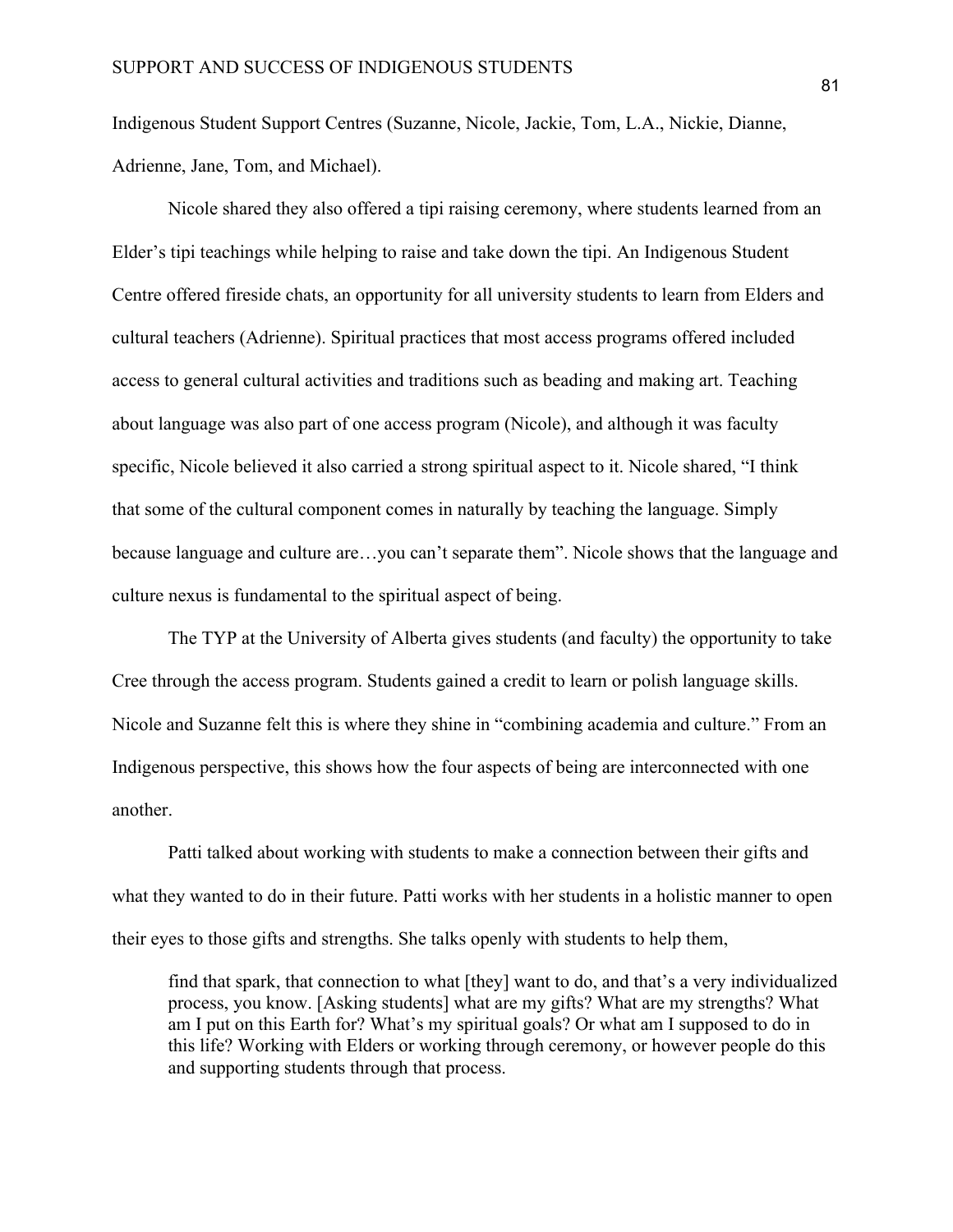Indigenous Student Support Centres (Suzanne, Nicole, Jackie, Tom, L.A., Nickie, Dianne, Adrienne, Jane, Tom, and Michael).

Nicole shared they also offered a tipi raising ceremony, where students learned from an Elder's tipi teachings while helping to raise and take down the tipi. An Indigenous Student Centre offered fireside chats, an opportunity for all university students to learn from Elders and cultural teachers (Adrienne). Spiritual practices that most access programs offered included access to general cultural activities and traditions such as beading and making art. Teaching about language was also part of one access program (Nicole), and although it was faculty specific, Nicole believed it also carried a strong spiritual aspect to it. Nicole shared, "I think that some of the cultural component comes in naturally by teaching the language. Simply because language and culture are…you can't separate them". Nicole shows that the language and culture nexus is fundamental to the spiritual aspect of being.

The TYP at the University of Alberta gives students (and faculty) the opportunity to take Cree through the access program. Students gained a credit to learn or polish language skills. Nicole and Suzanne felt this is where they shine in "combining academia and culture." From an Indigenous perspective, this shows how the four aspects of being are interconnected with one another.

Patti talked about working with students to make a connection between their gifts and what they wanted to do in their future. Patti works with her students in a holistic manner to open their eyes to those gifts and strengths. She talks openly with students to help them,

> find that spark, that connection to what [they] want to do, and that's a very individualized process, you know. [Asking students] what are my gifts? What are my strengths? What am I put on this Earth for? What's my spiritual goals? Or what am I supposed to do in this life? Working with Elders or working through ceremony, or however people do this and supporting students through that process.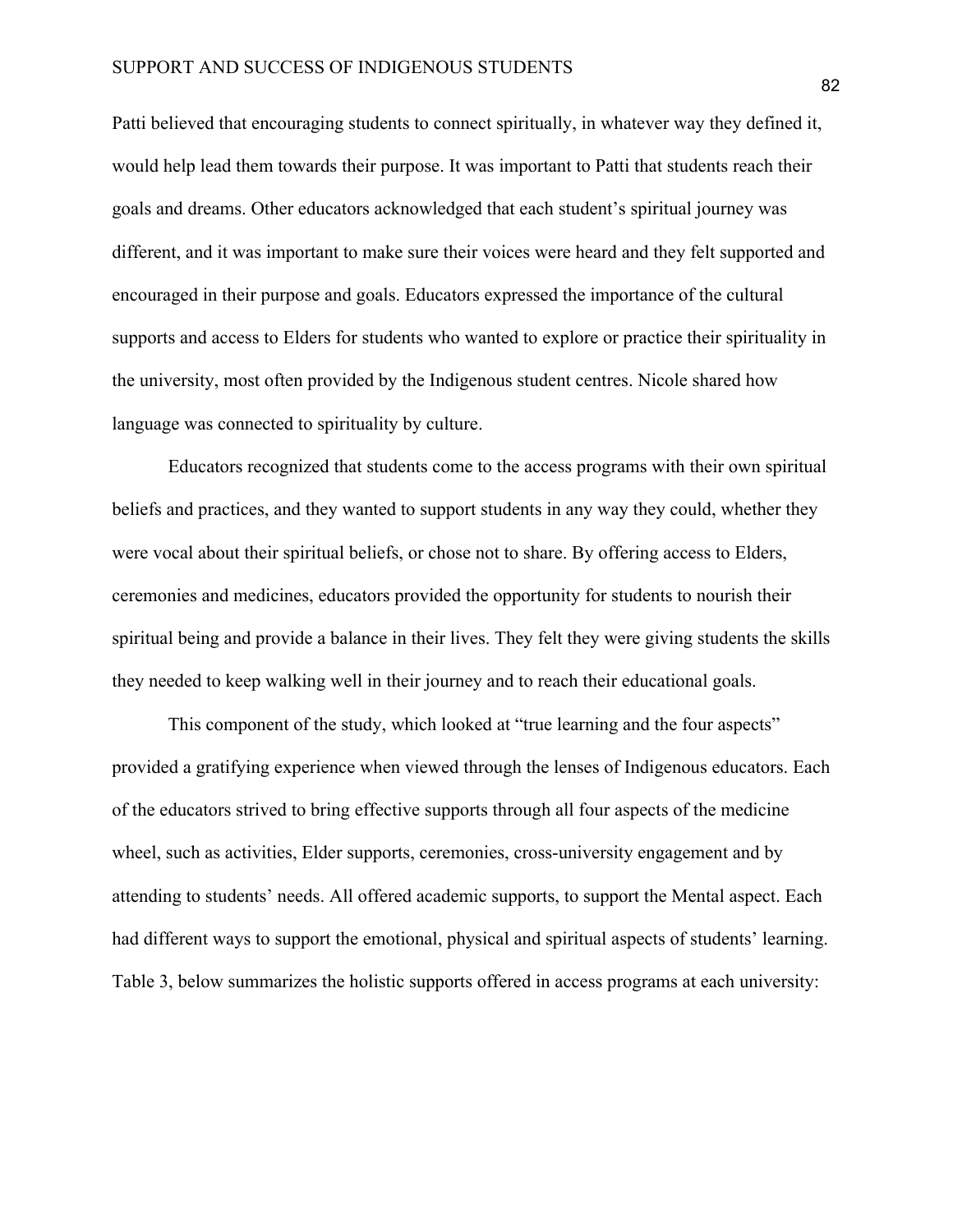Patti believed that encouraging students to connect spiritually, in whatever way they defined it, would help lead them towards their purpose. It was important to Patti that students reach their goals and dreams. Other educators acknowledged that each student's spiritual journey was different, and it was important to make sure their voices were heard and they felt supported and encouraged in their purpose and goals. Educators expressed the importance of the cultural supports and access to Elders for students who wanted to explore or practice their spirituality in the university, most often provided by the Indigenous student centres. Nicole shared how language was connected to spirituality by culture.

Educators recognized that students come to the access programs with their own spiritual beliefs and practices, and they wanted to support students in any way they could, whether they were vocal about their spiritual beliefs, or chose not to share. By offering access to Elders, ceremonies and medicines, educators provided the opportunity for students to nourish their spiritual being and provide a balance in their lives. They felt they were giving students the skills they needed to keep walking well in their journey and to reach their educational goals.

This component of the study, which looked at "true learning and the four aspects" provided a gratifying experience when viewed through the lenses of Indigenous educators. Each of the educators strived to bring effective supports through all four aspects of the medicine wheel, such as activities, Elder supports, ceremonies, cross-university engagement and by attending to students' needs. All offered academic supports, to support the Mental aspect. Each had different ways to support the emotional, physical and spiritual aspects of students' learning. Table 3, below summarizes the holistic supports offered in access programs at each university: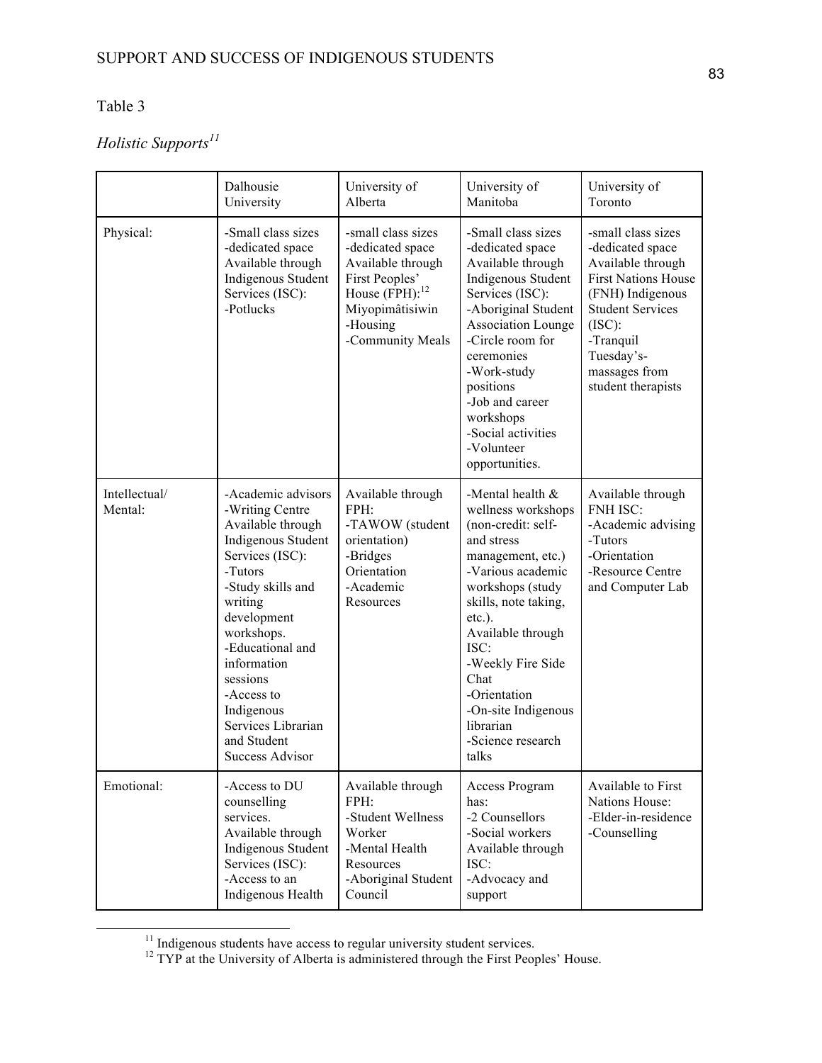Table 3

*Holistic Supports*[11]

| | Dalhousie University | University of Alberta | University of Manitoba | University of Toronto |
|---|---|---|---|---|
| Physical: | -Small class sizes<br>-dedicated space<br>Available through Indigenous Student Services (ISC):<br>-Potlucks | -small class sizes<br>-dedicated space<br>Available through First Peoples' House (FPH):[12] Miyopimâtisiwin<br>-Housing<br>-Community Meals | -Small class sizes<br>-dedicated space<br>Available through Indigenous Student Services (ISC):<br>-Aboriginal Student Association Lounge<br>-Circle room for ceremonies<br>-Work-study positions<br>-Job and career workshops<br>-Social activities<br>-Volunteer opportunities. | -small class sizes<br>-dedicated space<br>Available through First Nations House (FNH) Indigenous Student Services (ISC):<br>-Tranquil Tuesday's-massages from student therapists |
| Intellectual/ Mental: | -Academic advisors<br>-Writing Centre<br>Available through Indigenous Student Services (ISC):<br>-Tutors<br>-Study skills and writing development workshops.<br>-Educational and information sessions<br>-Access to Indigenous Services Librarian and Student Success Advisor | Available through FPH:<br>-TAWOW (student orientation)<br>-Bridges Orientation<br>-Academic Resources | -Mental health & wellness workshops (non-credit: self-and stress management, etc.)<br>-Various academic workshops (study skills, note taking, etc.).<br>Available through ISC:<br>-Weekly Fire Side Chat<br>-Orientation<br>-On-site Indigenous librarian<br>-Science research talks | Available through FNH ISC:<br>-Academic advising<br>-Tutors<br>-Orientation<br>-Resource Centre and Computer Lab |
| Emotional: | -Access to DU counselling services.<br>Available through Indigenous Student Services (ISC):<br>-Access to an Indigenous Health | Available through FPH:<br>-Student Wellness Worker<br>-Mental Health Resources<br>-Aboriginal Student Council | Access Program has:<br>-2 Counsellors<br>-Social workers<br>Available through ISC:<br>-Advocacy and support | Available to First Nations House:<br>-Elder-in-residence<br>-Counselling |

[11] Indigenous students have access to regular university student services.

[12] TYP at the University of Alberta is administered through the First Peoples' House.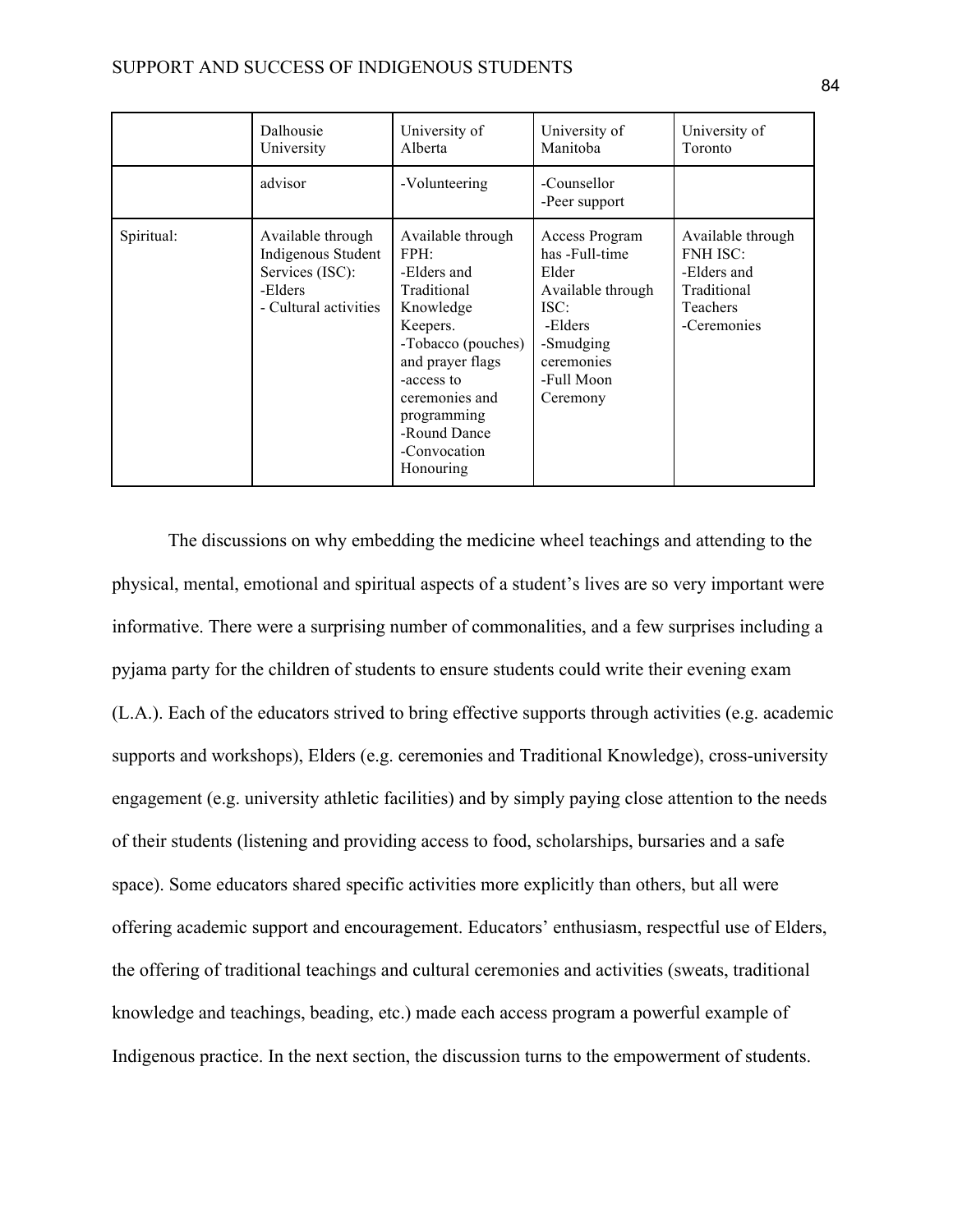| | Dalhousie University | University of Alberta | University of Manitoba | University of Toronto |
|---|---|---|---|---|
| | advisor | -Volunteering | -Counsellor<br>-Peer support | |
| Spiritual: | Available through Indigenous Student Services (ISC):<br>-Elders<br>- Cultural activities | Available through FPH:<br>-Elders and Traditional Knowledge Keepers.<br>-Tobacco (pouches) and prayer flags<br>-access to ceremonies and programming<br>-Round Dance<br>-Convocation Honouring | Access Program has -Full-time Elder<br>Available through ISC:<br>-Elders<br>-Smudging ceremonies<br>-Full Moon Ceremony | Available through FNH ISC:<br>-Elders and Traditional Teachers<br>-Ceremonies |

The discussions on why embedding the medicine wheel teachings and attending to the physical, mental, emotional and spiritual aspects of a student's lives are so very important were informative. There were a surprising number of commonalities, and a few surprises including a pyjama party for the children of students to ensure students could write their evening exam (L.A.). Each of the educators strived to bring effective supports through activities (e.g. academic supports and workshops), Elders (e.g. ceremonies and Traditional Knowledge), cross-university engagement (e.g. university athletic facilities) and by simply paying close attention to the needs of their students (listening and providing access to food, scholarships, bursaries and a safe space). Some educators shared specific activities more explicitly than others, but all were offering academic support and encouragement. Educators' enthusiasm, respectful use of Elders, the offering of traditional teachings and cultural ceremonies and activities (sweats, traditional knowledge and teachings, beading, etc.) made each access program a powerful example of Indigenous practice. In the next section, the discussion turns to the empowerment of students.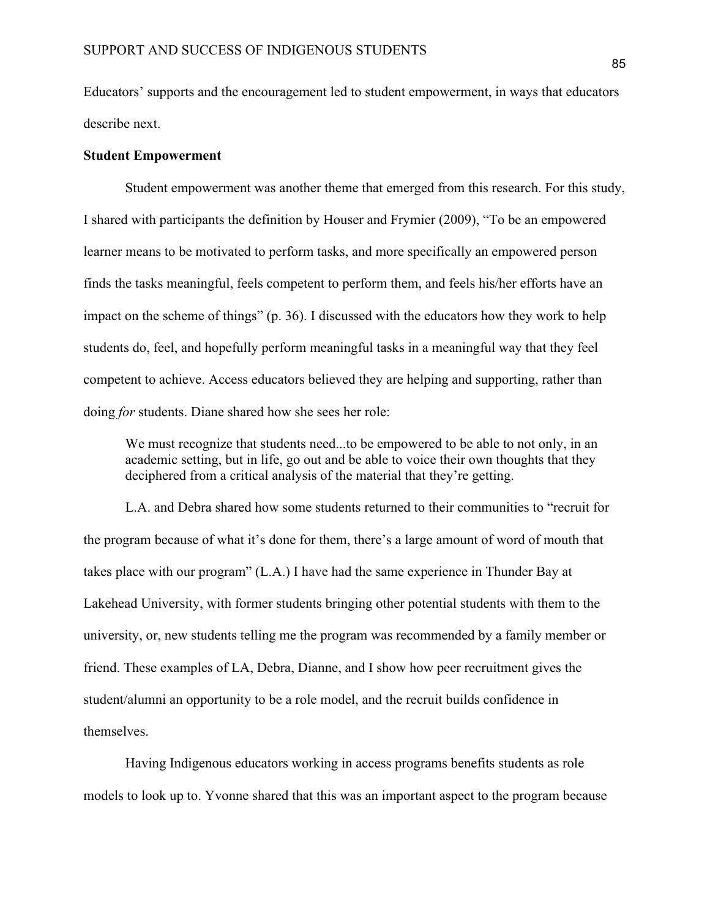Educators' supports and the encouragement led to student empowerment, in ways that educators describe next.

**Student Empowerment**

Student empowerment was another theme that emerged from this research. For this study, I shared with participants the definition by Houser and Frymier (2009), "To be an empowered learner means to be motivated to perform tasks, and more specifically an empowered person finds the tasks meaningful, feels competent to perform them, and feels his/her efforts have an impact on the scheme of things" (p. 36). I discussed with the educators how they work to help students do, feel, and hopefully perform meaningful tasks in a meaningful way that they feel competent to achieve. Access educators believed they are helping and supporting, rather than doing *for* students. Diane shared how she sees her role:

> We must recognize that students need...to be empowered to be able to not only, in an academic setting, but in life, go out and be able to voice their own thoughts that they deciphered from a critical analysis of the material that they're getting.

L.A. and Debra shared how some students returned to their communities to "recruit for the program because of what it's done for them, there's a large amount of word of mouth that takes place with our program" (L.A.) I have had the same experience in Thunder Bay at Lakehead University, with former students bringing other potential students with them to the university, or, new students telling me the program was recommended by a family member or friend. These examples of LA, Debra, Dianne, and I show how peer recruitment gives the student/alumni an opportunity to be a role model, and the recruit builds confidence in themselves.

Having Indigenous educators working in access programs benefits students as role models to look up to. Yvonne shared that this was an important aspect to the program because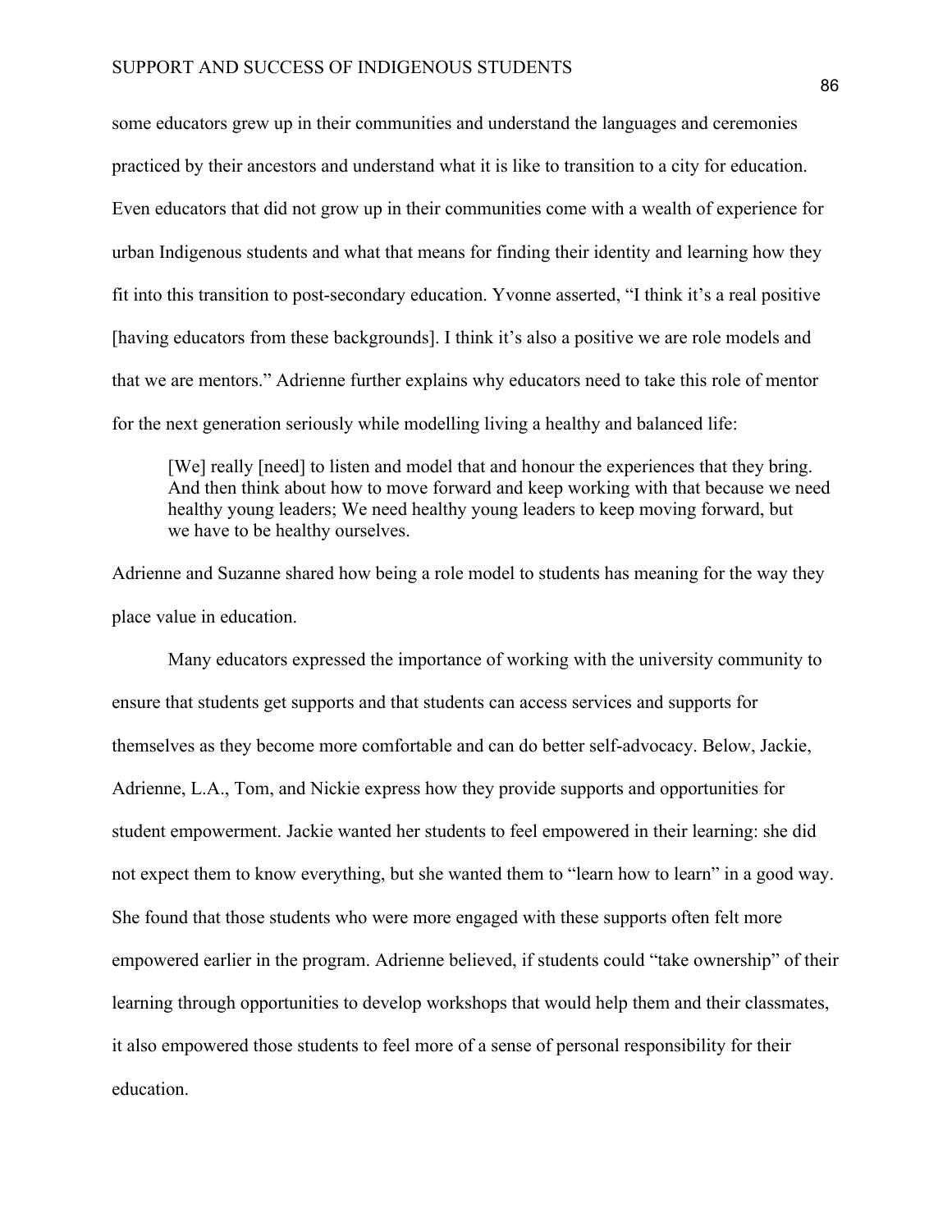some educators grew up in their communities and understand the languages and ceremonies practiced by their ancestors and understand what it is like to transition to a city for education. Even educators that did not grow up in their communities come with a wealth of experience for urban Indigenous students and what that means for finding their identity and learning how they fit into this transition to post-secondary education. Yvonne asserted, "I think it's a real positive [having educators from these backgrounds]. I think it's also a positive we are role models and that we are mentors." Adrienne further explains why educators need to take this role of mentor for the next generation seriously while modelling living a healthy and balanced life:

> [We] really [need] to listen and model that and honour the experiences that they bring. And then think about how to move forward and keep working with that because we need healthy young leaders; We need healthy young leaders to keep moving forward, but we have to be healthy ourselves.

Adrienne and Suzanne shared how being a role model to students has meaning for the way they place value in education.

Many educators expressed the importance of working with the university community to ensure that students get supports and that students can access services and supports for themselves as they become more comfortable and can do better self-advocacy. Below, Jackie, Adrienne, L.A., Tom, and Nickie express how they provide supports and opportunities for student empowerment. Jackie wanted her students to feel empowered in their learning: she did not expect them to know everything, but she wanted them to "learn how to learn" in a good way. She found that those students who were more engaged with these supports often felt more empowered earlier in the program. Adrienne believed, if students could "take ownership" of their learning through opportunities to develop workshops that would help them and their classmates, it also empowered those students to feel more of a sense of personal responsibility for their education.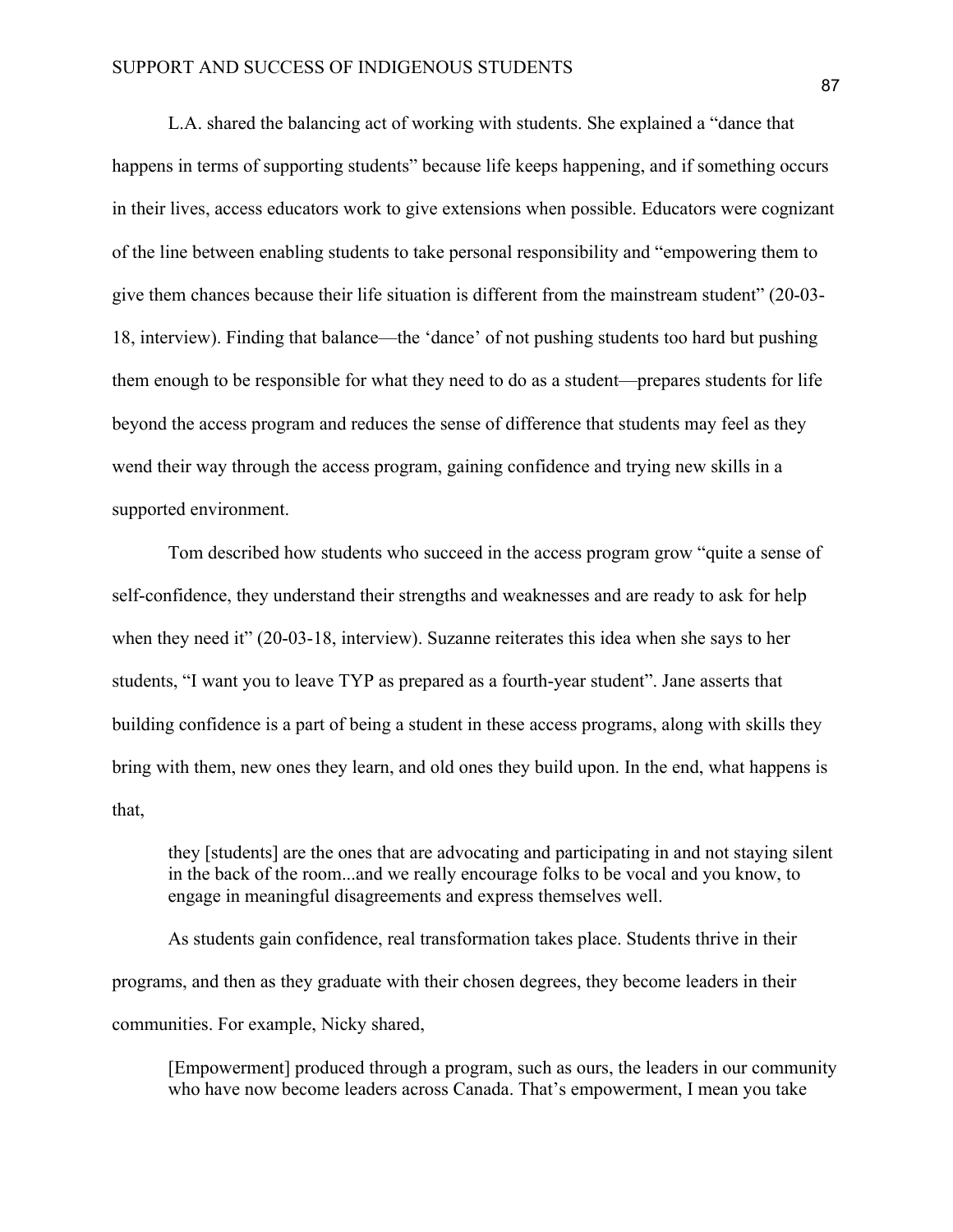L.A. shared the balancing act of working with students. She explained a "dance that happens in terms of supporting students" because life keeps happening, and if something occurs in their lives, access educators work to give extensions when possible. Educators were cognizant of the line between enabling students to take personal responsibility and "empowering them to give them chances because their life situation is different from the mainstream student" (20-03-18, interview). Finding that balance—the 'dance' of not pushing students too hard but pushing them enough to be responsible for what they need to do as a student—prepares students for life beyond the access program and reduces the sense of difference that students may feel as they wend their way through the access program, gaining confidence and trying new skills in a supported environment.

Tom described how students who succeed in the access program grow "quite a sense of self-confidence, they understand their strengths and weaknesses and are ready to ask for help when they need it" (20-03-18, interview). Suzanne reiterates this idea when she says to her students, "I want you to leave TYP as prepared as a fourth-year student". Jane asserts that building confidence is a part of being a student in these access programs, along with skills they bring with them, new ones they learn, and old ones they build upon. In the end, what happens is that,

> they [students] are the ones that are advocating and participating in and not staying silent in the back of the room...and we really encourage folks to be vocal and you know, to engage in meaningful disagreements and express themselves well.

As students gain confidence, real transformation takes place. Students thrive in their programs, and then as they graduate with their chosen degrees, they become leaders in their communities. For example, Nicky shared,

> [Empowerment] produced through a program, such as ours, the leaders in our community who have now become leaders across Canada. That's empowerment, I mean you take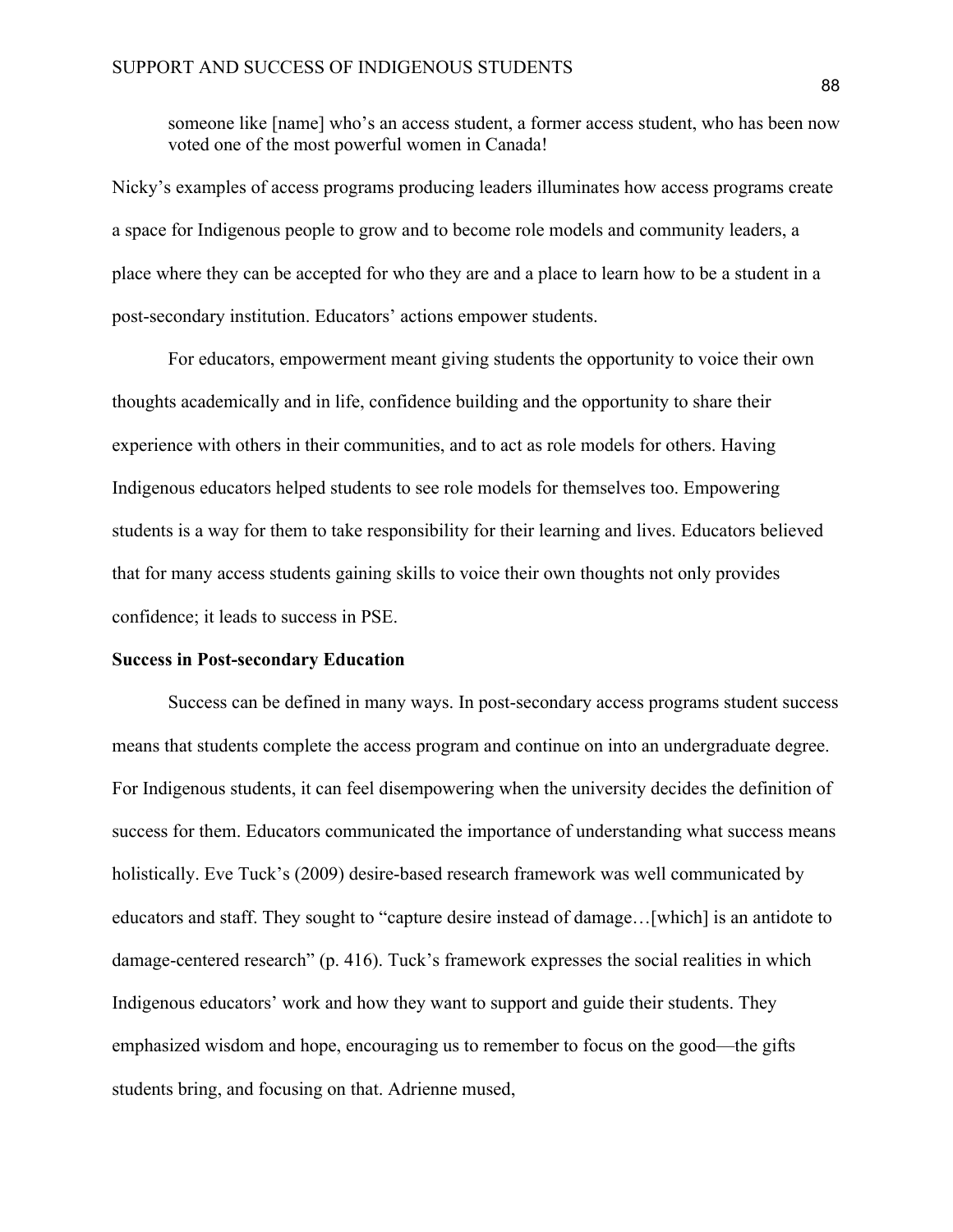> someone like [name] who's an access student, a former access student, who has been now voted one of the most powerful women in Canada!

Nicky's examples of access programs producing leaders illuminates how access programs create a space for Indigenous people to grow and to become role models and community leaders, a place where they can be accepted for who they are and a place to learn how to be a student in a post-secondary institution. Educators' actions empower students.

For educators, empowerment meant giving students the opportunity to voice their own thoughts academically and in life, confidence building and the opportunity to share their experience with others in their communities, and to act as role models for others. Having Indigenous educators helped students to see role models for themselves too. Empowering students is a way for them to take responsibility for their learning and lives. Educators believed that for many access students gaining skills to voice their own thoughts not only provides confidence; it leads to success in PSE.

**Success in Post-secondary Education**

Success can be defined in many ways. In post-secondary access programs student success means that students complete the access program and continue on into an undergraduate degree. For Indigenous students, it can feel disempowering when the university decides the definition of success for them. Educators communicated the importance of understanding what success means holistically. Eve Tuck's (2009) desire-based research framework was well communicated by educators and staff. They sought to "capture desire instead of damage…[which] is an antidote to damage-centered research" (p. 416). Tuck's framework expresses the social realities in which Indigenous educators' work and how they want to support and guide their students. They emphasized wisdom and hope, encouraging us to remember to focus on the good—the gifts students bring, and focusing on that. Adrienne mused,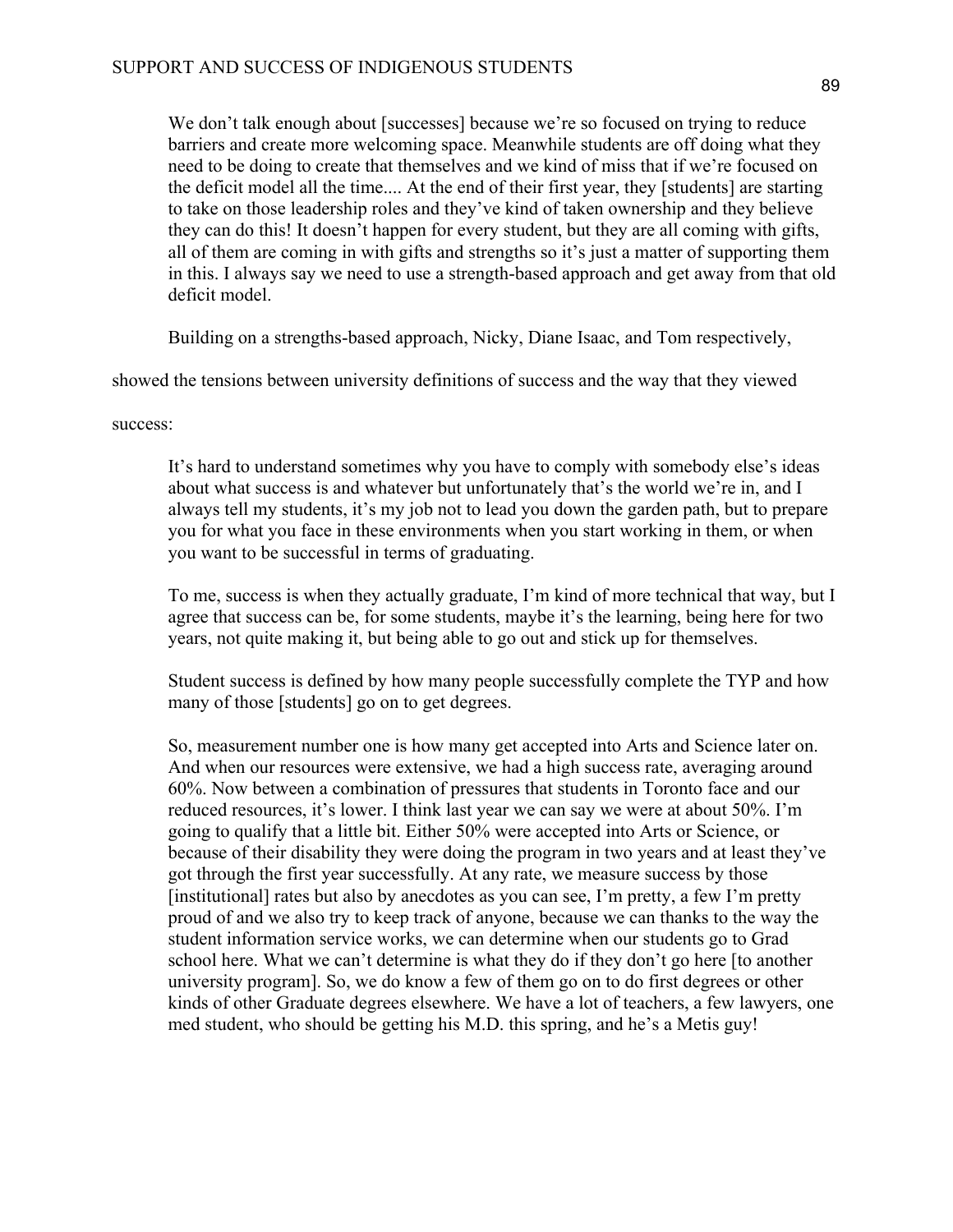> We don't talk enough about [successes] because we're so focused on trying to reduce barriers and create more welcoming space. Meanwhile students are off doing what they need to be doing to create that themselves and we kind of miss that if we're focused on the deficit model all the time.... At the end of their first year, they [students] are starting to take on those leadership roles and they've kind of taken ownership and they believe they can do this! It doesn't happen for every student, but they are all coming with gifts, all of them are coming in with gifts and strengths so it's just a matter of supporting them in this. I always say we need to use a strength-based approach and get away from that old deficit model.

Building on a strengths-based approach, Nicky, Diane Isaac, and Tom respectively, showed the tensions between university definitions of success and the way that they viewed success:

> It's hard to understand sometimes why you have to comply with somebody else's ideas about what success is and whatever but unfortunately that's the world we're in, and I always tell my students, it's my job not to lead you down the garden path, but to prepare you for what you face in these environments when you start working in them, or when you want to be successful in terms of graduating.
>
> To me, success is when they actually graduate, I'm kind of more technical that way, but I agree that success can be, for some students, maybe it's the learning, being here for two years, not quite making it, but being able to go out and stick up for themselves.
>
> Student success is defined by how many people successfully complete the TYP and how many of those [students] go on to get degrees.
>
> So, measurement number one is how many get accepted into Arts and Science later on. And when our resources were extensive, we had a high success rate, averaging around 60%. Now between a combination of pressures that students in Toronto face and our reduced resources, it's lower. I think last year we can say we were at about 50%. I'm going to qualify that a little bit. Either 50% were accepted into Arts or Science, or because of their disability they were doing the program in two years and at least they've got through the first year successfully. At any rate, we measure success by those [institutional] rates but also by anecdotes as you can see, I'm pretty, a few I'm pretty proud of and we also try to keep track of anyone, because we can thanks to the way the student information service works, we can determine when our students go to Grad school here. What we can't determine is what they do if they don't go here [to another university program]. So, we do know a few of them go on to do first degrees or other kinds of other Graduate degrees elsewhere. We have a lot of teachers, a few lawyers, one med student, who should be getting his M.D. this spring, and he's a Metis guy!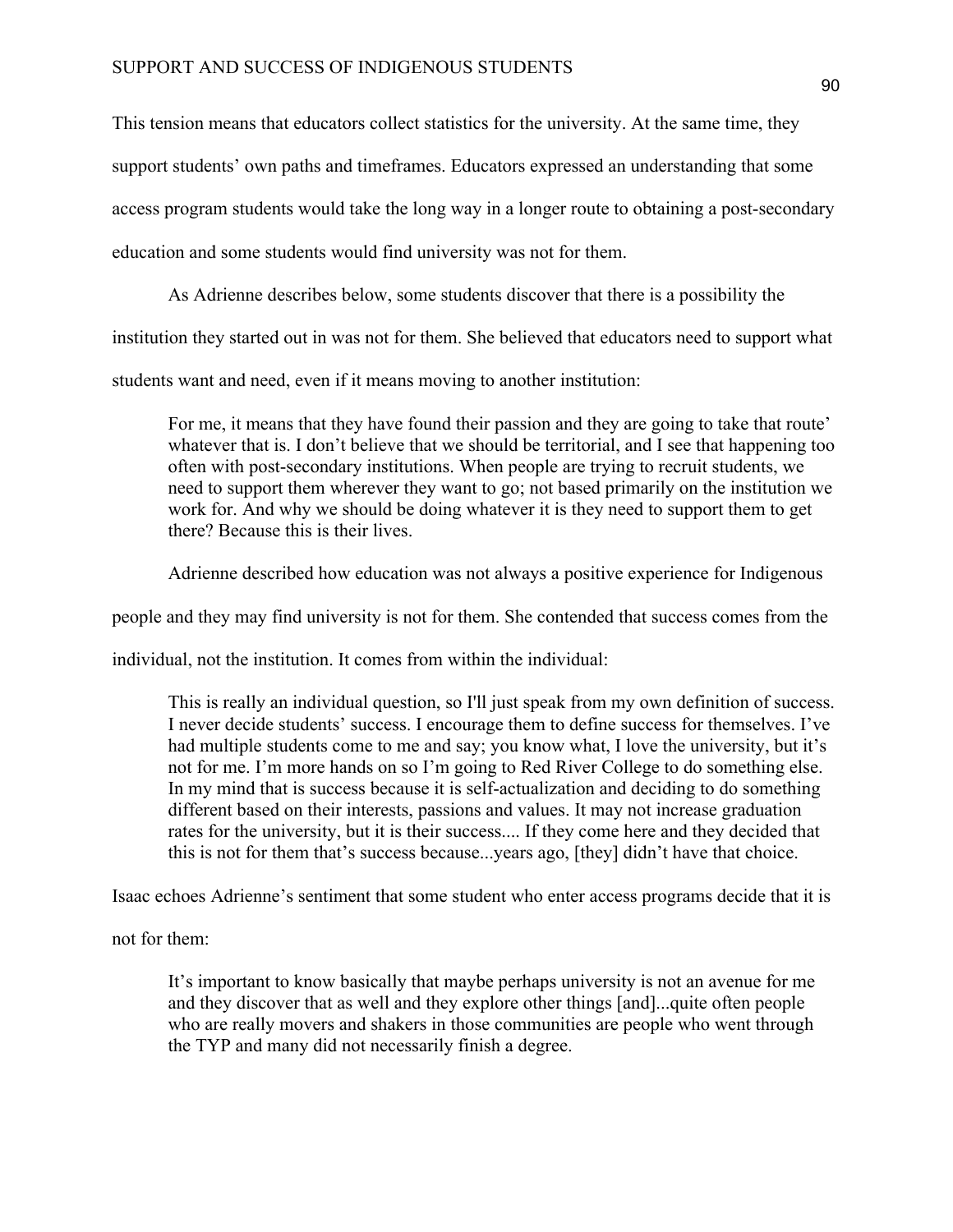This tension means that educators collect statistics for the university. At the same time, they support students' own paths and timeframes. Educators expressed an understanding that some access program students would take the long way in a longer route to obtaining a post-secondary education and some students would find university was not for them.

As Adrienne describes below, some students discover that there is a possibility the institution they started out in was not for them. She believed that educators need to support what students want and need, even if it means moving to another institution:

> For me, it means that they have found their passion and they are going to take that route' whatever that is. I don't believe that we should be territorial, and I see that happening too often with post-secondary institutions. When people are trying to recruit students, we need to support them wherever they want to go; not based primarily on the institution we work for. And why we should be doing whatever it is they need to support them to get there? Because this is their lives.

Adrienne described how education was not always a positive experience for Indigenous people and they may find university is not for them. She contended that success comes from the individual, not the institution. It comes from within the individual:

> This is really an individual question, so I'll just speak from my own definition of success. I never decide students' success. I encourage them to define success for themselves. I've had multiple students come to me and say; you know what, I love the university, but it's not for me. I'm more hands on so I'm going to Red River College to do something else. In my mind that is success because it is self-actualization and deciding to do something different based on their interests, passions and values. It may not increase graduation rates for the university, but it is their success.... If they come here and they decided that this is not for them that's success because...years ago, [they] didn't have that choice.

Isaac echoes Adrienne's sentiment that some student who enter access programs decide that it is not for them:

> It's important to know basically that maybe perhaps university is not an avenue for me and they discover that as well and they explore other things [and]...quite often people who are really movers and shakers in those communities are people who went through the TYP and many did not necessarily finish a degree.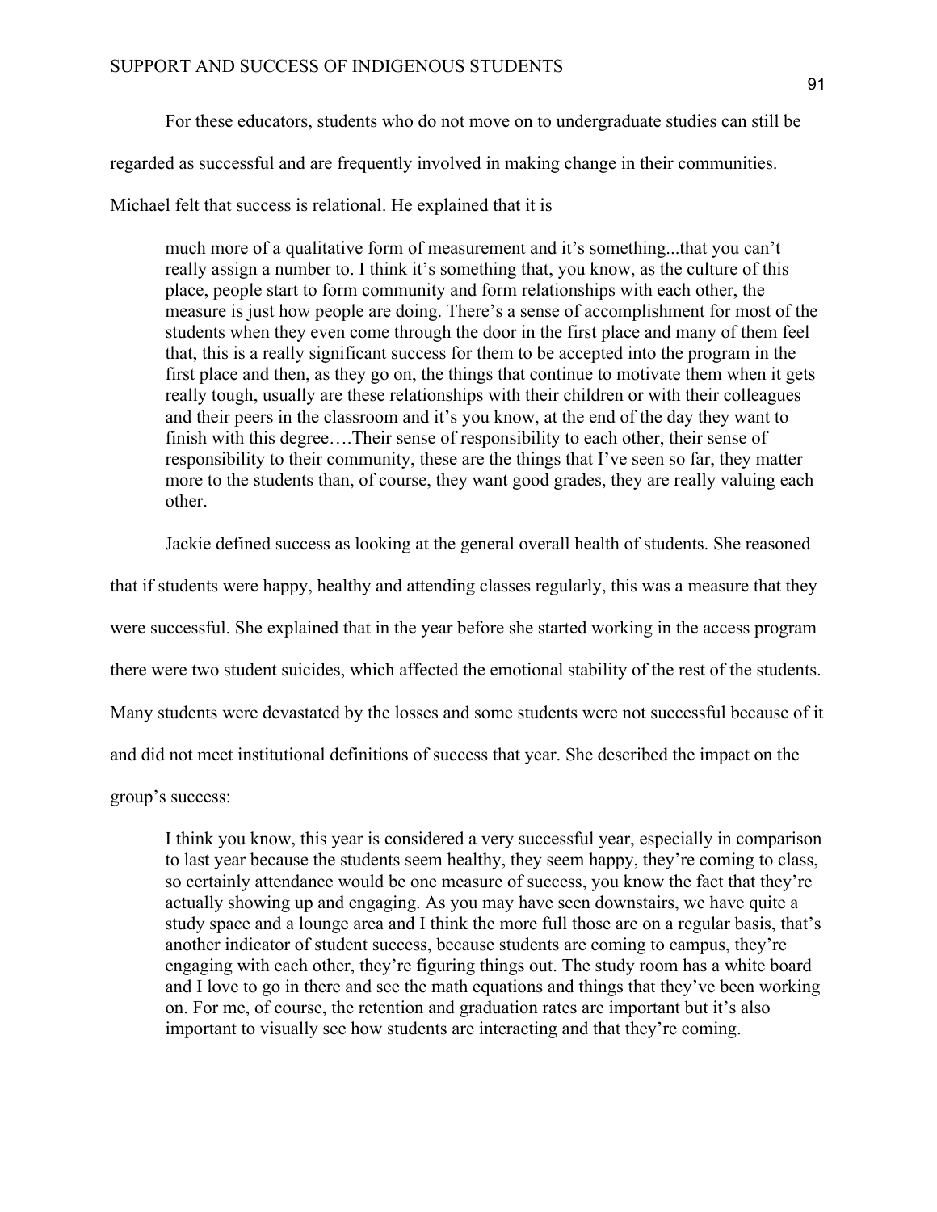For these educators, students who do not move on to undergraduate studies can still be regarded as successful and are frequently involved in making change in their communities. Michael felt that success is relational. He explained that it is

> much more of a qualitative form of measurement and it's something...that you can't really assign a number to. I think it's something that, you know, as the culture of this place, people start to form community and form relationships with each other, the measure is just how people are doing. There's a sense of accomplishment for most of the students when they even come through the door in the first place and many of them feel that, this is a really significant success for them to be accepted into the program in the first place and then, as they go on, the things that continue to motivate them when it gets really tough, usually are these relationships with their children or with their colleagues and their peers in the classroom and it's you know, at the end of the day they want to finish with this degree….Their sense of responsibility to each other, their sense of responsibility to their community, these are the things that I've seen so far, they matter more to the students than, of course, they want good grades, they are really valuing each other.

Jackie defined success as looking at the general overall health of students. She reasoned that if students were happy, healthy and attending classes regularly, this was a measure that they were successful. She explained that in the year before she started working in the access program there were two student suicides, which affected the emotional stability of the rest of the students. Many students were devastated by the losses and some students were not successful because of it and did not meet institutional definitions of success that year. She described the impact on the group's success:

> I think you know, this year is considered a very successful year, especially in comparison to last year because the students seem healthy, they seem happy, they're coming to class, so certainly attendance would be one measure of success, you know the fact that they're actually showing up and engaging. As you may have seen downstairs, we have quite a study space and a lounge area and I think the more full those are on a regular basis, that's another indicator of student success, because students are coming to campus, they're engaging with each other, they're figuring things out. The study room has a white board and I love to go in there and see the math equations and things that they've been working on. For me, of course, the retention and graduation rates are important but it's also important to visually see how students are interacting and that they're coming.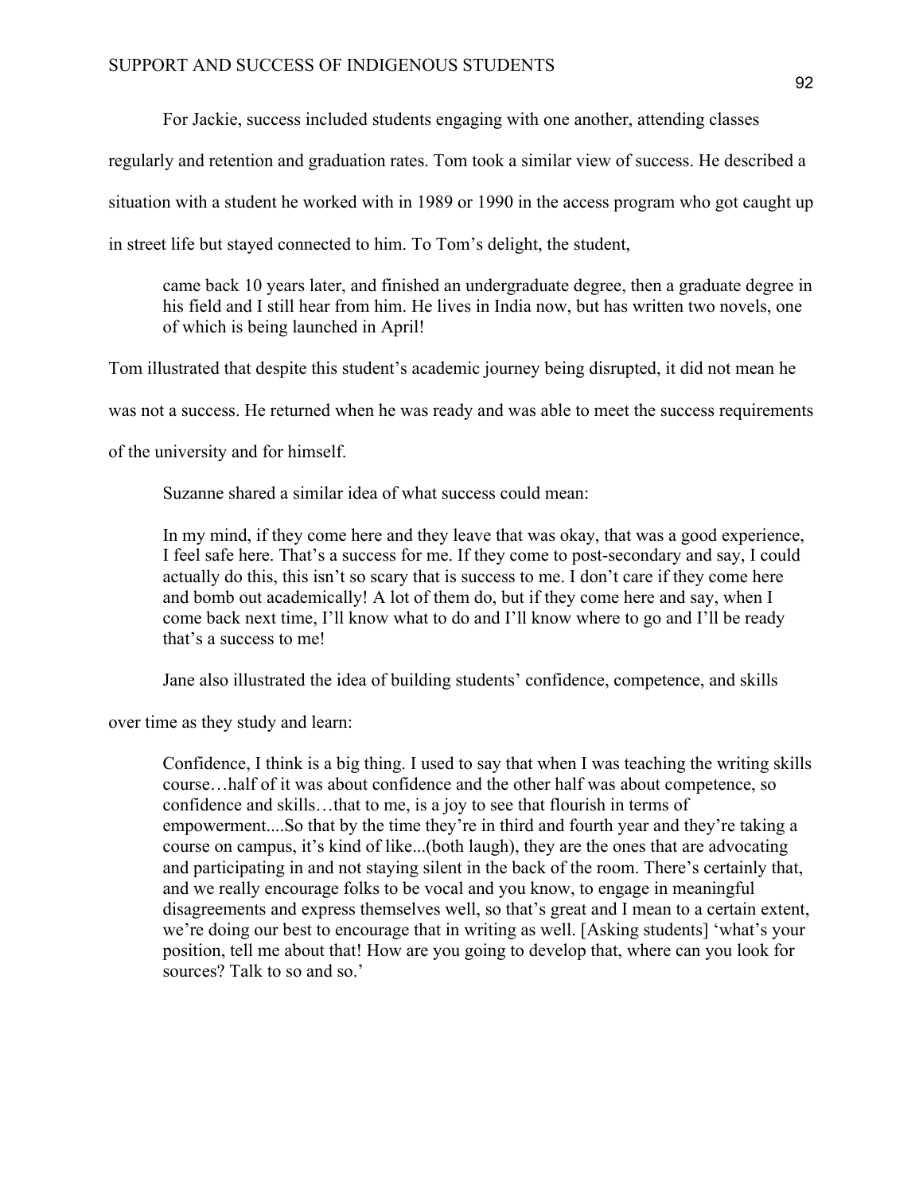For Jackie, success included students engaging with one another, attending classes regularly and retention and graduation rates. Tom took a similar view of success. He described a situation with a student he worked with in 1989 or 1990 in the access program who got caught up in street life but stayed connected to him. To Tom's delight, the student,

> came back 10 years later, and finished an undergraduate degree, then a graduate degree in his field and I still hear from him. He lives in India now, but has written two novels, one of which is being launched in April!

Tom illustrated that despite this student's academic journey being disrupted, it did not mean he was not a success. He returned when he was ready and was able to meet the success requirements of the university and for himself.

Suzanne shared a similar idea of what success could mean:

> In my mind, if they come here and they leave that was okay, that was a good experience, I feel safe here. That's a success for me. If they come to post-secondary and say, I could actually do this, this isn't so scary that is success to me. I don't care if they come here and bomb out academically! A lot of them do, but if they come here and say, when I come back next time, I'll know what to do and I'll know where to go and I'll be ready that's a success to me!

Jane also illustrated the idea of building students' confidence, competence, and skills over time as they study and learn:

> Confidence, I think is a big thing. I used to say that when I was teaching the writing skills course…half of it was about confidence and the other half was about competence, so confidence and skills…that to me, is a joy to see that flourish in terms of empowerment....So that by the time they're in third and fourth year and they're taking a course on campus, it's kind of like...(both laugh), they are the ones that are advocating and participating in and not staying silent in the back of the room. There's certainly that, and we really encourage folks to be vocal and you know, to engage in meaningful disagreements and express themselves well, so that's great and I mean to a certain extent, we're doing our best to encourage that in writing as well. [Asking students] 'what's your position, tell me about that! How are you going to develop that, where can you look for sources? Talk to so and so.'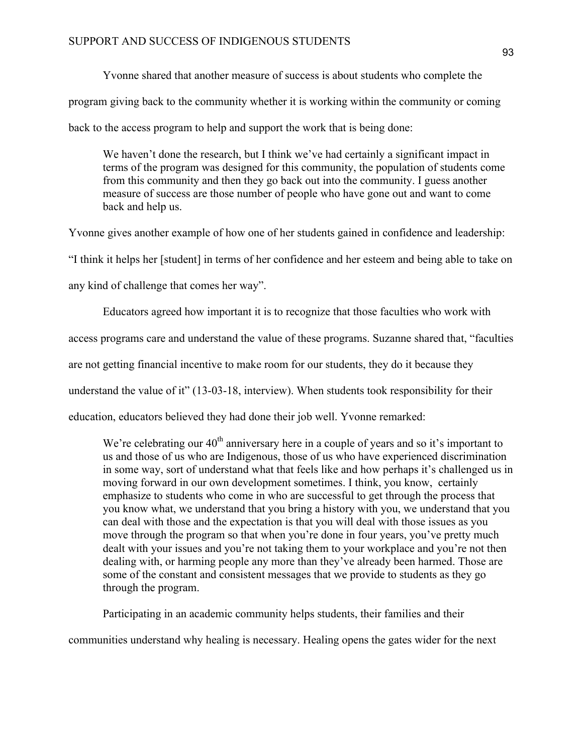Yvonne shared that another measure of success is about students who complete the program giving back to the community whether it is working within the community or coming back to the access program to help and support the work that is being done:

> We haven't done the research, but I think we've had certainly a significant impact in terms of the program was designed for this community, the population of students come from this community and then they go back out into the community. I guess another measure of success are those number of people who have gone out and want to come back and help us.

Yvonne gives another example of how one of her students gained in confidence and leadership: "I think it helps her [student] in terms of her confidence and her esteem and being able to take on any kind of challenge that comes her way".

Educators agreed how important it is to recognize that those faculties who work with access programs care and understand the value of these programs. Suzanne shared that, "faculties are not getting financial incentive to make room for our students, they do it because they understand the value of it" (13-03-18, interview). When students took responsibility for their education, educators believed they had done their job well. Yvonne remarked:

> We're celebrating our 40th anniversary here in a couple of years and so it's important to us and those of us who are Indigenous, those of us who have experienced discrimination in some way, sort of understand what that feels like and how perhaps it's challenged us in moving forward in our own development sometimes. I think, you know, certainly emphasize to students who come in who are successful to get through the process that you know what, we understand that you bring a history with you, we understand that you can deal with those and the expectation is that you will deal with those issues as you move through the program so that when you're done in four years, you've pretty much dealt with your issues and you're not taking them to your workplace and you're not then dealing with, or harming people any more than they've already been harmed. Those are some of the constant and consistent messages that we provide to students as they go through the program.

Participating in an academic community helps students, their families and their communities understand why healing is necessary. Healing opens the gates wider for the next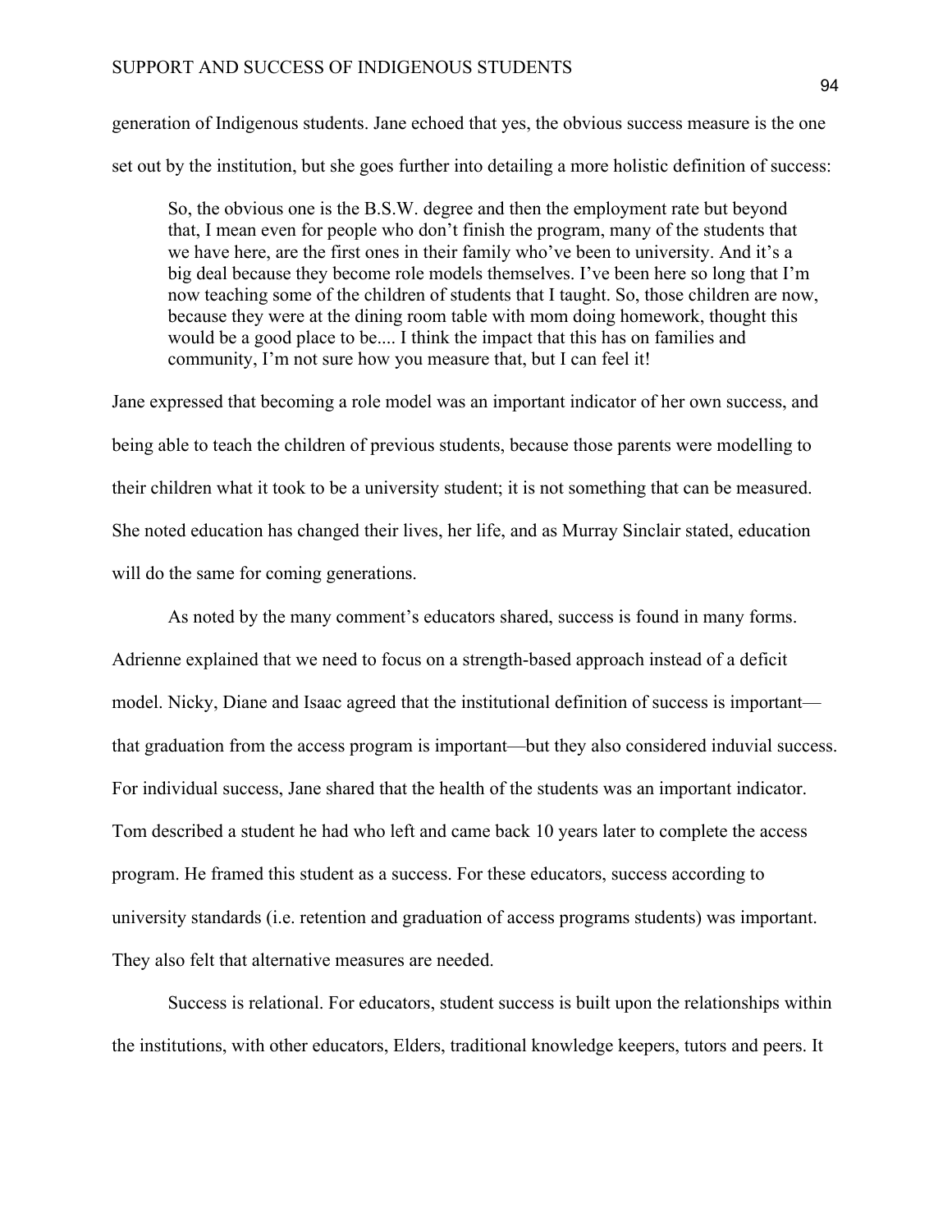generation of Indigenous students. Jane echoed that yes, the obvious success measure is the one set out by the institution, but she goes further into detailing a more holistic definition of success:

> So, the obvious one is the B.S.W. degree and then the employment rate but beyond that, I mean even for people who don't finish the program, many of the students that we have here, are the first ones in their family who've been to university. And it's a big deal because they become role models themselves. I've been here so long that I'm now teaching some of the children of students that I taught. So, those children are now, because they were at the dining room table with mom doing homework, thought this would be a good place to be.... I think the impact that this has on families and community, I'm not sure how you measure that, but I can feel it!

Jane expressed that becoming a role model was an important indicator of her own success, and being able to teach the children of previous students, because those parents were modelling to their children what it took to be a university student; it is not something that can be measured. She noted education has changed their lives, her life, and as Murray Sinclair stated, education will do the same for coming generations.

As noted by the many comment's educators shared, success is found in many forms. Adrienne explained that we need to focus on a strength-based approach instead of a deficit model. Nicky, Diane and Isaac agreed that the institutional definition of success is important—that graduation from the access program is important—but they also considered induvial success. For individual success, Jane shared that the health of the students was an important indicator. Tom described a student he had who left and came back 10 years later to complete the access program. He framed this student as a success. For these educators, success according to university standards (i.e. retention and graduation of access programs students) was important. They also felt that alternative measures are needed.

Success is relational. For educators, student success is built upon the relationships within the institutions, with other educators, Elders, traditional knowledge keepers, tutors and peers. It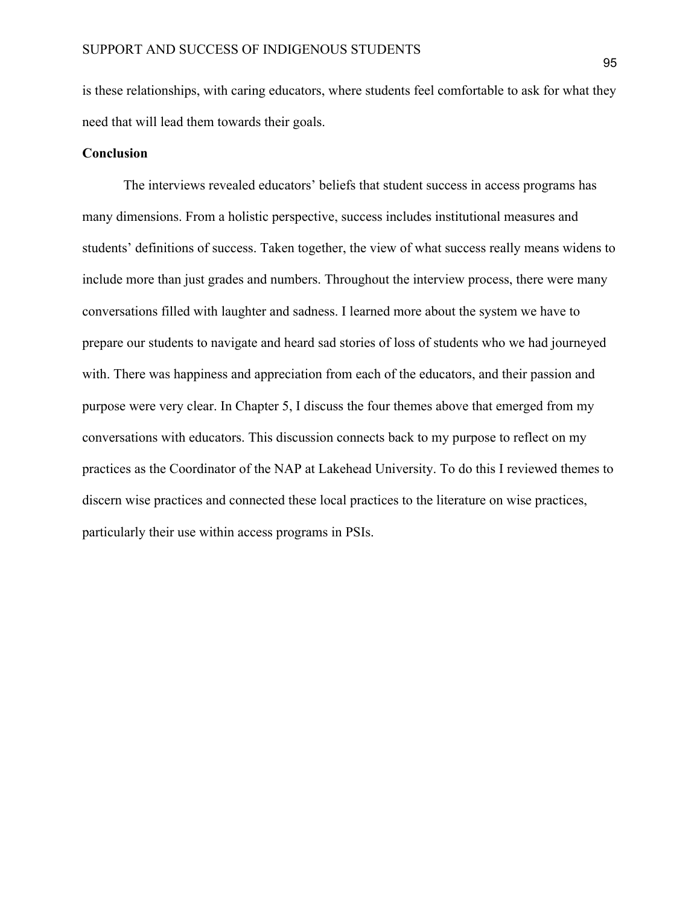is these relationships, with caring educators, where students feel comfortable to ask for what they need that will lead them towards their goals.

## Conclusion

The interviews revealed educators' beliefs that student success in access programs has many dimensions. From a holistic perspective, success includes institutional measures and students' definitions of success. Taken together, the view of what success really means widens to include more than just grades and numbers. Throughout the interview process, there were many conversations filled with laughter and sadness. I learned more about the system we have to prepare our students to navigate and heard sad stories of loss of students who we had journeyed with. There was happiness and appreciation from each of the educators, and their passion and purpose were very clear. In Chapter 5, I discuss the four themes above that emerged from my conversations with educators. This discussion connects back to my purpose to reflect on my practices as the Coordinator of the NAP at Lakehead University. To do this I reviewed themes to discern wise practices and connected these local practices to the literature on wise practices, particularly their use within access programs in PSIs.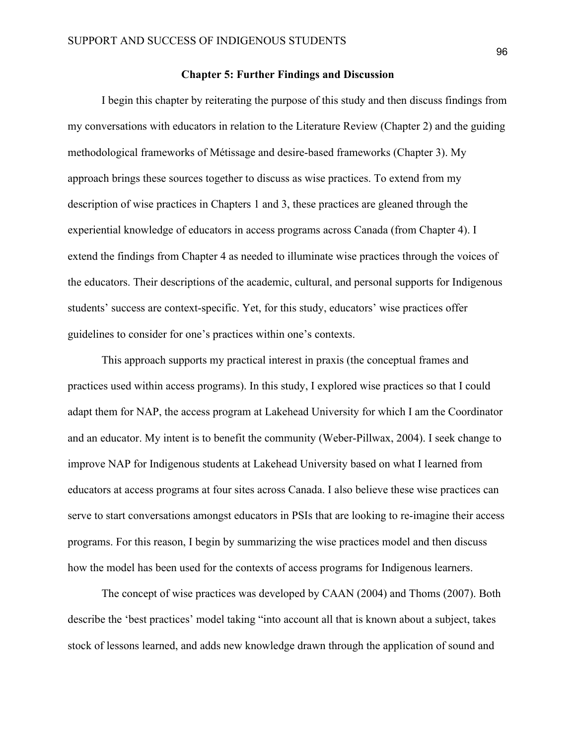## Chapter 5: Further Findings and Discussion

I begin this chapter by reiterating the purpose of this study and then discuss findings from my conversations with educators in relation to the Literature Review (Chapter 2) and the guiding methodological frameworks of Métissage and desire-based frameworks (Chapter 3). My approach brings these sources together to discuss as wise practices. To extend from my description of wise practices in Chapters 1 and 3, these practices are gleaned through the experiential knowledge of educators in access programs across Canada (from Chapter 4). I extend the findings from Chapter 4 as needed to illuminate wise practices through the voices of the educators. Their descriptions of the academic, cultural, and personal supports for Indigenous students' success are context-specific. Yet, for this study, educators' wise practices offer guidelines to consider for one's practices within one's contexts.

This approach supports my practical interest in praxis (the conceptual frames and practices used within access programs). In this study, I explored wise practices so that I could adapt them for NAP, the access program at Lakehead University for which I am the Coordinator and an educator. My intent is to benefit the community (Weber-Pillwax, 2004). I seek change to improve NAP for Indigenous students at Lakehead University based on what I learned from educators at access programs at four sites across Canada. I also believe these wise practices can serve to start conversations amongst educators in PSIs that are looking to re-imagine their access programs. For this reason, I begin by summarizing the wise practices model and then discuss how the model has been used for the contexts of access programs for Indigenous learners.

The concept of wise practices was developed by CAAN (2004) and Thoms (2007). Both describe the 'best practices' model taking "into account all that is known about a subject, takes stock of lessons learned, and adds new knowledge drawn through the application of sound and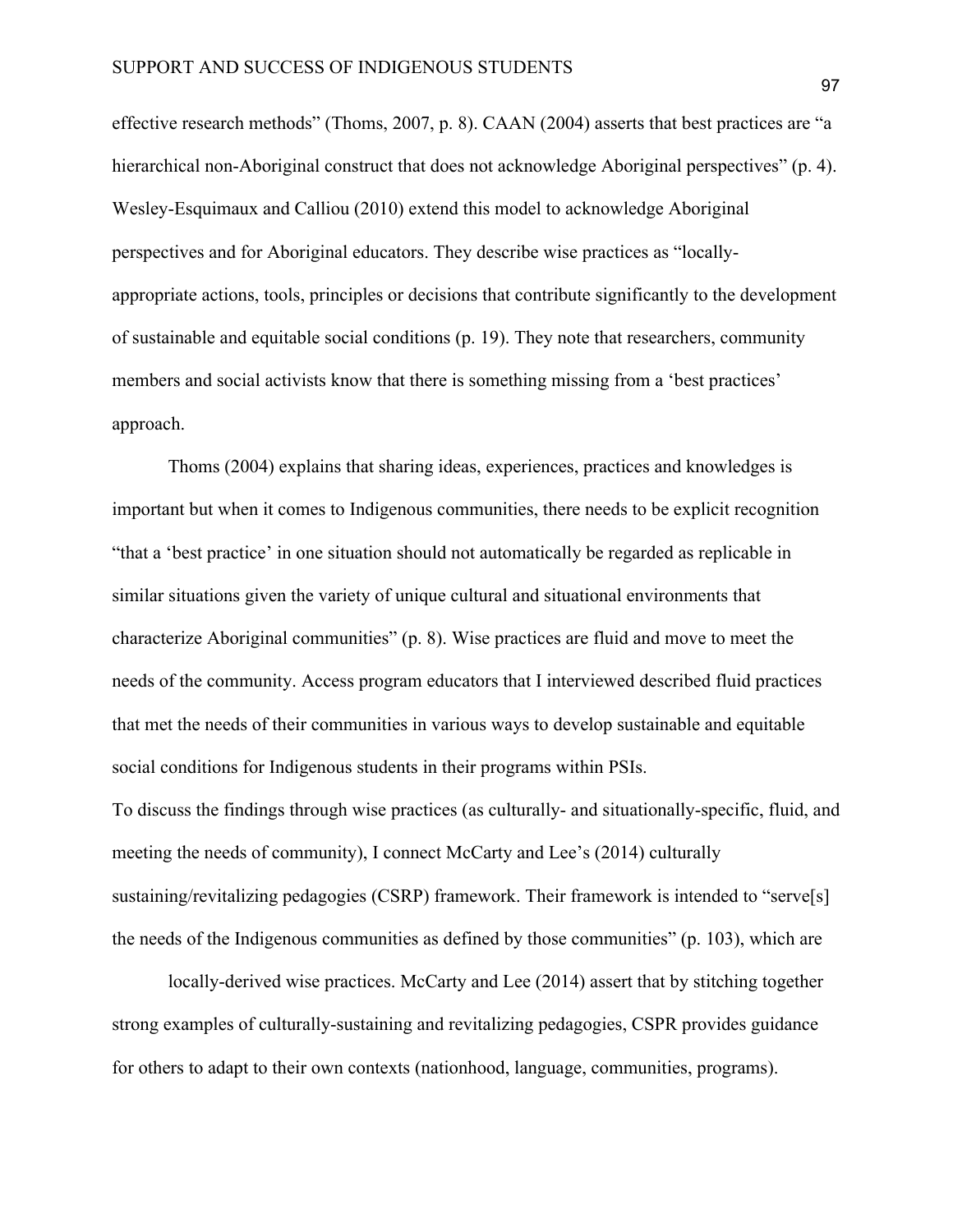effective research methods" (Thoms, 2007, p. 8). CAAN (2004) asserts that best practices are "a hierarchical non-Aboriginal construct that does not acknowledge Aboriginal perspectives" (p. 4). Wesley-Esquimaux and Calliou (2010) extend this model to acknowledge Aboriginal perspectives and for Aboriginal educators. They describe wise practices as "locally-appropriate actions, tools, principles or decisions that contribute significantly to the development of sustainable and equitable social conditions (p. 19). They note that researchers, community members and social activists know that there is something missing from a 'best practices' approach.

Thoms (2004) explains that sharing ideas, experiences, practices and knowledges is important but when it comes to Indigenous communities, there needs to be explicit recognition "that a 'best practice' in one situation should not automatically be regarded as replicable in similar situations given the variety of unique cultural and situational environments that characterize Aboriginal communities" (p. 8). Wise practices are fluid and move to meet the needs of the community. Access program educators that I interviewed described fluid practices that met the needs of their communities in various ways to develop sustainable and equitable social conditions for Indigenous students in their programs within PSIs.

To discuss the findings through wise practices (as culturally- and situationally-specific, fluid, and meeting the needs of community), I connect McCarty and Lee's (2014) culturally sustaining/revitalizing pedagogies (CSRP) framework. Their framework is intended to "serve[s] the needs of the Indigenous communities as defined by those communities" (p. 103), which are

locally-derived wise practices. McCarty and Lee (2014) assert that by stitching together strong examples of culturally-sustaining and revitalizing pedagogies, CSPR provides guidance for others to adapt to their own contexts (nationhood, language, communities, programs).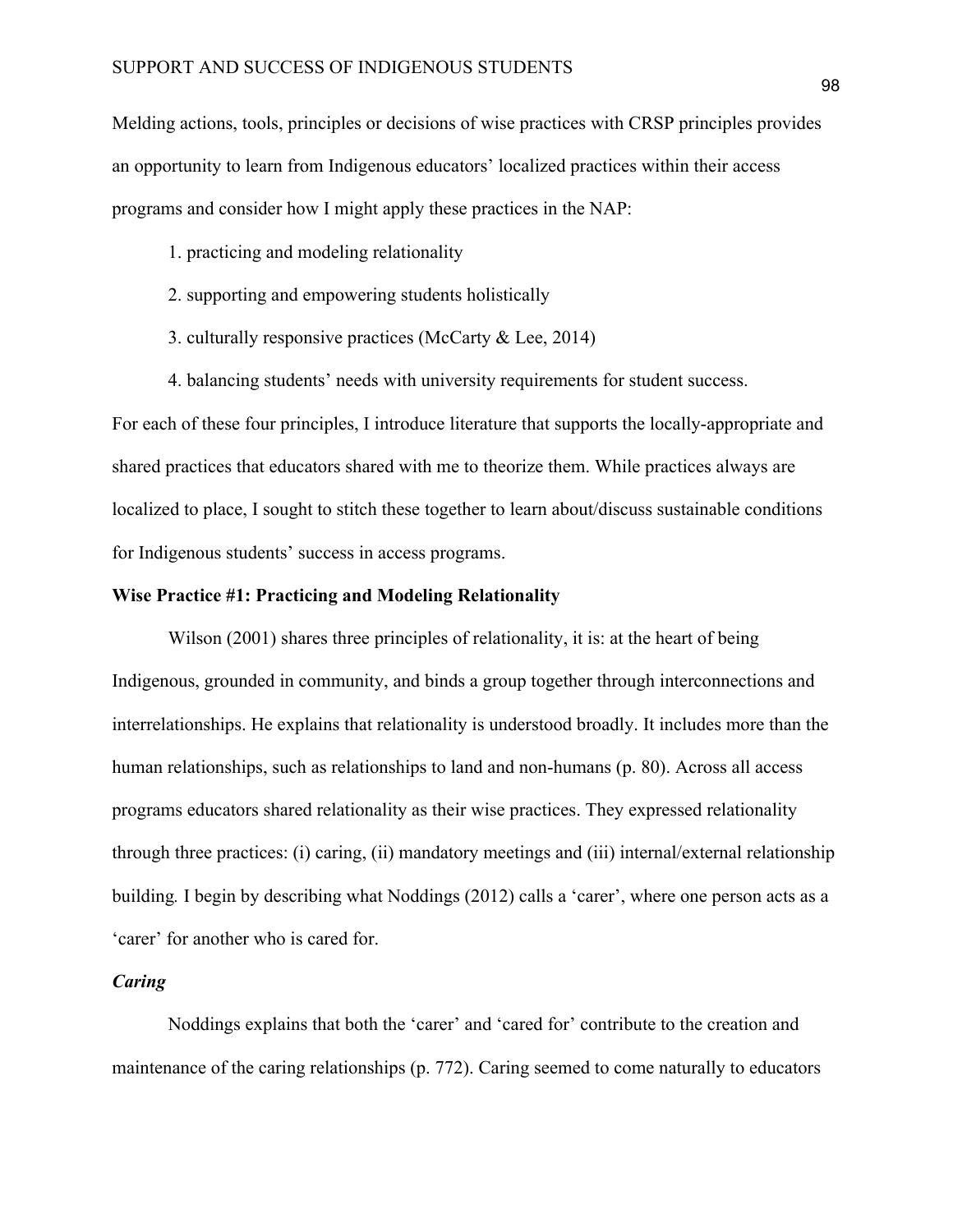Melding actions, tools, principles or decisions of wise practices with CRSP principles provides an opportunity to learn from Indigenous educators' localized practices within their access programs and consider how I might apply these practices in the NAP:

1. practicing and modeling relationality
2. supporting and empowering students holistically
3. culturally responsive practices (McCarty & Lee, 2014)
4. balancing students' needs with university requirements for student success.

For each of these four principles, I introduce literature that supports the locally-appropriate and shared practices that educators shared with me to theorize them. While practices always are localized to place, I sought to stitch these together to learn about/discuss sustainable conditions for Indigenous students' success in access programs.

**Wise Practice #1: Practicing and Modeling Relationality**

Wilson (2001) shares three principles of relationality, it is: at the heart of being Indigenous, grounded in community, and binds a group together through interconnections and interrelationships. He explains that relationality is understood broadly. It includes more than the human relationships, such as relationships to land and non-humans (p. 80). Across all access programs educators shared relationality as their wise practices. They expressed relationality through three practices: (i) caring, (ii) mandatory meetings and (iii) internal/external relationship building*.* I begin by describing what Noddings (2012) calls a 'carer', where one person acts as a 'carer' for another who is cared for.

***Caring***

Noddings explains that both the 'carer' and 'cared for' contribute to the creation and maintenance of the caring relationships (p. 772). Caring seemed to come naturally to educators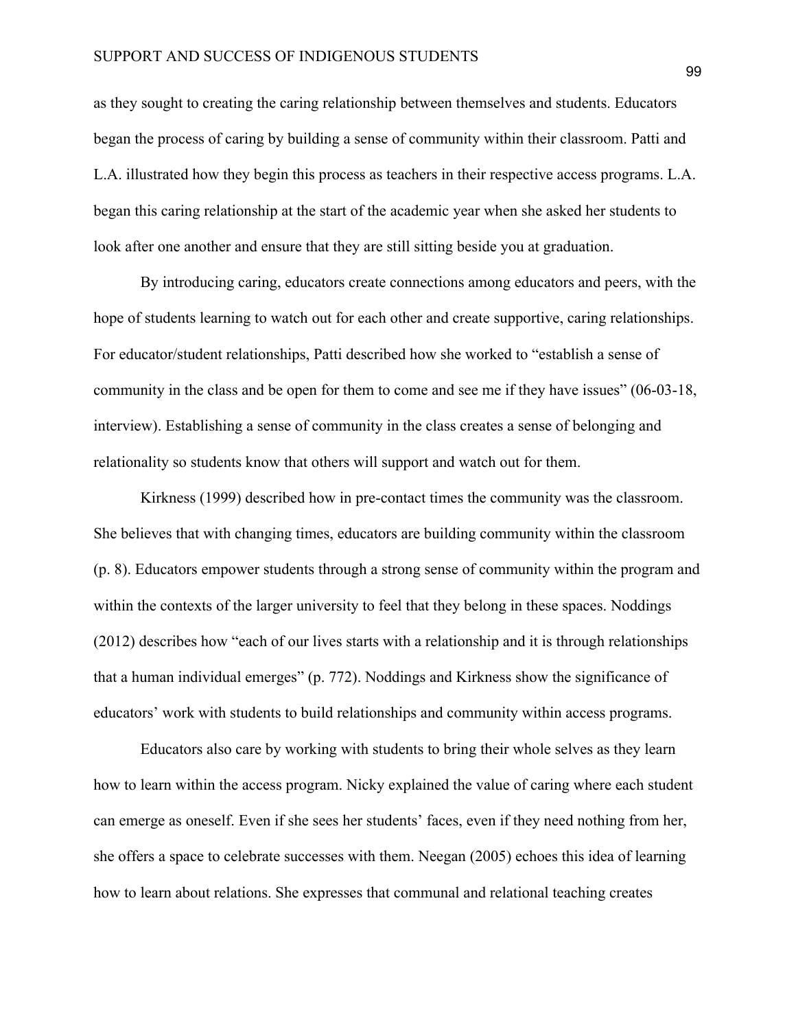as they sought to creating the caring relationship between themselves and students. Educators began the process of caring by building a sense of community within their classroom. Patti and L.A. illustrated how they begin this process as teachers in their respective access programs. L.A. began this caring relationship at the start of the academic year when she asked her students to look after one another and ensure that they are still sitting beside you at graduation.

By introducing caring, educators create connections among educators and peers, with the hope of students learning to watch out for each other and create supportive, caring relationships. For educator/student relationships, Patti described how she worked to "establish a sense of community in the class and be open for them to come and see me if they have issues" (06-03-18, interview). Establishing a sense of community in the class creates a sense of belonging and relationality so students know that others will support and watch out for them.

Kirkness (1999) described how in pre-contact times the community was the classroom. She believes that with changing times, educators are building community within the classroom (p. 8). Educators empower students through a strong sense of community within the program and within the contexts of the larger university to feel that they belong in these spaces. Noddings (2012) describes how "each of our lives starts with a relationship and it is through relationships that a human individual emerges" (p. 772). Noddings and Kirkness show the significance of educators' work with students to build relationships and community within access programs.

Educators also care by working with students to bring their whole selves as they learn how to learn within the access program. Nicky explained the value of caring where each student can emerge as oneself. Even if she sees her students' faces, even if they need nothing from her, she offers a space to celebrate successes with them. Neegan (2005) echoes this idea of learning how to learn about relations. She expresses that communal and relational teaching creates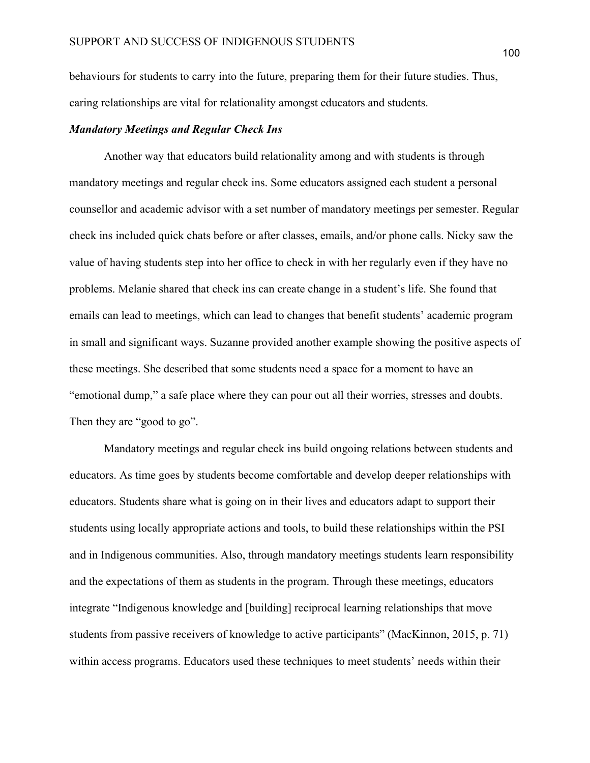behaviours for students to carry into the future, preparing them for their future studies. Thus, caring relationships are vital for relationality amongst educators and students.

***Mandatory Meetings and Regular Check Ins***

Another way that educators build relationality among and with students is through mandatory meetings and regular check ins. Some educators assigned each student a personal counsellor and academic advisor with a set number of mandatory meetings per semester. Regular check ins included quick chats before or after classes, emails, and/or phone calls. Nicky saw the value of having students step into her office to check in with her regularly even if they have no problems. Melanie shared that check ins can create change in a student's life. She found that emails can lead to meetings, which can lead to changes that benefit students' academic program in small and significant ways. Suzanne provided another example showing the positive aspects of these meetings. She described that some students need a space for a moment to have an "emotional dump," a safe place where they can pour out all their worries, stresses and doubts. Then they are "good to go".

Mandatory meetings and regular check ins build ongoing relations between students and educators. As time goes by students become comfortable and develop deeper relationships with educators. Students share what is going on in their lives and educators adapt to support their students using locally appropriate actions and tools, to build these relationships within the PSI and in Indigenous communities. Also, through mandatory meetings students learn responsibility and the expectations of them as students in the program. Through these meetings, educators integrate "Indigenous knowledge and [building] reciprocal learning relationships that move students from passive receivers of knowledge to active participants" (MacKinnon, 2015, p. 71) within access programs. Educators used these techniques to meet students' needs within their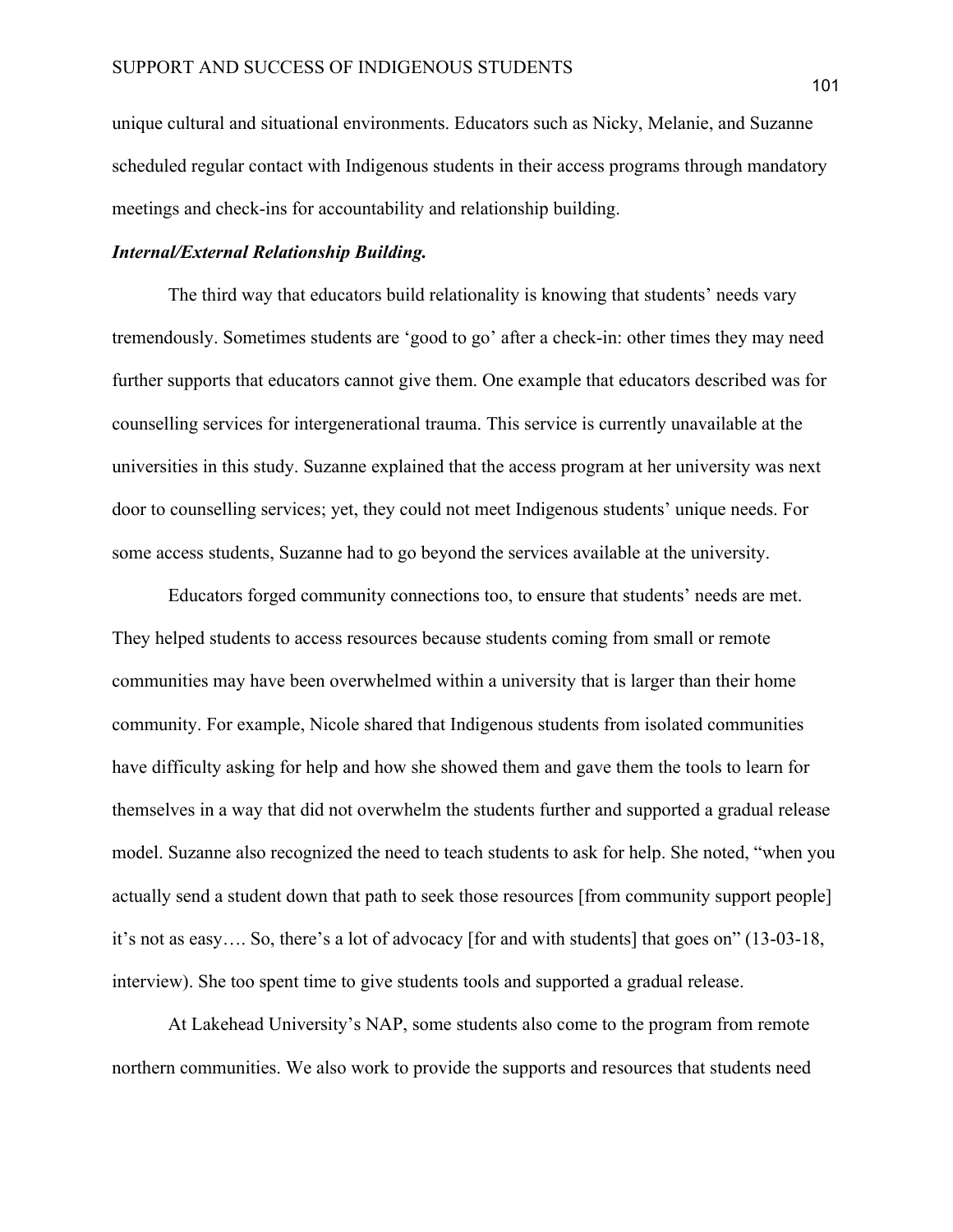unique cultural and situational environments. Educators such as Nicky, Melanie, and Suzanne scheduled regular contact with Indigenous students in their access programs through mandatory meetings and check-ins for accountability and relationship building.

***Internal/External Relationship Building.***

The third way that educators build relationality is knowing that students' needs vary tremendously. Sometimes students are 'good to go' after a check-in: other times they may need further supports that educators cannot give them. One example that educators described was for counselling services for intergenerational trauma. This service is currently unavailable at the universities in this study. Suzanne explained that the access program at her university was next door to counselling services; yet, they could not meet Indigenous students' unique needs. For some access students, Suzanne had to go beyond the services available at the university.

Educators forged community connections too, to ensure that students' needs are met. They helped students to access resources because students coming from small or remote communities may have been overwhelmed within a university that is larger than their home community. For example, Nicole shared that Indigenous students from isolated communities have difficulty asking for help and how she showed them and gave them the tools to learn for themselves in a way that did not overwhelm the students further and supported a gradual release model. Suzanne also recognized the need to teach students to ask for help. She noted, "when you actually send a student down that path to seek those resources [from community support people] it's not as easy…. So, there's a lot of advocacy [for and with students] that goes on" (13-03-18, interview). She too spent time to give students tools and supported a gradual release.

At Lakehead University's NAP, some students also come to the program from remote northern communities. We also work to provide the supports and resources that students need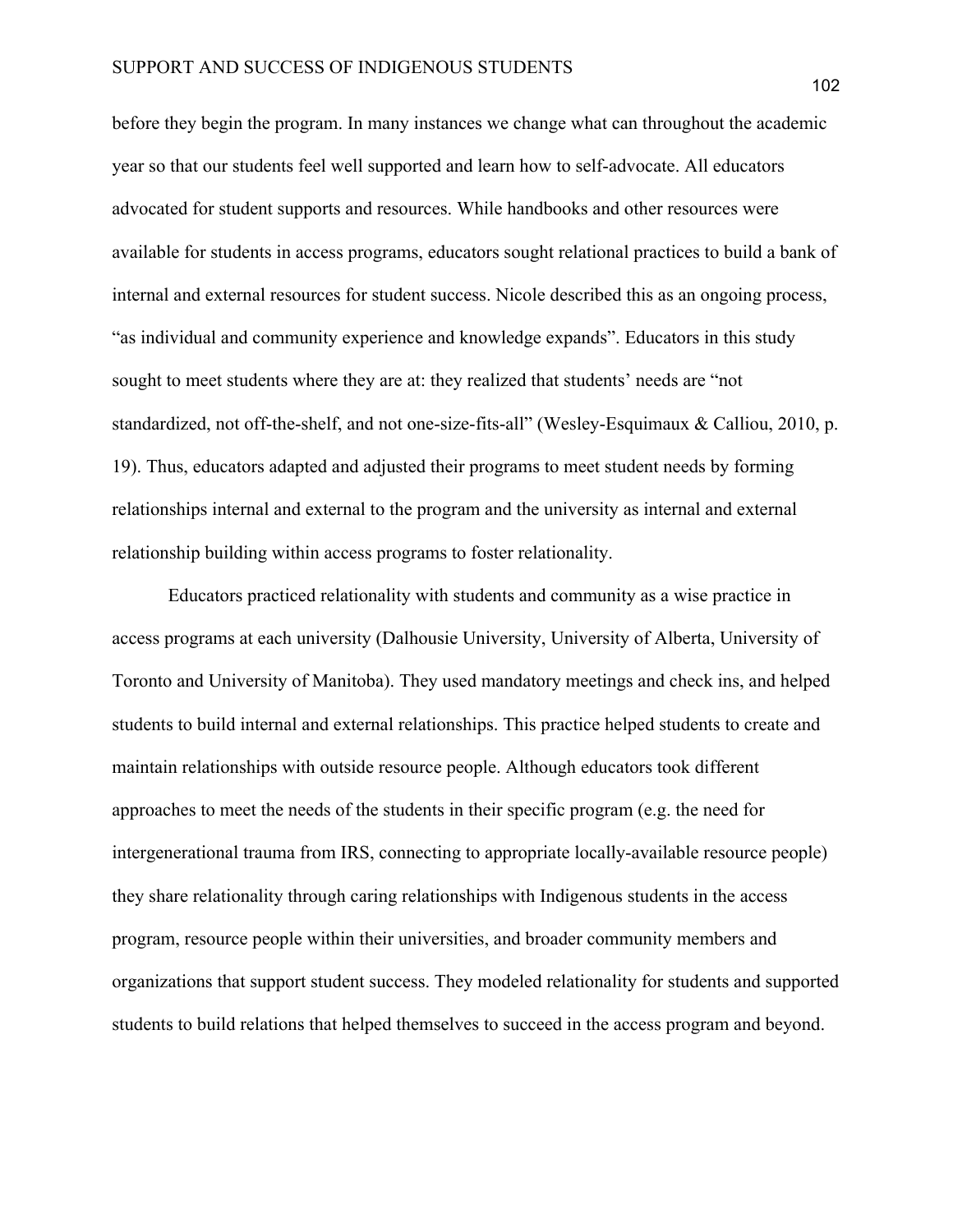before they begin the program. In many instances we change what can throughout the academic year so that our students feel well supported and learn how to self-advocate. All educators advocated for student supports and resources. While handbooks and other resources were available for students in access programs, educators sought relational practices to build a bank of internal and external resources for student success. Nicole described this as an ongoing process, "as individual and community experience and knowledge expands". Educators in this study sought to meet students where they are at: they realized that students' needs are "not standardized, not off-the-shelf, and not one-size-fits-all" (Wesley-Esquimaux & Calliou, 2010, p. 19). Thus, educators adapted and adjusted their programs to meet student needs by forming relationships internal and external to the program and the university as internal and external relationship building within access programs to foster relationality.

Educators practiced relationality with students and community as a wise practice in access programs at each university (Dalhousie University, University of Alberta, University of Toronto and University of Manitoba). They used mandatory meetings and check ins, and helped students to build internal and external relationships. This practice helped students to create and maintain relationships with outside resource people. Although educators took different approaches to meet the needs of the students in their specific program (e.g. the need for intergenerational trauma from IRS, connecting to appropriate locally-available resource people) they share relationality through caring relationships with Indigenous students in the access program, resource people within their universities, and broader community members and organizations that support student success. They modeled relationality for students and supported students to build relations that helped themselves to succeed in the access program and beyond.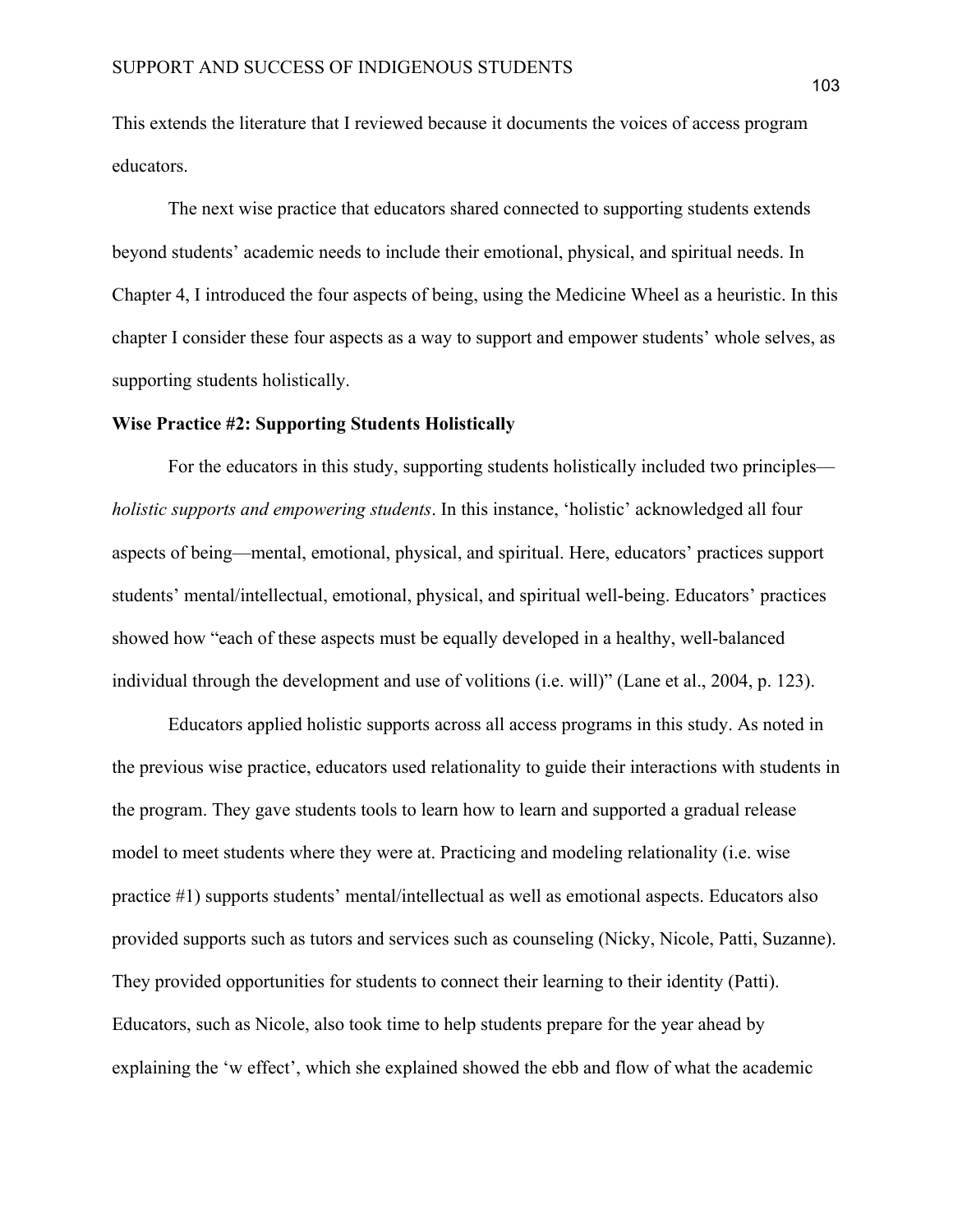This extends the literature that I reviewed because it documents the voices of access program educators.

The next wise practice that educators shared connected to supporting students extends beyond students' academic needs to include their emotional, physical, and spiritual needs. In Chapter 4, I introduced the four aspects of being, using the Medicine Wheel as a heuristic. In this chapter I consider these four aspects as a way to support and empower students' whole selves, as supporting students holistically.

**Wise Practice #2: Supporting Students Holistically**

For the educators in this study, supporting students holistically included two principles—*holistic supports and empowering students*. In this instance, 'holistic' acknowledged all four aspects of being—mental, emotional, physical, and spiritual. Here, educators' practices support students' mental/intellectual, emotional, physical, and spiritual well-being. Educators' practices showed how "each of these aspects must be equally developed in a healthy, well-balanced individual through the development and use of volitions (i.e. will)" (Lane et al., 2004, p. 123).

Educators applied holistic supports across all access programs in this study. As noted in the previous wise practice, educators used relationality to guide their interactions with students in the program. They gave students tools to learn how to learn and supported a gradual release model to meet students where they were at. Practicing and modeling relationality (i.e. wise practice #1) supports students' mental/intellectual as well as emotional aspects. Educators also provided supports such as tutors and services such as counseling (Nicky, Nicole, Patti, Suzanne). They provided opportunities for students to connect their learning to their identity (Patti). Educators, such as Nicole, also took time to help students prepare for the year ahead by explaining the 'w effect', which she explained showed the ebb and flow of what the academic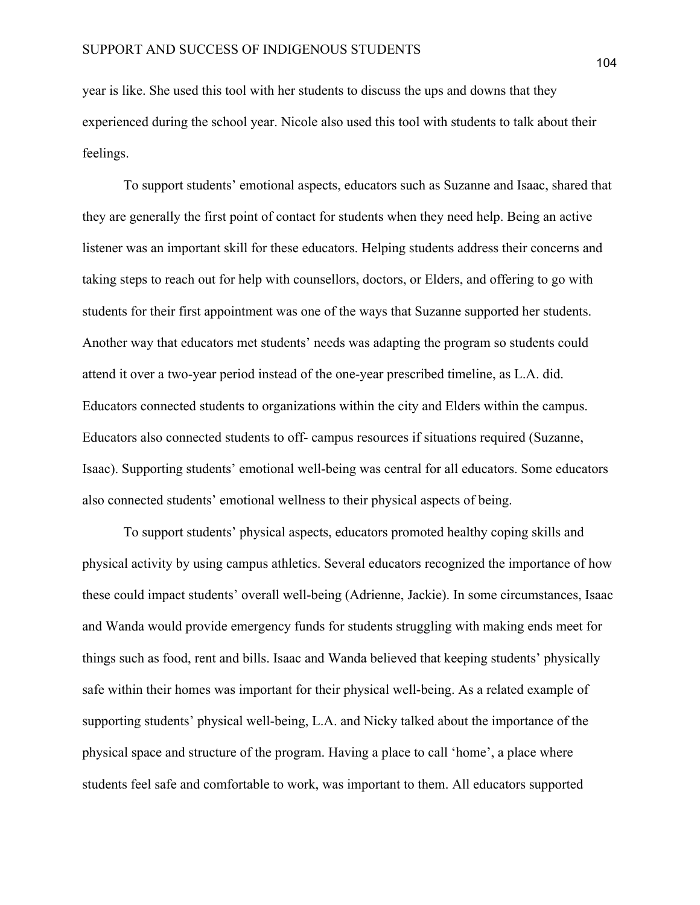year is like. She used this tool with her students to discuss the ups and downs that they experienced during the school year. Nicole also used this tool with students to talk about their feelings.

To support students' emotional aspects, educators such as Suzanne and Isaac, shared that they are generally the first point of contact for students when they need help. Being an active listener was an important skill for these educators. Helping students address their concerns and taking steps to reach out for help with counsellors, doctors, or Elders, and offering to go with students for their first appointment was one of the ways that Suzanne supported her students. Another way that educators met students' needs was adapting the program so students could attend it over a two-year period instead of the one-year prescribed timeline, as L.A. did. Educators connected students to organizations within the city and Elders within the campus. Educators also connected students to off- campus resources if situations required (Suzanne, Isaac). Supporting students' emotional well-being was central for all educators. Some educators also connected students' emotional wellness to their physical aspects of being.

To support students' physical aspects, educators promoted healthy coping skills and physical activity by using campus athletics. Several educators recognized the importance of how these could impact students' overall well-being (Adrienne, Jackie). In some circumstances, Isaac and Wanda would provide emergency funds for students struggling with making ends meet for things such as food, rent and bills. Isaac and Wanda believed that keeping students' physically safe within their homes was important for their physical well-being. As a related example of supporting students' physical well-being, L.A. and Nicky talked about the importance of the physical space and structure of the program. Having a place to call 'home', a place where students feel safe and comfortable to work, was important to them. All educators supported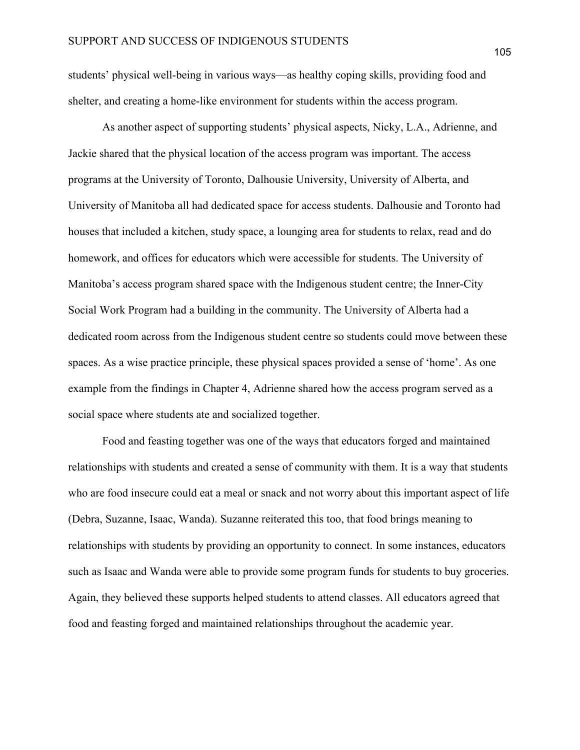students' physical well-being in various ways—as healthy coping skills, providing food and shelter, and creating a home-like environment for students within the access program.

As another aspect of supporting students' physical aspects, Nicky, L.A., Adrienne, and Jackie shared that the physical location of the access program was important. The access programs at the University of Toronto, Dalhousie University, University of Alberta, and University of Manitoba all had dedicated space for access students. Dalhousie and Toronto had houses that included a kitchen, study space, a lounging area for students to relax, read and do homework, and offices for educators which were accessible for students. The University of Manitoba's access program shared space with the Indigenous student centre; the Inner-City Social Work Program had a building in the community. The University of Alberta had a dedicated room across from the Indigenous student centre so students could move between these spaces. As a wise practice principle, these physical spaces provided a sense of 'home'. As one example from the findings in Chapter 4, Adrienne shared how the access program served as a social space where students ate and socialized together.

Food and feasting together was one of the ways that educators forged and maintained relationships with students and created a sense of community with them. It is a way that students who are food insecure could eat a meal or snack and not worry about this important aspect of life (Debra, Suzanne, Isaac, Wanda). Suzanne reiterated this too, that food brings meaning to relationships with students by providing an opportunity to connect. In some instances, educators such as Isaac and Wanda were able to provide some program funds for students to buy groceries. Again, they believed these supports helped students to attend classes. All educators agreed that food and feasting forged and maintained relationships throughout the academic year.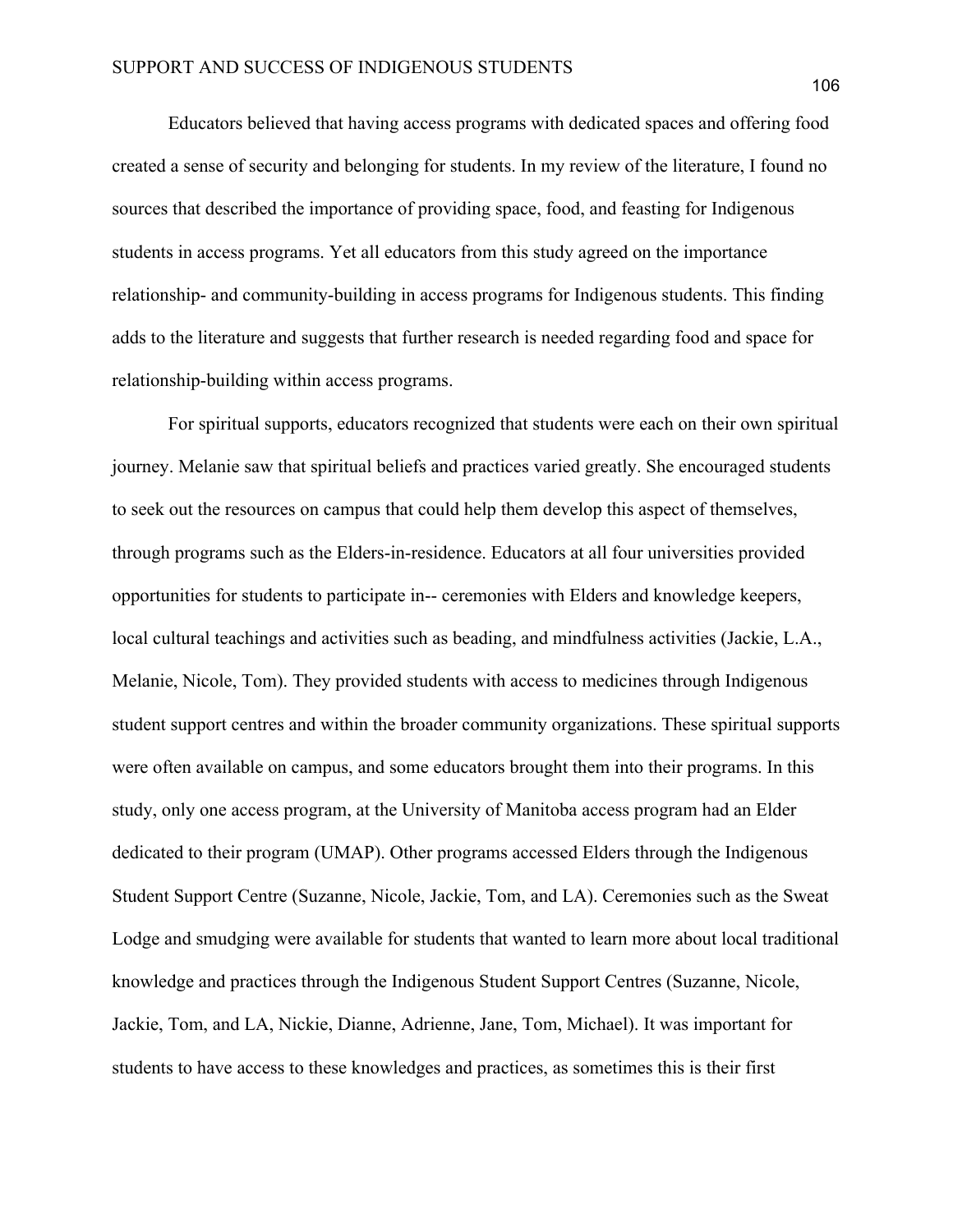Educators believed that having access programs with dedicated spaces and offering food created a sense of security and belonging for students. In my review of the literature, I found no sources that described the importance of providing space, food, and feasting for Indigenous students in access programs. Yet all educators from this study agreed on the importance relationship- and community-building in access programs for Indigenous students. This finding adds to the literature and suggests that further research is needed regarding food and space for relationship-building within access programs.

For spiritual supports, educators recognized that students were each on their own spiritual journey. Melanie saw that spiritual beliefs and practices varied greatly. She encouraged students to seek out the resources on campus that could help them develop this aspect of themselves, through programs such as the Elders-in-residence. Educators at all four universities provided opportunities for students to participate in-- ceremonies with Elders and knowledge keepers, local cultural teachings and activities such as beading, and mindfulness activities (Jackie, L.A., Melanie, Nicole, Tom). They provided students with access to medicines through Indigenous student support centres and within the broader community organizations. These spiritual supports were often available on campus, and some educators brought them into their programs. In this study, only one access program, at the University of Manitoba access program had an Elder dedicated to their program (UMAP). Other programs accessed Elders through the Indigenous Student Support Centre (Suzanne, Nicole, Jackie, Tom, and LA). Ceremonies such as the Sweat Lodge and smudging were available for students that wanted to learn more about local traditional knowledge and practices through the Indigenous Student Support Centres (Suzanne, Nicole, Jackie, Tom, and LA, Nickie, Dianne, Adrienne, Jane, Tom, Michael). It was important for students to have access to these knowledges and practices, as sometimes this is their first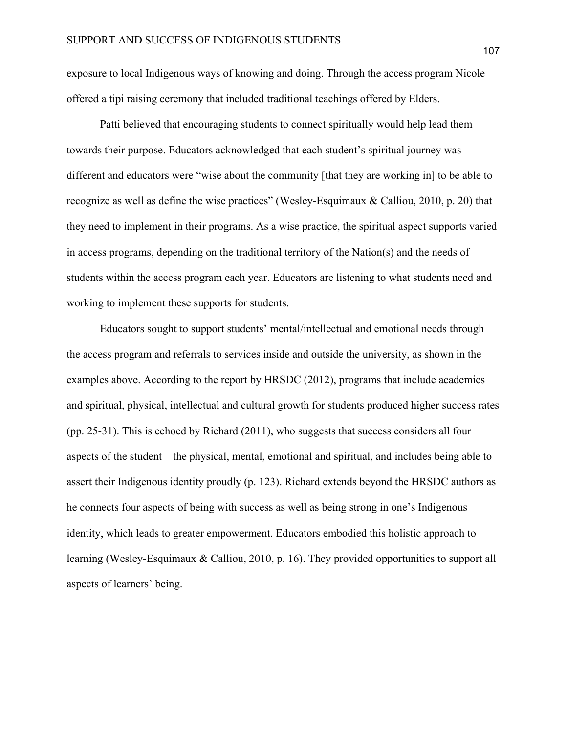exposure to local Indigenous ways of knowing and doing. Through the access program Nicole offered a tipi raising ceremony that included traditional teachings offered by Elders.

Patti believed that encouraging students to connect spiritually would help lead them towards their purpose. Educators acknowledged that each student's spiritual journey was different and educators were "wise about the community [that they are working in] to be able to recognize as well as define the wise practices" (Wesley-Esquimaux & Calliou, 2010, p. 20) that they need to implement in their programs. As a wise practice, the spiritual aspect supports varied in access programs, depending on the traditional territory of the Nation(s) and the needs of students within the access program each year. Educators are listening to what students need and working to implement these supports for students.

Educators sought to support students' mental/intellectual and emotional needs through the access program and referrals to services inside and outside the university, as shown in the examples above. According to the report by HRSDC (2012), programs that include academics and spiritual, physical, intellectual and cultural growth for students produced higher success rates (pp. 25-31). This is echoed by Richard (2011), who suggests that success considers all four aspects of the student—the physical, mental, emotional and spiritual, and includes being able to assert their Indigenous identity proudly (p. 123). Richard extends beyond the HRSDC authors as he connects four aspects of being with success as well as being strong in one's Indigenous identity, which leads to greater empowerment. Educators embodied this holistic approach to learning (Wesley-Esquimaux & Calliou, 2010, p. 16). They provided opportunities to support all aspects of learners' being.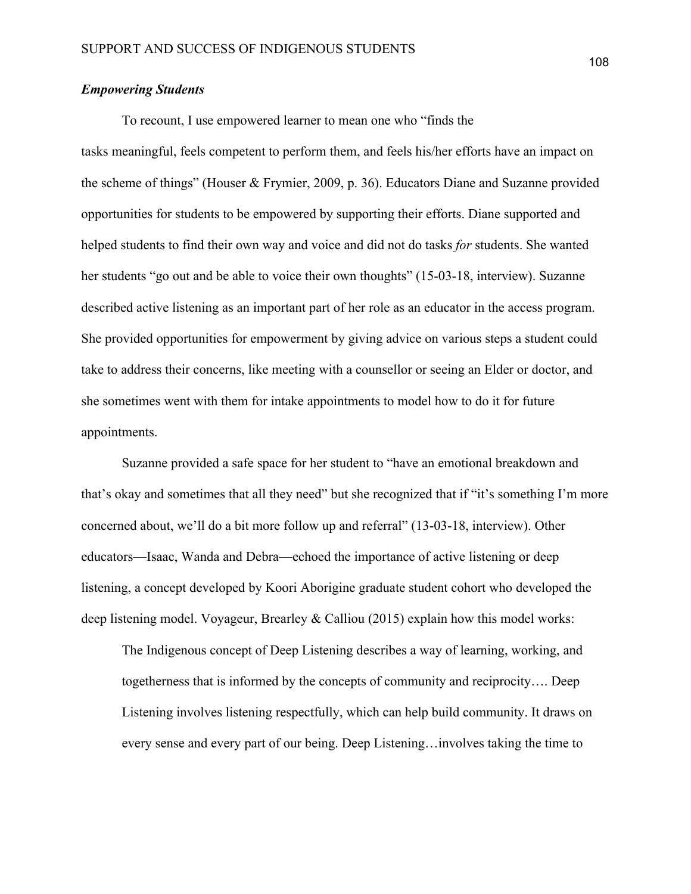### *Empowering Students*

To recount, I use empowered learner to mean one who "finds the tasks meaningful, feels competent to perform them, and feels his/her efforts have an impact on the scheme of things" (Houser & Frymier, 2009, p. 36). Educators Diane and Suzanne provided opportunities for students to be empowered by supporting their efforts. Diane supported and helped students to find their own way and voice and did not do tasks *for* students. She wanted her students "go out and be able to voice their own thoughts" (15-03-18, interview). Suzanne described active listening as an important part of her role as an educator in the access program. She provided opportunities for empowerment by giving advice on various steps a student could take to address their concerns, like meeting with a counsellor or seeing an Elder or doctor, and she sometimes went with them for intake appointments to model how to do it for future appointments.

Suzanne provided a safe space for her student to "have an emotional breakdown and that's okay and sometimes that all they need" but she recognized that if "it's something I'm more concerned about, we'll do a bit more follow up and referral" (13-03-18, interview). Other educators—Isaac, Wanda and Debra—echoed the importance of active listening or deep listening, a concept developed by Koori Aborigine graduate student cohort who developed the deep listening model. Voyageur, Brearley & Calliou (2015) explain how this model works:

> The Indigenous concept of Deep Listening describes a way of learning, working, and togetherness that is informed by the concepts of community and reciprocity…. Deep Listening involves listening respectfully, which can help build community. It draws on every sense and every part of our being. Deep Listening…involves taking the time to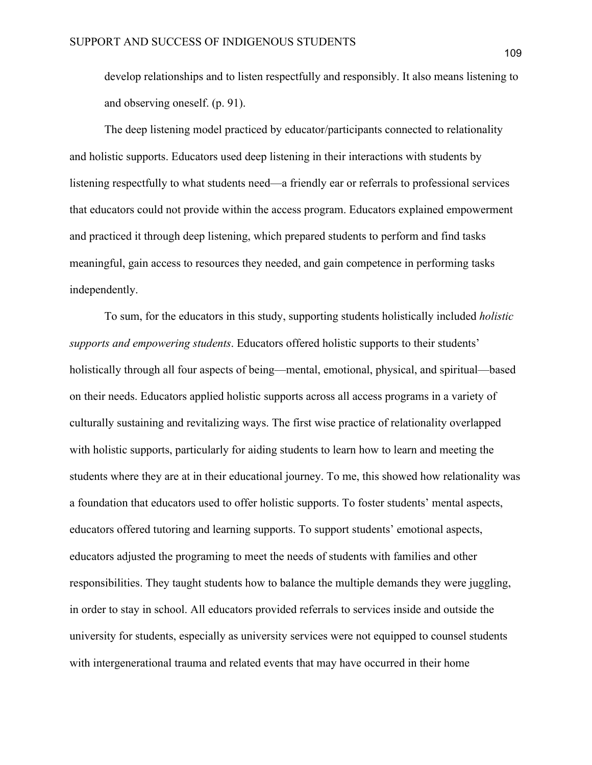develop relationships and to listen respectfully and responsibly. It also means listening to and observing oneself. (p. 91).

The deep listening model practiced by educator/participants connected to relationality and holistic supports. Educators used deep listening in their interactions with students by listening respectfully to what students need—a friendly ear or referrals to professional services that educators could not provide within the access program. Educators explained empowerment and practiced it through deep listening, which prepared students to perform and find tasks meaningful, gain access to resources they needed, and gain competence in performing tasks independently.

To sum, for the educators in this study, supporting students holistically included *holistic supports and empowering students*. Educators offered holistic supports to their students' holistically through all four aspects of being—mental, emotional, physical, and spiritual—based on their needs. Educators applied holistic supports across all access programs in a variety of culturally sustaining and revitalizing ways. The first wise practice of relationality overlapped with holistic supports, particularly for aiding students to learn how to learn and meeting the students where they are at in their educational journey. To me, this showed how relationality was a foundation that educators used to offer holistic supports. To foster students' mental aspects, educators offered tutoring and learning supports. To support students' emotional aspects, educators adjusted the programing to meet the needs of students with families and other responsibilities. They taught students how to balance the multiple demands they were juggling, in order to stay in school. All educators provided referrals to services inside and outside the university for students, especially as university services were not equipped to counsel students with intergenerational trauma and related events that may have occurred in their home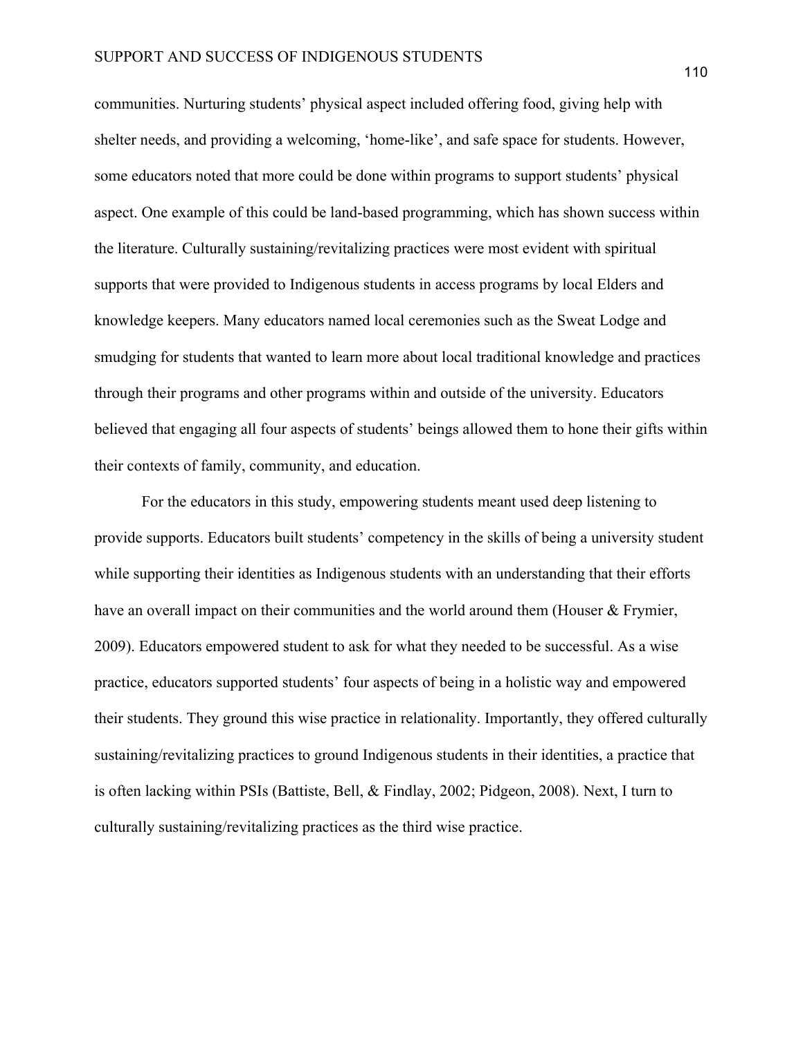communities. Nurturing students' physical aspect included offering food, giving help with shelter needs, and providing a welcoming, 'home-like', and safe space for students. However, some educators noted that more could be done within programs to support students' physical aspect. One example of this could be land-based programming, which has shown success within the literature. Culturally sustaining/revitalizing practices were most evident with spiritual supports that were provided to Indigenous students in access programs by local Elders and knowledge keepers. Many educators named local ceremonies such as the Sweat Lodge and smudging for students that wanted to learn more about local traditional knowledge and practices through their programs and other programs within and outside of the university. Educators believed that engaging all four aspects of students' beings allowed them to hone their gifts within their contexts of family, community, and education.

For the educators in this study, empowering students meant used deep listening to provide supports. Educators built students' competency in the skills of being a university student while supporting their identities as Indigenous students with an understanding that their efforts have an overall impact on their communities and the world around them (Houser & Frymier, 2009). Educators empowered student to ask for what they needed to be successful. As a wise practice, educators supported students' four aspects of being in a holistic way and empowered their students. They ground this wise practice in relationality. Importantly, they offered culturally sustaining/revitalizing practices to ground Indigenous students in their identities, a practice that is often lacking within PSIs (Battiste, Bell, & Findlay, 2002; Pidgeon, 2008). Next, I turn to culturally sustaining/revitalizing practices as the third wise practice.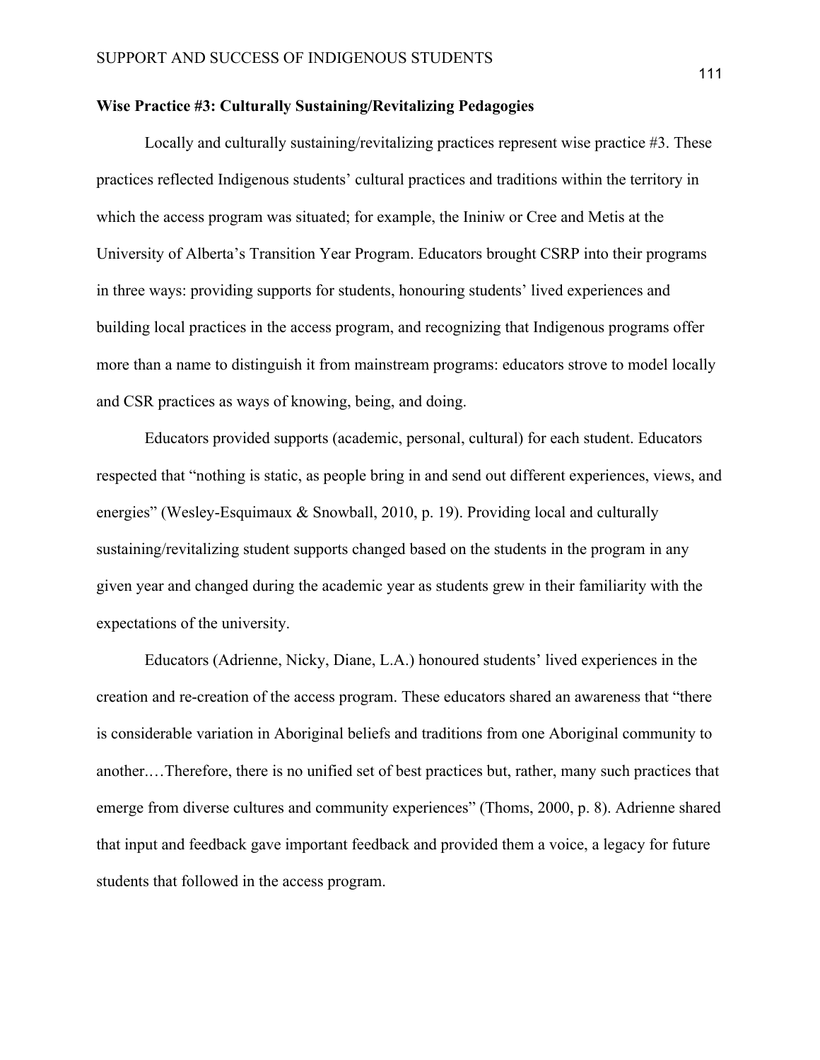**Wise Practice #3: Culturally Sustaining/Revitalizing Pedagogies**

Locally and culturally sustaining/revitalizing practices represent wise practice #3. These practices reflected Indigenous students' cultural practices and traditions within the territory in which the access program was situated; for example, the Ininiw or Cree and Metis at the University of Alberta's Transition Year Program. Educators brought CSRP into their programs in three ways: providing supports for students, honouring students' lived experiences and building local practices in the access program, and recognizing that Indigenous programs offer more than a name to distinguish it from mainstream programs: educators strove to model locally and CSR practices as ways of knowing, being, and doing.

Educators provided supports (academic, personal, cultural) for each student. Educators respected that "nothing is static, as people bring in and send out different experiences, views, and energies" (Wesley-Esquimaux & Snowball, 2010, p. 19). Providing local and culturally sustaining/revitalizing student supports changed based on the students in the program in any given year and changed during the academic year as students grew in their familiarity with the expectations of the university.

Educators (Adrienne, Nicky, Diane, L.A.) honoured students' lived experiences in the creation and re-creation of the access program. These educators shared an awareness that "there is considerable variation in Aboriginal beliefs and traditions from one Aboriginal community to another.…Therefore, there is no unified set of best practices but, rather, many such practices that emerge from diverse cultures and community experiences" (Thoms, 2000, p. 8). Adrienne shared that input and feedback gave important feedback and provided them a voice, a legacy for future students that followed in the access program.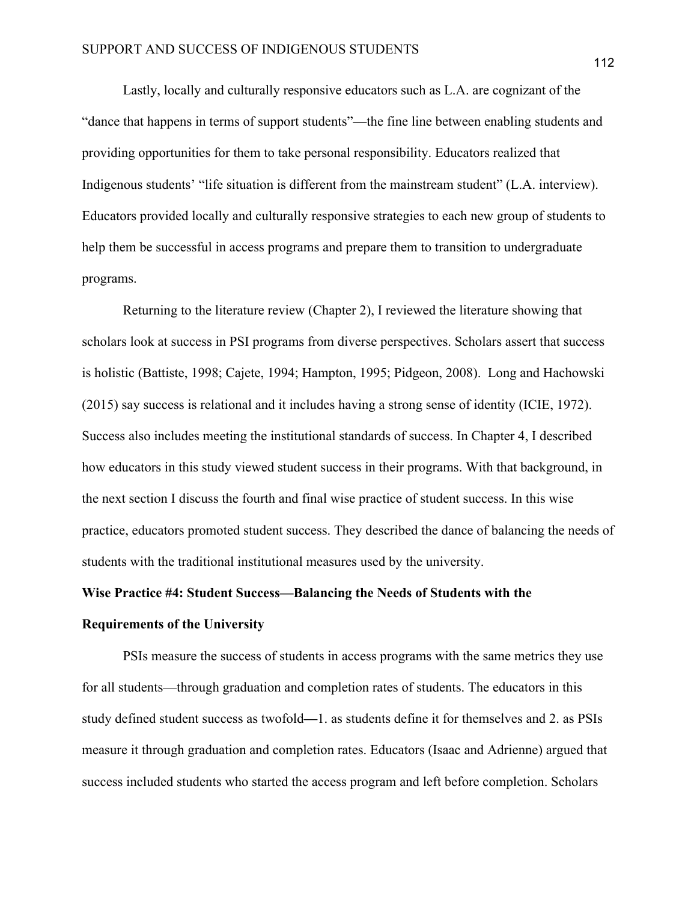Lastly, locally and culturally responsive educators such as L.A. are cognizant of the "dance that happens in terms of support students"—the fine line between enabling students and providing opportunities for them to take personal responsibility. Educators realized that Indigenous students' "life situation is different from the mainstream student" (L.A. interview). Educators provided locally and culturally responsive strategies to each new group of students to help them be successful in access programs and prepare them to transition to undergraduate programs.

Returning to the literature review (Chapter 2), I reviewed the literature showing that scholars look at success in PSI programs from diverse perspectives. Scholars assert that success is holistic (Battiste, 1998; Cajete, 1994; Hampton, 1995; Pidgeon, 2008). Long and Hachowski (2015) say success is relational and it includes having a strong sense of identity (ICIE, 1972). Success also includes meeting the institutional standards of success. In Chapter 4, I described how educators in this study viewed student success in their programs. With that background, in the next section I discuss the fourth and final wise practice of student success. In this wise practice, educators promoted student success. They described the dance of balancing the needs of students with the traditional institutional measures used by the university.

**Wise Practice #4: Student Success—Balancing the Needs of Students with the Requirements of the University**

PSIs measure the success of students in access programs with the same metrics they use for all students—through graduation and completion rates of students. The educators in this study defined student success as twofold—1. as students define it for themselves and 2. as PSIs measure it through graduation and completion rates. Educators (Isaac and Adrienne) argued that success included students who started the access program and left before completion. Scholars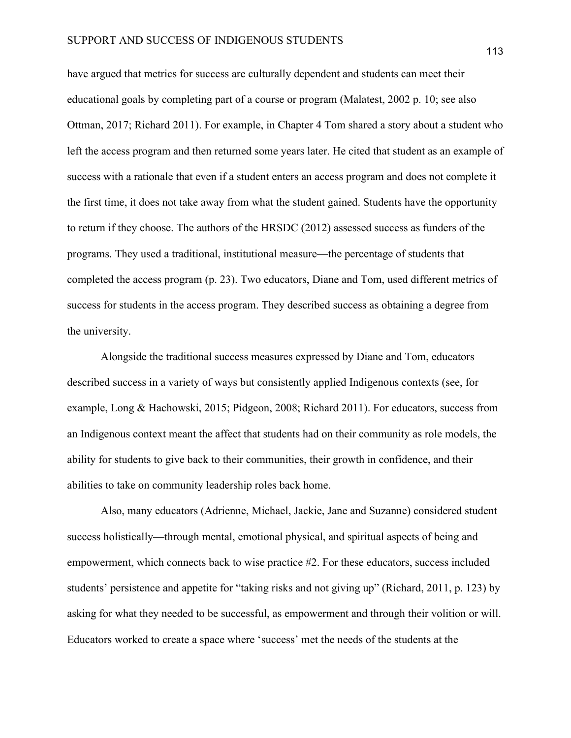have argued that metrics for success are culturally dependent and students can meet their educational goals by completing part of a course or program (Malatest, 2002 p. 10; see also Ottman, 2017; Richard 2011). For example, in Chapter 4 Tom shared a story about a student who left the access program and then returned some years later. He cited that student as an example of success with a rationale that even if a student enters an access program and does not complete it the first time, it does not take away from what the student gained. Students have the opportunity to return if they choose. The authors of the HRSDC (2012) assessed success as funders of the programs. They used a traditional, institutional measure—the percentage of students that completed the access program (p. 23). Two educators, Diane and Tom, used different metrics of success for students in the access program. They described success as obtaining a degree from the university.

Alongside the traditional success measures expressed by Diane and Tom, educators described success in a variety of ways but consistently applied Indigenous contexts (see, for example, Long & Hachowski, 2015; Pidgeon, 2008; Richard 2011). For educators, success from an Indigenous context meant the affect that students had on their community as role models, the ability for students to give back to their communities, their growth in confidence, and their abilities to take on community leadership roles back home.

Also, many educators (Adrienne, Michael, Jackie, Jane and Suzanne) considered student success holistically—through mental, emotional physical, and spiritual aspects of being and empowerment, which connects back to wise practice #2. For these educators, success included students' persistence and appetite for "taking risks and not giving up" (Richard, 2011, p. 123) by asking for what they needed to be successful, as empowerment and through their volition or will. Educators worked to create a space where 'success' met the needs of the students at the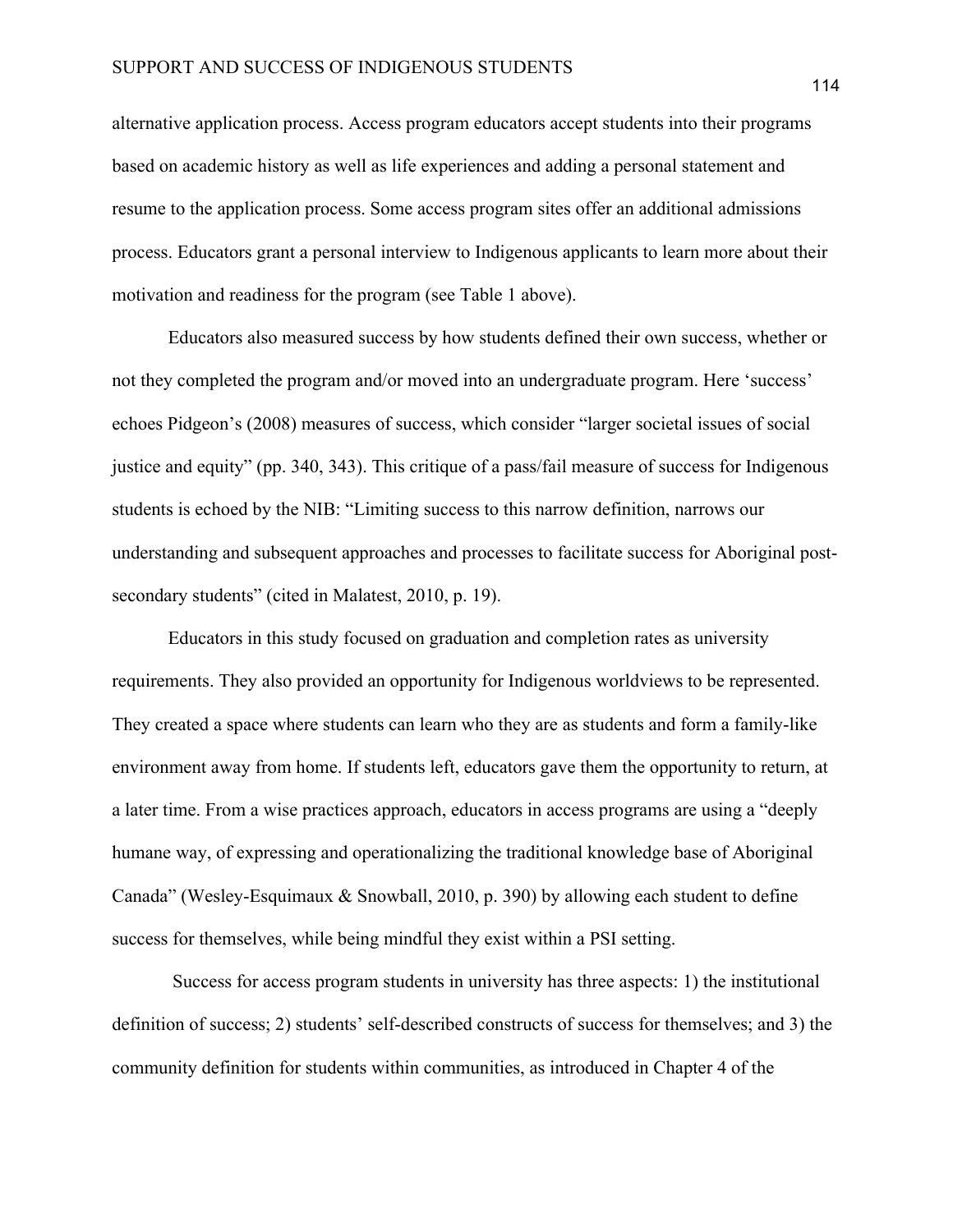alternative application process. Access program educators accept students into their programs based on academic history as well as life experiences and adding a personal statement and resume to the application process. Some access program sites offer an additional admissions process. Educators grant a personal interview to Indigenous applicants to learn more about their motivation and readiness for the program (see Table 1 above).

Educators also measured success by how students defined their own success, whether or not they completed the program and/or moved into an undergraduate program. Here 'success' echoes Pidgeon's (2008) measures of success, which consider "larger societal issues of social justice and equity" (pp. 340, 343). This critique of a pass/fail measure of success for Indigenous students is echoed by the NIB: "Limiting success to this narrow definition, narrows our understanding and subsequent approaches and processes to facilitate success for Aboriginal post-secondary students" (cited in Malatest, 2010, p. 19).

Educators in this study focused on graduation and completion rates as university requirements. They also provided an opportunity for Indigenous worldviews to be represented. They created a space where students can learn who they are as students and form a family-like environment away from home. If students left, educators gave them the opportunity to return, at a later time. From a wise practices approach, educators in access programs are using a "deeply humane way, of expressing and operationalizing the traditional knowledge base of Aboriginal Canada" (Wesley-Esquimaux & Snowball, 2010, p. 390) by allowing each student to define success for themselves, while being mindful they exist within a PSI setting.

Success for access program students in university has three aspects: 1) the institutional definition of success; 2) students' self-described constructs of success for themselves; and 3) the community definition for students within communities, as introduced in Chapter 4 of the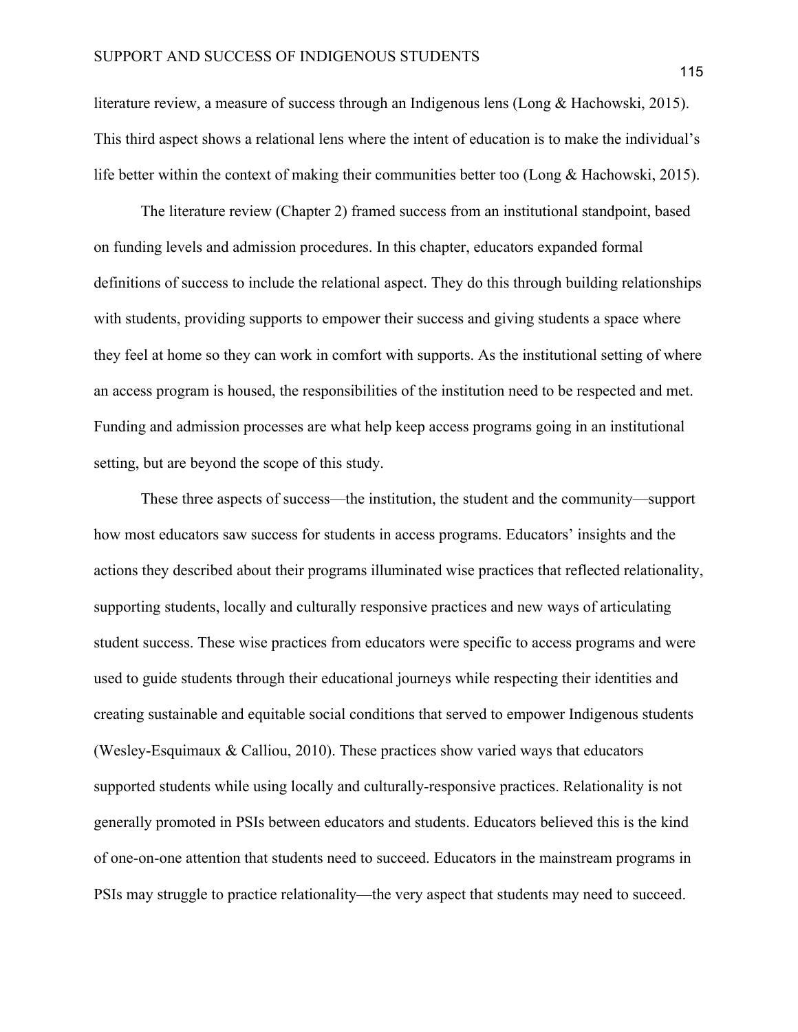literature review, a measure of success through an Indigenous lens (Long & Hachowski, 2015). This third aspect shows a relational lens where the intent of education is to make the individual's life better within the context of making their communities better too (Long & Hachowski, 2015).

The literature review (Chapter 2) framed success from an institutional standpoint, based on funding levels and admission procedures. In this chapter, educators expanded formal definitions of success to include the relational aspect. They do this through building relationships with students, providing supports to empower their success and giving students a space where they feel at home so they can work in comfort with supports. As the institutional setting of where an access program is housed, the responsibilities of the institution need to be respected and met. Funding and admission processes are what help keep access programs going in an institutional setting, but are beyond the scope of this study.

These three aspects of success—the institution, the student and the community—support how most educators saw success for students in access programs. Educators' insights and the actions they described about their programs illuminated wise practices that reflected relationality, supporting students, locally and culturally responsive practices and new ways of articulating student success. These wise practices from educators were specific to access programs and were used to guide students through their educational journeys while respecting their identities and creating sustainable and equitable social conditions that served to empower Indigenous students (Wesley-Esquimaux & Calliou, 2010). These practices show varied ways that educators supported students while using locally and culturally-responsive practices. Relationality is not generally promoted in PSIs between educators and students. Educators believed this is the kind of one-on-one attention that students need to succeed. Educators in the mainstream programs in PSIs may struggle to practice relationality—the very aspect that students may need to succeed.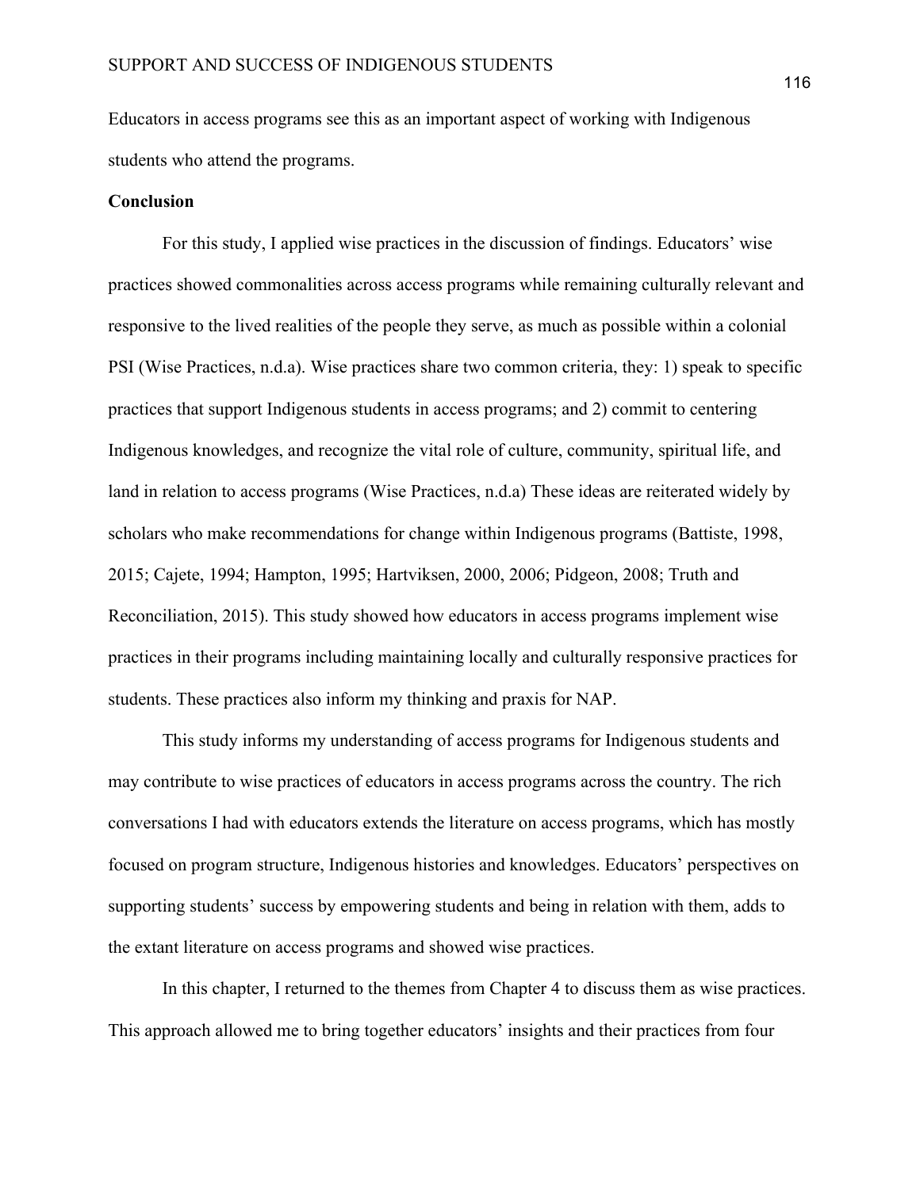Educators in access programs see this as an important aspect of working with Indigenous students who attend the programs.

**Conclusion**

For this study, I applied wise practices in the discussion of findings. Educators' wise practices showed commonalities across access programs while remaining culturally relevant and responsive to the lived realities of the people they serve, as much as possible within a colonial PSI (Wise Practices, n.d.a). Wise practices share two common criteria, they: 1) speak to specific practices that support Indigenous students in access programs; and 2) commit to centering Indigenous knowledges, and recognize the vital role of culture, community, spiritual life, and land in relation to access programs (Wise Practices, n.d.a) These ideas are reiterated widely by scholars who make recommendations for change within Indigenous programs (Battiste, 1998, 2015; Cajete, 1994; Hampton, 1995; Hartviksen, 2000, 2006; Pidgeon, 2008; Truth and Reconciliation, 2015). This study showed how educators in access programs implement wise practices in their programs including maintaining locally and culturally responsive practices for students. These practices also inform my thinking and praxis for NAP.

This study informs my understanding of access programs for Indigenous students and may contribute to wise practices of educators in access programs across the country. The rich conversations I had with educators extends the literature on access programs, which has mostly focused on program structure, Indigenous histories and knowledges. Educators' perspectives on supporting students' success by empowering students and being in relation with them, adds to the extant literature on access programs and showed wise practices.

In this chapter, I returned to the themes from Chapter 4 to discuss them as wise practices. This approach allowed me to bring together educators' insights and their practices from four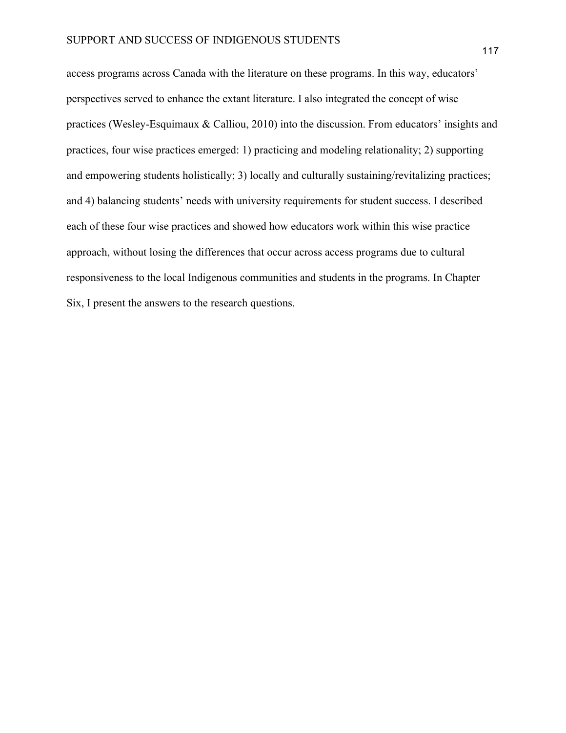access programs across Canada with the literature on these programs. In this way, educators' perspectives served to enhance the extant literature. I also integrated the concept of wise practices (Wesley-Esquimaux & Calliou, 2010) into the discussion. From educators' insights and practices, four wise practices emerged: 1) practicing and modeling relationality; 2) supporting and empowering students holistically; 3) locally and culturally sustaining/revitalizing practices; and 4) balancing students' needs with university requirements for student success. I described each of these four wise practices and showed how educators work within this wise practice approach, without losing the differences that occur across access programs due to cultural responsiveness to the local Indigenous communities and students in the programs. In Chapter Six, I present the answers to the research questions.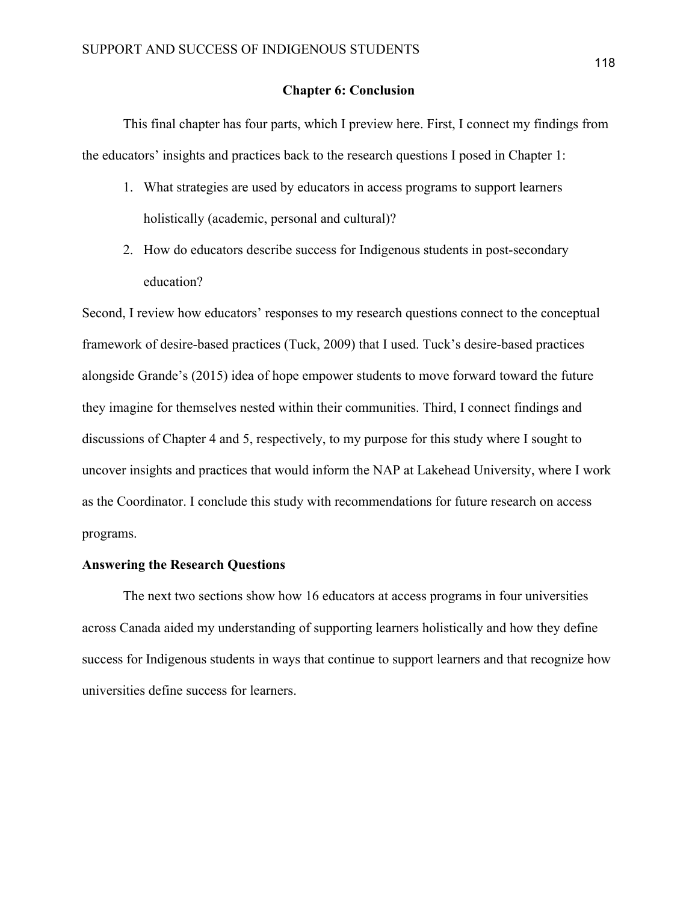# Chapter 6: Conclusion

This final chapter has four parts, which I preview here. First, I connect my findings from the educators' insights and practices back to the research questions I posed in Chapter 1:

1. What strategies are used by educators in access programs to support learners holistically (academic, personal and cultural)?
2. How do educators describe success for Indigenous students in post-secondary education?

Second, I review how educators' responses to my research questions connect to the conceptual framework of desire-based practices (Tuck, 2009) that I used. Tuck's desire-based practices alongside Grande's (2015) idea of hope empower students to move forward toward the future they imagine for themselves nested within their communities. Third, I connect findings and discussions of Chapter 4 and 5, respectively, to my purpose for this study where I sought to uncover insights and practices that would inform the NAP at Lakehead University, where I work as the Coordinator. I conclude this study with recommendations for future research on access programs.

## Answering the Research Questions

The next two sections show how 16 educators at access programs in four universities across Canada aided my understanding of supporting learners holistically and how they define success for Indigenous students in ways that continue to support learners and that recognize how universities define success for learners.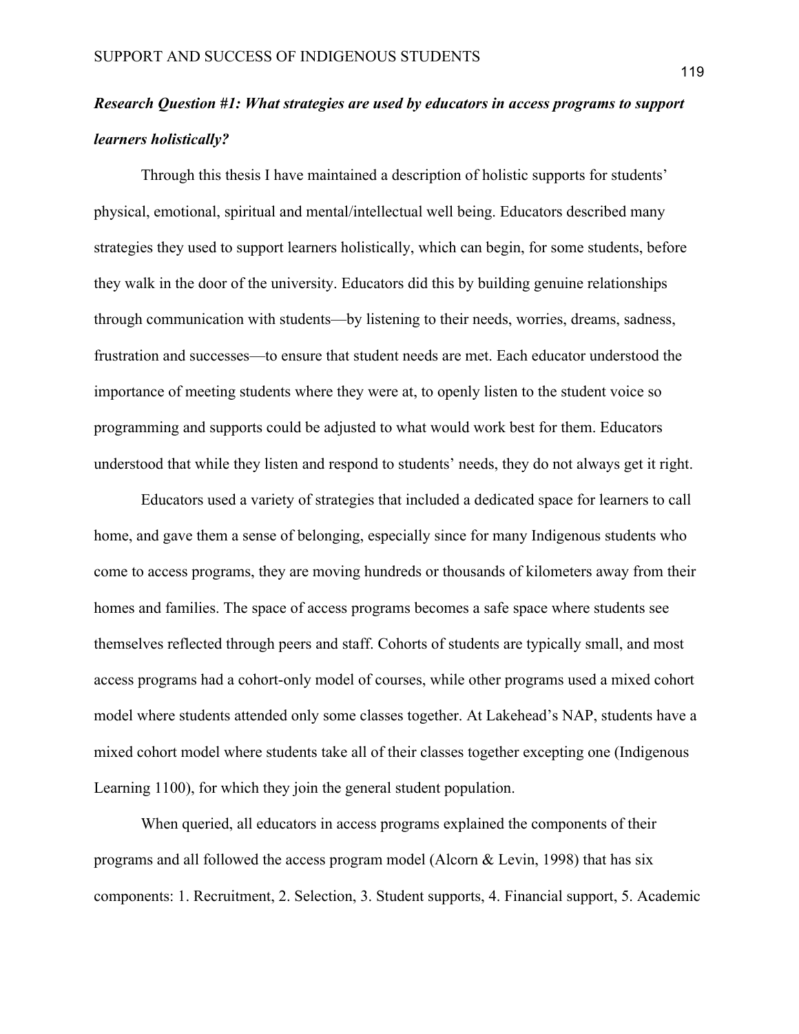***Research Question #1: What strategies are used by educators in access programs to support learners holistically?***

Through this thesis I have maintained a description of holistic supports for students' physical, emotional, spiritual and mental/intellectual well being. Educators described many strategies they used to support learners holistically, which can begin, for some students, before they walk in the door of the university. Educators did this by building genuine relationships through communication with students—by listening to their needs, worries, dreams, sadness, frustration and successes—to ensure that student needs are met. Each educator understood the importance of meeting students where they were at, to openly listen to the student voice so programming and supports could be adjusted to what would work best for them. Educators understood that while they listen and respond to students' needs, they do not always get it right.

Educators used a variety of strategies that included a dedicated space for learners to call home, and gave them a sense of belonging, especially since for many Indigenous students who come to access programs, they are moving hundreds or thousands of kilometers away from their homes and families. The space of access programs becomes a safe space where students see themselves reflected through peers and staff. Cohorts of students are typically small, and most access programs had a cohort-only model of courses, while other programs used a mixed cohort model where students attended only some classes together. At Lakehead's NAP, students have a mixed cohort model where students take all of their classes together excepting one (Indigenous Learning 1100), for which they join the general student population.

When queried, all educators in access programs explained the components of their programs and all followed the access program model (Alcorn & Levin, 1998) that has six components: 1. Recruitment, 2. Selection, 3. Student supports, 4. Financial support, 5. Academic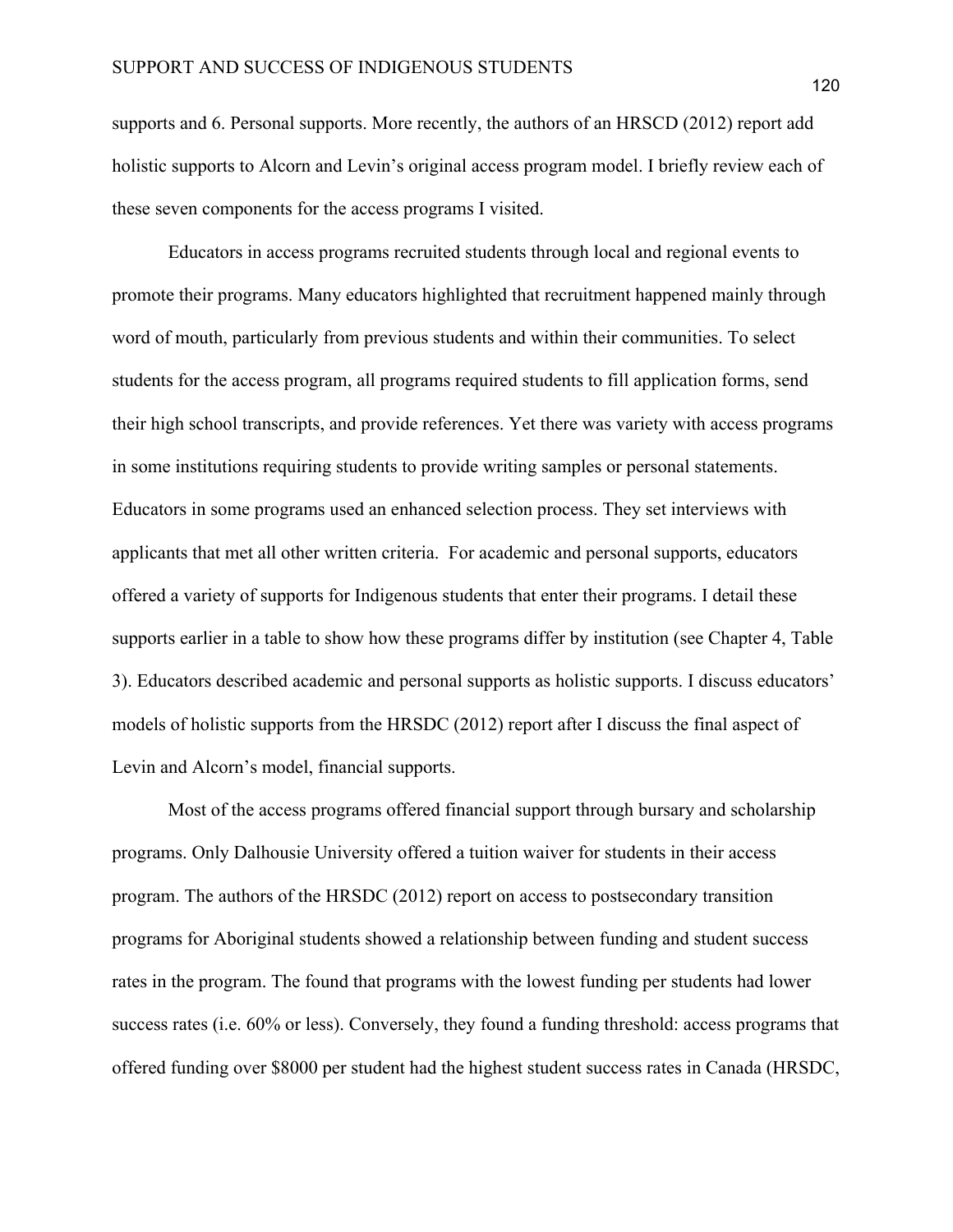supports and 6. Personal supports. More recently, the authors of an HRSCD (2012) report add holistic supports to Alcorn and Levin's original access program model. I briefly review each of these seven components for the access programs I visited.

Educators in access programs recruited students through local and regional events to promote their programs. Many educators highlighted that recruitment happened mainly through word of mouth, particularly from previous students and within their communities. To select students for the access program, all programs required students to fill application forms, send their high school transcripts, and provide references. Yet there was variety with access programs in some institutions requiring students to provide writing samples or personal statements. Educators in some programs used an enhanced selection process. They set interviews with applicants that met all other written criteria. For academic and personal supports, educators offered a variety of supports for Indigenous students that enter their programs. I detail these supports earlier in a table to show how these programs differ by institution (see Chapter 4, Table 3). Educators described academic and personal supports as holistic supports. I discuss educators' models of holistic supports from the HRSDC (2012) report after I discuss the final aspect of Levin and Alcorn's model, financial supports.

Most of the access programs offered financial support through bursary and scholarship programs. Only Dalhousie University offered a tuition waiver for students in their access program. The authors of the HRSDC (2012) report on access to postsecondary transition programs for Aboriginal students showed a relationship between funding and student success rates in the program. The found that programs with the lowest funding per students had lower success rates (i.e. 60% or less). Conversely, they found a funding threshold: access programs that offered funding over $8000 per student had the highest student success rates in Canada (HRSDC,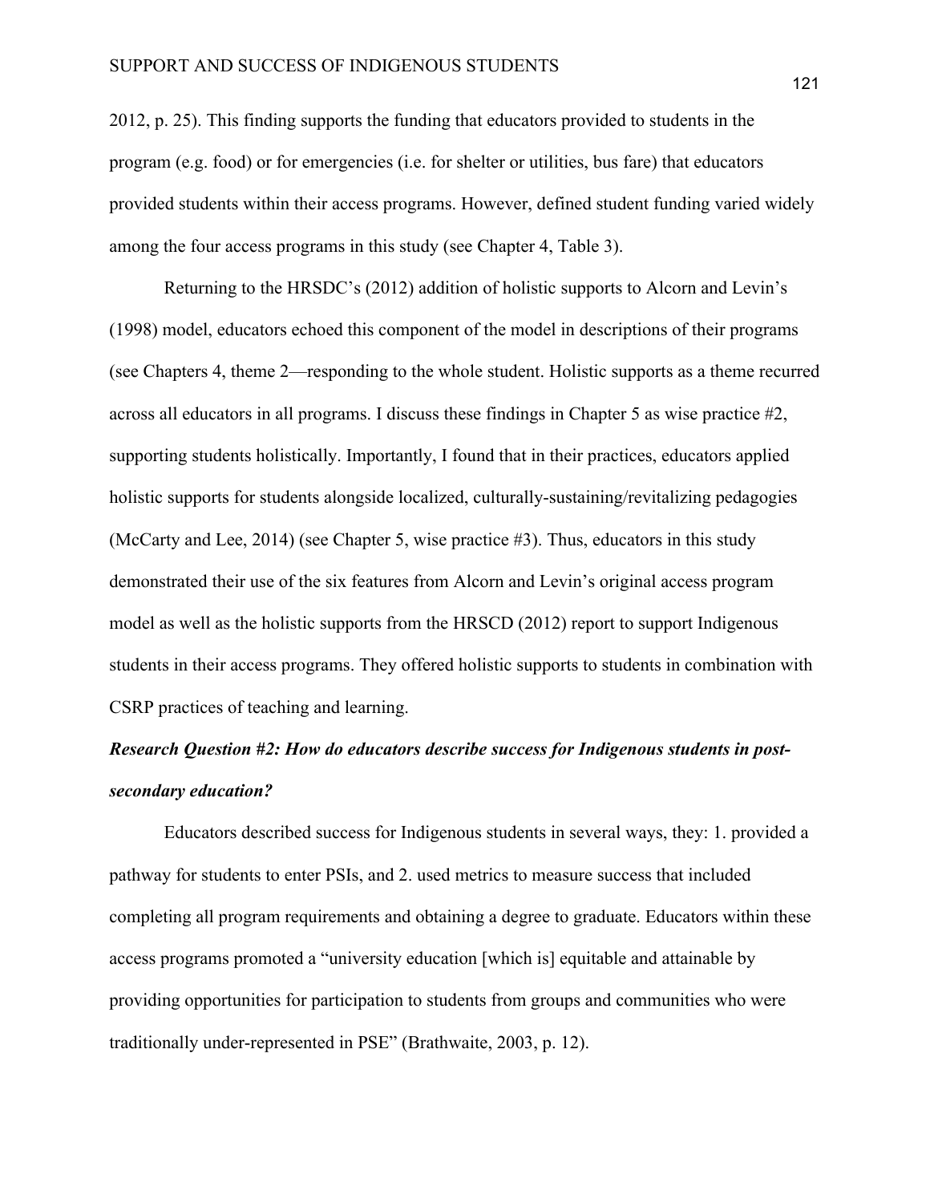2012, p. 25). This finding supports the funding that educators provided to students in the program (e.g. food) or for emergencies (i.e. for shelter or utilities, bus fare) that educators provided students within their access programs. However, defined student funding varied widely among the four access programs in this study (see Chapter 4, Table 3).

Returning to the HRSDC's (2012) addition of holistic supports to Alcorn and Levin's (1998) model, educators echoed this component of the model in descriptions of their programs (see Chapters 4, theme 2—responding to the whole student. Holistic supports as a theme recurred across all educators in all programs. I discuss these findings in Chapter 5 as wise practice #2, supporting students holistically. Importantly, I found that in their practices, educators applied holistic supports for students alongside localized, culturally-sustaining/revitalizing pedagogies (McCarty and Lee, 2014) (see Chapter 5, wise practice #3). Thus, educators in this study demonstrated their use of the six features from Alcorn and Levin's original access program model as well as the holistic supports from the HRSCD (2012) report to support Indigenous students in their access programs. They offered holistic supports to students in combination with CSRP practices of teaching and learning.

***Research Question #2: How do educators describe success for Indigenous students in post-secondary education?***

Educators described success for Indigenous students in several ways, they: 1. provided a pathway for students to enter PSIs, and 2. used metrics to measure success that included completing all program requirements and obtaining a degree to graduate. Educators within these access programs promoted a "university education [which is] equitable and attainable by providing opportunities for participation to students from groups and communities who were traditionally under-represented in PSE" (Brathwaite, 2003, p. 12).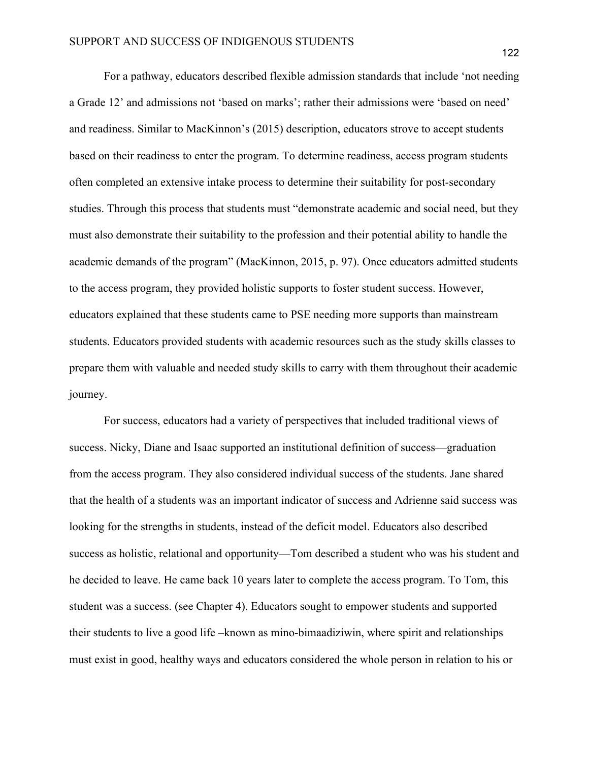For a pathway, educators described flexible admission standards that include 'not needing a Grade 12' and admissions not 'based on marks'; rather their admissions were 'based on need' and readiness. Similar to MacKinnon's (2015) description, educators strove to accept students based on their readiness to enter the program. To determine readiness, access program students often completed an extensive intake process to determine their suitability for post-secondary studies. Through this process that students must "demonstrate academic and social need, but they must also demonstrate their suitability to the profession and their potential ability to handle the academic demands of the program" (MacKinnon, 2015, p. 97). Once educators admitted students to the access program, they provided holistic supports to foster student success. However, educators explained that these students came to PSE needing more supports than mainstream students. Educators provided students with academic resources such as the study skills classes to prepare them with valuable and needed study skills to carry with them throughout their academic journey.

For success, educators had a variety of perspectives that included traditional views of success. Nicky, Diane and Isaac supported an institutional definition of success—graduation from the access program. They also considered individual success of the students. Jane shared that the health of a students was an important indicator of success and Adrienne said success was looking for the strengths in students, instead of the deficit model. Educators also described success as holistic, relational and opportunity—Tom described a student who was his student and he decided to leave. He came back 10 years later to complete the access program. To Tom, this student was a success. (see Chapter 4). Educators sought to empower students and supported their students to live a good life –known as mino-bimaadiziwin, where spirit and relationships must exist in good, healthy ways and educators considered the whole person in relation to his or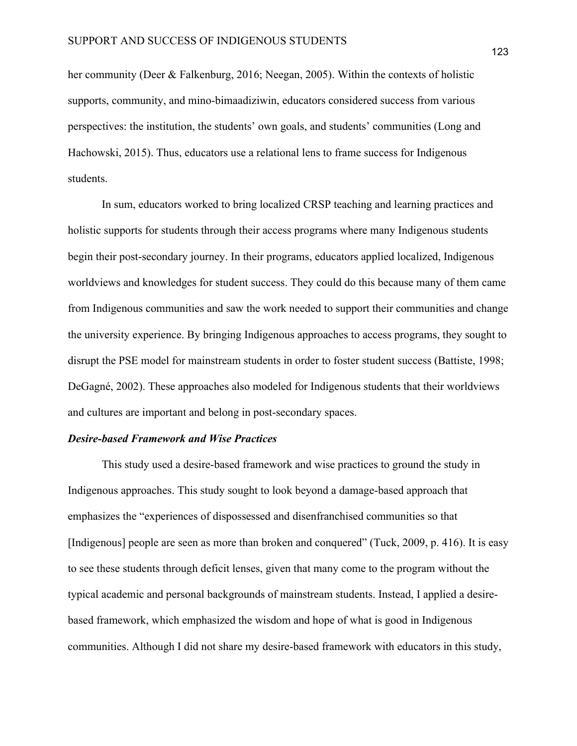her community (Deer & Falkenburg, 2016; Neegan, 2005). Within the contexts of holistic supports, community, and mino-bimaadiziwin, educators considered success from various perspectives: the institution, the students' own goals, and students' communities (Long and Hachowski, 2015). Thus, educators use a relational lens to frame success for Indigenous students.

In sum, educators worked to bring localized CRSP teaching and learning practices and holistic supports for students through their access programs where many Indigenous students begin their post-secondary journey. In their programs, educators applied localized, Indigenous worldviews and knowledges for student success. They could do this because many of them came from Indigenous communities and saw the work needed to support their communities and change the university experience. By bringing Indigenous approaches to access programs, they sought to disrupt the PSE model for mainstream students in order to foster student success (Battiste, 1998; DeGagné, 2002). These approaches also modeled for Indigenous students that their worldviews and cultures are important and belong in post-secondary spaces.

### *Desire-based Framework and Wise Practices*

This study used a desire-based framework and wise practices to ground the study in Indigenous approaches. This study sought to look beyond a damage-based approach that emphasizes the "experiences of dispossessed and disenfranchised communities so that [Indigenous] people are seen as more than broken and conquered" (Tuck, 2009, p. 416). It is easy to see these students through deficit lenses, given that many come to the program without the typical academic and personal backgrounds of mainstream students. Instead, I applied a desire-based framework, which emphasized the wisdom and hope of what is good in Indigenous communities. Although I did not share my desire-based framework with educators in this study,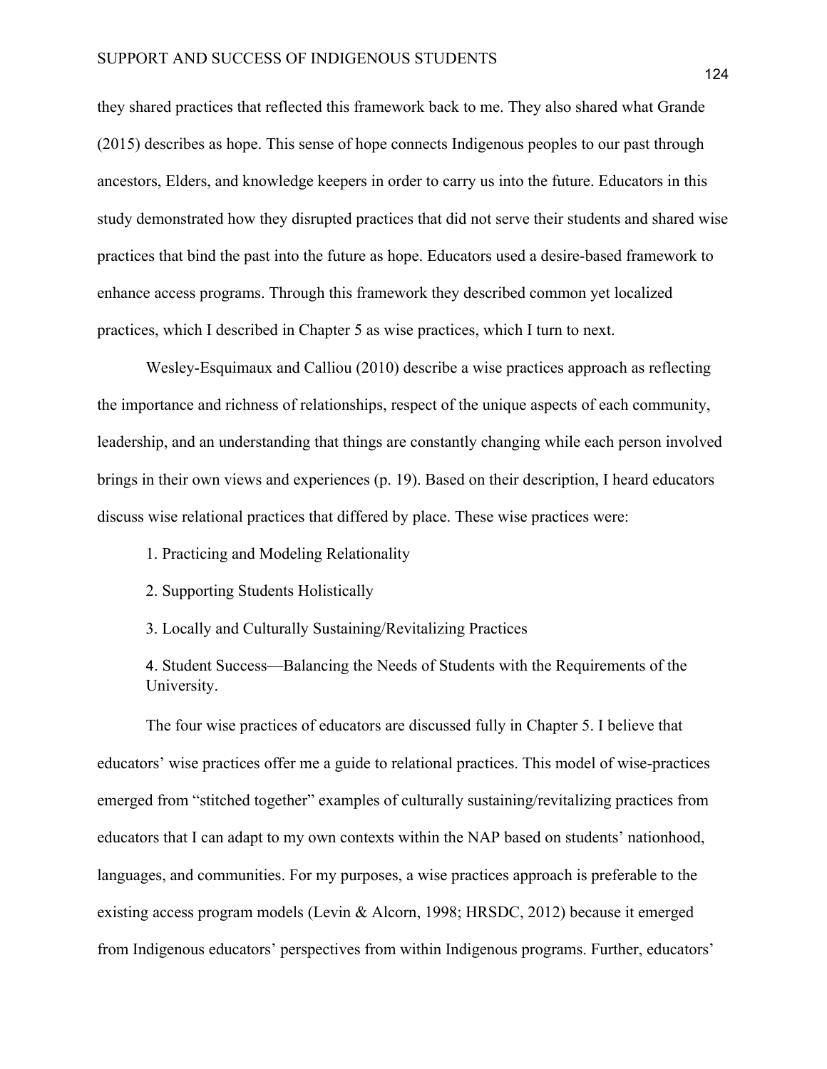they shared practices that reflected this framework back to me. They also shared what Grande (2015) describes as hope. This sense of hope connects Indigenous peoples to our past through ancestors, Elders, and knowledge keepers in order to carry us into the future. Educators in this study demonstrated how they disrupted practices that did not serve their students and shared wise practices that bind the past into the future as hope. Educators used a desire-based framework to enhance access programs. Through this framework they described common yet localized practices, which I described in Chapter 5 as wise practices, which I turn to next.

Wesley-Esquimaux and Calliou (2010) describe a wise practices approach as reflecting the importance and richness of relationships, respect of the unique aspects of each community, leadership, and an understanding that things are constantly changing while each person involved brings in their own views and experiences (p. 19). Based on their description, I heard educators discuss wise relational practices that differed by place. These wise practices were:

1. Practicing and Modeling Relationality
2. Supporting Students Holistically
3. Locally and Culturally Sustaining/Revitalizing Practices
4. Student Success—Balancing the Needs of Students with the Requirements of the University.

The four wise practices of educators are discussed fully in Chapter 5. I believe that educators' wise practices offer me a guide to relational practices. This model of wise-practices emerged from "stitched together" examples of culturally sustaining/revitalizing practices from educators that I can adapt to my own contexts within the NAP based on students' nationhood, languages, and communities. For my purposes, a wise practices approach is preferable to the existing access program models (Levin & Alcorn, 1998; HRSDC, 2012) because it emerged from Indigenous educators' perspectives from within Indigenous programs. Further, educators'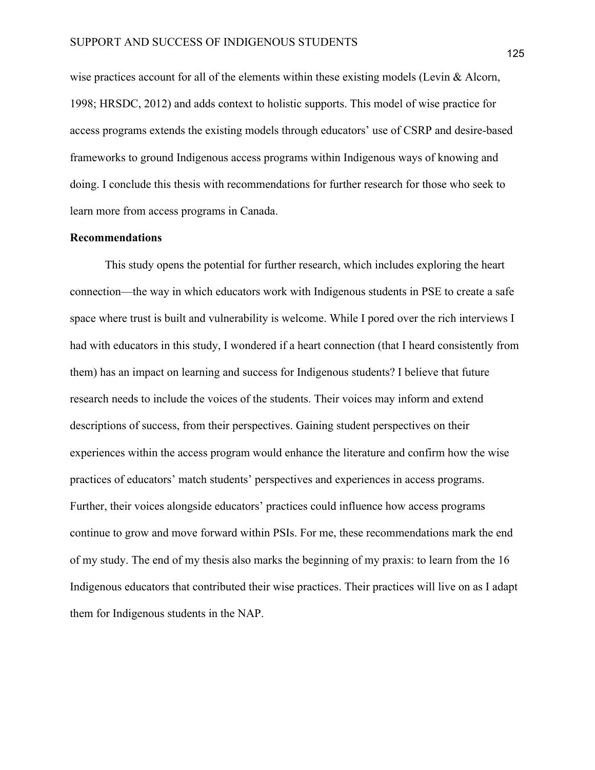wise practices account for all of the elements within these existing models (Levin & Alcorn, 1998; HRSDC, 2012) and adds context to holistic supports. This model of wise practice for access programs extends the existing models through educators' use of CSRP and desire-based frameworks to ground Indigenous access programs within Indigenous ways of knowing and doing. I conclude this thesis with recommendations for further research for those who seek to learn more from access programs in Canada.

**Recommendations**

This study opens the potential for further research, which includes exploring the heart connection—the way in which educators work with Indigenous students in PSE to create a safe space where trust is built and vulnerability is welcome. While I pored over the rich interviews I had with educators in this study, I wondered if a heart connection (that I heard consistently from them) has an impact on learning and success for Indigenous students? I believe that future research needs to include the voices of the students. Their voices may inform and extend descriptions of success, from their perspectives. Gaining student perspectives on their experiences within the access program would enhance the literature and confirm how the wise practices of educators' match students' perspectives and experiences in access programs. Further, their voices alongside educators' practices could influence how access programs continue to grow and move forward within PSIs. For me, these recommendations mark the end of my study. The end of my thesis also marks the beginning of my praxis: to learn from the 16 Indigenous educators that contributed their wise practices. Their practices will live on as I adapt them for Indigenous students in the NAP.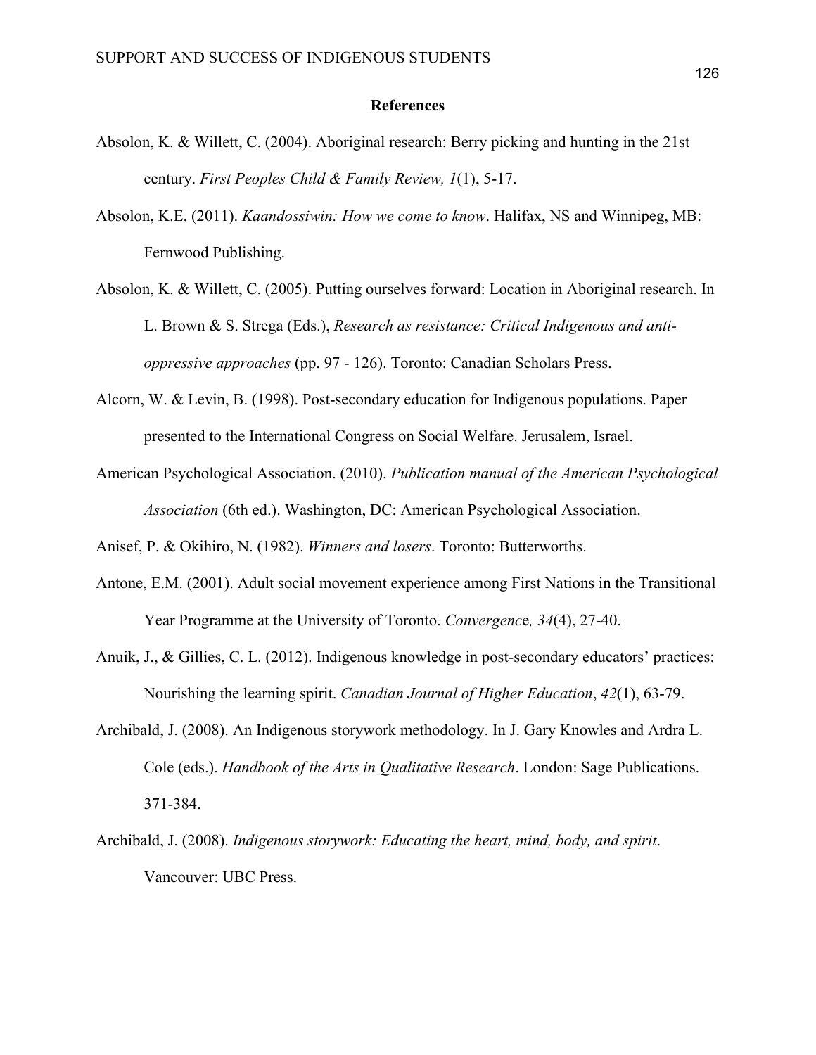# References

Absolon, K. & Willett, C. (2004). Aboriginal research: Berry picking and hunting in the 21st century. *First Peoples Child & Family Review, 1*(1), 5-17.

Absolon, K.E. (2011). *Kaandossiwin: How we come to know*. Halifax, NS and Winnipeg, MB: Fernwood Publishing.

Absolon, K. & Willett, C. (2005). Putting ourselves forward: Location in Aboriginal research. In L. Brown & S. Strega (Eds.), *Research as resistance: Critical Indigenous and anti-oppressive approaches* (pp. 97 - 126). Toronto: Canadian Scholars Press.

Alcorn, W. & Levin, B. (1998). Post-secondary education for Indigenous populations. Paper presented to the International Congress on Social Welfare. Jerusalem, Israel.

American Psychological Association. (2010). *Publication manual of the American Psychological Association* (6th ed.). Washington, DC: American Psychological Association.

Anisef, P. & Okihiro, N. (1982). *Winners and losers*. Toronto: Butterworths.

Antone, E.M. (2001). Adult social movement experience among First Nations in the Transitional Year Programme at the University of Toronto. *Convergence, 34*(4), 27-40.

Anuik, J., & Gillies, C. L. (2012). Indigenous knowledge in post-secondary educators' practices: Nourishing the learning spirit. *Canadian Journal of Higher Education*, *42*(1), 63-79.

Archibald, J. (2008). An Indigenous storywork methodology. In J. Gary Knowles and Ardra L. Cole (eds.). *Handbook of the Arts in Qualitative Research*. London: Sage Publications. 371-384.

Archibald, J. (2008). *Indigenous storywork: Educating the heart, mind, body, and spirit*. Vancouver: UBC Press.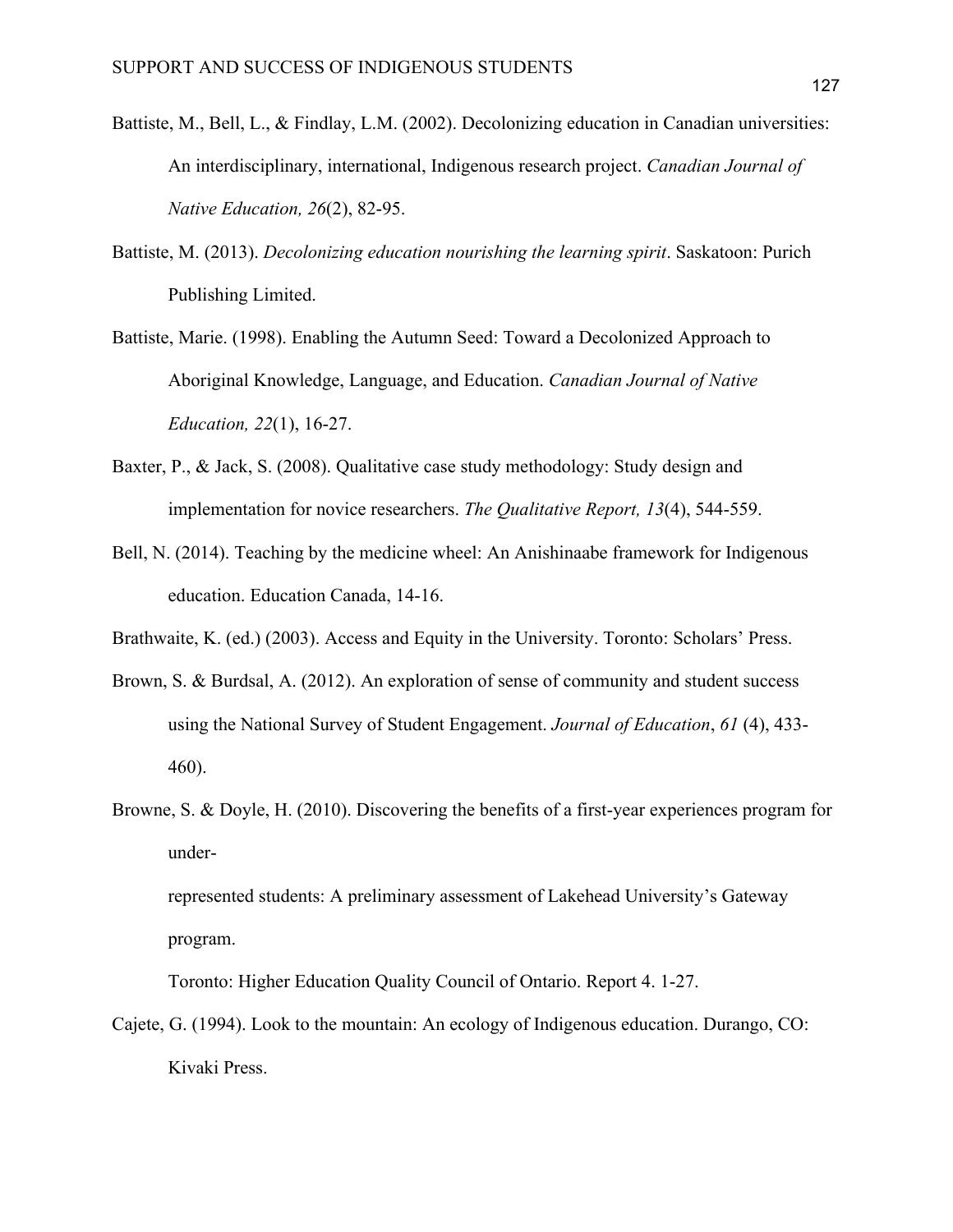Battiste, M., Bell, L., & Findlay, L.M. (2002). Decolonizing education in Canadian universities: An interdisciplinary, international, Indigenous research project. *Canadian Journal of Native Education, 26*(2), 82-95.

Battiste, M. (2013). *Decolonizing education nourishing the learning spirit*. Saskatoon: Purich Publishing Limited.

Battiste, Marie. (1998). Enabling the Autumn Seed: Toward a Decolonized Approach to Aboriginal Knowledge, Language, and Education. *Canadian Journal of Native Education, 22*(1), 16-27.

Baxter, P., & Jack, S. (2008). Qualitative case study methodology: Study design and implementation for novice researchers. *The Qualitative Report, 13*(4), 544-559.

Bell, N. (2014). Teaching by the medicine wheel: An Anishinaabe framework for Indigenous education. Education Canada, 14-16.

Brathwaite, K. (ed.) (2003). Access and Equity in the University. Toronto: Scholars' Press.

Brown, S. & Burdsal, A. (2012). An exploration of sense of community and student success using the National Survey of Student Engagement. *Journal of Education*, *61* (4), 433-460).

Browne, S. & Doyle, H. (2010). Discovering the benefits of a first-year experiences program for under-

represented students: A preliminary assessment of Lakehead University's Gateway program.

Toronto: Higher Education Quality Council of Ontario. Report 4. 1-27.

Cajete, G. (1994). Look to the mountain: An ecology of Indigenous education. Durango, CO: Kivaki Press.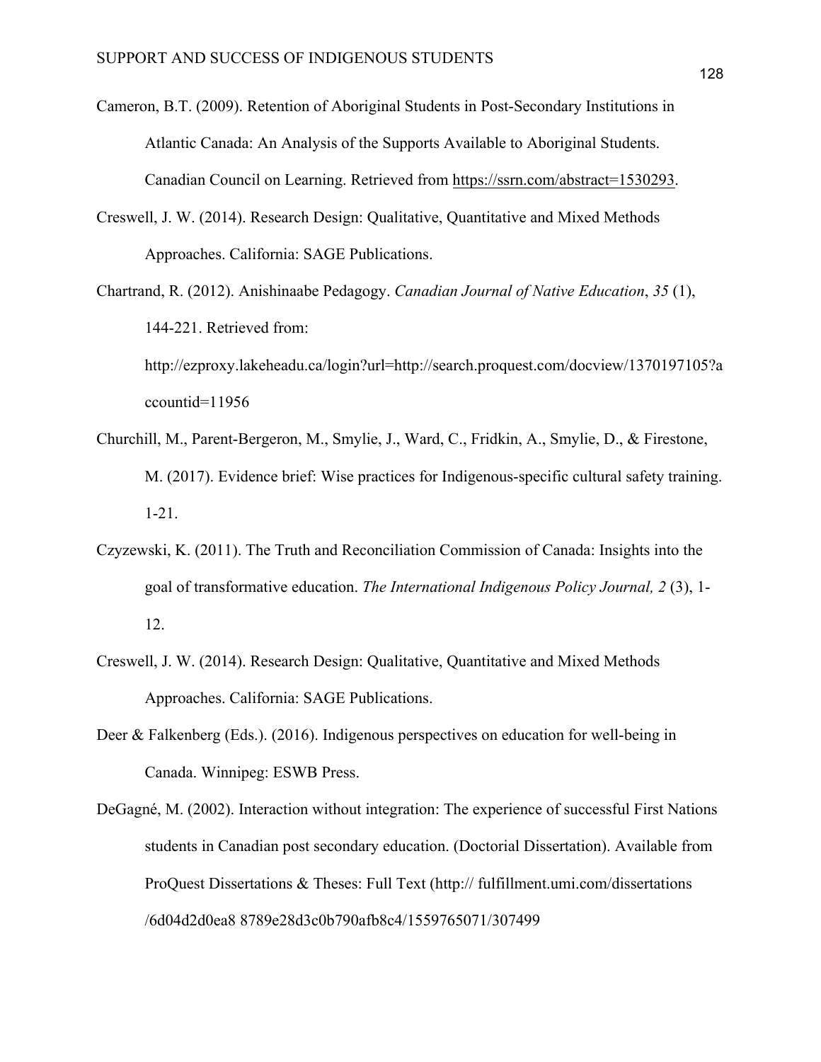Cameron, B.T. (2009). Retention of Aboriginal Students in Post-Secondary Institutions in Atlantic Canada: An Analysis of the Supports Available to Aboriginal Students. Canadian Council on Learning. Retrieved from https://ssrn.com/abstract=1530293.

Creswell, J. W. (2014). Research Design: Qualitative, Quantitative and Mixed Methods Approaches. California: SAGE Publications.

Chartrand, R. (2012). Anishinaabe Pedagogy. *Canadian Journal of Native Education*, *35* (1), 144-221. Retrieved from: http://ezproxy.lakeheadu.ca/login?url=http://search.proquest.com/docview/1370197105?accountid=11956

Churchill, M., Parent-Bergeron, M., Smylie, J., Ward, C., Fridkin, A., Smylie, D., & Firestone, M. (2017). Evidence brief: Wise practices for Indigenous-specific cultural safety training. 1-21.

Czyzewski, K. (2011). The Truth and Reconciliation Commission of Canada: Insights into the goal of transformative education. *The International Indigenous Policy Journal, 2* (3), 1-12.

Creswell, J. W. (2014). Research Design: Qualitative, Quantitative and Mixed Methods Approaches. California: SAGE Publications.

Deer & Falkenberg (Eds.). (2016). Indigenous perspectives on education for well-being in Canada. Winnipeg: ESWB Press.

DeGagné, M. (2002). Interaction without integration: The experience of successful First Nations students in Canadian post secondary education. (Doctorial Dissertation). Available from ProQuest Dissertations & Theses: Full Text (http:// fulfillment.umi.com/dissertations /6d04d2d0ea8 8789e28d3c0b790afb8c4/1559765071/307499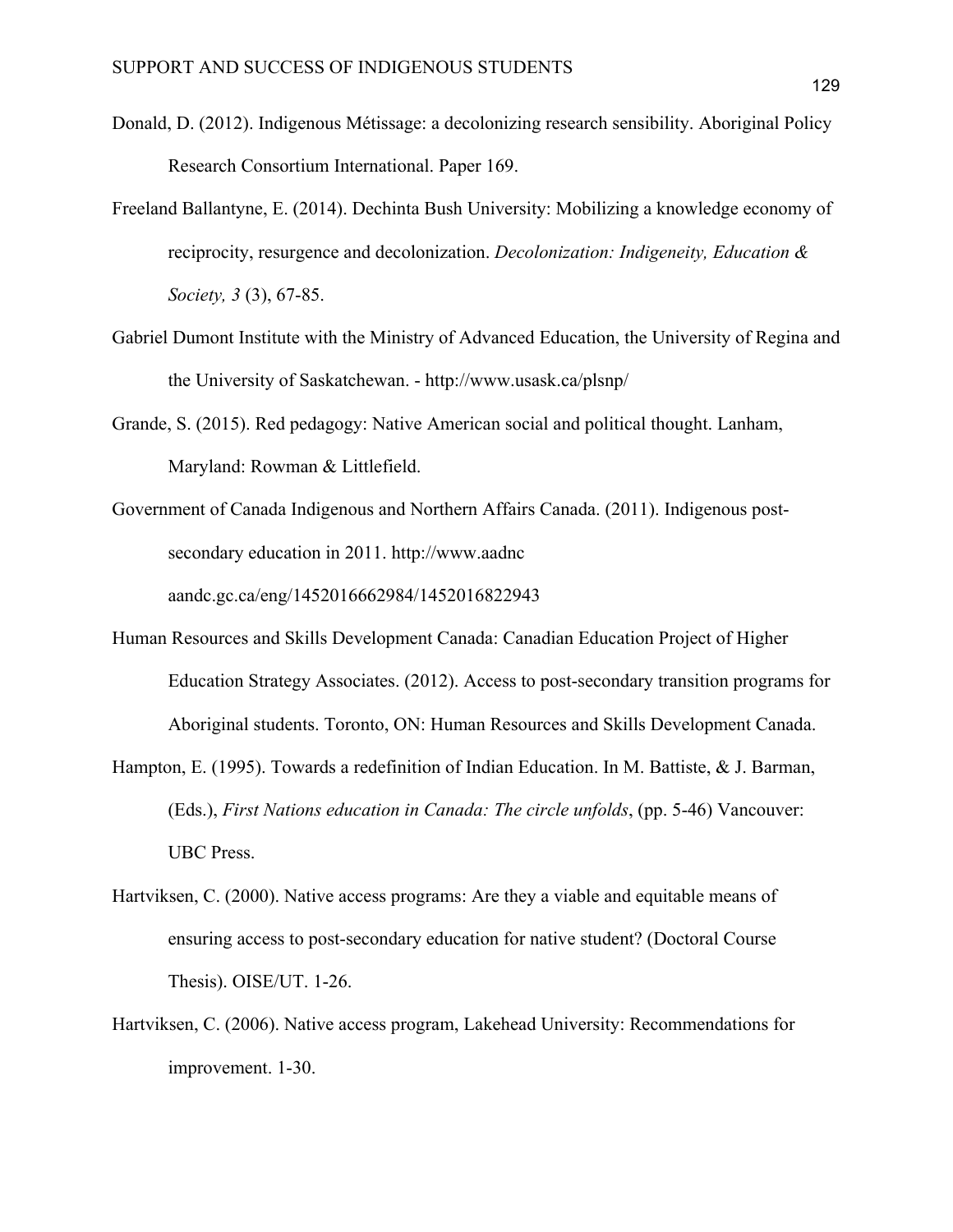Donald, D. (2012). Indigenous Métissage: a decolonizing research sensibility. Aboriginal Policy Research Consortium International. Paper 169.

Freeland Ballantyne, E. (2014). Dechinta Bush University: Mobilizing a knowledge economy of reciprocity, resurgence and decolonization. *Decolonization: Indigeneity, Education & Society, 3* (3), 67-85.

Gabriel Dumont Institute with the Ministry of Advanced Education, the University of Regina and the University of Saskatchewan. - http://www.usask.ca/plsnp/

Grande, S. (2015). Red pedagogy: Native American social and political thought. Lanham, Maryland: Rowman & Littlefield.

Government of Canada Indigenous and Northern Affairs Canada. (2011). Indigenous post-secondary education in 2011. http://www.aadnc aandc.gc.ca/eng/1452016662984/1452016822943

Human Resources and Skills Development Canada: Canadian Education Project of Higher Education Strategy Associates. (2012). Access to post-secondary transition programs for Aboriginal students. Toronto, ON: Human Resources and Skills Development Canada.

Hampton, E. (1995). Towards a redefinition of Indian Education. In M. Battiste, & J. Barman, (Eds.), *First Nations education in Canada: The circle unfolds*, (pp. 5-46) Vancouver: UBC Press.

Hartviksen, C. (2000). Native access programs: Are they a viable and equitable means of ensuring access to post-secondary education for native student? (Doctoral Course Thesis). OISE/UT. 1-26.

Hartviksen, C. (2006). Native access program, Lakehead University: Recommendations for improvement. 1-30.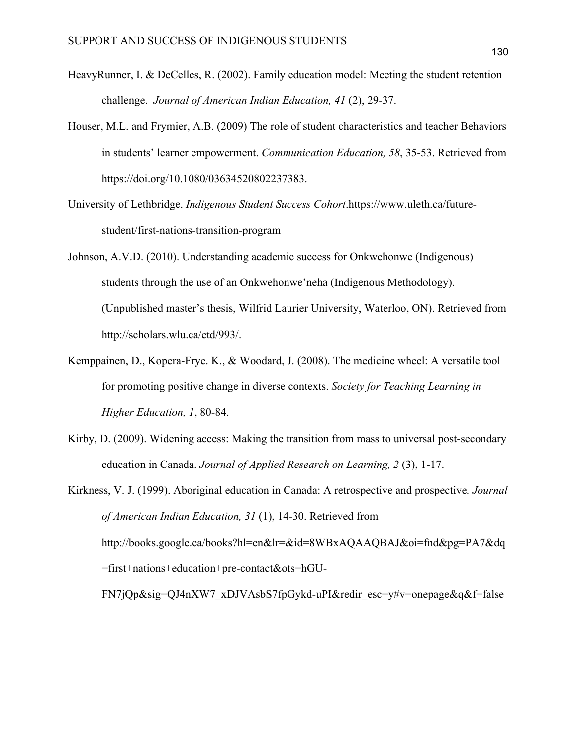HeavyRunner, I. & DeCelles, R. (2002). Family education model: Meeting the student retention challenge. *Journal of American Indian Education, 41* (2), 29-37.

Houser, M.L. and Frymier, A.B. (2009) The role of student characteristics and teacher Behaviors in students' learner empowerment. *Communication Education, 58*, 35-53. Retrieved from https://doi.org/10.1080/03634520802237383.

University of Lethbridge. *Indigenous Student Success Cohort*.https://www.uleth.ca/future-student/first-nations-transition-program

Johnson, A.V.D. (2010). Understanding academic success for Onkwehonwe (Indigenous) students through the use of an Onkwehonwe'neha (Indigenous Methodology). (Unpublished master's thesis, Wilfrid Laurier University, Waterloo, ON). Retrieved from http://scholars.wlu.ca/etd/993/.

Kemppainen, D., Kopera-Frye. K., & Woodard, J. (2008). The medicine wheel: A versatile tool for promoting positive change in diverse contexts. *Society for Teaching Learning in Higher Education, 1*, 80-84.

Kirby, D. (2009). Widening access: Making the transition from mass to universal post-secondary education in Canada. *Journal of Applied Research on Learning, 2* (3), 1-17.

Kirkness, V. J. (1999). Aboriginal education in Canada: A retrospective and prospective. *Journal of American Indian Education, 31* (1), 14-30. Retrieved from http://books.google.ca/books?hl=en&lr=&id=8WBxAQAAQBAJ&oi=fnd&pg=PA7&dq=first+nations+education+pre-contact&ots=hGU-FN7jQp&sig=QJ4nXW7_xDJVAsbS7fpGykd-uPI&redir_esc=y#v=onepage&q&f=false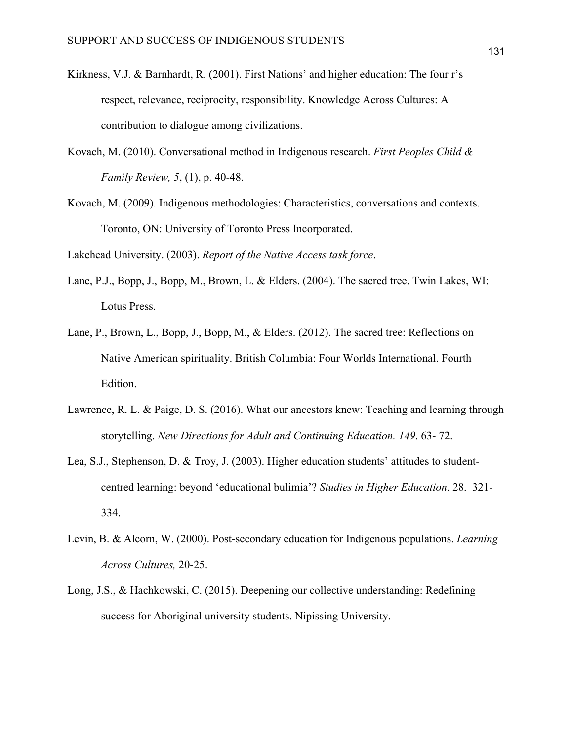Kirkness, V.J. & Barnhardt, R. (2001). First Nations' and higher education: The four r's – respect, relevance, reciprocity, responsibility. Knowledge Across Cultures: A contribution to dialogue among civilizations.

Kovach, M. (2010). Conversational method in Indigenous research. *First Peoples Child & Family Review, 5*, (1), p. 40-48.

Kovach, M. (2009). Indigenous methodologies: Characteristics, conversations and contexts. Toronto, ON: University of Toronto Press Incorporated.

Lakehead University. (2003). *Report of the Native Access task force*.

Lane, P.J., Bopp, J., Bopp, M., Brown, L. & Elders. (2004). The sacred tree. Twin Lakes, WI: Lotus Press.

Lane, P., Brown, L., Bopp, J., Bopp, M., & Elders. (2012). The sacred tree: Reflections on Native American spirituality. British Columbia: Four Worlds International. Fourth Edition.

Lawrence, R. L. & Paige, D. S. (2016). What our ancestors knew: Teaching and learning through storytelling. *New Directions for Adult and Continuing Education. 149*. 63- 72.

Lea, S.J., Stephenson, D. & Troy, J. (2003). Higher education students' attitudes to student-centred learning: beyond 'educational bulimia'? *Studies in Higher Education*. 28. 321-334.

Levin, B. & Alcorn, W. (2000). Post-secondary education for Indigenous populations. *Learning Across Cultures,* 20-25.

Long, J.S., & Hachkowski, C. (2015). Deepening our collective understanding: Redefining success for Aboriginal university students. Nipissing University.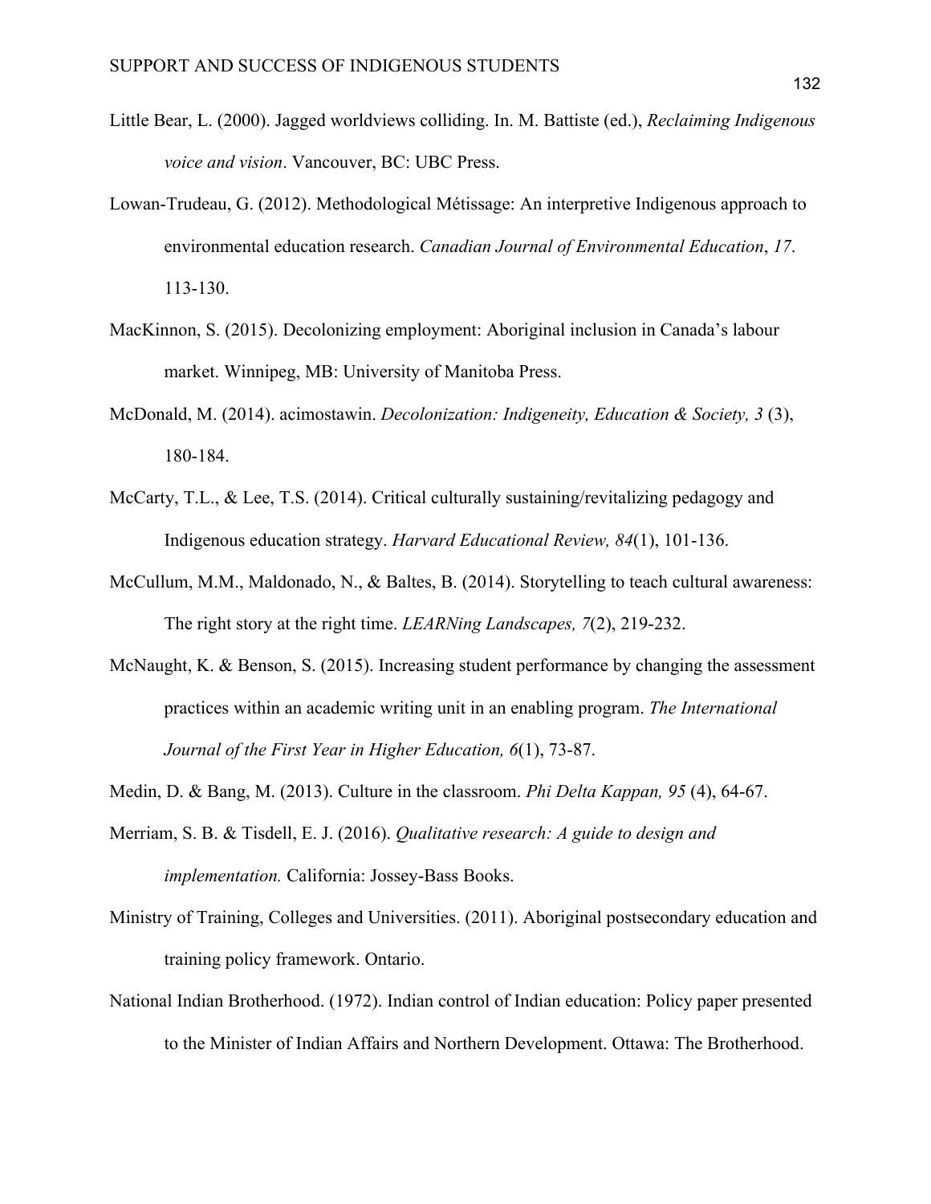Little Bear, L. (2000). Jagged worldviews colliding. In. M. Battiste (ed.), *Reclaiming Indigenous voice and vision*. Vancouver, BC: UBC Press.

Lowan-Trudeau, G. (2012). Methodological Métissage: An interpretive Indigenous approach to environmental education research. *Canadian Journal of Environmental Education*, *17*. 113-130.

MacKinnon, S. (2015). Decolonizing employment: Aboriginal inclusion in Canada's labour market. Winnipeg, MB: University of Manitoba Press.

McDonald, M. (2014). acimostawin. *Decolonization: Indigeneity, Education & Society, 3* (3), 180-184.

McCarty, T.L., & Lee, T.S. (2014). Critical culturally sustaining/revitalizing pedagogy and Indigenous education strategy. *Harvard Educational Review, 84*(1), 101-136.

McCullum, M.M., Maldonado, N., & Baltes, B. (2014). Storytelling to teach cultural awareness: The right story at the right time. *LEARNing Landscapes, 7*(2), 219-232.

McNaught, K. & Benson, S. (2015). Increasing student performance by changing the assessment practices within an academic writing unit in an enabling program. *The International Journal of the First Year in Higher Education, 6*(1), 73-87.

Medin, D. & Bang, M. (2013). Culture in the classroom. *Phi Delta Kappan, 95* (4), 64-67.

Merriam, S. B. & Tisdell, E. J. (2016). *Qualitative research: A guide to design and implementation.* California: Jossey-Bass Books.

Ministry of Training, Colleges and Universities. (2011). Aboriginal postsecondary education and training policy framework. Ontario.

National Indian Brotherhood. (1972). Indian control of Indian education: Policy paper presented to the Minister of Indian Affairs and Northern Development. Ottawa: The Brotherhood.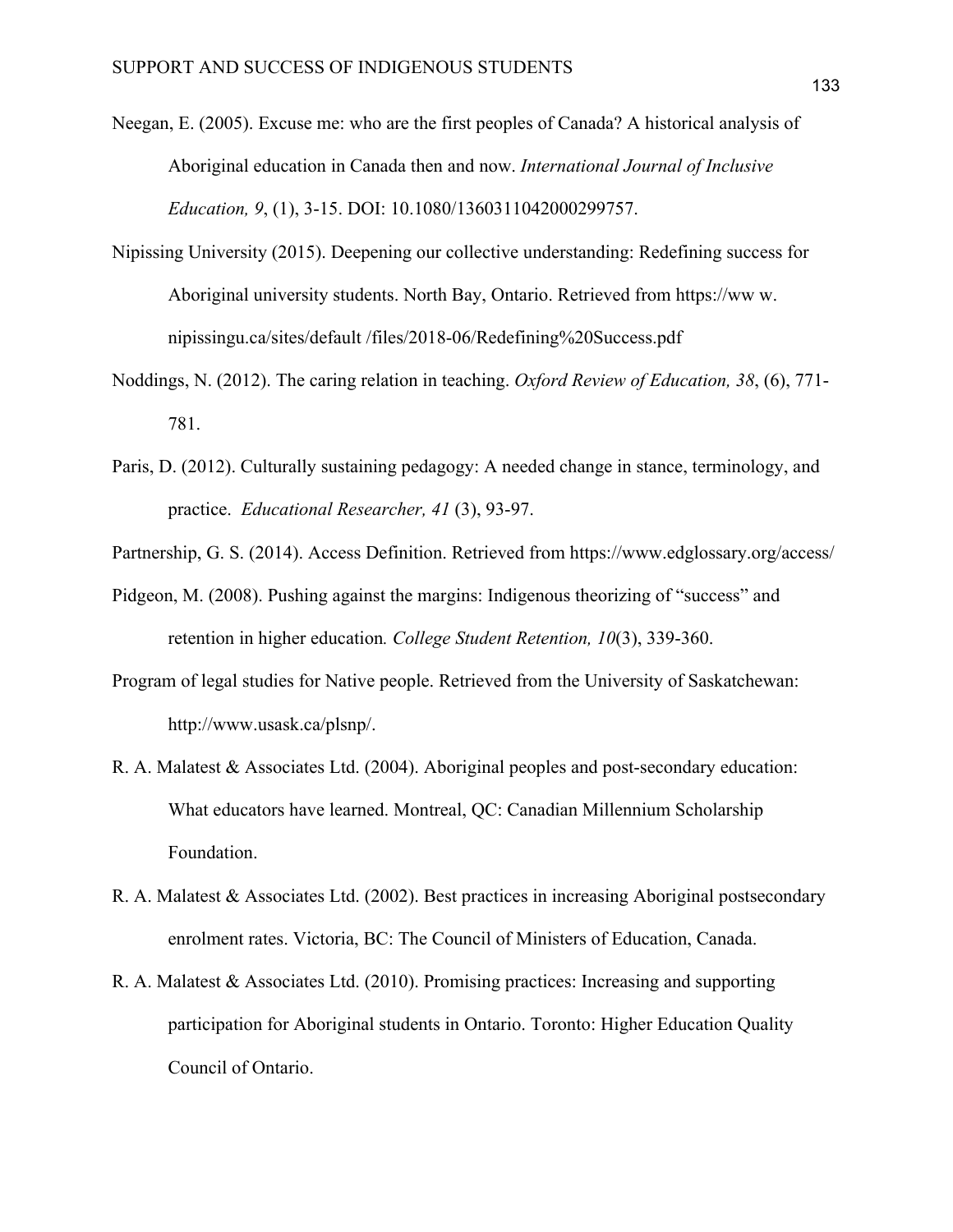Neegan, E. (2005). Excuse me: who are the first peoples of Canada? A historical analysis of Aboriginal education in Canada then and now. *International Journal of Inclusive Education, 9*, (1), 3-15. DOI: 10.1080/1360311042000299757.

Nipissing University (2015). Deepening our collective understanding: Redefining success for Aboriginal university students. North Bay, Ontario. Retrieved from https://ww w. nipissingu.ca/sites/default /files/2018-06/Redefining%20Success.pdf

Noddings, N. (2012). The caring relation in teaching. *Oxford Review of Education, 38*, (6), 771-781.

Paris, D. (2012). Culturally sustaining pedagogy: A needed change in stance, terminology, and practice. *Educational Researcher, 41* (3), 93-97.

Partnership, G. S. (2014). Access Definition. Retrieved from https://www.edglossary.org/access/

Pidgeon, M. (2008). Pushing against the margins: Indigenous theorizing of "success" and retention in higher education*. College Student Retention, 10*(3), 339-360.

Program of legal studies for Native people. Retrieved from the University of Saskatchewan: http://www.usask.ca/plsnp/.

R. A. Malatest & Associates Ltd. (2004). Aboriginal peoples and post-secondary education: What educators have learned. Montreal, QC: Canadian Millennium Scholarship Foundation.

R. A. Malatest & Associates Ltd. (2002). Best practices in increasing Aboriginal postsecondary enrolment rates. Victoria, BC: The Council of Ministers of Education, Canada.

R. A. Malatest & Associates Ltd. (2010). Promising practices: Increasing and supporting participation for Aboriginal students in Ontario. Toronto: Higher Education Quality Council of Ontario.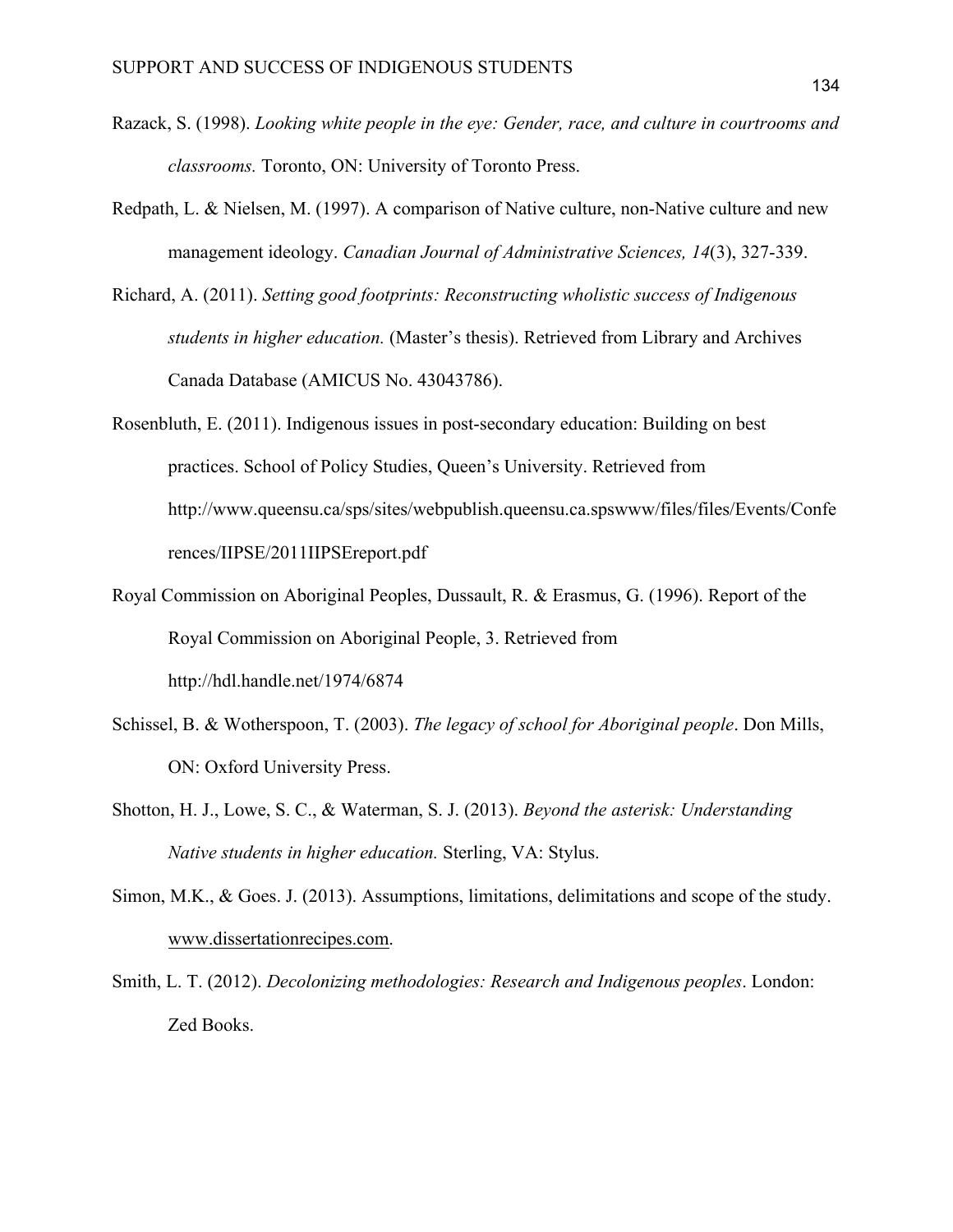Razack, S. (1998). *Looking white people in the eye: Gender, race, and culture in courtrooms and classrooms.* Toronto, ON: University of Toronto Press.

Redpath, L. & Nielsen, M. (1997). A comparison of Native culture, non-Native culture and new management ideology. *Canadian Journal of Administrative Sciences, 14*(3), 327-339.

Richard, A. (2011). *Setting good footprints: Reconstructing wholistic success of Indigenous students in higher education.* (Master's thesis). Retrieved from Library and Archives Canada Database (AMICUS No. 43043786).

Rosenbluth, E. (2011). Indigenous issues in post-secondary education: Building on best practices. School of Policy Studies, Queen's University. Retrieved from http://www.queensu.ca/sps/sites/webpublish.queensu.ca.spswww/files/files/Events/Conferences/IIPSE/2011IIPSEreport.pdf

Royal Commission on Aboriginal Peoples, Dussault, R. & Erasmus, G. (1996). Report of the Royal Commission on Aboriginal People, 3. Retrieved from http://hdl.handle.net/1974/6874

Schissel, B. & Wotherspoon, T. (2003). *The legacy of school for Aboriginal people*. Don Mills, ON: Oxford University Press.

Shotton, H. J., Lowe, S. C., & Waterman, S. J. (2013). *Beyond the asterisk: Understanding Native students in higher education.* Sterling, VA: Stylus.

Simon, M.K., & Goes. J. (2013). Assumptions, limitations, delimitations and scope of the study. www.dissertationrecipes.com.

Smith, L. T. (2012). *Decolonizing methodologies: Research and Indigenous peoples*. London: Zed Books.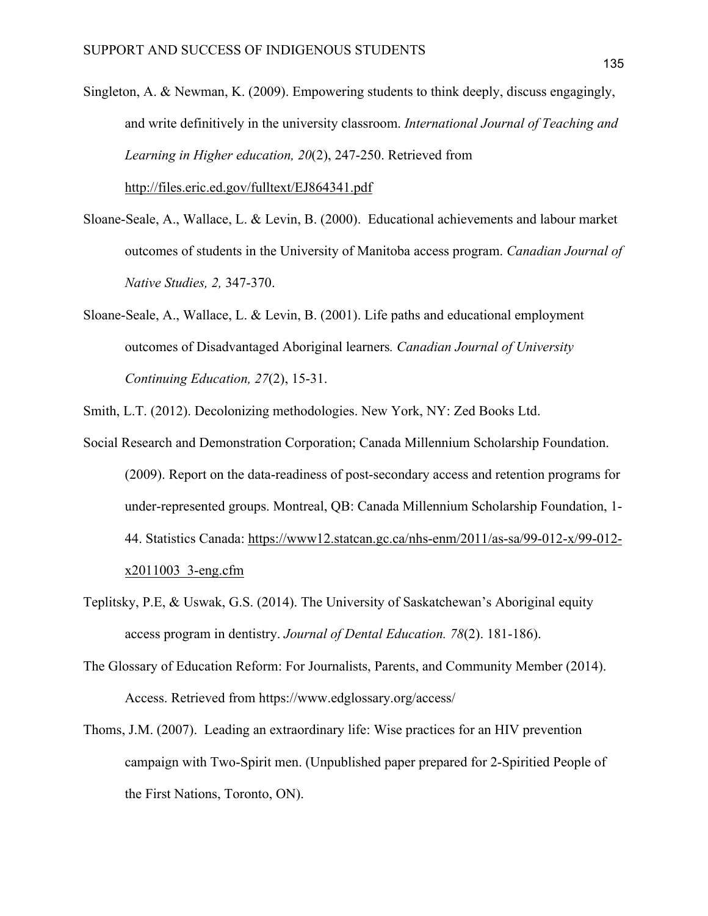Singleton, A. & Newman, K. (2009). Empowering students to think deeply, discuss engagingly, and write definitively in the university classroom. *International Journal of Teaching and Learning in Higher education, 20*(2), 247-250. Retrieved from http://files.eric.ed.gov/fulltext/EJ864341.pdf

Sloane-Seale, A., Wallace, L. & Levin, B. (2000). Educational achievements and labour market outcomes of students in the University of Manitoba access program. *Canadian Journal of Native Studies, 2,* 347-370.

Sloane-Seale, A., Wallace, L. & Levin, B. (2001). Life paths and educational employment outcomes of Disadvantaged Aboriginal learners*. Canadian Journal of University Continuing Education, 27*(2), 15-31.

Smith, L.T. (2012). Decolonizing methodologies. New York, NY: Zed Books Ltd.

Social Research and Demonstration Corporation; Canada Millennium Scholarship Foundation. (2009). Report on the data-readiness of post-secondary access and retention programs for under-represented groups. Montreal, QB: Canada Millennium Scholarship Foundation, 1-44. Statistics Canada: https://www12.statcan.gc.ca/nhs-enm/2011/as-sa/99-012-x/99-012-x2011003_3-eng.cfm

Teplitsky, P.E, & Uswak, G.S. (2014). The University of Saskatchewan's Aboriginal equity access program in dentistry. *Journal of Dental Education. 78*(2). 181-186).

The Glossary of Education Reform: For Journalists, Parents, and Community Member (2014). Access. Retrieved from https://www.edglossary.org/access/

Thoms, J.M. (2007). Leading an extraordinary life: Wise practices for an HIV prevention campaign with Two-Spirit men. (Unpublished paper prepared for 2-Spiritied People of the First Nations, Toronto, ON).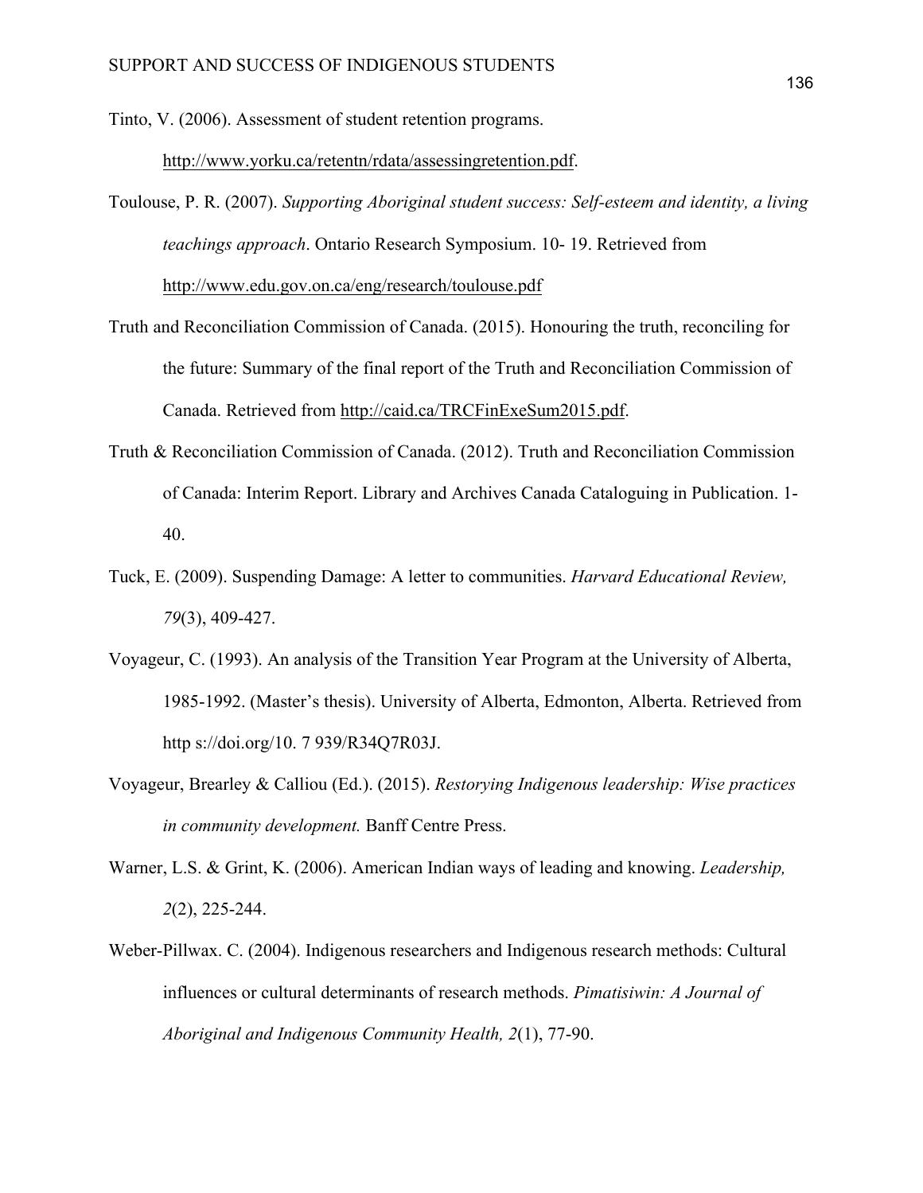Tinto, V. (2006). Assessment of student retention programs. http://www.yorku.ca/retentn/rdata/assessingretention.pdf.

Toulouse, P. R. (2007). *Supporting Aboriginal student success: Self-esteem and identity, a living teachings approach*. Ontario Research Symposium. 10- 19. Retrieved from http://www.edu.gov.on.ca/eng/research/toulouse.pdf

Truth and Reconciliation Commission of Canada. (2015). Honouring the truth, reconciling for the future: Summary of the final report of the Truth and Reconciliation Commission of Canada. Retrieved from http://caid.ca/TRCFinExeSum2015.pdf.

Truth & Reconciliation Commission of Canada. (2012). Truth and Reconciliation Commission of Canada: Interim Report. Library and Archives Canada Cataloguing in Publication. 1-40.

Tuck, E. (2009). Suspending Damage: A letter to communities. *Harvard Educational Review, 79*(3), 409-427.

Voyageur, C. (1993). An analysis of the Transition Year Program at the University of Alberta, 1985-1992. (Master's thesis). University of Alberta, Edmonton, Alberta. Retrieved from http s://doi.org/10. 7 939/R34Q7R03J.

Voyageur, Brearley & Calliou (Ed.). (2015). *Restorying Indigenous leadership: Wise practices in community development.* Banff Centre Press.

Warner, L.S. & Grint, K. (2006). American Indian ways of leading and knowing. *Leadership, 2*(2), 225-244.

Weber-Pillwax. C. (2004). Indigenous researchers and Indigenous research methods: Cultural influences or cultural determinants of research methods. *Pimatisiwin: A Journal of Aboriginal and Indigenous Community Health, 2*(1), 77-90.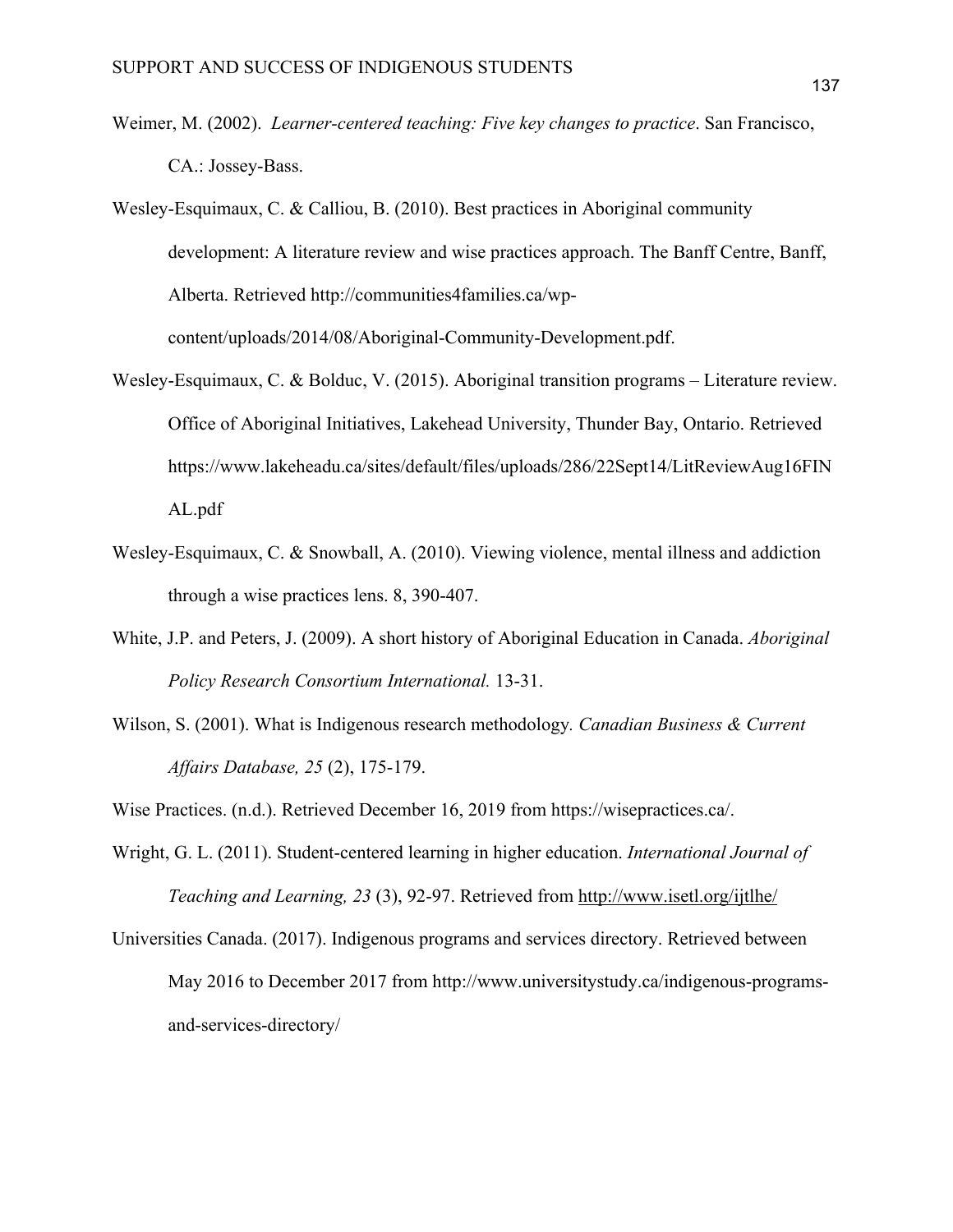Weimer, M. (2002). *Learner-centered teaching: Five key changes to practice*. San Francisco, CA.: Jossey-Bass.

Wesley-Esquimaux, C. & Calliou, B. (2010). Best practices in Aboriginal community development: A literature review and wise practices approach. The Banff Centre, Banff, Alberta. Retrieved http://communities4families.ca/wp-content/uploads/2014/08/Aboriginal-Community-Development.pdf.

Wesley-Esquimaux, C. & Bolduc, V. (2015). Aboriginal transition programs – Literature review. Office of Aboriginal Initiatives, Lakehead University, Thunder Bay, Ontario. Retrieved https://www.lakeheadu.ca/sites/default/files/uploads/286/22Sept14/LitReviewAug16FINAL.pdf

Wesley-Esquimaux, C. & Snowball, A. (2010). Viewing violence, mental illness and addiction through a wise practices lens. 8, 390-407.

White, J.P. and Peters, J. (2009). A short history of Aboriginal Education in Canada. *Aboriginal Policy Research Consortium International.* 13-31.

Wilson, S. (2001). What is Indigenous research methodology*. Canadian Business & Current Affairs Database, 25* (2), 175-179.

Wise Practices. (n.d.). Retrieved December 16, 2019 from https://wisepractices.ca/.

Wright, G. L. (2011). Student-centered learning in higher education. *International Journal of Teaching and Learning, 23* (3), 92-97. Retrieved from http://www.isetl.org/ijtlhe/

Universities Canada. (2017). Indigenous programs and services directory. Retrieved between May 2016 to December 2017 from http://www.universitystudy.ca/indigenous-programs-and-services-directory/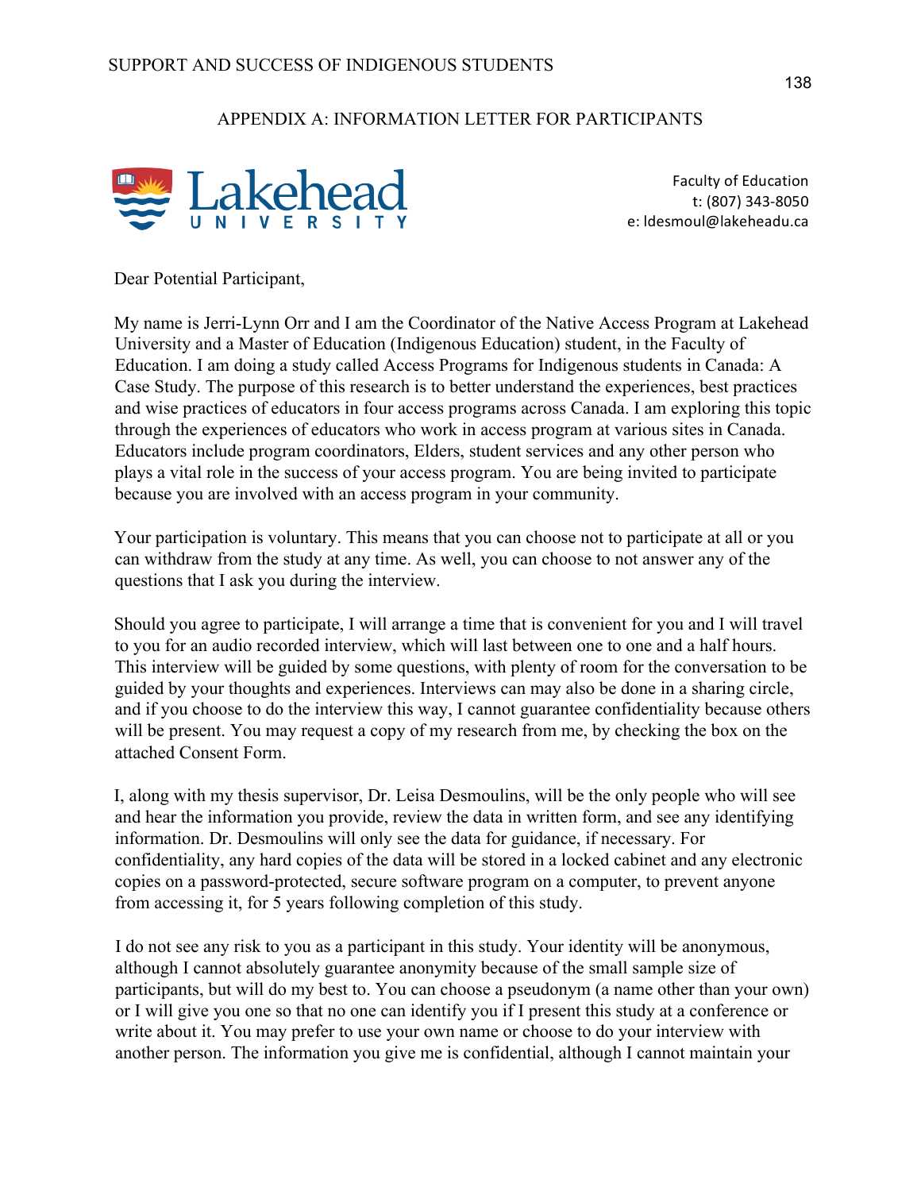# APPENDIX A: INFORMATION LETTER FOR PARTICIPANTS

Lakehead UNIVERSITY

Faculty of Education
t: (807) 343-8050
e: ldesmoul@lakeheadu.ca

Dear Potential Participant,

My name is Jerri-Lynn Orr and I am the Coordinator of the Native Access Program at Lakehead University and a Master of Education (Indigenous Education) student, in the Faculty of Education. I am doing a study called Access Programs for Indigenous students in Canada: A Case Study. The purpose of this research is to better understand the experiences, best practices and wise practices of educators in four access programs across Canada. I am exploring this topic through the experiences of educators who work in access program at various sites in Canada. Educators include program coordinators, Elders, student services and any other person who plays a vital role in the success of your access program. You are being invited to participate because you are involved with an access program in your community.

Your participation is voluntary. This means that you can choose not to participate at all or you can withdraw from the study at any time. As well, you can choose to not answer any of the questions that I ask you during the interview.

Should you agree to participate, I will arrange a time that is convenient for you and I will travel to you for an audio recorded interview, which will last between one to one and a half hours. This interview will be guided by some questions, with plenty of room for the conversation to be guided by your thoughts and experiences. Interviews can may also be done in a sharing circle, and if you choose to do the interview this way, I cannot guarantee confidentiality because others will be present. You may request a copy of my research from me, by checking the box on the attached Consent Form.

I, along with my thesis supervisor, Dr. Leisa Desmoulins, will be the only people who will see and hear the information you provide, review the data in written form, and see any identifying information. Dr. Desmoulins will only see the data for guidance, if necessary. For confidentiality, any hard copies of the data will be stored in a locked cabinet and any electronic copies on a password-protected, secure software program on a computer, to prevent anyone from accessing it, for 5 years following completion of this study.

I do not see any risk to you as a participant in this study. Your identity will be anonymous, although I cannot absolutely guarantee anonymity because of the small sample size of participants, but will do my best to. You can choose a pseudonym (a name other than your own) or I will give you one so that no one can identify you if I present this study at a conference or write about it. You may prefer to use your own name or choose to do your interview with another person. The information you give me is confidential, although I cannot maintain your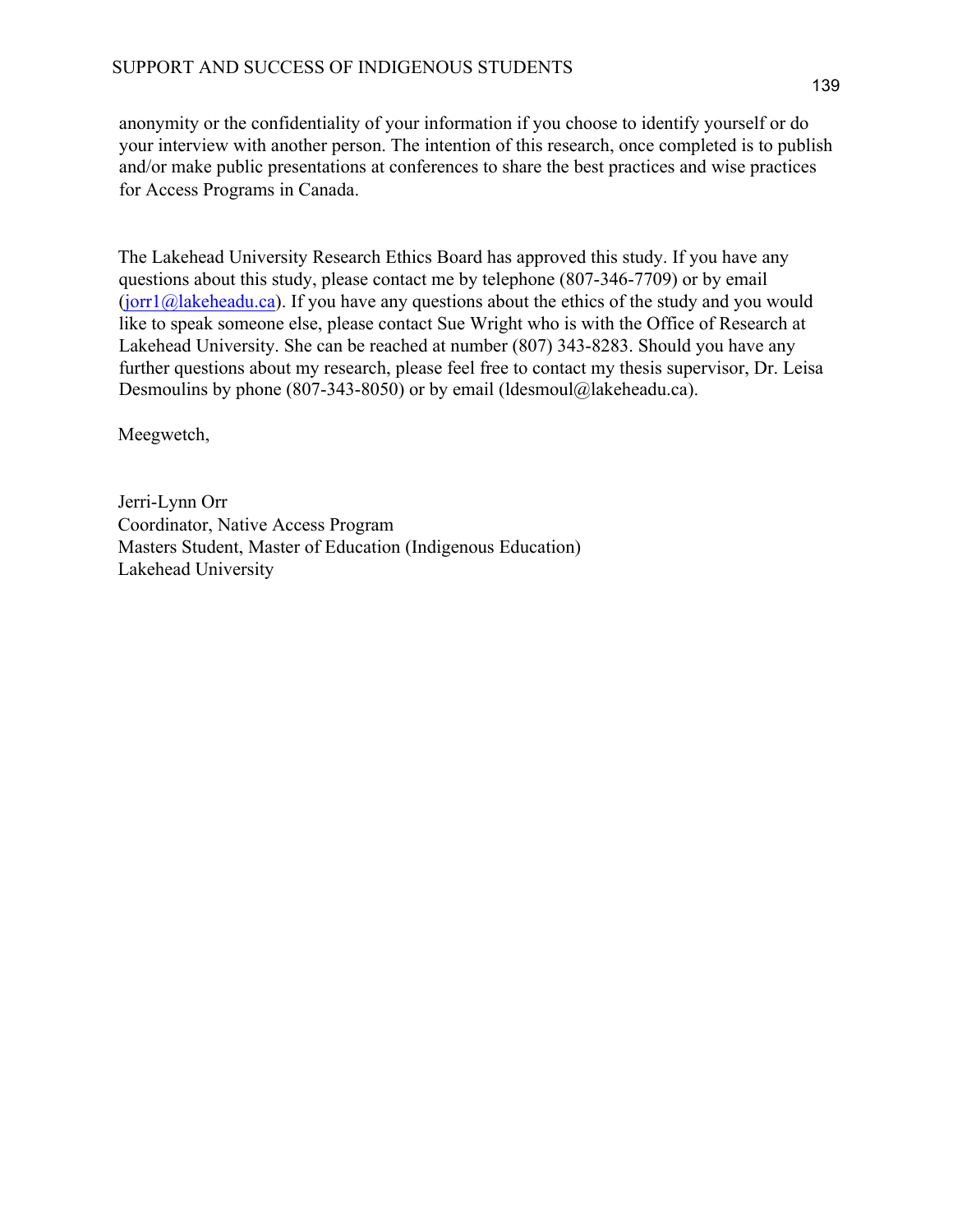anonymity or the confidentiality of your information if you choose to identify yourself or do your interview with another person. The intention of this research, once completed is to publish and/or make public presentations at conferences to share the best practices and wise practices for Access Programs in Canada.

The Lakehead University Research Ethics Board has approved this study. If you have any questions about this study, please contact me by telephone (807-346-7709) or by email (jorr1@lakeheadu.ca). If you have any questions about the ethics of the study and you would like to speak someone else, please contact Sue Wright who is with the Office of Research at Lakehead University. She can be reached at number (807) 343-8283. Should you have any further questions about my research, please feel free to contact my thesis supervisor, Dr. Leisa Desmoulins by phone (807-343-8050) or by email (ldesmoul@lakeheadu.ca).

Meegwetch,

Jerri-Lynn Orr
Coordinator, Native Access Program
Masters Student, Master of Education (Indigenous Education)
Lakehead University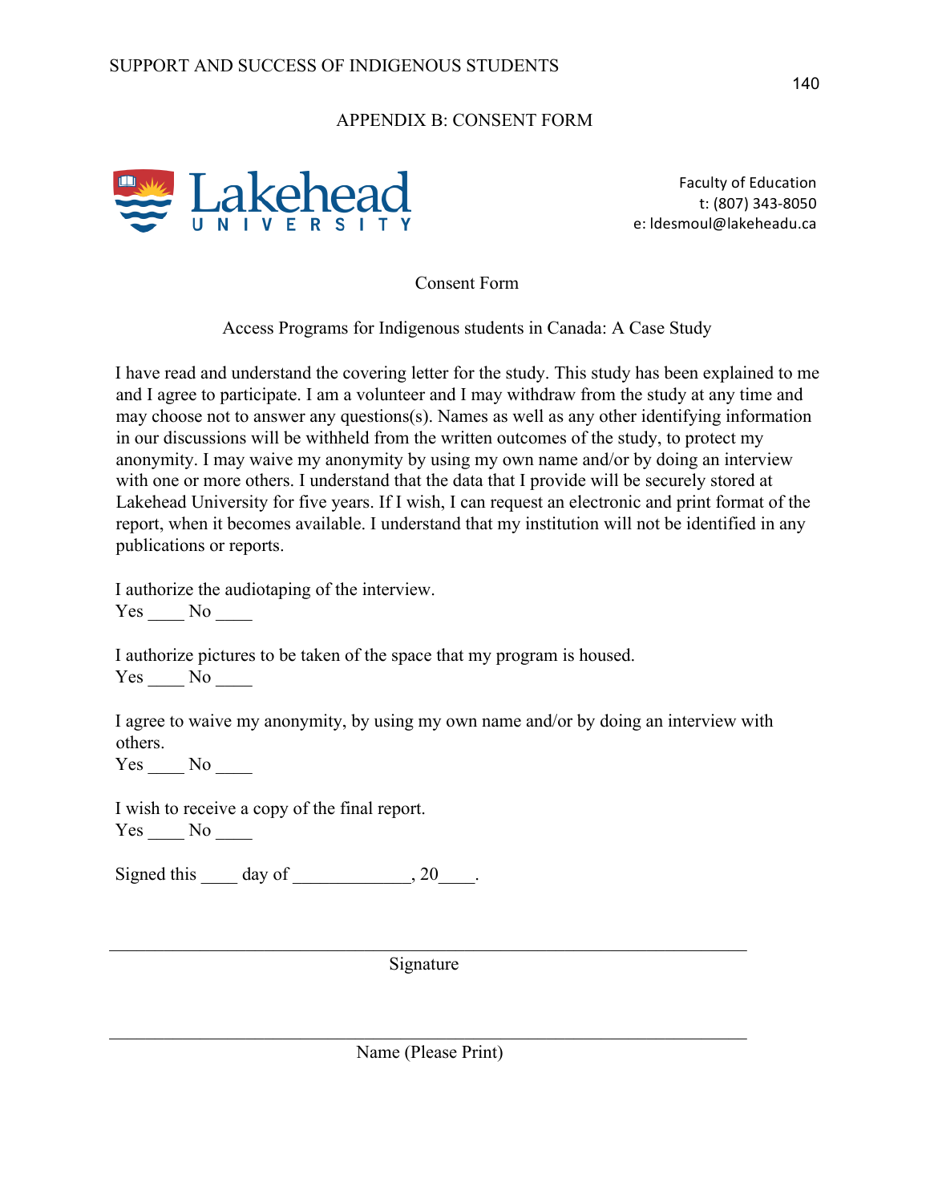## APPENDIX B: CONSENT FORM

Lakehead UNIVERSITY

Faculty of Education
t: (807) 343-8050
e: ldesmoul@lakeheadu.ca

Consent Form

Access Programs for Indigenous students in Canada: A Case Study

I have read and understand the covering letter for the study. This study has been explained to me and I agree to participate. I am a volunteer and I may withdraw from the study at any time and may choose not to answer any questions(s). Names as well as any other identifying information in our discussions will be withheld from the written outcomes of the study, to protect my anonymity. I may waive my anonymity by using my own name and/or by doing an interview with one or more others. I understand that the data that I provide will be securely stored at Lakehead University for five years. If I wish, I can request an electronic and print format of the report, when it becomes available. I understand that my institution will not be identified in any publications or reports.

I authorize the audiotaping of the interview.
Yes ____ No ____

I authorize pictures to be taken of the space that my program is housed.
Yes ____ No ____

I agree to waive my anonymity, by using my own name and/or by doing an interview with others.
Yes ____ No ____

I wish to receive a copy of the final report.
Yes ____ No ____

Signed this ____ day of _____________, 20____.

______________________________________________________________
Signature

______________________________________________________________
Name (Please Print)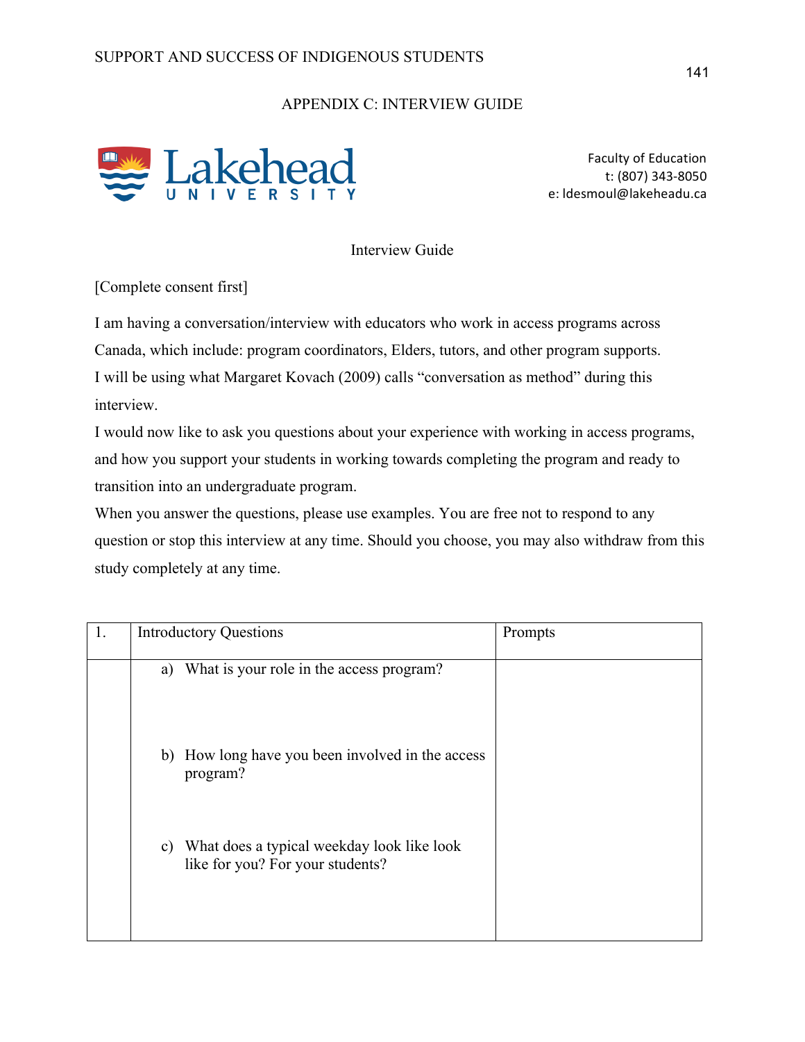## APPENDIX C: INTERVIEW GUIDE

Lakehead UNIVERSITY

Faculty of Education
t: (807) 343-8050
e: ldesmoul@lakeheadu.ca

### Interview Guide

[Complete consent first]

I am having a conversation/interview with educators who work in access programs across Canada, which include: program coordinators, Elders, tutors, and other program supports.
I will be using what Margaret Kovach (2009) calls "conversation as method" during this interview.
I would now like to ask you questions about your experience with working in access programs, and how you support your students in working towards completing the program and ready to transition into an undergraduate program.
When you answer the questions, please use examples. You are free not to respond to any question or stop this interview at any time. Should you choose, you may also withdraw from this study completely at any time.

| 1. | Introductory Questions | Prompts |
|---|---|---|
| | a) What is your role in the access program?<br><br>b) How long have you been involved in the access program?<br><br>c) What does a typical weekday look like look like for you? For your students? | |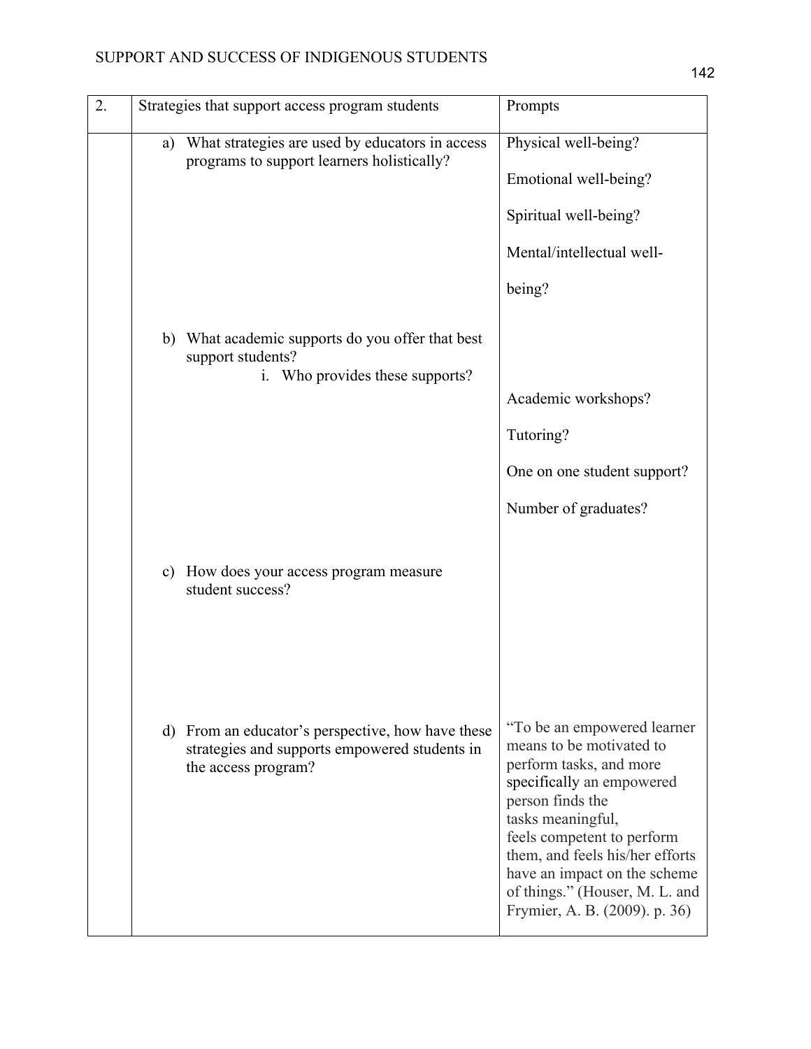| 2. | Strategies that support access program students | Prompts |
|---|---|---|
| | a) What strategies are used by educators in access programs to support learners holistically? | Physical well-being?<br><br>Emotional well-being?<br><br>Spiritual well-being?<br><br>Mental/intellectual well-being? |
| | b) What academic supports do you offer that best support students?<br>i. Who provides these supports? | Academic workshops?<br><br>Tutoring?<br><br>One on one student support?<br><br>Number of graduates? |
| | c) How does your access program measure student success? | |
| | d) From an educator's perspective, how have these strategies and supports empowered students in the access program? | "To be an empowered learner means to be motivated to perform tasks, and more specifically an empowered person finds the tasks meaningful, feels competent to perform them, and feels his/her efforts have an impact on the scheme of things." (Houser, M. L. and Frymier, A. B. (2009). p. 36) |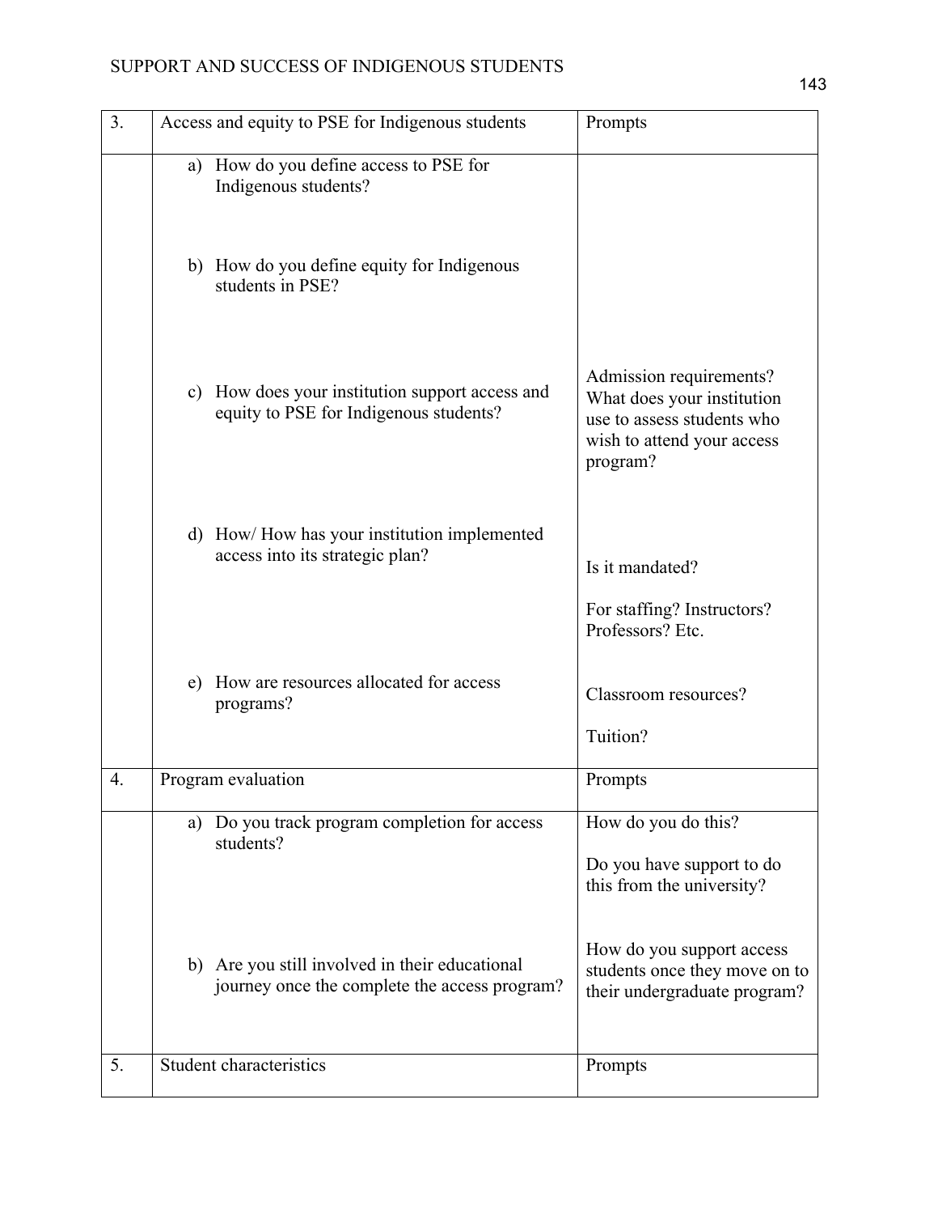| 3. | Access and equity to PSE for Indigenous students | Prompts |
|---|---|---|
| | a) How do you define access to PSE for Indigenous students? | |
| | b) How do you define equity for Indigenous students in PSE? | |
| | c) How does your institution support access and equity to PSE for Indigenous students? | Admission requirements? What does your institution use to assess students who wish to attend your access program? |
| | d) How/ How has your institution implemented access into its strategic plan? | Is it mandated?<br><br>For staffing? Instructors? Professors? Etc. |
| | e) How are resources allocated for access programs? | Classroom resources?<br><br>Tuition? |
| 4. | Program evaluation | Prompts |
| | a) Do you track program completion for access students? | How do you do this?<br><br>Do you have support to do this from the university? |
| | b) Are you still involved in their educational journey once the complete the access program? | How do you support access students once they move on to their undergraduate program? |
| 5. | Student characteristics | Prompts |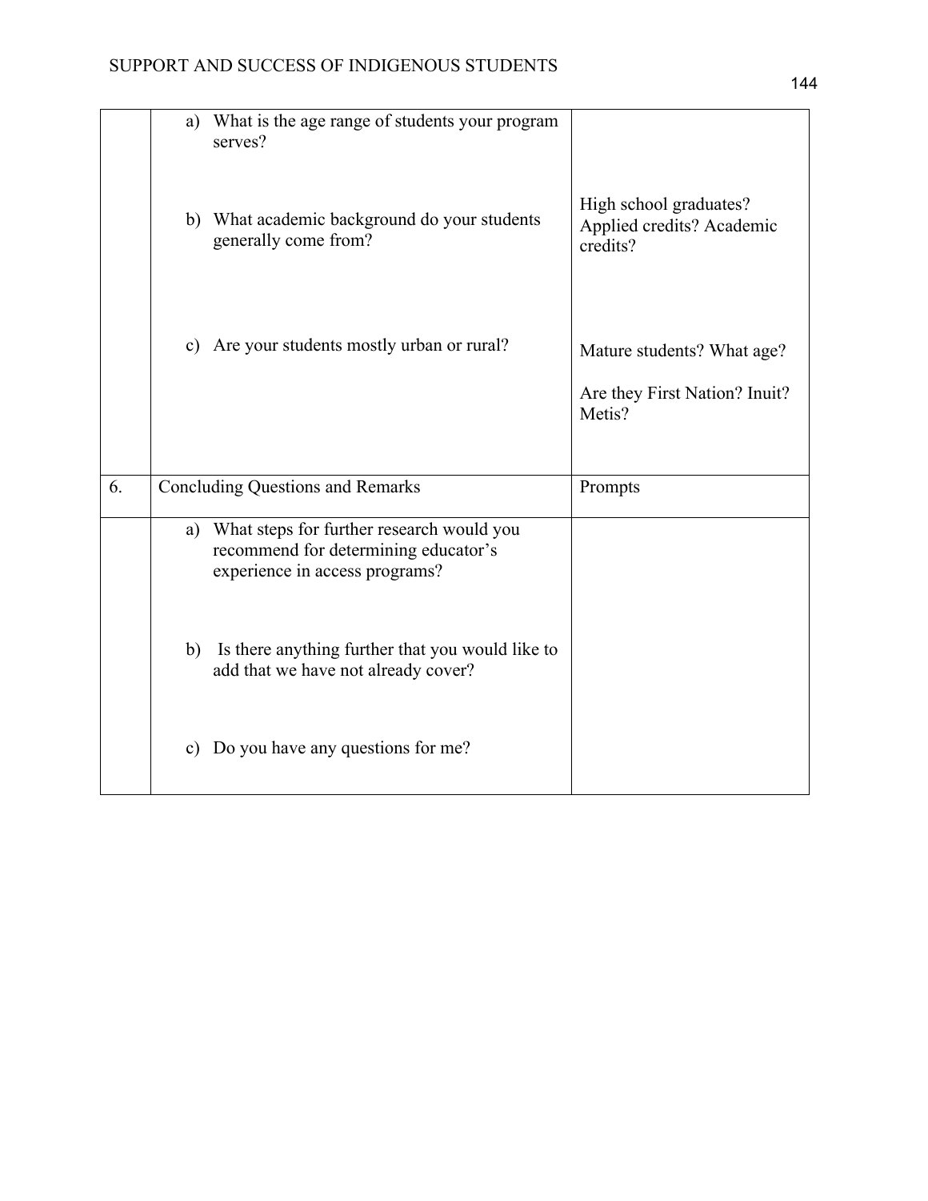| | | |
|---|---|---|
| | a) What is the age range of students your program serves?<br><br>b) What academic background do your students generally come from?<br><br>c) Are your students mostly urban or rural? | High school graduates? Applied credits? Academic credits?<br><br>Mature students? What age?<br><br>Are they First Nation? Inuit? Metis? |
| 6. | Concluding Questions and Remarks | Prompts |
| | a) What steps for further research would you recommend for determining educator's experience in access programs?<br><br>b) Is there anything further that you would like to add that we have not already cover?<br><br>c) Do you have any questions for me? | |